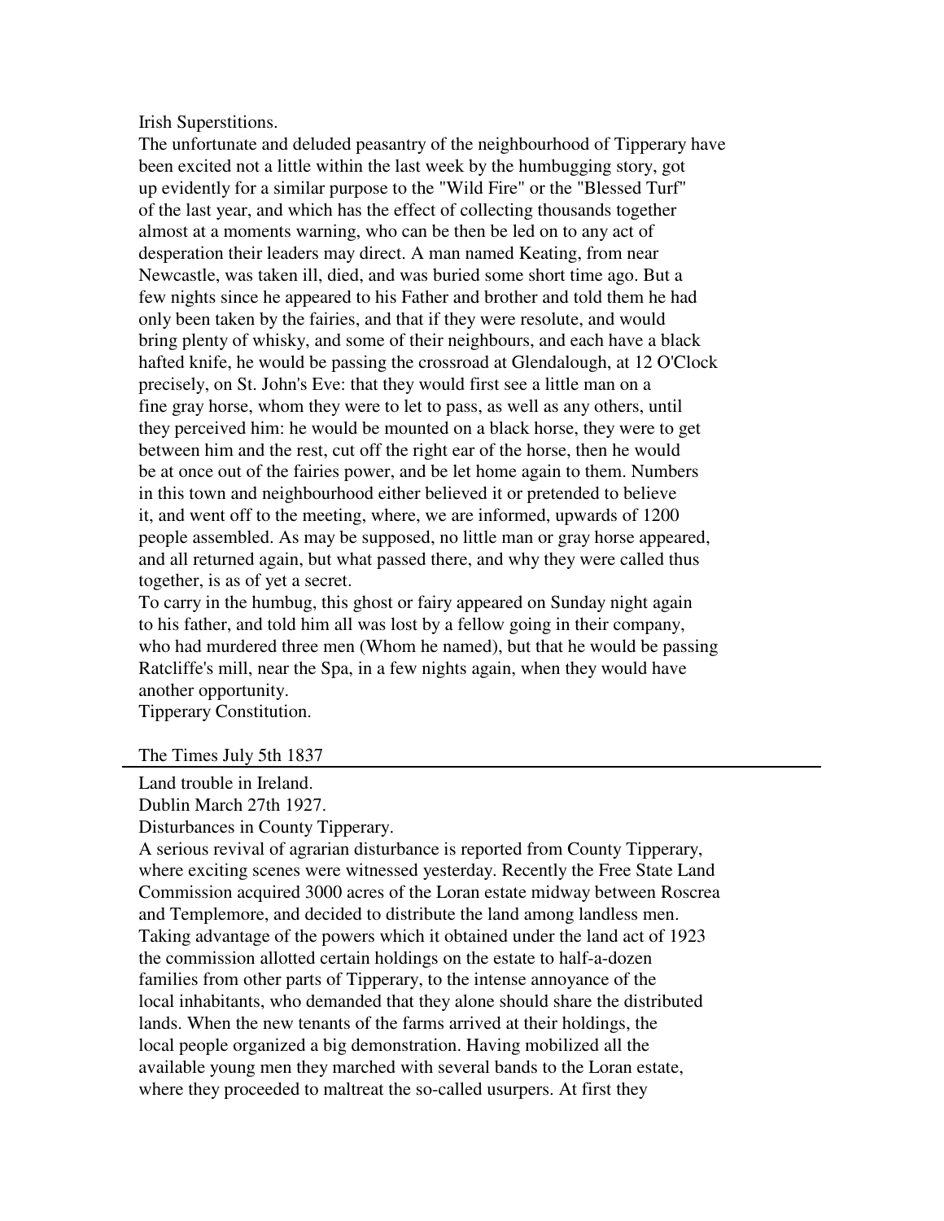Irish Superstitions.

The unfortunate and deluded peasantry of the neighbourhood of Tipperary have been excited not a little within the last week by the humbugging story, got up evidently for a similar purpose to the "Wild Fire" or the "Blessed Turf" of the last year, and which has the effect of collecting thousands together almost at a moments warning, who can be then be led on to any act of desperation their leaders may direct. A man named Keating, from near Newcastle, was taken ill, died, and was buried some short time ago. But a few nights since he appeared to his Father and brother and told them he had only been taken by the fairies, and that if they were resolute, and would bring plenty of whisky, and some of their neighbours, and each have a black hafted knife, he would be passing the crossroad at Glendalough, at 12 O'Clock precisely, on St. John's Eve: that they would first see a little man on a fine gray horse, whom they were to let to pass, as well as any others, until they perceived him: he would be mounted on a black horse, they were to get between him and the rest, cut off the right ear of the horse, then he would be at once out of the fairies power, and be let home again to them. Numbers in this town and neighbourhood either believed it or pretended to believe it, and went off to the meeting, where, we are informed, upwards of 1200 people assembled. As may be supposed, no little man or gray horse appeared, and all returned again, but what passed there, and why they were called thus together, is as of yet a secret.

To carry in the humbug, this ghost or fairy appeared on Sunday night again to his father, and told him all was lost by a fellow going in their company, who had murdered three men (Whom he named), but that he would be passing Ratcliffe's mill, near the Spa, in a few nights again, when they would have another opportunity.

Tipperary Constitution.

The Times July 5th 1837

---

Land trouble in Ireland.

Dublin March 27th 1927.

Disturbances in County Tipperary.

A serious revival of agrarian disturbance is reported from County Tipperary, where exciting scenes were witnessed yesterday. Recently the Free State Land Commission acquired 3000 acres of the Loran estate midway between Roscrea and Templemore, and decided to distribute the land among landless men. Taking advantage of the powers which it obtained under the land act of 1923 the commission allotted certain holdings on the estate to half-a-dozen families from other parts of Tipperary, to the intense annoyance of the local inhabitants, who demanded that they alone should share the distributed lands. When the new tenants of the farms arrived at their holdings, the local people organized a big demonstration. Having mobilized all the available young men they marched with several bands to the Loran estate, where they proceeded to maltreat the so-called usurpers. At first they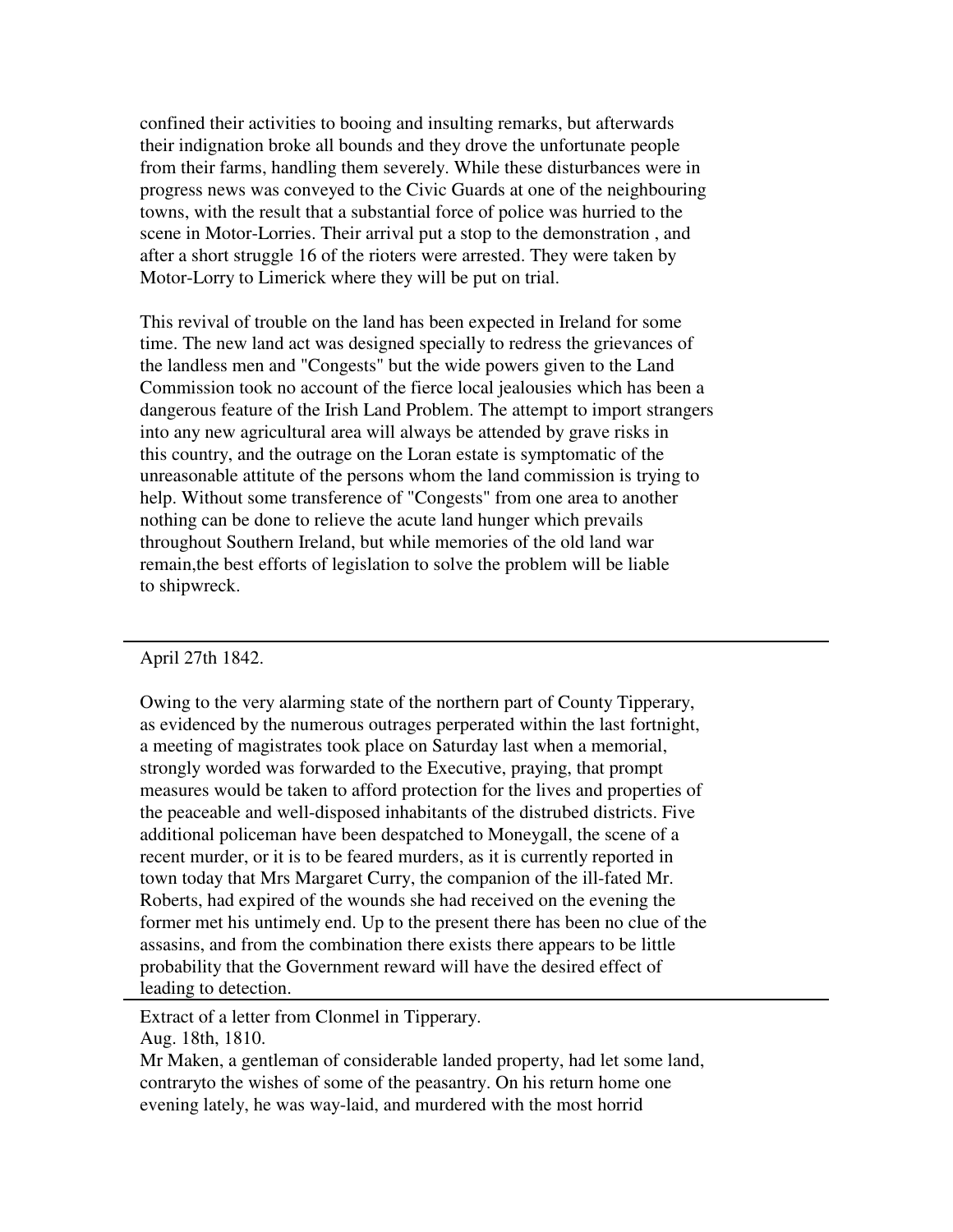confined their activities to booing and insulting remarks, but afterwards their indignation broke all bounds and they drove the unfortunate people from their farms, handling them severely. While these disturbances were in progress news was conveyed to the Civic Guards at one of the neighbouring towns, with the result that a substantial force of police was hurried to the scene in Motor-Lorries. Their arrival put a stop to the demonstration , and after a short struggle 16 of the rioters were arrested. They were taken by Motor-Lorry to Limerick where they will be put on trial.

This revival of trouble on the land has been expected in Ireland for some time. The new land act was designed specially to redress the grievances of the landless men and "Congests" but the wide powers given to the Land Commission took no account of the fierce local jealousies which has been a dangerous feature of the Irish Land Problem. The attempt to import strangers into any new agricultural area will always be attended by grave risks in this country, and the outrage on the Loran estate is symptomatic of the unreasonable attitute of the persons whom the land commission is trying to help. Without some transference of "Congests" from one area to another nothing can be done to relieve the acute land hunger which prevails throughout Southern Ireland, but while memories of the old land war remain,the best efforts of legislation to solve the problem will be liable to shipwreck.

---

April 27th 1842.

Owing to the very alarming state of the northern part of County Tipperary, as evidenced by the numerous outrages perperated within the last fortnight, a meeting of magistrates took place on Saturday last when a memorial, strongly worded was forwarded to the Executive, praying, that prompt measures would be taken to afford protection for the lives and properties of the peaceable and well-disposed inhabitants of the distrubed districts. Five additional policeman have been despatched to Moneygall, the scene of a recent murder, or it is to be feared murders, as it is currently reported in town today that Mrs Margaret Curry, the companion of the ill-fated Mr. Roberts, had expired of the wounds she had received on the evening the former met his untimely end. Up to the present there has been no clue of the assasins, and from the combination there exists there appears to be little probability that the Government reward will have the desired effect of leading to detection.

---

Extract of a letter from Clonmel in Tipperary.
Aug. 18th, 1810.
Mr Maken, a gentleman of considerable landed property, had let some land, contraryto the wishes of some of the peasantry. On his return home one evening lately, he was way-laid, and murdered with the most horrid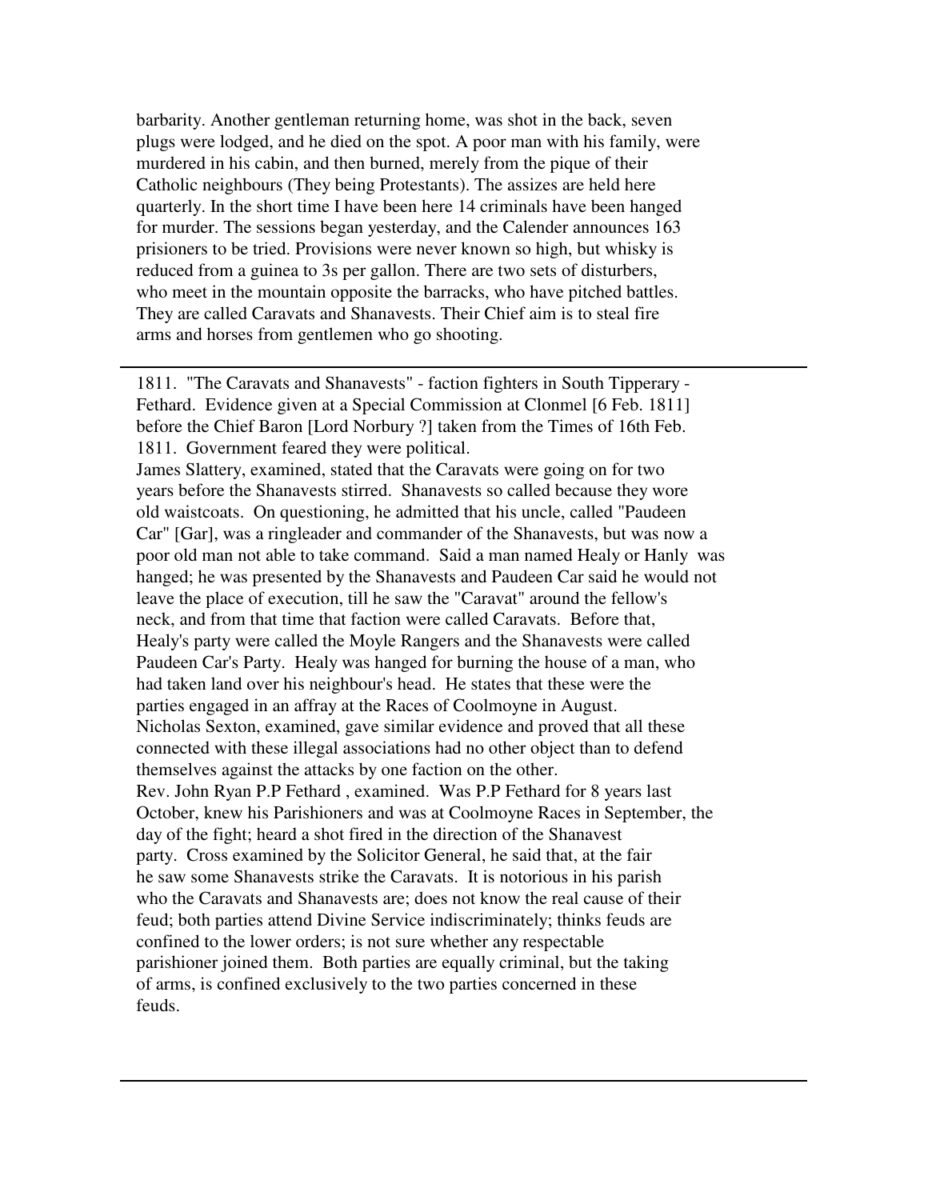barbarity. Another gentleman returning home, was shot in the back, seven plugs were lodged, and he died on the spot. A poor man with his family, were murdered in his cabin, and then burned, merely from the pique of their Catholic neighbours (They being Protestants). The assizes are held here quarterly. In the short time I have been here 14 criminals have been hanged for murder. The sessions began yesterday, and the Calender announces 163 prisioners to be tried. Provisions were never known so high, but whisky is reduced from a guinea to 3s per gallon. There are two sets of disturbers, who meet in the mountain opposite the barracks, who have pitched battles. They are called Caravats and Shanavests. Their Chief aim is to steal fire arms and horses from gentlemen who go shooting.

---

1811. "The Caravats and Shanavests" - faction fighters in South Tipperary - Fethard. Evidence given at a Special Commission at Clonmel [6 Feb. 1811] before the Chief Baron [Lord Norbury ?] taken from the Times of 16th Feb. 1811. Government feared they were political.

James Slattery, examined, stated that the Caravats were going on for two years before the Shanavests stirred. Shanavests so called because they wore old waistcoats. On questioning, he admitted that his uncle, called "Paudeen Car" [Gar], was a ringleader and commander of the Shanavests, but was now a poor old man not able to take command. Said a man named Healy or Hanly was hanged; he was presented by the Shanavests and Paudeen Car said he would not leave the place of execution, till he saw the "Caravat" around the fellow's neck, and from that time that faction were called Caravats. Before that, Healy's party were called the Moyle Rangers and the Shanavests were called Paudeen Car's Party. Healy was hanged for burning the house of a man, who had taken land over his neighbour's head. He states that these were the parties engaged in an affray at the Races of Coolmoyne in August.

Nicholas Sexton, examined, gave similar evidence and proved that all these connected with these illegal associations had no other object than to defend themselves against the attacks by one faction on the other.

Rev. John Ryan P.P Fethard , examined. Was P.P Fethard for 8 years last October, knew his Parishioners and was at Coolmoyne Races in September, the day of the fight; heard a shot fired in the direction of the Shanavest party. Cross examined by the Solicitor General, he said that, at the fair he saw some Shanavests strike the Caravats. It is notorious in his parish who the Caravats and Shanavests are; does not know the real cause of their feud; both parties attend Divine Service indiscriminately; thinks feuds are confined to the lower orders; is not sure whether any respectable parishioner joined them. Both parties are equally criminal, but the taking of arms, is confined exclusively to the two parties concerned in these feuds.

---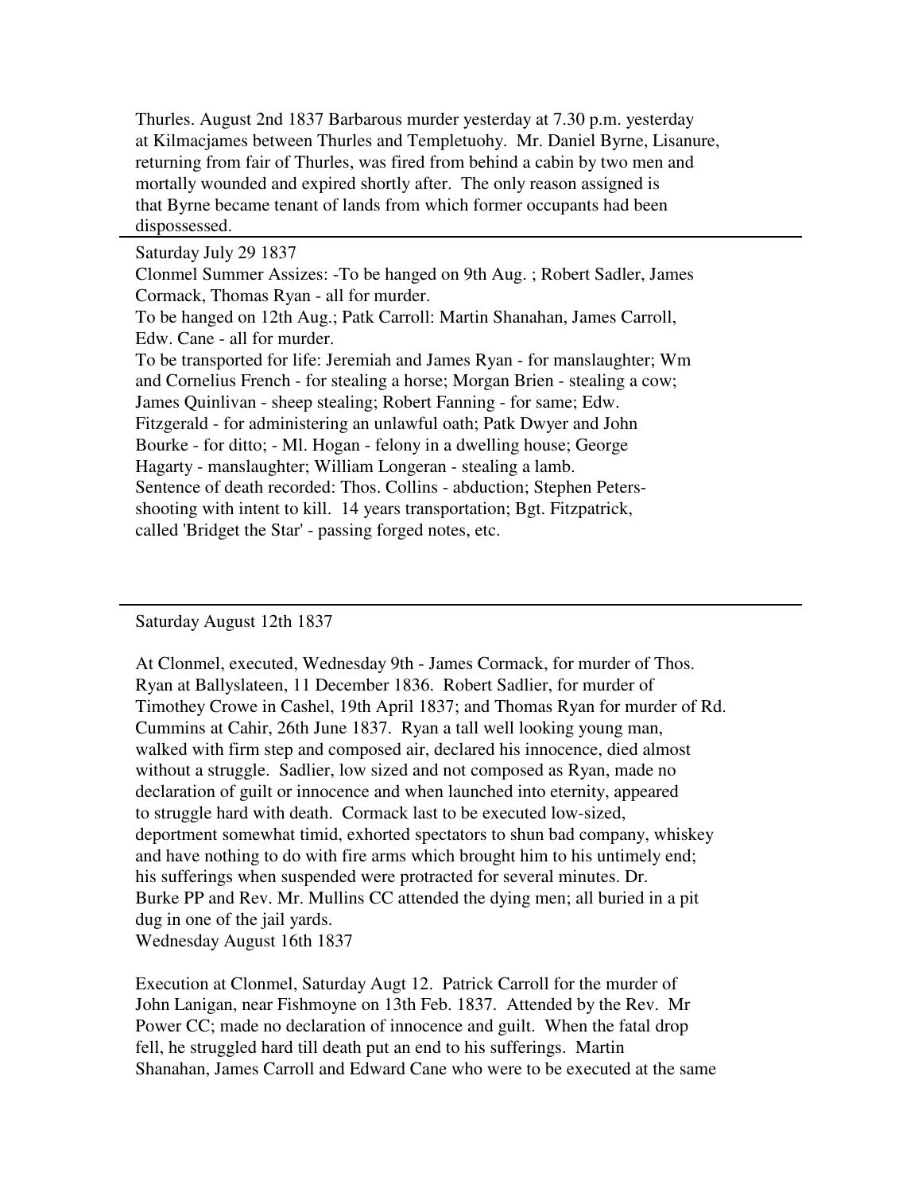Thurles. August 2nd 1837 Barbarous murder yesterday at 7.30 p.m. yesterday at Kilmacjames between Thurles and Templetuohy. Mr. Daniel Byrne, Lisanure, returning from fair of Thurles, was fired from behind a cabin by two men and mortally wounded and expired shortly after. The only reason assigned is that Byrne became tenant of lands from which former occupants had been dispossessed.

---

Saturday July 29 1837

Clonmel Summer Assizes: -To be hanged on 9th Aug. ; Robert Sadler, James Cormack, Thomas Ryan - all for murder.

To be hanged on 12th Aug.; Patk Carroll: Martin Shanahan, James Carroll, Edw. Cane - all for murder.

To be transported for life: Jeremiah and James Ryan - for manslaughter; Wm and Cornelius French - for stealing a horse; Morgan Brien - stealing a cow; James Quinlivan - sheep stealing; Robert Fanning - for same; Edw. Fitzgerald - for administering an unlawful oath; Patk Dwyer and John Bourke - for ditto; - Ml. Hogan - felony in a dwelling house; George Hagarty - manslaughter; William Longeran - stealing a lamb.

Sentence of death recorded: Thos. Collins - abduction; Stephen Peters- shooting with intent to kill. 14 years transportation; Bgt. Fitzpatrick, called 'Bridget the Star' - passing forged notes, etc.

---

Saturday August 12th 1837

At Clonmel, executed, Wednesday 9th - James Cormack, for murder of Thos. Ryan at Ballyslateen, 11 December 1836. Robert Sadlier, for murder of Timothey Crowe in Cashel, 19th April 1837; and Thomas Ryan for murder of Rd. Cummins at Cahir, 26th June 1837. Ryan a tall well looking young man, walked with firm step and composed air, declared his innocence, died almost without a struggle. Sadlier, low sized and not composed as Ryan, made no declaration of guilt or innocence and when launched into eternity, appeared to struggle hard with death. Cormack last to be executed low-sized, deportment somewhat timid, exhorted spectators to shun bad company, whiskey and have nothing to do with fire arms which brought him to his untimely end; his sufferings when suspended were protracted for several minutes. Dr. Burke PP and Rev. Mr. Mullins CC attended the dying men; all buried in a pit dug in one of the jail yards.

Wednesday August 16th 1837

Execution at Clonmel, Saturday Augt 12. Patrick Carroll for the murder of John Lanigan, near Fishmoyne on 13th Feb. 1837. Attended by the Rev. Mr Power CC; made no declaration of innocence and guilt. When the fatal drop fell, he struggled hard till death put an end to his sufferings. Martin Shanahan, James Carroll and Edward Cane who were to be executed at the same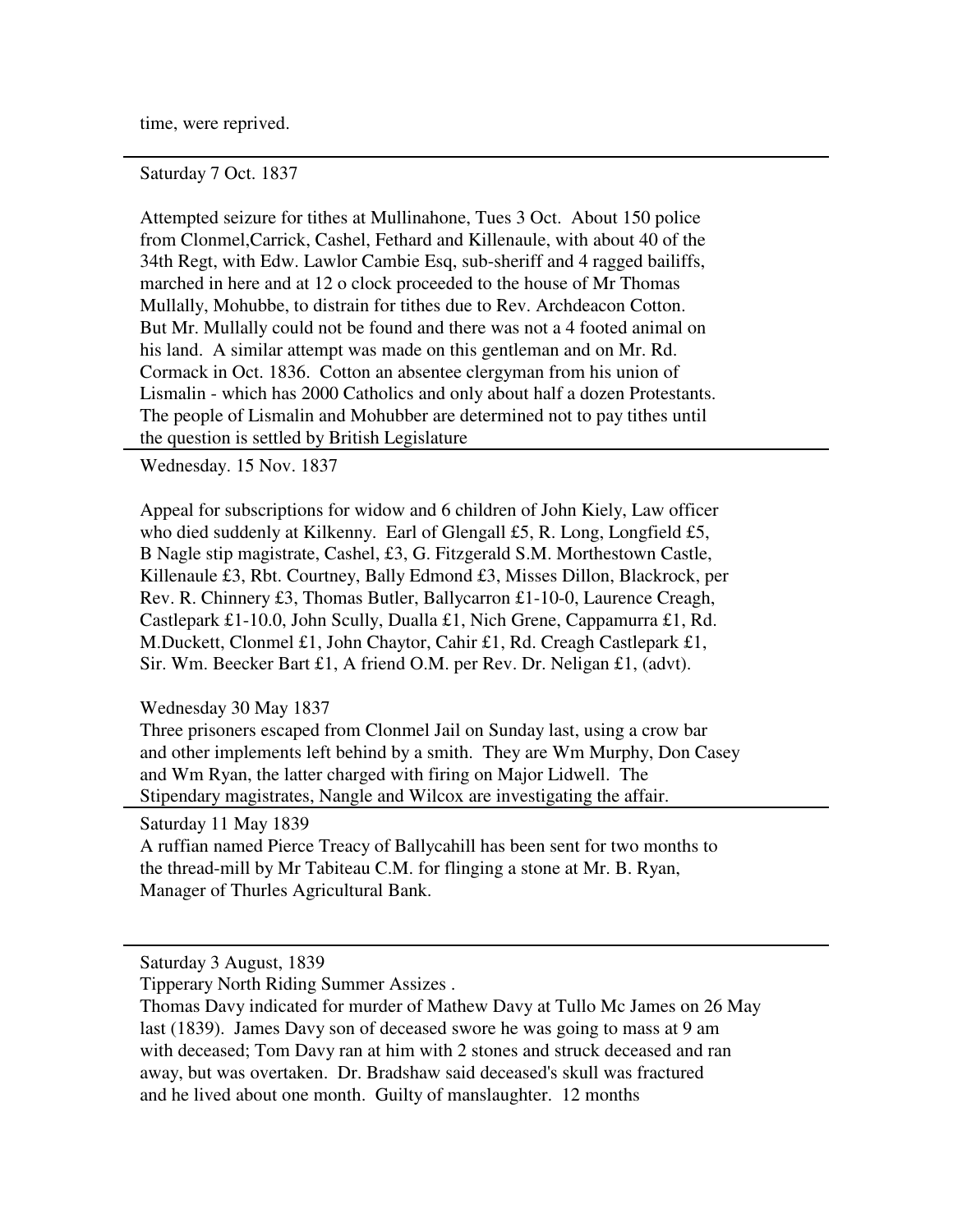time, were reprived.

---

Saturday 7 Oct. 1837

Attempted seizure for tithes at Mullinahone, Tues 3 Oct. About 150 police from Clonmel,Carrick, Cashel, Fethard and Killenaule, with about 40 of the 34th Regt, with Edw. Lawlor Cambie Esq, sub-sheriff and 4 ragged bailiffs, marched in here and at 12 o clock proceeded to the house of Mr Thomas Mullally, Mohubbe, to distrain for tithes due to Rev. Archdeacon Cotton. But Mr. Mullally could not be found and there was not a 4 footed animal on his land. A similar attempt was made on this gentleman and on Mr. Rd. Cormack in Oct. 1836. Cotton an absentee clergyman from his union of Lismalin - which has 2000 Catholics and only about half a dozen Protestants. The people of Lismalin and Mohubber are determined not to pay tithes until the question is settled by British Legislature

---

Wednesday. 15 Nov. 1837

Appeal for subscriptions for widow and 6 children of John Kiely, Law officer who died suddenly at Kilkenny. Earl of Glengall £5, R. Long, Longfield £5, B Nagle stip magistrate, Cashel, £3, G. Fitzgerald S.M. Morthestown Castle, Killenaule £3, Rbt. Courtney, Bally Edmond £3, Misses Dillon, Blackrock, per Rev. R. Chinnery £3, Thomas Butler, Ballycarron £1-10-0, Laurence Creagh, Castlepark £1-10.0, John Scully, Dualla £1, Nich Grene, Cappamurra £1, Rd. M.Duckett, Clonmel £1, John Chaytor, Cahir £1, Rd. Creagh Castlepark £1, Sir. Wm. Beecker Bart £1, A friend O.M. per Rev. Dr. Neligan £1, (advt).

Wednesday 30 May 1837

Three prisoners escaped from Clonmel Jail on Sunday last, using a crow bar and other implements left behind by a smith. They are Wm Murphy, Don Casey and Wm Ryan, the latter charged with firing on Major Lidwell. The Stipendary magistrates, Nangle and Wilcox are investigating the affair.

---

Saturday 11 May 1839

A ruffian named Pierce Treacy of Ballycahill has been sent for two months to the thread-mill by Mr Tabiteau C.M. for flinging a stone at Mr. B. Ryan, Manager of Thurles Agricultural Bank.

---

Saturday 3 August, 1839

Tipperary North Riding Summer Assizes .

Thomas Davy indicated for murder of Mathew Davy at Tullo Mc James on 26 May last (1839). James Davy son of deceased swore he was going to mass at 9 am with deceased; Tom Davy ran at him with 2 stones and struck deceased and ran away, but was overtaken. Dr. Bradshaw said deceased's skull was fractured and he lived about one month. Guilty of manslaughter. 12 months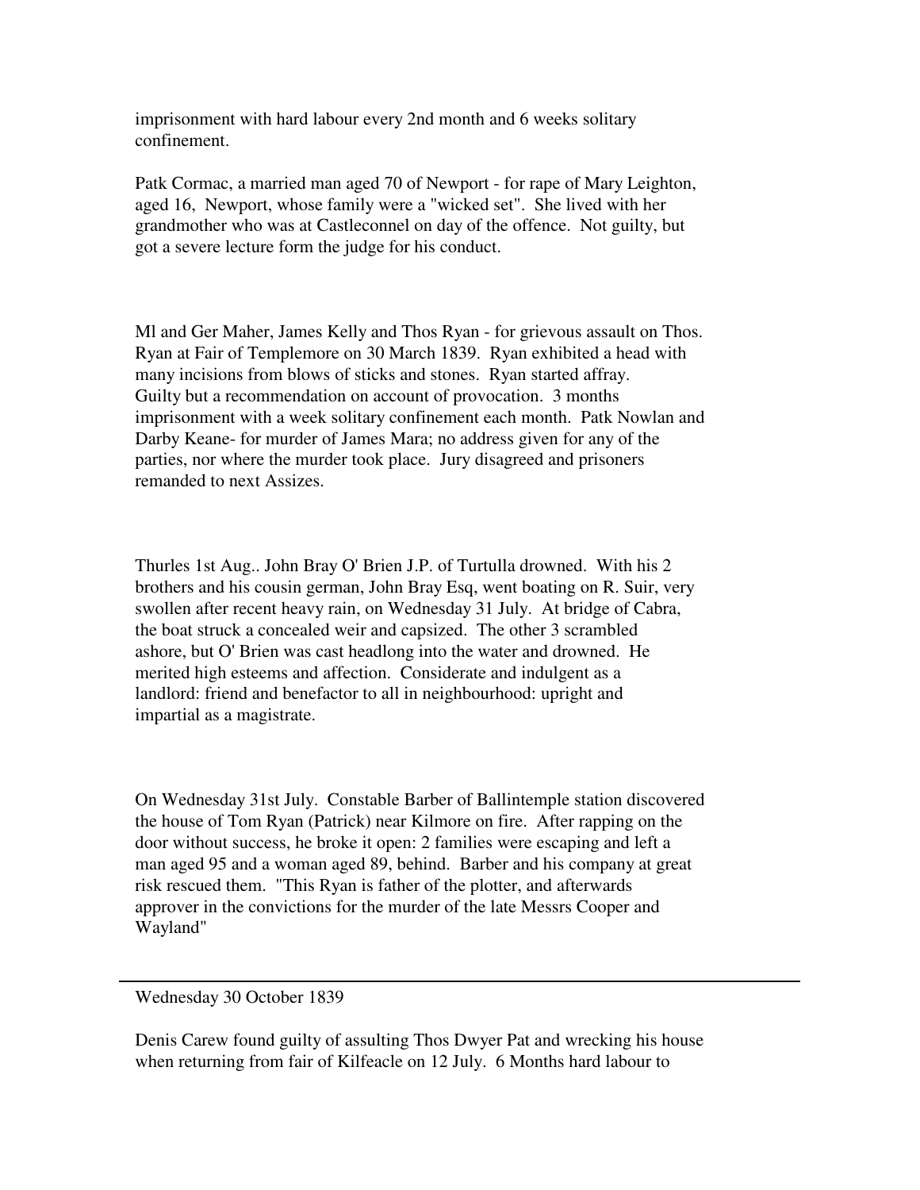imprisonment with hard labour every 2nd month and 6 weeks solitary confinement.

Patk Cormac, a married man aged 70 of Newport - for rape of Mary Leighton, aged 16, Newport, whose family were a "wicked set". She lived with her grandmother who was at Castleconnel on day of the offence. Not guilty, but got a severe lecture form the judge for his conduct.

Ml and Ger Maher, James Kelly and Thos Ryan - for grievous assault on Thos. Ryan at Fair of Templemore on 30 March 1839. Ryan exhibited a head with many incisions from blows of sticks and stones. Ryan started affray. Guilty but a recommendation on account of provocation. 3 months imprisonment with a week solitary confinement each month. Patk Nowlan and Darby Keane- for murder of James Mara; no address given for any of the parties, nor where the murder took place. Jury disagreed and prisoners remanded to next Assizes.

Thurles 1st Aug.. John Bray O' Brien J.P. of Turtulla drowned. With his 2 brothers and his cousin german, John Bray Esq, went boating on R. Suir, very swollen after recent heavy rain, on Wednesday 31 July. At bridge of Cabra, the boat struck a concealed weir and capsized. The other 3 scrambled ashore, but O' Brien was cast headlong into the water and drowned. He merited high esteems and affection. Considerate and indulgent as a landlord: friend and benefactor to all in neighbourhood: upright and impartial as a magistrate.

On Wednesday 31st July. Constable Barber of Ballintemple station discovered the house of Tom Ryan (Patrick) near Kilmore on fire. After rapping on the door without success, he broke it open: 2 families were escaping and left a man aged 95 and a woman aged 89, behind. Barber and his company at great risk rescued them. "This Ryan is father of the plotter, and afterwards approver in the convictions for the murder of the late Messrs Cooper and Wayland"

---

Wednesday 30 October 1839

Denis Carew found guilty of assulting Thos Dwyer Pat and wrecking his house when returning from fair of Kilfeacle on 12 July. 6 Months hard labour to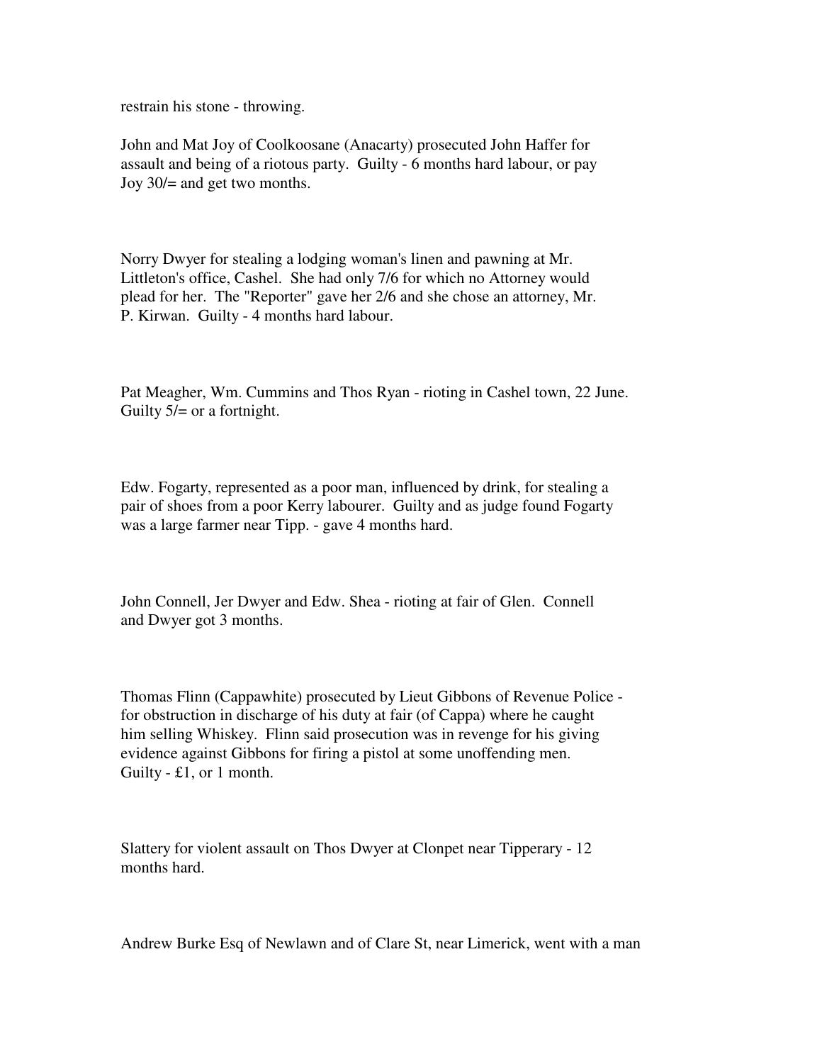restrain his stone - throwing.

John and Mat Joy of Coolkoosane (Anacarty) prosecuted John Haffer for assault and being of a riotous party. Guilty - 6 months hard labour, or pay Joy 30/= and get two months.

Norry Dwyer for stealing a lodging woman's linen and pawning at Mr. Littleton's office, Cashel. She had only 7/6 for which no Attorney would plead for her. The "Reporter" gave her 2/6 and she chose an attorney, Mr. P. Kirwan. Guilty - 4 months hard labour.

Pat Meagher, Wm. Cummins and Thos Ryan - rioting in Cashel town, 22 June. Guilty 5/= or a fortnight.

Edw. Fogarty, represented as a poor man, influenced by drink, for stealing a pair of shoes from a poor Kerry labourer. Guilty and as judge found Fogarty was a large farmer near Tipp. - gave 4 months hard.

John Connell, Jer Dwyer and Edw. Shea - rioting at fair of Glen. Connell and Dwyer got 3 months.

Thomas Flinn (Cappawhite) prosecuted by Lieut Gibbons of Revenue Police - for obstruction in discharge of his duty at fair (of Cappa) where he caught him selling Whiskey. Flinn said prosecution was in revenge for his giving evidence against Gibbons for firing a pistol at some unoffending men. Guilty - £1, or 1 month.

Slattery for violent assault on Thos Dwyer at Clonpet near Tipperary - 12 months hard.

Andrew Burke Esq of Newlawn and of Clare St, near Limerick, went with a man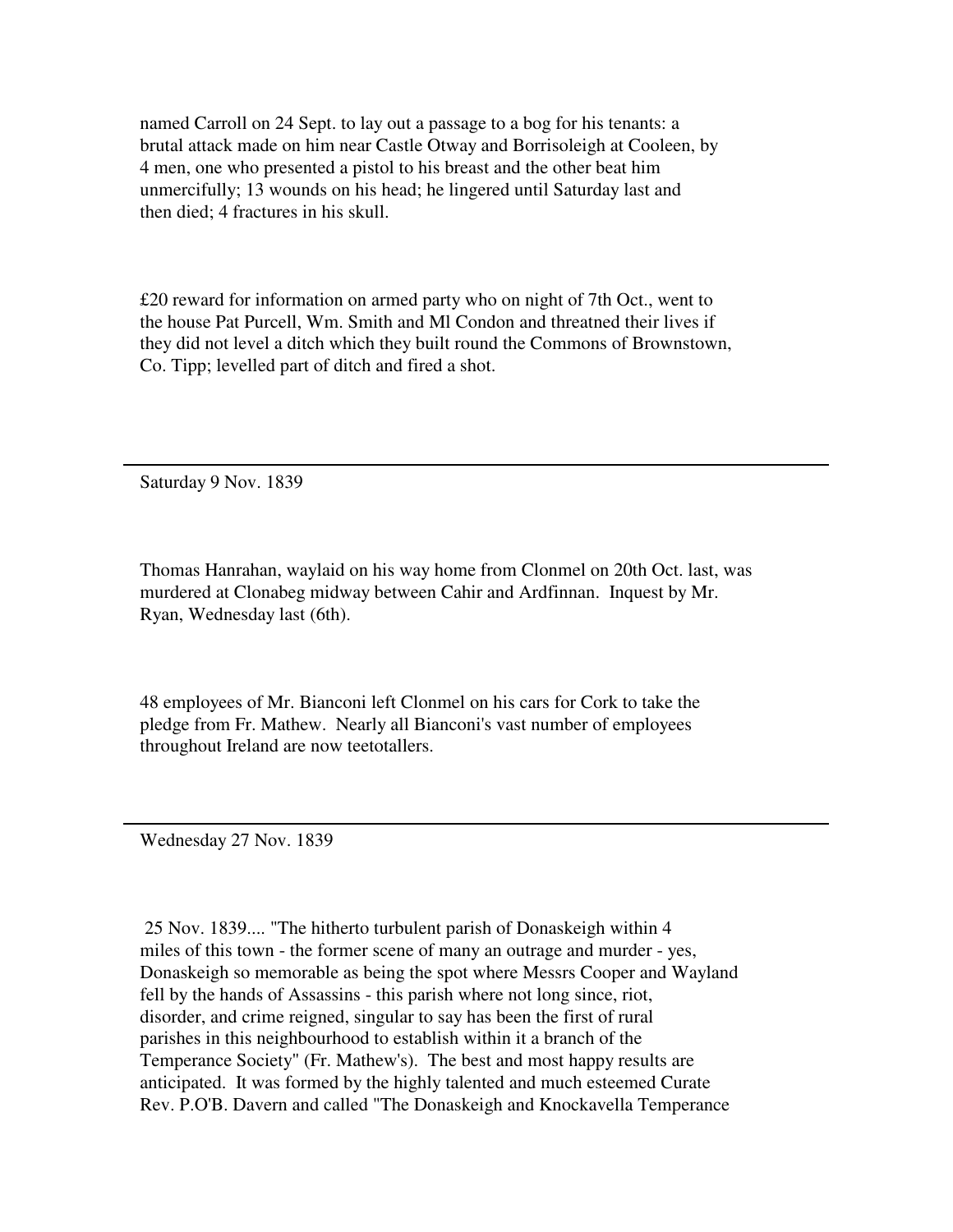named Carroll on 24 Sept. to lay out a passage to a bog for his tenants: a brutal attack made on him near Castle Otway and Borrisoleigh at Cooleen, by 4 men, one who presented a pistol to his breast and the other beat him unmercifully; 13 wounds on his head; he lingered until Saturday last and then died; 4 fractures in his skull.

£20 reward for information on armed party who on night of 7th Oct., went to the house Pat Purcell, Wm. Smith and Ml Condon and threatned their lives if they did not level a ditch which they built round the Commons of Brownstown, Co. Tipp; levelled part of ditch and fired a shot.

---

Saturday 9 Nov. 1839

Thomas Hanrahan, waylaid on his way home from Clonmel on 20th Oct. last, was murdered at Clonabeg midway between Cahir and Ardfinnan. Inquest by Mr. Ryan, Wednesday last (6th).

48 employees of Mr. Bianconi left Clonmel on his cars for Cork to take the pledge from Fr. Mathew. Nearly all Bianconi's vast number of employees throughout Ireland are now teetotallers.

---

Wednesday 27 Nov. 1839

25 Nov. 1839.... "The hitherto turbulent parish of Donaskeigh within 4 miles of this town - the former scene of many an outrage and murder - yes, Donaskeigh so memorable as being the spot where Messrs Cooper and Wayland fell by the hands of Assassins - this parish where not long since, riot, disorder, and crime reigned, singular to say has been the first of rural parishes in this neighbourhood to establish within it a branch of the Temperance Society" (Fr. Mathew's). The best and most happy results are anticipated. It was formed by the highly talented and much esteemed Curate Rev. P.O'B. Davern and called "The Donaskeigh and Knockavella Temperance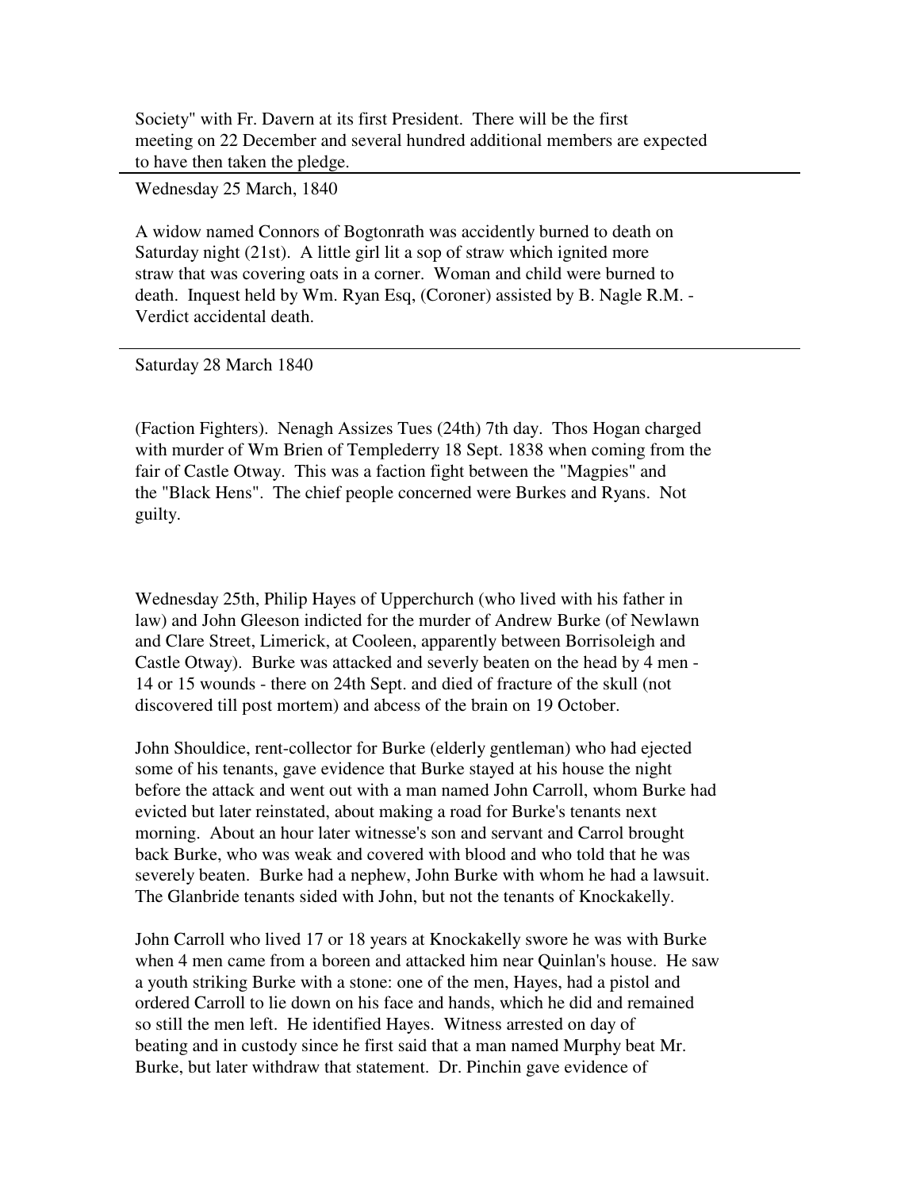Society" with Fr. Davern at its first President. There will be the first meeting on 22 December and several hundred additional members are expected to have then taken the pledge.

---

Wednesday 25 March, 1840

A widow named Connors of Bogtonrath was accidently burned to death on Saturday night (21st). A little girl lit a sop of straw which ignited more straw that was covering oats in a corner. Woman and child were burned to death. Inquest held by Wm. Ryan Esq, (Coroner) assisted by B. Nagle R.M. - Verdict accidental death.

---

Saturday 28 March 1840

(Faction Fighters). Nenagh Assizes Tues (24th) 7th day. Thos Hogan charged with murder of Wm Brien of Templederry 18 Sept. 1838 when coming from the fair of Castle Otway. This was a faction fight between the "Magpies" and the "Black Hens". The chief people concerned were Burkes and Ryans. Not guilty.

Wednesday 25th, Philip Hayes of Upperchurch (who lived with his father in law) and John Gleeson indicted for the murder of Andrew Burke (of Newlawn and Clare Street, Limerick, at Cooleen, apparently between Borrisoleigh and Castle Otway). Burke was attacked and severly beaten on the head by 4 men - 14 or 15 wounds - there on 24th Sept. and died of fracture of the skull (not discovered till post mortem) and abcess of the brain on 19 October.

John Shouldice, rent-collector for Burke (elderly gentleman) who had ejected some of his tenants, gave evidence that Burke stayed at his house the night before the attack and went out with a man named John Carroll, whom Burke had evicted but later reinstated, about making a road for Burke's tenants next morning. About an hour later witnesse's son and servant and Carrol brought back Burke, who was weak and covered with blood and who told that he was severely beaten. Burke had a nephew, John Burke with whom he had a lawsuit. The Glanbride tenants sided with John, but not the tenants of Knockakelly.

John Carroll who lived 17 or 18 years at Knockakelly swore he was with Burke when 4 men came from a boreen and attacked him near Quinlan's house. He saw a youth striking Burke with a stone: one of the men, Hayes, had a pistol and ordered Carroll to lie down on his face and hands, which he did and remained so still the men left. He identified Hayes. Witness arrested on day of beating and in custody since he first said that a man named Murphy beat Mr. Burke, but later withdraw that statement. Dr. Pinchin gave evidence of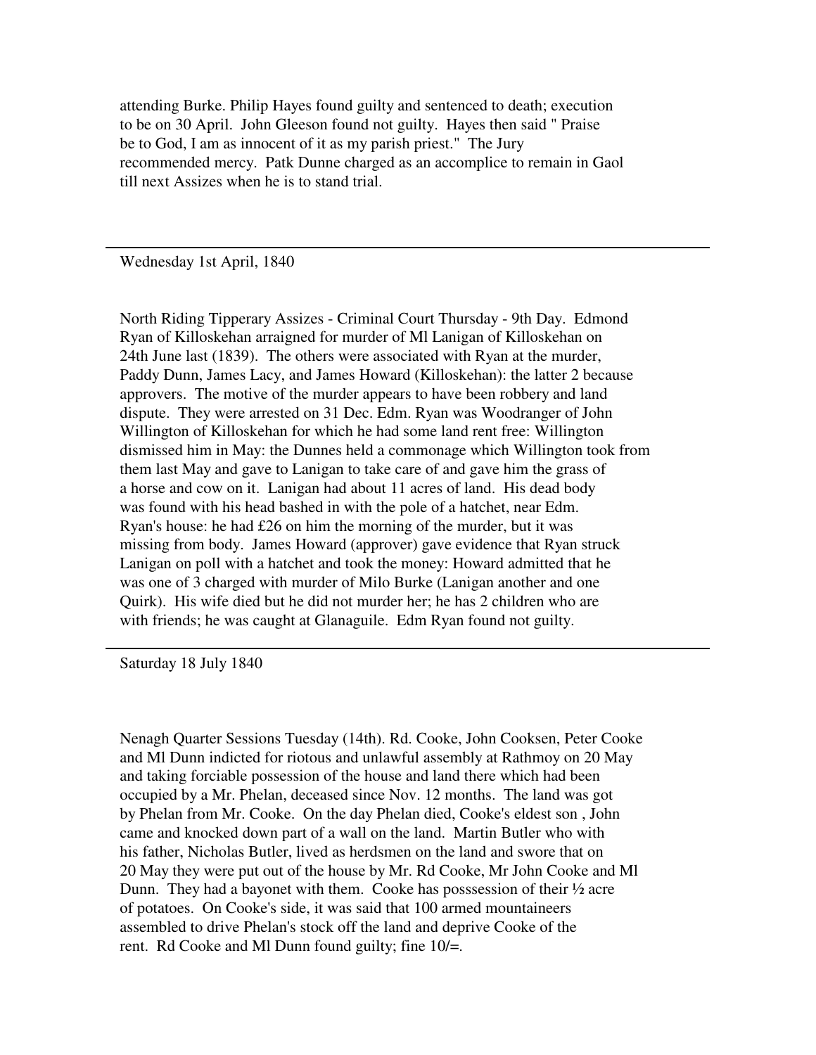attending Burke. Philip Hayes found guilty and sentenced to death; execution to be on 30 April. John Gleeson found not guilty. Hayes then said " Praise be to God, I am as innocent of it as my parish priest." The Jury recommended mercy. Patk Dunne charged as an accomplice to remain in Gaol till next Assizes when he is to stand trial.

---

Wednesday 1st April, 1840

North Riding Tipperary Assizes - Criminal Court Thursday - 9th Day. Edmond Ryan of Killoskehan arraigned for murder of Ml Lanigan of Killoskehan on 24th June last (1839). The others were associated with Ryan at the murder, Paddy Dunn, James Lacy, and James Howard (Killoskehan): the latter 2 because approvers. The motive of the murder appears to have been robbery and land dispute. They were arrested on 31 Dec. Edm. Ryan was Woodranger of John Willington of Killoskehan for which he had some land rent free: Willington dismissed him in May: the Dunnes held a commonage which Willington took from them last May and gave to Lanigan to take care of and gave him the grass of a horse and cow on it. Lanigan had about 11 acres of land. His dead body was found with his head bashed in with the pole of a hatchet, near Edm. Ryan's house: he had £26 on him the morning of the murder, but it was missing from body. James Howard (approver) gave evidence that Ryan struck Lanigan on poll with a hatchet and took the money: Howard admitted that he was one of 3 charged with murder of Milo Burke (Lanigan another and one Quirk). His wife died but he did not murder her; he has 2 children who are with friends; he was caught at Glanaguile. Edm Ryan found not guilty.

---

Saturday 18 July 1840

Nenagh Quarter Sessions Tuesday (14th). Rd. Cooke, John Cooksen, Peter Cooke and Ml Dunn indicted for riotous and unlawful assembly at Rathmoy on 20 May and taking forciable possession of the house and land there which had been occupied by a Mr. Phelan, deceased since Nov. 12 months. The land was got by Phelan from Mr. Cooke. On the day Phelan died, Cooke's eldest son , John came and knocked down part of a wall on the land. Martin Butler who with his father, Nicholas Butler, lived as herdsmen on the land and swore that on 20 May they were put out of the house by Mr. Rd Cooke, Mr John Cooke and Ml Dunn. They had a bayonet with them. Cooke has posssession of their ½ acre of potatoes. On Cooke's side, it was said that 100 armed mountaineers assembled to drive Phelan's stock off the land and deprive Cooke of the rent. Rd Cooke and Ml Dunn found guilty; fine 10/=.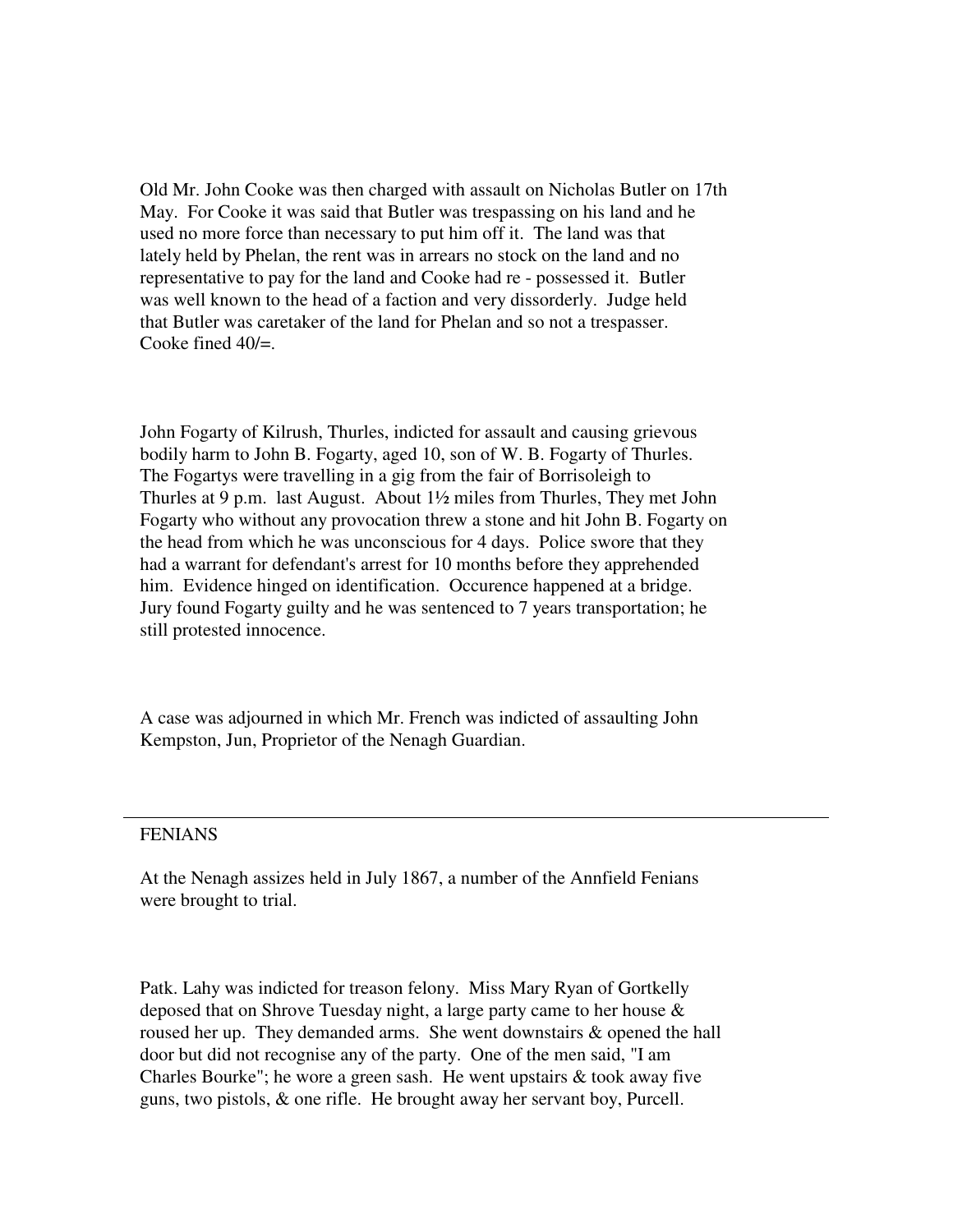Old Mr. John Cooke was then charged with assault on Nicholas Butler on 17th May. For Cooke it was said that Butler was trespassing on his land and he used no more force than necessary to put him off it. The land was that lately held by Phelan, the rent was in arrears no stock on the land and no representative to pay for the land and Cooke had re - possessed it. Butler was well known to the head of a faction and very dissorderly. Judge held that Butler was caretaker of the land for Phelan and so not a trespasser. Cooke fined 40/=.

John Fogarty of Kilrush, Thurles, indicted for assault and causing grievous bodily harm to John B. Fogarty, aged 10, son of W. B. Fogarty of Thurles. The Fogartys were travelling in a gig from the fair of Borrisoleigh to Thurles at 9 p.m. last August. About 1½ miles from Thurles, They met John Fogarty who without any provocation threw a stone and hit John B. Fogarty on the head from which he was unconscious for 4 days. Police swore that they had a warrant for defendant's arrest for 10 months before they apprehended him. Evidence hinged on identification. Occurence happened at a bridge. Jury found Fogarty guilty and he was sentenced to 7 years transportation; he still protested innocence.

A case was adjourned in which Mr. French was indicted of assaulting John Kempston, Jun, Proprietor of the Nenagh Guardian.

---

## FENIANS

At the Nenagh assizes held in July 1867, a number of the Annfield Fenians were brought to trial.

Patk. Lahy was indicted for treason felony. Miss Mary Ryan of Gortkelly deposed that on Shrove Tuesday night, a large party came to her house & roused her up. They demanded arms. She went downstairs & opened the hall door but did not recognise any of the party. One of the men said, "I am Charles Bourke"; he wore a green sash. He went upstairs & took away five guns, two pistols, & one rifle. He brought away her servant boy, Purcell.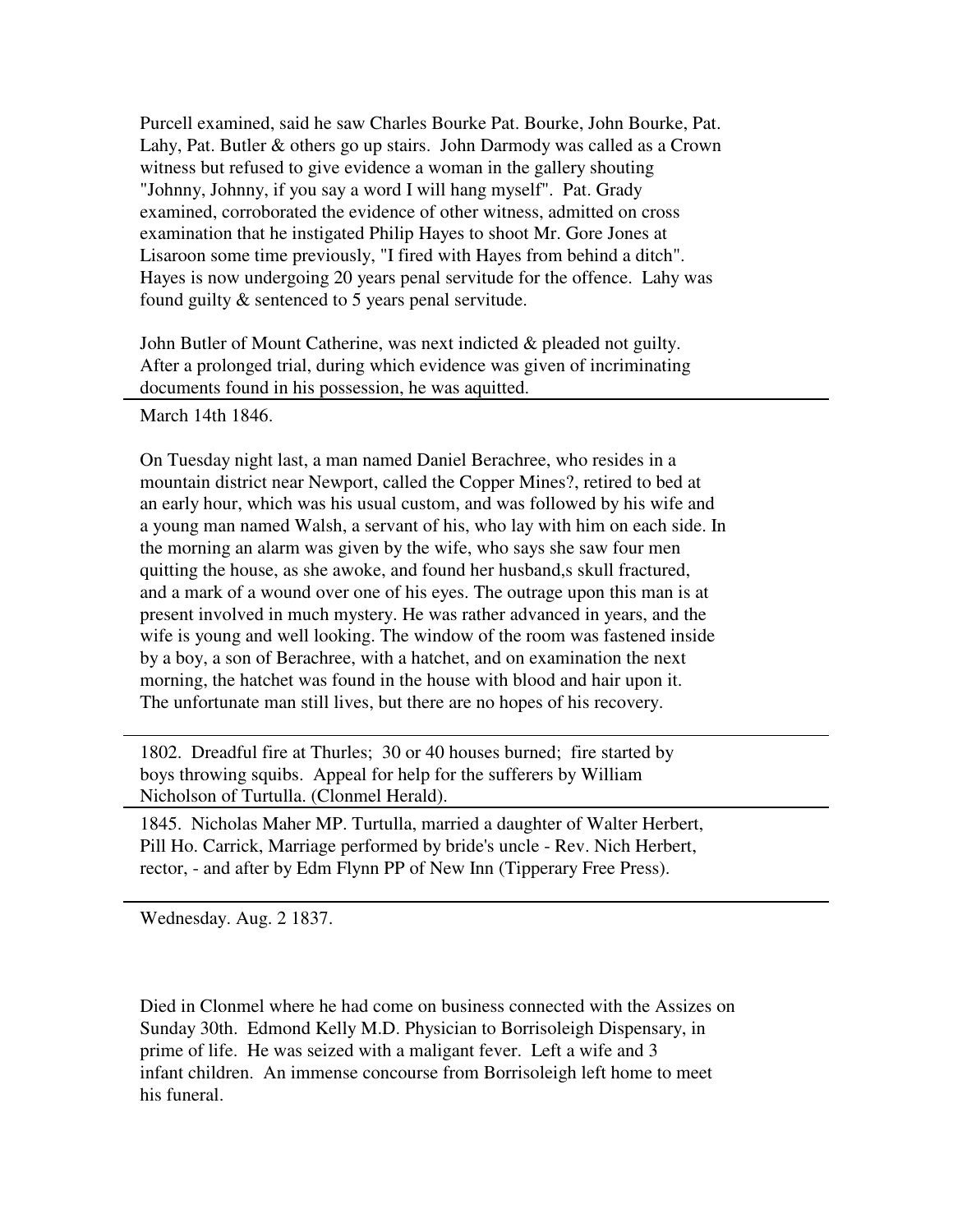Purcell examined, said he saw Charles Bourke Pat. Bourke, John Bourke, Pat. Lahy, Pat. Butler & others go up stairs. John Darmody was called as a Crown witness but refused to give evidence a woman in the gallery shouting "Johnny, Johnny, if you say a word I will hang myself". Pat. Grady examined, corroborated the evidence of other witness, admitted on cross examination that he instigated Philip Hayes to shoot Mr. Gore Jones at Lisaroon some time previously, "I fired with Hayes from behind a ditch". Hayes is now undergoing 20 years penal servitude for the offence. Lahy was found guilty & sentenced to 5 years penal servitude.

John Butler of Mount Catherine, was next indicted & pleaded not guilty. After a prolonged trial, during which evidence was given of incriminating documents found in his possession, he was aquitted.

---

March 14th 1846.

On Tuesday night last, a man named Daniel Berachree, who resides in a mountain district near Newport, called the Copper Mines?, retired to bed at an early hour, which was his usual custom, and was followed by his wife and a young man named Walsh, a servant of his, who lay with him on each side. In the morning an alarm was given by the wife, who says she saw four men quitting the house, as she awoke, and found her husband,s skull fractured, and a mark of a wound over one of his eyes. The outrage upon this man is at present involved in much mystery. He was rather advanced in years, and the wife is young and well looking. The window of the room was fastened inside by a boy, a son of Berachree, with a hatchet, and on examination the next morning, the hatchet was found in the house with blood and hair upon it. The unfortunate man still lives, but there are no hopes of his recovery.

---

1802. Dreadful fire at Thurles; 30 or 40 houses burned; fire started by boys throwing squibs. Appeal for help for the sufferers by William Nicholson of Turtulla. (Clonmel Herald).

---

1845. Nicholas Maher MP. Turtulla, married a daughter of Walter Herbert, Pill Ho. Carrick, Marriage performed by bride's uncle - Rev. Nich Herbert, rector, - and after by Edm Flynn PP of New Inn (Tipperary Free Press).

---

Wednesday. Aug. 2 1837.

Died in Clonmel where he had come on business connected with the Assizes on Sunday 30th. Edmond Kelly M.D. Physician to Borrisoleigh Dispensary, in prime of life. He was seized with a maligant fever. Left a wife and 3 infant children. An immense concourse from Borrisoleigh left home to meet his funeral.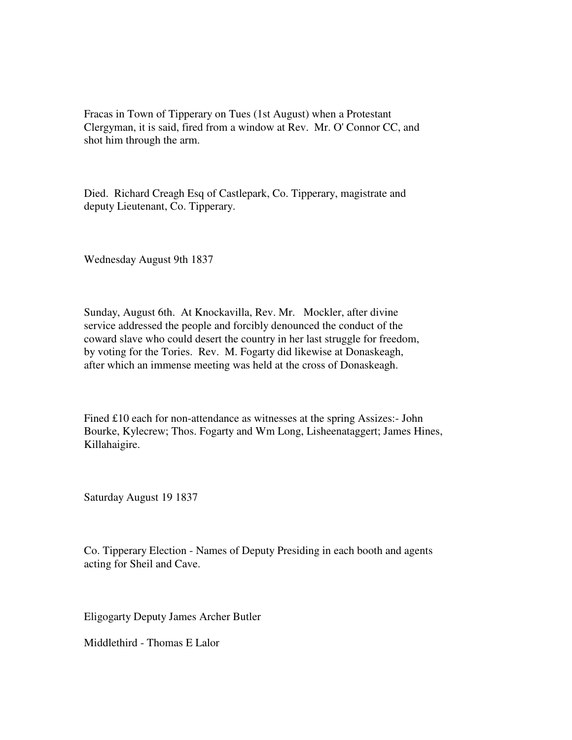Fracas in Town of Tipperary on Tues (1st August) when a Protestant Clergyman, it is said, fired from a window at Rev. Mr. O' Connor CC, and shot him through the arm.

Died. Richard Creagh Esq of Castlepark, Co. Tipperary, magistrate and deputy Lieutenant, Co. Tipperary.

Wednesday August 9th 1837

Sunday, August 6th. At Knockavilla, Rev. Mr. Mockler, after divine service addressed the people and forcibly denounced the conduct of the coward slave who could desert the country in her last struggle for freedom, by voting for the Tories. Rev. M. Fogarty did likewise at Donaskeagh, after which an immense meeting was held at the cross of Donaskeagh.

Fined £10 each for non-attendance as witnesses at the spring Assizes:- John Bourke, Kylecrew; Thos. Fogarty and Wm Long, Lisheenataggert; James Hines, Killahaigire.

Saturday August 19 1837

Co. Tipperary Election - Names of Deputy Presiding in each booth and agents acting for Sheil and Cave.

Eligogarty Deputy James Archer Butler

Middlethird - Thomas E Lalor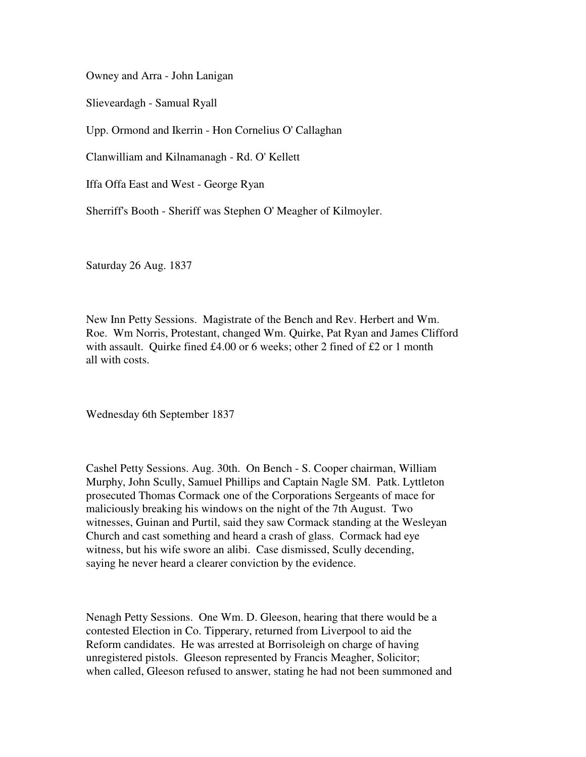Owney and Arra - John Lanigan

Slieveardagh - Samual Ryall

Upp. Ormond and Ikerrin - Hon Cornelius O' Callaghan

Clanwilliam and Kilnamanagh - Rd. O' Kellett

Iffa Offa East and West - George Ryan

Sherriff's Booth - Sheriff was Stephen O' Meagher of Kilmoyler.

Saturday 26 Aug. 1837

New Inn Petty Sessions. Magistrate of the Bench and Rev. Herbert and Wm. Roe. Wm Norris, Protestant, changed Wm. Quirke, Pat Ryan and James Clifford with assault. Quirke fined £4.00 or 6 weeks; other 2 fined of £2 or 1 month all with costs.

Wednesday 6th September 1837

Cashel Petty Sessions. Aug. 30th. On Bench - S. Cooper chairman, William Murphy, John Scully, Samuel Phillips and Captain Nagle SM. Patk. Lyttleton prosecuted Thomas Cormack one of the Corporations Sergeants of mace for maliciously breaking his windows on the night of the 7th August. Two witnesses, Guinan and Purtil, said they saw Cormack standing at the Wesleyan Church and cast something and heard a crash of glass. Cormack had eye witness, but his wife swore an alibi. Case dismissed, Scully decending, saying he never heard a clearer conviction by the evidence.

Nenagh Petty Sessions. One Wm. D. Gleeson, hearing that there would be a contested Election in Co. Tipperary, returned from Liverpool to aid the Reform candidates. He was arrested at Borrisoleigh on charge of having unregistered pistols. Gleeson represented by Francis Meagher, Solicitor; when called, Gleeson refused to answer, stating he had not been summoned and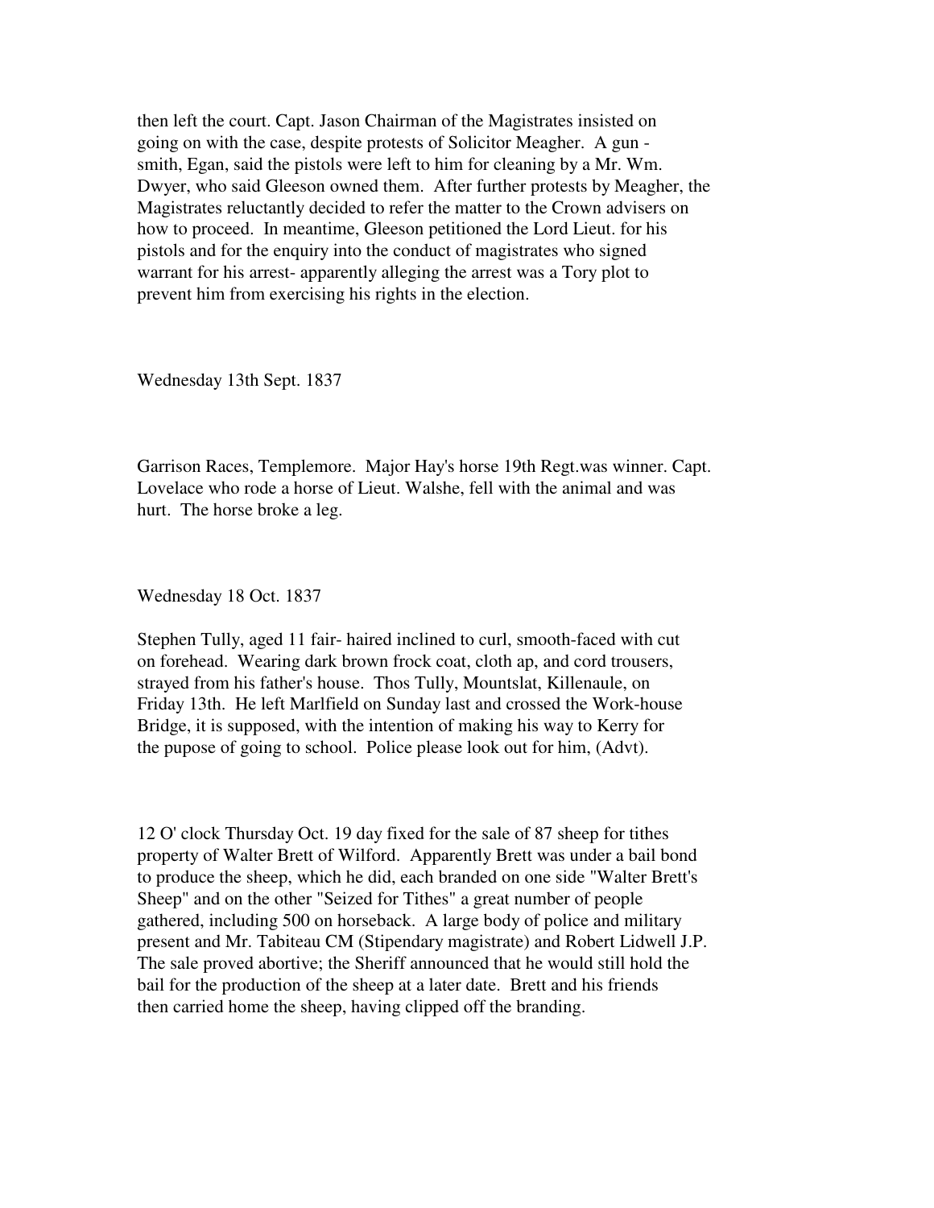then left the court. Capt. Jason Chairman of the Magistrates insisted on going on with the case, despite protests of Solicitor Meagher. A gun - smith, Egan, said the pistols were left to him for cleaning by a Mr. Wm. Dwyer, who said Gleeson owned them. After further protests by Meagher, the Magistrates reluctantly decided to refer the matter to the Crown advisers on how to proceed. In meantime, Gleeson petitioned the Lord Lieut. for his pistols and for the enquiry into the conduct of magistrates who signed warrant for his arrest- apparently alleging the arrest was a Tory plot to prevent him from exercising his rights in the election.

Wednesday 13th Sept. 1837

Garrison Races, Templemore. Major Hay's horse 19th Regt.was winner. Capt. Lovelace who rode a horse of Lieut. Walshe, fell with the animal and was hurt. The horse broke a leg.

Wednesday 18 Oct. 1837

Stephen Tully, aged 11 fair- haired inclined to curl, smooth-faced with cut on forehead. Wearing dark brown frock coat, cloth ap, and cord trousers, strayed from his father's house. Thos Tully, Mountslat, Killenaule, on Friday 13th. He left Marlfield on Sunday last and crossed the Work-house Bridge, it is supposed, with the intention of making his way to Kerry for the pupose of going to school. Police please look out for him, (Advt).

12 O' clock Thursday Oct. 19 day fixed for the sale of 87 sheep for tithes property of Walter Brett of Wilford. Apparently Brett was under a bail bond to produce the sheep, which he did, each branded on one side "Walter Brett's Sheep" and on the other "Seized for Tithes" a great number of people gathered, including 500 on horseback. A large body of police and military present and Mr. Tabiteau CM (Stipendary magistrate) and Robert Lidwell J.P. The sale proved abortive; the Sheriff announced that he would still hold the bail for the production of the sheep at a later date. Brett and his friends then carried home the sheep, having clipped off the branding.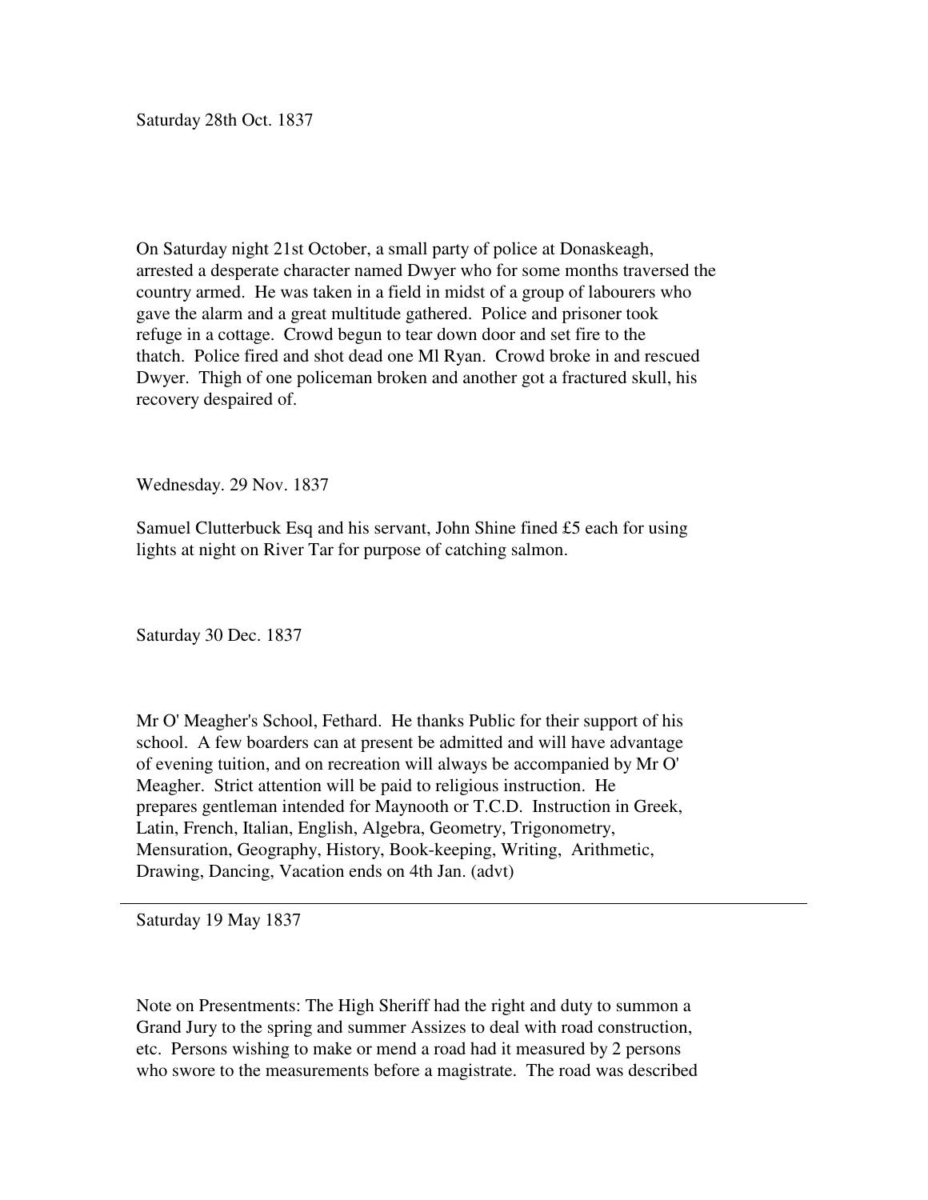Saturday 28th Oct. 1837

On Saturday night 21st October, a small party of police at Donaskeagh, arrested a desperate character named Dwyer who for some months traversed the country armed. He was taken in a field in midst of a group of labourers who gave the alarm and a great multitude gathered. Police and prisoner took refuge in a cottage. Crowd begun to tear down door and set fire to the thatch. Police fired and shot dead one Ml Ryan. Crowd broke in and rescued Dwyer. Thigh of one policeman broken and another got a fractured skull, his recovery despaired of.

Wednesday. 29 Nov. 1837

Samuel Clutterbuck Esq and his servant, John Shine fined £5 each for using lights at night on River Tar for purpose of catching salmon.

Saturday 30 Dec. 1837

Mr O' Meagher's School, Fethard. He thanks Public for their support of his school. A few boarders can at present be admitted and will have advantage of evening tuition, and on recreation will always be accompanied by Mr O' Meagher. Strict attention will be paid to religious instruction. He prepares gentleman intended for Maynooth or T.C.D. Instruction in Greek, Latin, French, Italian, English, Algebra, Geometry, Trigonometry, Mensuration, Geography, History, Book-keeping, Writing, Arithmetic, Drawing, Dancing, Vacation ends on 4th Jan. (advt)

---

Saturday 19 May 1837

Note on Presentments: The High Sheriff had the right and duty to summon a Grand Jury to the spring and summer Assizes to deal with road construction, etc. Persons wishing to make or mend a road had it measured by 2 persons who swore to the measurements before a magistrate. The road was described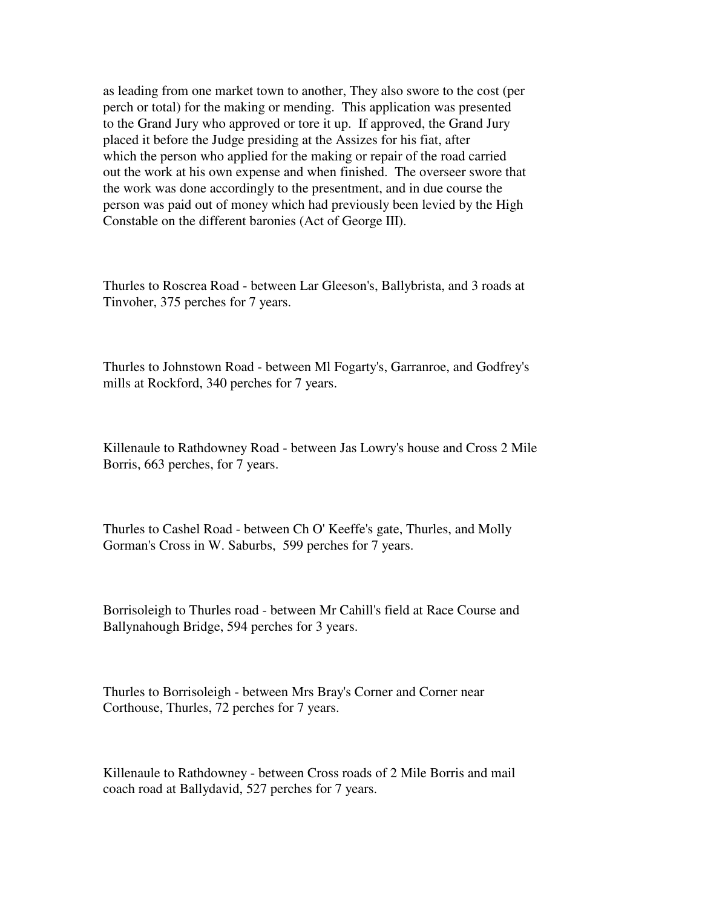as leading from one market town to another, They also swore to the cost (per perch or total) for the making or mending. This application was presented to the Grand Jury who approved or tore it up. If approved, the Grand Jury placed it before the Judge presiding at the Assizes for his fiat, after which the person who applied for the making or repair of the road carried out the work at his own expense and when finished. The overseer swore that the work was done accordingly to the presentment, and in due course the person was paid out of money which had previously been levied by the High Constable on the different baronies (Act of George III).

Thurles to Roscrea Road - between Lar Gleeson's, Ballybrista, and 3 roads at Tinvoher, 375 perches for 7 years.

Thurles to Johnstown Road - between Ml Fogarty's, Garranroe, and Godfrey's mills at Rockford, 340 perches for 7 years.

Killenaule to Rathdowney Road - between Jas Lowry's house and Cross 2 Mile Borris, 663 perches, for 7 years.

Thurles to Cashel Road - between Ch O' Keeffe's gate, Thurles, and Molly Gorman's Cross in W. Saburbs, 599 perches for 7 years.

Borrisoleigh to Thurles road - between Mr Cahill's field at Race Course and Ballynahough Bridge, 594 perches for 3 years.

Thurles to Borrisoleigh - between Mrs Bray's Corner and Corner near Corthouse, Thurles, 72 perches for 7 years.

Killenaule to Rathdowney - between Cross roads of 2 Mile Borris and mail coach road at Ballydavid, 527 perches for 7 years.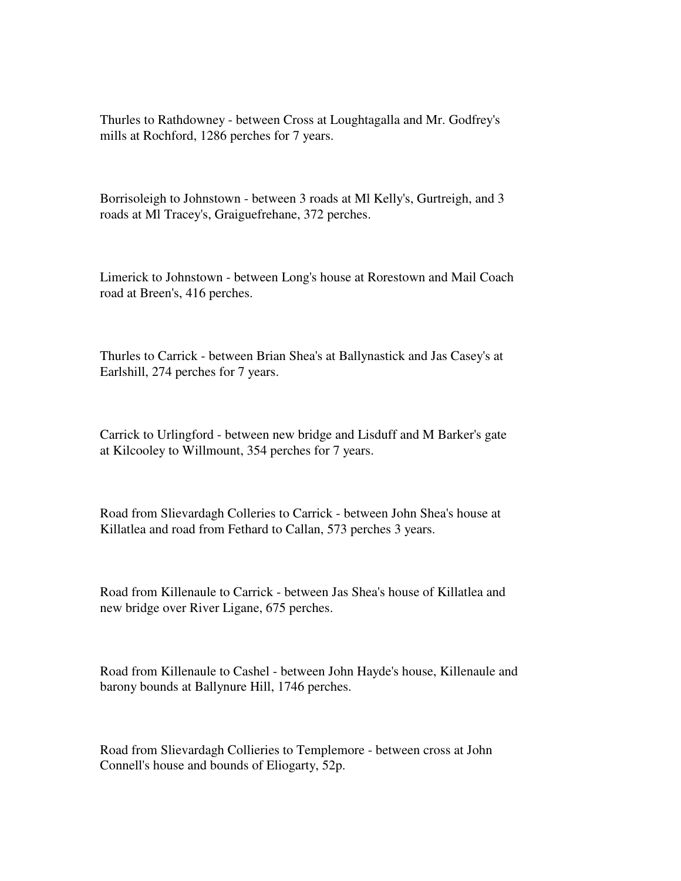Thurles to Rathdowney - between Cross at Loughtagalla and Mr. Godfrey's mills at Rochford, 1286 perches for 7 years.

Borrisoleigh to Johnstown - between 3 roads at Ml Kelly's, Gurtreigh, and 3 roads at Ml Tracey's, Graiguefrehane, 372 perches.

Limerick to Johnstown - between Long's house at Rorestown and Mail Coach road at Breen's, 416 perches.

Thurles to Carrick - between Brian Shea's at Ballynastick and Jas Casey's at Earlshill, 274 perches for 7 years.

Carrick to Urlingford - between new bridge and Lisduff and M Barker's gate at Kilcooley to Willmount, 354 perches for 7 years.

Road from Slievardagh Colleries to Carrick - between John Shea's house at Killatlea and road from Fethard to Callan, 573 perches 3 years.

Road from Killenaule to Carrick - between Jas Shea's house of Killatlea and new bridge over River Ligane, 675 perches.

Road from Killenaule to Cashel - between John Hayde's house, Killenaule and barony bounds at Ballynure Hill, 1746 perches.

Road from Slievardagh Collieries to Templemore - between cross at John Connell's house and bounds of Eliogarty, 52p.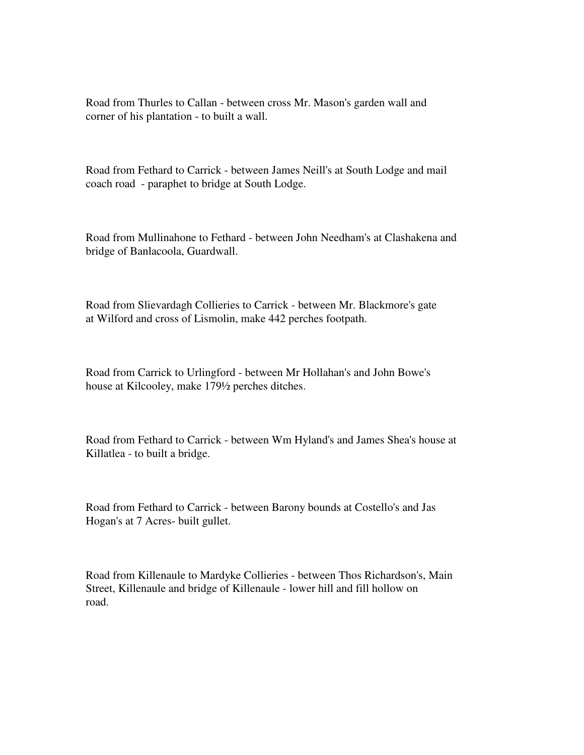Road from Thurles to Callan - between cross Mr. Mason's garden wall and corner of his plantation - to built a wall.

Road from Fethard to Carrick - between James Neill's at South Lodge and mail coach road  - paraphet to bridge at South Lodge.

Road from Mullinahone to Fethard - between John Needham's at Clashakena and bridge of Banlacoola, Guardwall.

Road from Slievardagh Collieries to Carrick - between Mr. Blackmore's gate at Wilford and cross of Lismolin, make 442 perches footpath.

Road from Carrick to Urlingford - between Mr Hollahan's and John Bowe's house at Kilcooley, make 179½ perches ditches.

Road from Fethard to Carrick - between Wm Hyland's and James Shea's house at Killatlea - to built a bridge.

Road from Fethard to Carrick - between Barony bounds at Costello's and Jas Hogan's at 7 Acres- built gullet.

Road from Killenaule to Mardyke Collieries - between Thos Richardson's, Main Street, Killenaule and bridge of Killenaule - lower hill and fill hollow on road.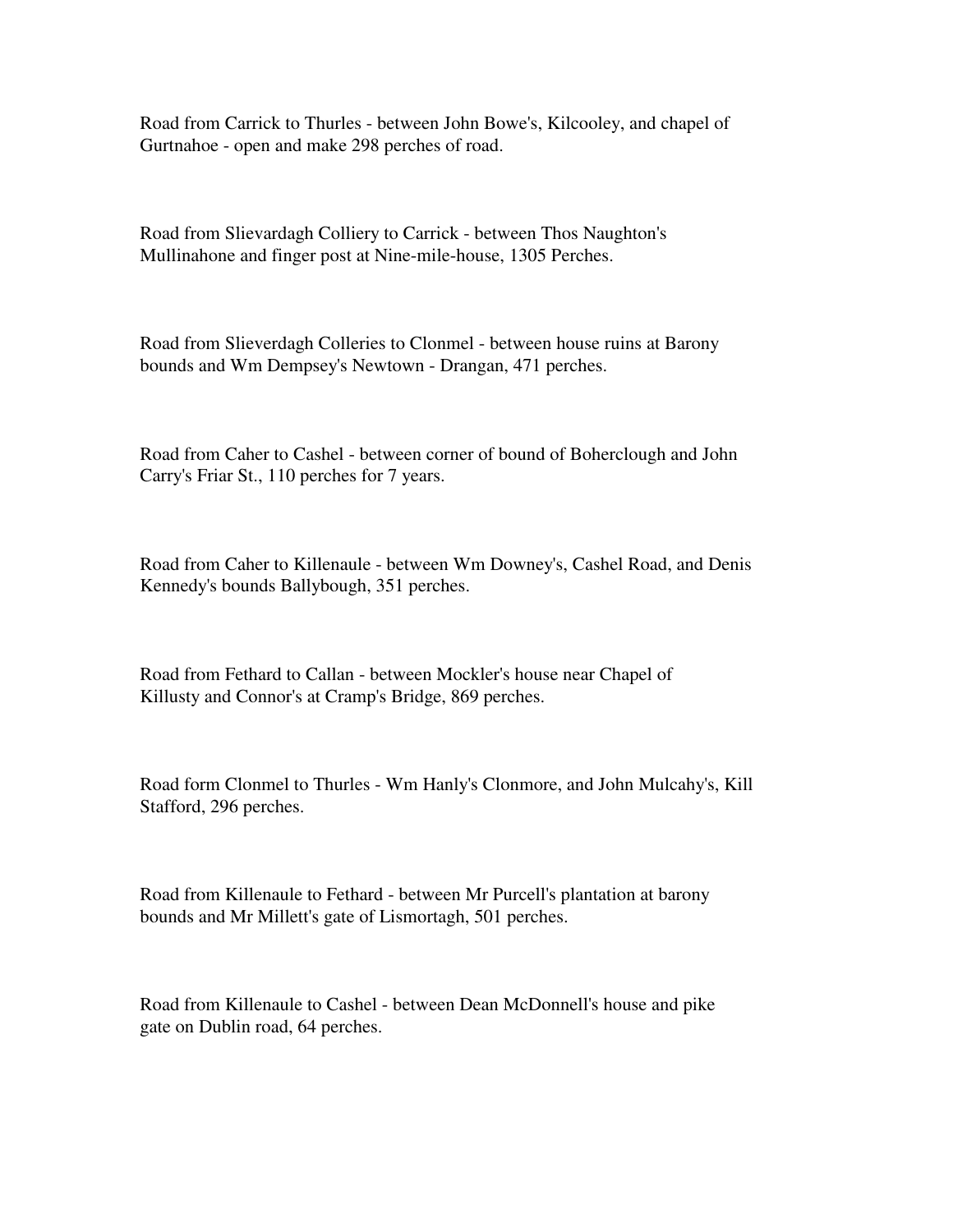Road from Carrick to Thurles - between John Bowe's, Kilcooley, and chapel of Gurtnahoe - open and make 298 perches of road.

Road from Slievardagh Colliery to Carrick - between Thos Naughton's Mullinahone and finger post at Nine-mile-house, 1305 Perches.

Road from Slieverdagh Collieries to Clonmel - between house ruins at Barony bounds and Wm Dempsey's Newtown - Drangan, 471 perches.

Road from Caher to Cashel - between corner of bound of Boherclough and John Carry's Friar St., 110 perches for 7 years.

Road from Caher to Killenaule - between Wm Downey's, Cashel Road, and Denis Kennedy's bounds Ballybough, 351 perches.

Road from Fethard to Callan - between Mockler's house near Chapel of Killusty and Connor's at Cramp's Bridge, 869 perches.

Road form Clonmel to Thurles - Wm Hanly's Clonmore, and John Mulcahy's, Kill Stafford, 296 perches.

Road from Killenaule to Fethard - between Mr Purcell's plantation at barony bounds and Mr Millett's gate of Lismortagh, 501 perches.

Road from Killenaule to Cashel - between Dean McDonnell's house and pike gate on Dublin road, 64 perches.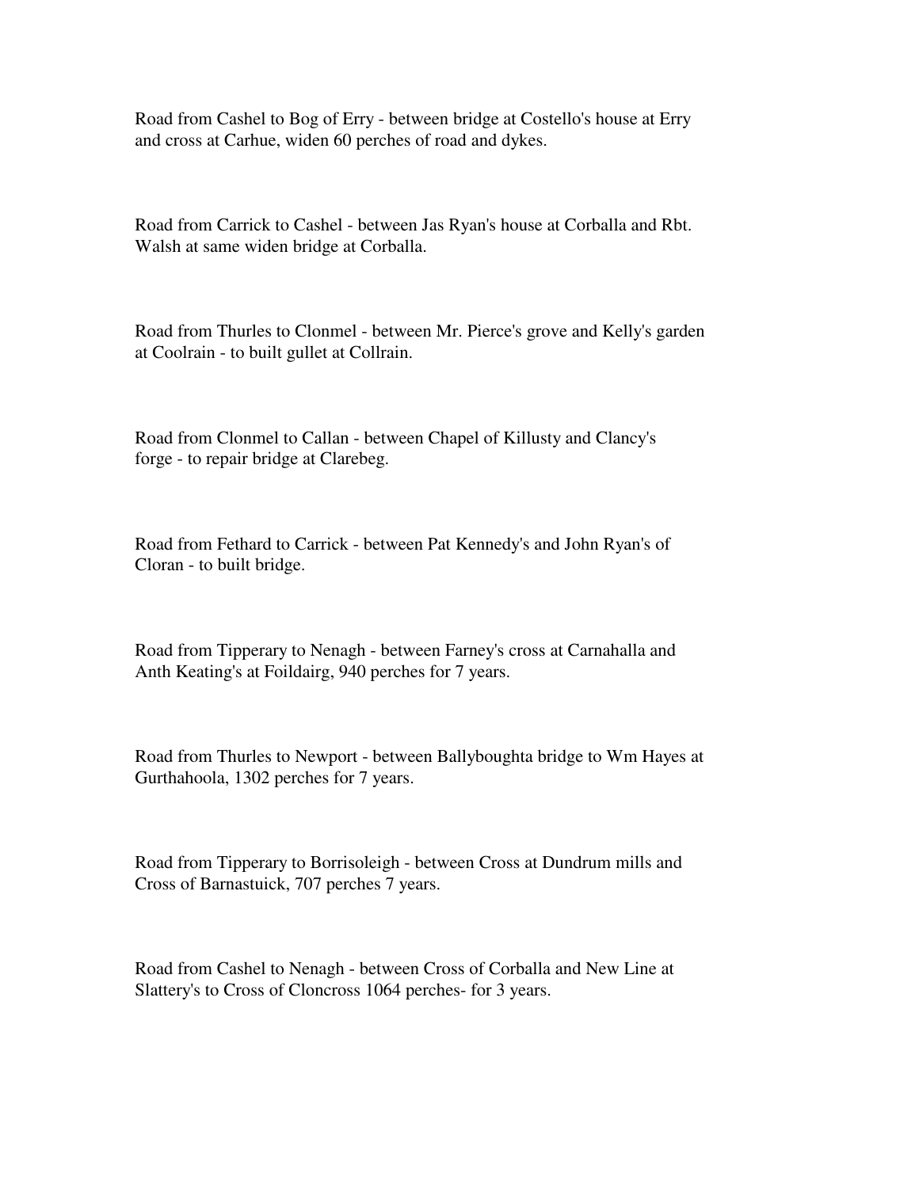Road from Cashel to Bog of Erry - between bridge at Costello's house at Erry and cross at Carhue, widen 60 perches of road and dykes.

Road from Carrick to Cashel - between Jas Ryan's house at Corballa and Rbt. Walsh at same widen bridge at Corballa.

Road from Thurles to Clonmel - between Mr. Pierce's grove and Kelly's garden at Coolrain - to built gullet at Collrain.

Road from Clonmel to Callan - between Chapel of Killusty and Clancy's forge - to repair bridge at Clarebeg.

Road from Fethard to Carrick - between Pat Kennedy's and John Ryan's of Cloran - to built bridge.

Road from Tipperary to Nenagh - between Farney's cross at Carnahalla and Anth Keating's at Foildairg, 940 perches for 7 years.

Road from Thurles to Newport - between Ballyboughta bridge to Wm Hayes at Gurthahoola, 1302 perches for 7 years.

Road from Tipperary to Borrisoleigh - between Cross at Dundrum mills and Cross of Barnastuick, 707 perches 7 years.

Road from Cashel to Nenagh - between Cross of Corballa and New Line at Slattery's to Cross of Cloncross 1064 perches- for 3 years.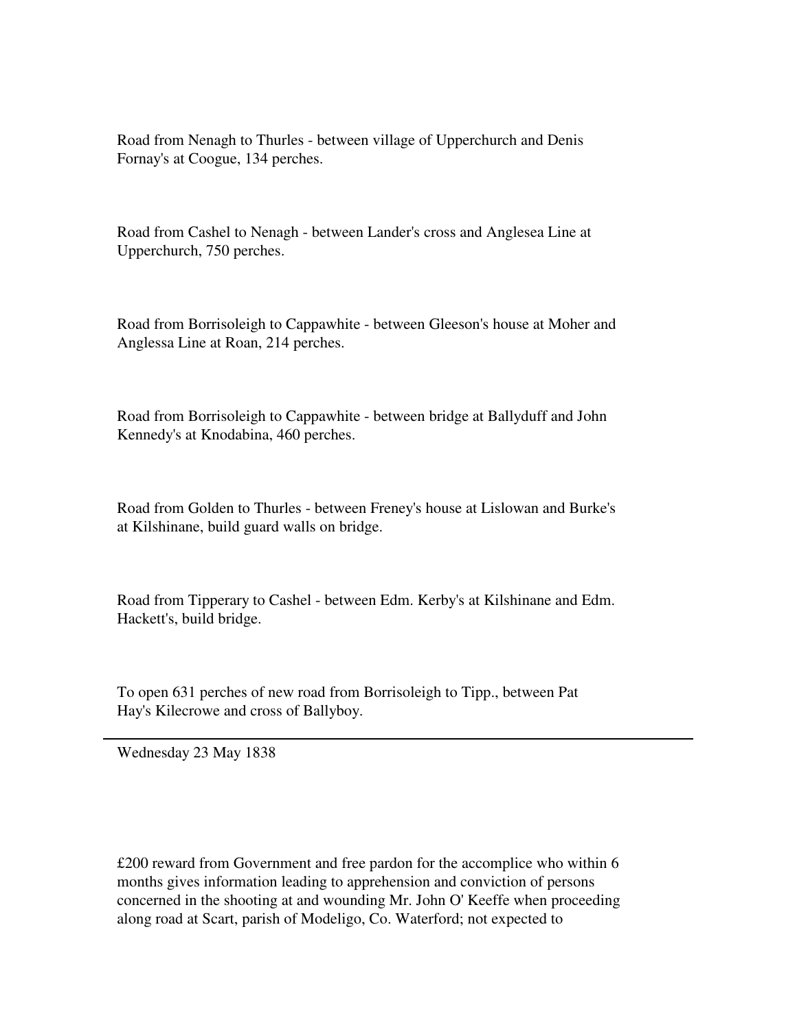Road from Nenagh to Thurles - between village of Upperchurch and Denis Fornay's at Coogue, 134 perches.

Road from Cashel to Nenagh - between Lander's cross and Anglesea Line at Upperchurch, 750 perches.

Road from Borrisoleigh to Cappawhite - between Gleeson's house at Moher and Anglessa Line at Roan, 214 perches.

Road from Borrisoleigh to Cappawhite - between bridge at Ballyduff and John Kennedy's at Knodabina, 460 perches.

Road from Golden to Thurles - between Freney's house at Lislowan and Burke's at Kilshinane, build guard walls on bridge.

Road from Tipperary to Cashel - between Edm. Kerby's at Kilshinane and Edm. Hackett's, build bridge.

To open 631 perches of new road from Borrisoleigh to Tipp., between Pat Hay's Kilecrowe and cross of Ballyboy.

---

Wednesday 23 May 1838

£200 reward from Government and free pardon for the accomplice who within 6 months gives information leading to apprehension and conviction of persons concerned in the shooting at and wounding Mr. John O' Keeffe when proceeding along road at Scart, parish of Modeligo, Co. Waterford; not expected to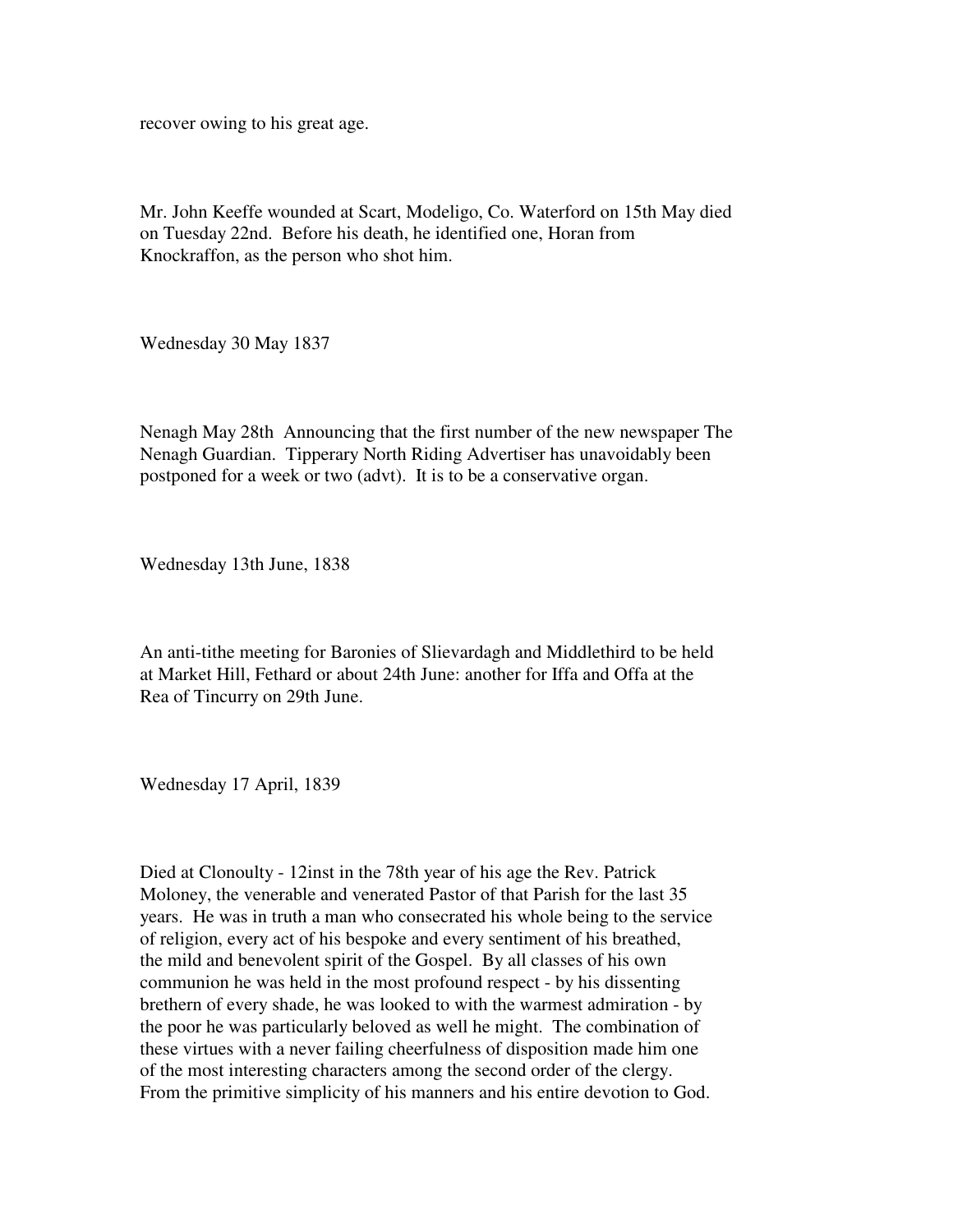recover owing to his great age.

Mr. John Keeffe wounded at Scart, Modeligo, Co. Waterford on 15th May died on Tuesday 22nd. Before his death, he identified one, Horan from Knockraffon, as the person who shot him.

Wednesday 30 May 1837

Nenagh May 28th Announcing that the first number of the new newspaper The Nenagh Guardian. Tipperary North Riding Advertiser has unavoidably been postponed for a week or two (advt). It is to be a conservative organ.

Wednesday 13th June, 1838

An anti-tithe meeting for Baronies of Slievardagh and Middlethird to be held at Market Hill, Fethard or about 24th June: another for Iffa and Offa at the Rea of Tincurry on 29th June.

Wednesday 17 April, 1839

Died at Clonoulty - 12inst in the 78th year of his age the Rev. Patrick Moloney, the venerable and venerated Pastor of that Parish for the last 35 years. He was in truth a man who consecrated his whole being to the service of religion, every act of his bespoke and every sentiment of his breathed, the mild and benevolent spirit of the Gospel. By all classes of his own communion he was held in the most profound respect - by his dissenting brethern of every shade, he was looked to with the warmest admiration - by the poor he was particularly beloved as well he might. The combination of these virtues with a never failing cheerfulness of disposition made him one of the most interesting characters among the second order of the clergy. From the primitive simplicity of his manners and his entire devotion to God.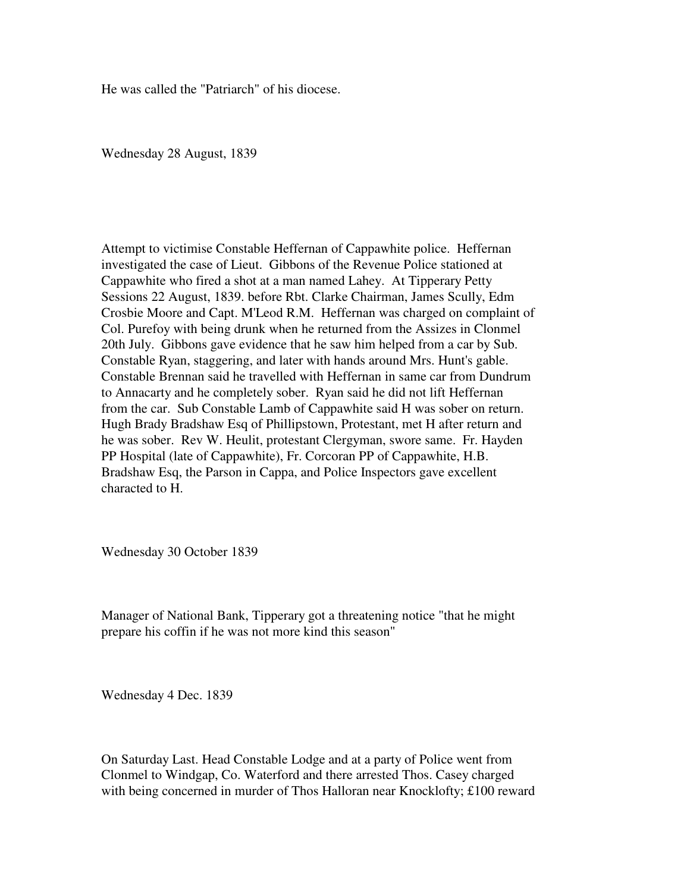He was called the "Patriarch" of his diocese.

Wednesday 28 August, 1839

Attempt to victimise Constable Heffernan of Cappawhite police. Heffernan investigated the case of Lieut. Gibbons of the Revenue Police stationed at Cappawhite who fired a shot at a man named Lahey. At Tipperary Petty Sessions 22 August, 1839. before Rbt. Clarke Chairman, James Scully, Edm Crosbie Moore and Capt. M'Leod R.M. Heffernan was charged on complaint of Col. Purefoy with being drunk when he returned from the Assizes in Clonmel 20th July. Gibbons gave evidence that he saw him helped from a car by Sub. Constable Ryan, staggering, and later with hands around Mrs. Hunt's gable. Constable Brennan said he travelled with Heffernan in same car from Dundrum to Annacarty and he completely sober. Ryan said he did not lift Heffernan from the car. Sub Constable Lamb of Cappawhite said H was sober on return. Hugh Brady Bradshaw Esq of Phillipstown, Protestant, met H after return and he was sober. Rev W. Heulit, protestant Clergyman, swore same. Fr. Hayden PP Hospital (late of Cappawhite), Fr. Corcoran PP of Cappawhite, H.B. Bradshaw Esq, the Parson in Cappa, and Police Inspectors gave excellent characted to H.

Wednesday 30 October 1839

Manager of National Bank, Tipperary got a threatening notice "that he might prepare his coffin if he was not more kind this season"

Wednesday 4 Dec. 1839

On Saturday Last. Head Constable Lodge and at a party of Police went from Clonmel to Windgap, Co. Waterford and there arrested Thos. Casey charged with being concerned in murder of Thos Halloran near Knocklofty; £100 reward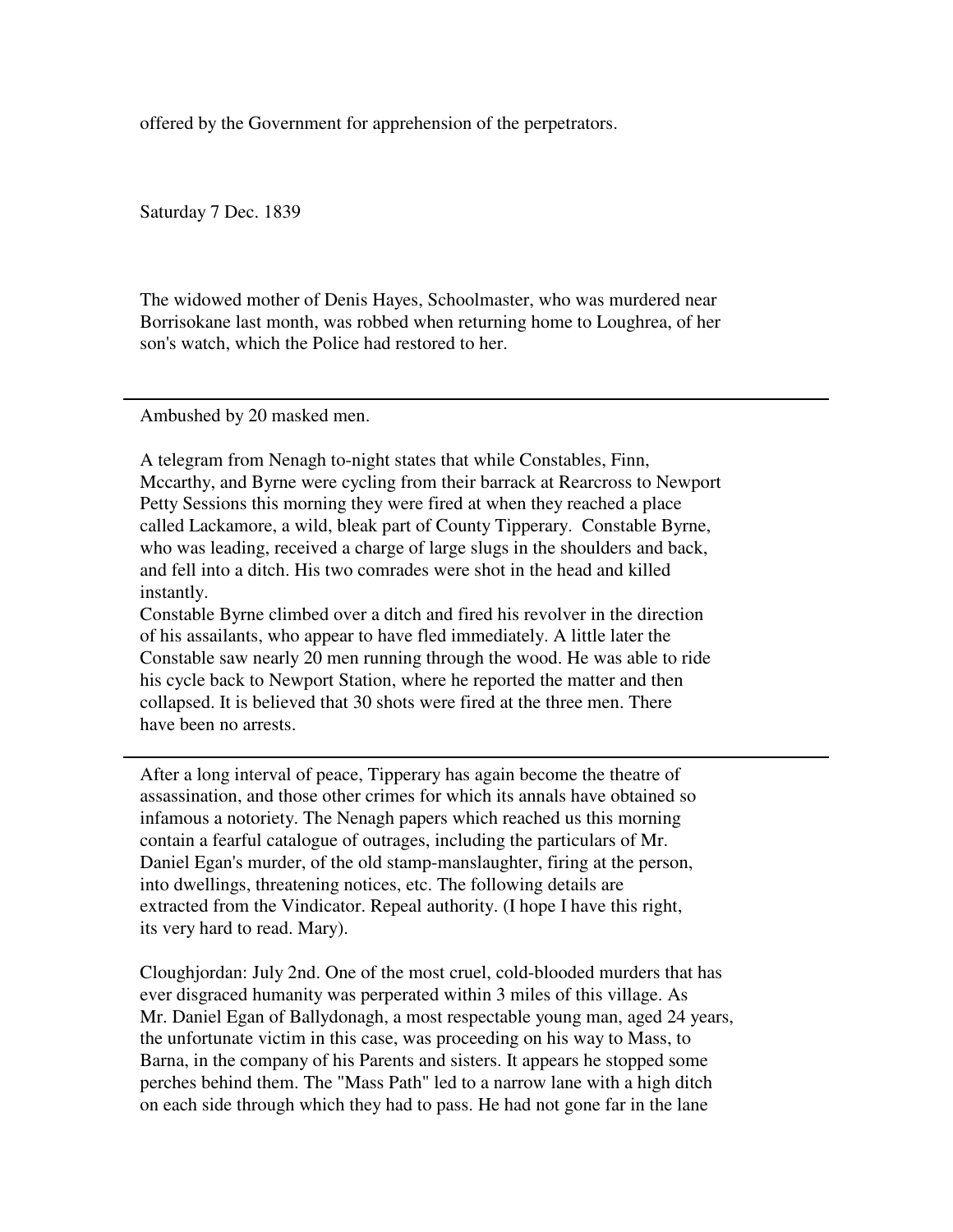offered by the Government for apprehension of the perpetrators.

Saturday 7 Dec. 1839

The widowed mother of Denis Hayes, Schoolmaster, who was murdered near Borrisokane last month, was robbed when returning home to Loughrea, of her son's watch, which the Police had restored to her.

---

Ambushed by 20 masked men.

A telegram from Nenagh to-night states that while Constables, Finn, Mccarthy, and Byrne were cycling from their barrack at Rearcross to Newport Petty Sessions this morning they were fired at when they reached a place called Lackamore, a wild, bleak part of County Tipperary. Constable Byrne, who was leading, received a charge of large slugs in the shoulders and back, and fell into a ditch. His two comrades were shot in the head and killed instantly.
Constable Byrne climbed over a ditch and fired his revolver in the direction of his assailants, who appear to have fled immediately. A little later the Constable saw nearly 20 men running through the wood. He was able to ride his cycle back to Newport Station, where he reported the matter and then collapsed. It is believed that 30 shots were fired at the three men. There have been no arrests.

---

After a long interval of peace, Tipperary has again become the theatre of assassination, and those other crimes for which its annals have obtained so infamous a notoriety. The Nenagh papers which reached us this morning contain a fearful catalogue of outrages, including the particulars of Mr. Daniel Egan's murder, of the old stamp-manslaughter, firing at the person, into dwellings, threatening notices, etc. The following details are extracted from the Vindicator. Repeal authority. (I hope I have this right, its very hard to read. Mary).

Cloughjordan: July 2nd. One of the most cruel, cold-blooded murders that has ever disgraced humanity was perperated within 3 miles of this village. As Mr. Daniel Egan of Ballydonagh, a most respectable young man, aged 24 years, the unfortunate victim in this case, was proceeding on his way to Mass, to Barna, in the company of his Parents and sisters. It appears he stopped some perches behind them. The "Mass Path" led to a narrow lane with a high ditch on each side through which they had to pass. He had not gone far in the lane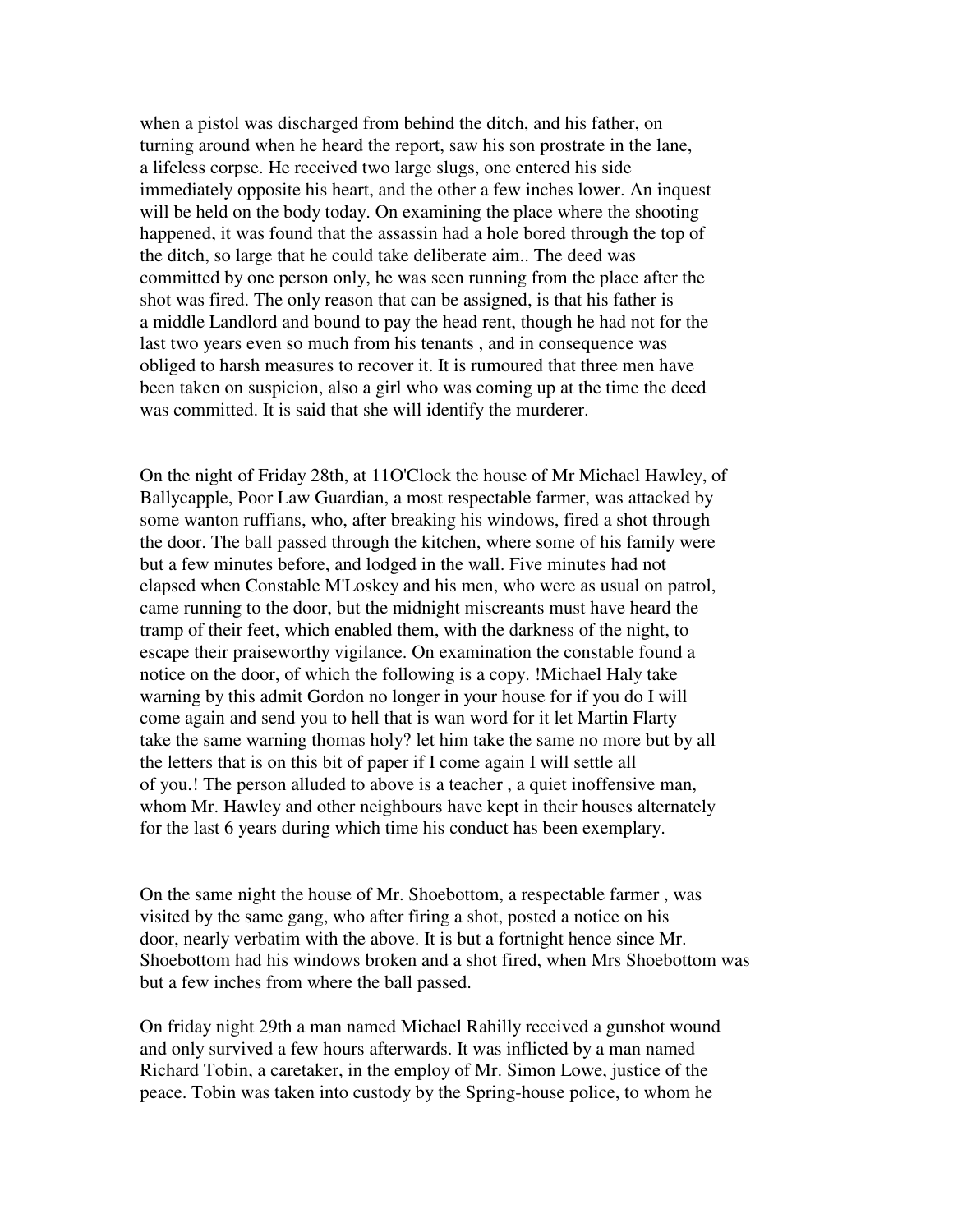when a pistol was discharged from behind the ditch, and his father, on turning around when he heard the report, saw his son prostrate in the lane, a lifeless corpse. He received two large slugs, one entered his side immediately opposite his heart, and the other a few inches lower. An inquest will be held on the body today. On examining the place where the shooting happened, it was found that the assassin had a hole bored through the top of the ditch, so large that he could take deliberate aim.. The deed was committed by one person only, he was seen running from the place after the shot was fired. The only reason that can be assigned, is that his father is a middle Landlord and bound to pay the head rent, though he had not for the last two years even so much from his tenants , and in consequence was obliged to harsh measures to recover it. It is rumoured that three men have been taken on suspicion, also a girl who was coming up at the time the deed was committed. It is said that she will identify the murderer.

On the night of Friday 28th, at 11O'Clock the house of Mr Michael Hawley, of Ballycapple, Poor Law Guardian, a most respectable farmer, was attacked by some wanton ruffians, who, after breaking his windows, fired a shot through the door. The ball passed through the kitchen, where some of his family were but a few minutes before, and lodged in the wall. Five minutes had not elapsed when Constable M'Loskey and his men, who were as usual on patrol, came running to the door, but the midnight miscreants must have heard the tramp of their feet, which enabled them, with the darkness of the night, to escape their praiseworthy vigilance. On examination the constable found a notice on the door, of which the following is a copy. !Michael Haly take warning by this admit Gordon no longer in your house for if you do I will come again and send you to hell that is wan word for it let Martin Flarty take the same warning thomas holy? let him take the same no more but by all the letters that is on this bit of paper if I come again I will settle all of you.! The person alluded to above is a teacher , a quiet inoffensive man, whom Mr. Hawley and other neighbours have kept in their houses alternately for the last 6 years during which time his conduct has been exemplary.

On the same night the house of Mr. Shoebottom, a respectable farmer , was visited by the same gang, who after firing a shot, posted a notice on his door, nearly verbatim with the above. It is but a fortnight hence since Mr. Shoebottom had his windows broken and a shot fired, when Mrs Shoebottom was but a few inches from where the ball passed.

On friday night 29th a man named Michael Rahilly received a gunshot wound and only survived a few hours afterwards. It was inflicted by a man named Richard Tobin, a caretaker, in the employ of Mr. Simon Lowe, justice of the peace. Tobin was taken into custody by the Spring-house police, to whom he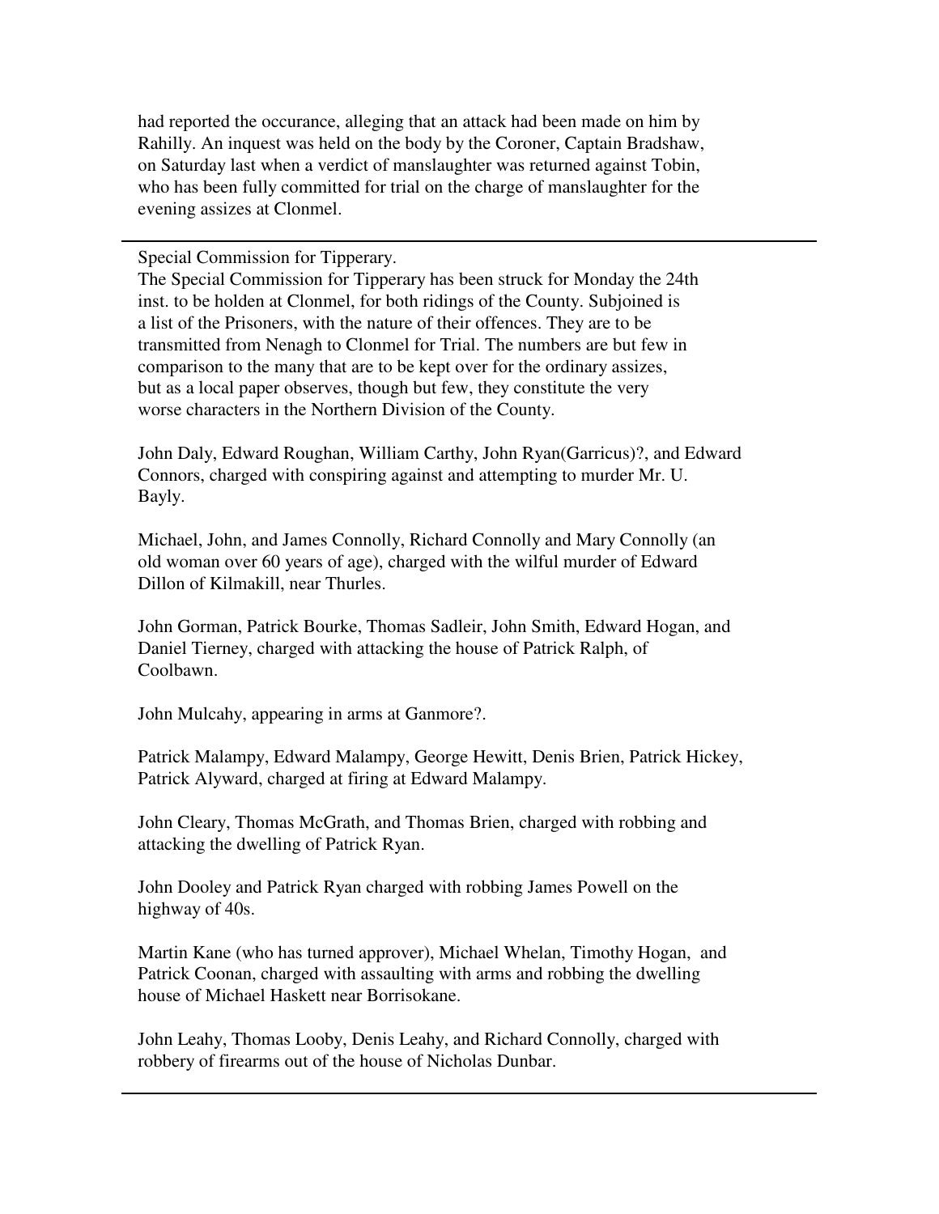had reported the occurance, alleging that an attack had been made on him by Rahilly. An inquest was held on the body by the Coroner, Captain Bradshaw, on Saturday last when a verdict of manslaughter was returned against Tobin, who has been fully committed for trial on the charge of manslaughter for the evening assizes at Clonmel.

---

Special Commission for Tipperary.

The Special Commission for Tipperary has been struck for Monday the 24th inst. to be holden at Clonmel, for both ridings of the County. Subjoined is a list of the Prisoners, with the nature of their offences. They are to be transmitted from Nenagh to Clonmel for Trial. The numbers are but few in comparison to the many that are to be kept over for the ordinary assizes, but as a local paper observes, though but few, they constitute the very worse characters in the Northern Division of the County.

John Daly, Edward Roughan, William Carthy, John Ryan(Garricus)?, and Edward Connors, charged with conspiring against and attempting to murder Mr. U. Bayly.

Michael, John, and James Connolly, Richard Connolly and Mary Connolly (an old woman over 60 years of age), charged with the wilful murder of Edward Dillon of Kilmakill, near Thurles.

John Gorman, Patrick Bourke, Thomas Sadleir, John Smith, Edward Hogan, and Daniel Tierney, charged with attacking the house of Patrick Ralph, of Coolbawn.

John Mulcahy, appearing in arms at Ganmore?.

Patrick Malampy, Edward Malampy, George Hewitt, Denis Brien, Patrick Hickey, Patrick Alyward, charged at firing at Edward Malampy.

John Cleary, Thomas McGrath, and Thomas Brien, charged with robbing and attacking the dwelling of Patrick Ryan.

John Dooley and Patrick Ryan charged with robbing James Powell on the highway of 40s.

Martin Kane (who has turned approver), Michael Whelan, Timothy Hogan, and Patrick Coonan, charged with assaulting with arms and robbing the dwelling house of Michael Haskett near Borrisokane.

John Leahy, Thomas Looby, Denis Leahy, and Richard Connolly, charged with robbery of firearms out of the house of Nicholas Dunbar.

---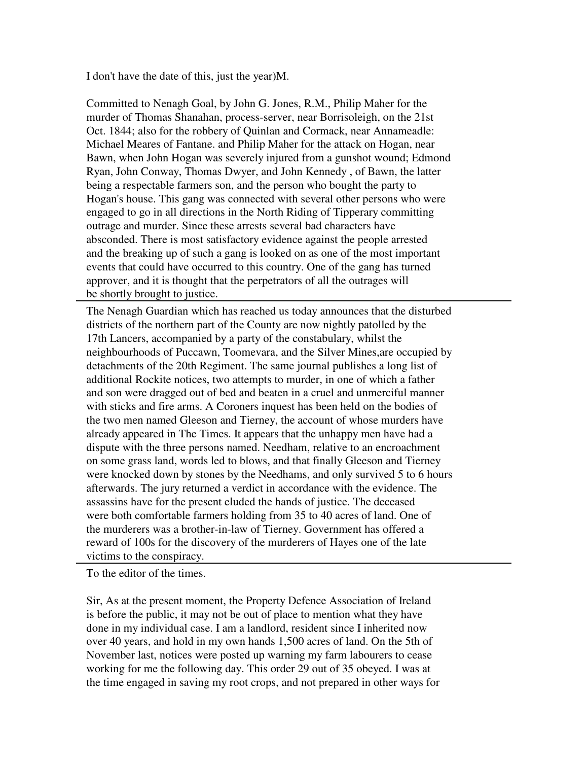I don't have the date of this, just the year)M.

Committed to Nenagh Goal, by John G. Jones, R.M., Philip Maher for the murder of Thomas Shanahan, process-server, near Borrisoleigh, on the 21st Oct. 1844; also for the robbery of Quinlan and Cormack, near Annameadle: Michael Meares of Fantane. and Philip Maher for the attack on Hogan, near Bawn, when John Hogan was severely injured from a gunshot wound; Edmond Ryan, John Conway, Thomas Dwyer, and John Kennedy , of Bawn, the latter being a respectable farmers son, and the person who bought the party to Hogan's house. This gang was connected with several other persons who were engaged to go in all directions in the North Riding of Tipperary committing outrage and murder. Since these arrests several bad characters have absconded. There is most satisfactory evidence against the people arrested and the breaking up of such a gang is looked on as one of the most important events that could have occurred to this country. One of the gang has turned approver, and it is thought that the perpetrators of all the outrages will be shortly brought to justice.

---

The Nenagh Guardian which has reached us today announces that the disturbed districts of the northern part of the County are now nightly patolled by the 17th Lancers, accompanied by a party of the constabulary, whilst the neighbourhoods of Puccawn, Toomevara, and the Silver Mines,are occupied by detachments of the 20th Regiment. The same journal publishes a long list of additional Rockite notices, two attempts to murder, in one of which a father and son were dragged out of bed and beaten in a cruel and unmerciful manner with sticks and fire arms. A Coroners inquest has been held on the bodies of the two men named Gleeson and Tierney, the account of whose murders have already appeared in The Times. It appears that the unhappy men have had a dispute with the three persons named. Needham, relative to an encroachment on some grass land, words led to blows, and that finally Gleeson and Tierney were knocked down by stones by the Needhams, and only survived 5 to 6 hours afterwards. The jury returned a verdict in accordance with the evidence. The assassins have for the present eluded the hands of justice. The deceased were both comfortable farmers holding from 35 to 40 acres of land. One of the murderers was a brother-in-law of Tierney. Government has offered a reward of 100s for the discovery of the murderers of Hayes one of the late victims to the conspiracy.

---

To the editor of the times.

Sir, As at the present moment, the Property Defence Association of Ireland is before the public, it may not be out of place to mention what they have done in my individual case. I am a landlord, resident since I inherited now over 40 years, and hold in my own hands 1,500 acres of land. On the 5th of November last, notices were posted up warning my farm labourers to cease working for me the following day. This order 29 out of 35 obeyed. I was at the time engaged in saving my root crops, and not prepared in other ways for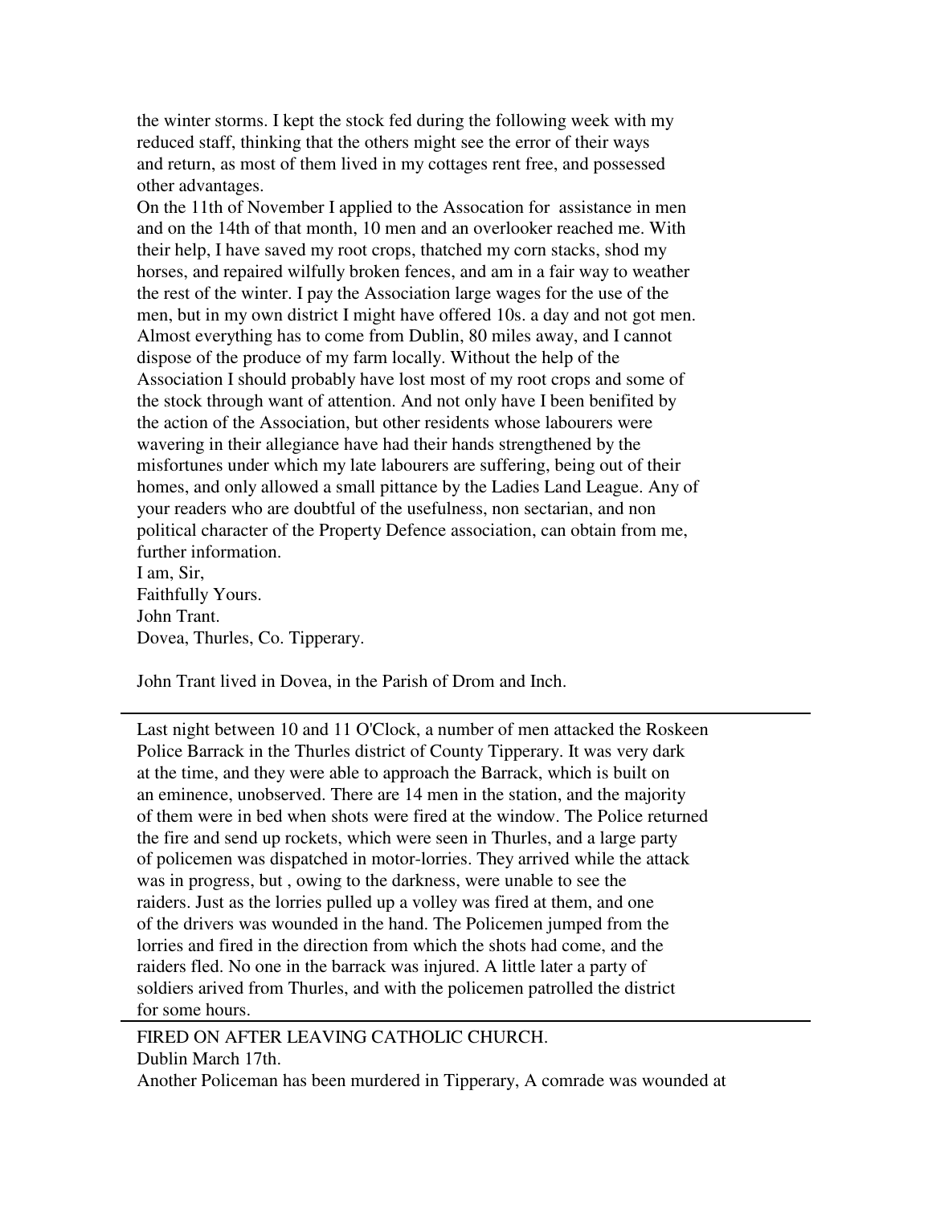the winter storms. I kept the stock fed during the following week with my reduced staff, thinking that the others might see the error of their ways and return, as most of them lived in my cottages rent free, and possessed other advantages.

On the 11th of November I applied to the Assocation for assistance in men and on the 14th of that month, 10 men and an overlooker reached me. With their help, I have saved my root crops, thatched my corn stacks, shod my horses, and repaired wilfully broken fences, and am in a fair way to weather the rest of the winter. I pay the Association large wages for the use of the men, but in my own district I might have offered 10s. a day and not got men. Almost everything has to come from Dublin, 80 miles away, and I cannot dispose of the produce of my farm locally. Without the help of the Association I should probably have lost most of my root crops and some of the stock through want of attention. And not only have I been benifited by the action of the Association, but other residents whose labourers were wavering in their allegiance have had their hands strengthened by the misfortunes under which my late labourers are suffering, being out of their homes, and only allowed a small pittance by the Ladies Land League. Any of your readers who are doubtful of the usefulness, non sectarian, and non political character of the Property Defence association, can obtain from me, further information.

I am, Sir,
Faithfully Yours.
John Trant.
Dovea, Thurles, Co. Tipperary.

John Trant lived in Dovea, in the Parish of Drom and Inch.

---

Last night between 10 and 11 O'Clock, a number of men attacked the Roskeen Police Barrack in the Thurles district of County Tipperary. It was very dark at the time, and they were able to approach the Barrack, which is built on an eminence, unobserved. There are 14 men in the station, and the majority of them were in bed when shots were fired at the window. The Police returned the fire and send up rockets, which were seen in Thurles, and a large party of policemen was dispatched in motor-lorries. They arrived while the attack was in progress, but , owing to the darkness, were unable to see the raiders. Just as the lorries pulled up a volley was fired at them, and one of the drivers was wounded in the hand. The Policemen jumped from the lorries and fired in the direction from which the shots had come, and the raiders fled. No one in the barrack was injured. A little later a party of soldiers arived from Thurles, and with the policemen patrolled the district for some hours.

---

FIRED ON AFTER LEAVING CATHOLIC CHURCH.
Dublin March 17th.
Another Policeman has been murdered in Tipperary, A comrade was wounded at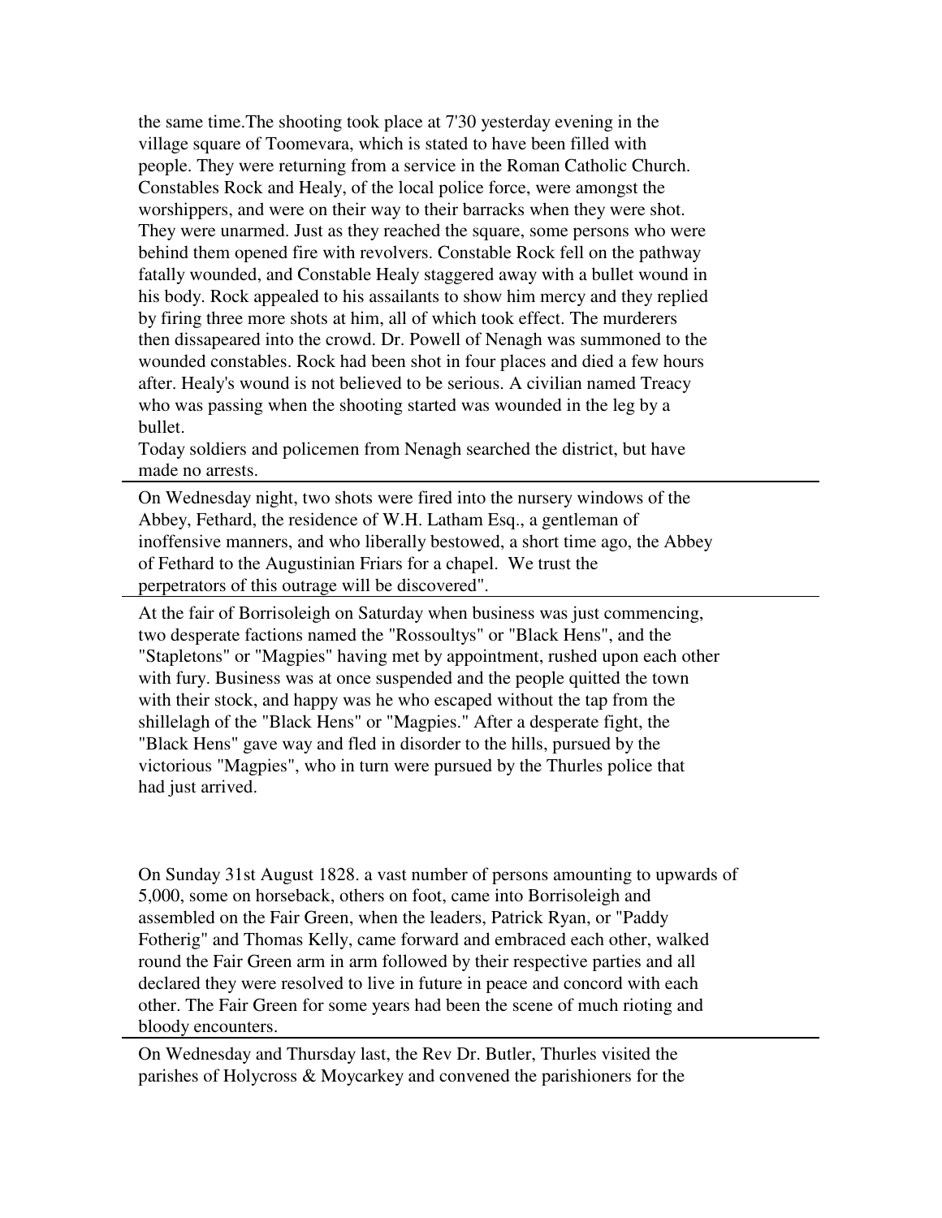the same time.The shooting took place at 7'30 yesterday evening in the village square of Toomevara, which is stated to have been filled with people. They were returning from a service in the Roman Catholic Church. Constables Rock and Healy, of the local police force, were amongst the worshippers, and were on their way to their barracks when they were shot. They were unarmed. Just as they reached the square, some persons who were behind them opened fire with revolvers. Constable Rock fell on the pathway fatally wounded, and Constable Healy staggered away with a bullet wound in his body. Rock appealed to his assailants to show him mercy and they replied by firing three more shots at him, all of which took effect. The murderers then dissapeared into the crowd. Dr. Powell of Nenagh was summoned to the wounded constables. Rock had been shot in four places and died a few hours after. Healy's wound is not believed to be serious. A civilian named Treacy who was passing when the shooting started was wounded in the leg by a bullet.
Today soldiers and policemen from Nenagh searched the district, but have made no arrests.

---

On Wednesday night, two shots were fired into the nursery windows of the Abbey, Fethard, the residence of W.H. Latham Esq., a gentleman of inoffensive manners, and who liberally bestowed, a short time ago, the Abbey of Fethard to the Augustinian Friars for a chapel. We trust the perpetrators of this outrage will be discovered".

---

At the fair of Borrisoleigh on Saturday when business was just commencing, two desperate factions named the "Rossoultys" or "Black Hens", and the "Stapletons" or "Magpies" having met by appointment, rushed upon each other with fury. Business was at once suspended and the people quitted the town with their stock, and happy was he who escaped without the tap from the shillelagh of the "Black Hens" or "Magpies." After a desperate fight, the "Black Hens" gave way and fled in disorder to the hills, pursued by the victorious "Magpies", who in turn were pursued by the Thurles police that had just arrived.

On Sunday 31st August 1828. a vast number of persons amounting to upwards of 5,000, some on horseback, others on foot, came into Borrisoleigh and assembled on the Fair Green, when the leaders, Patrick Ryan, or "Paddy Fotherig" and Thomas Kelly, came forward and embraced each other, walked round the Fair Green arm in arm followed by their respective parties and all declared they were resolved to live in future in peace and concord with each other. The Fair Green for some years had been the scene of much rioting and bloody encounters.

---

On Wednesday and Thursday last, the Rev Dr. Butler, Thurles visited the parishes of Holycross & Moycarkey and convened the parishioners for the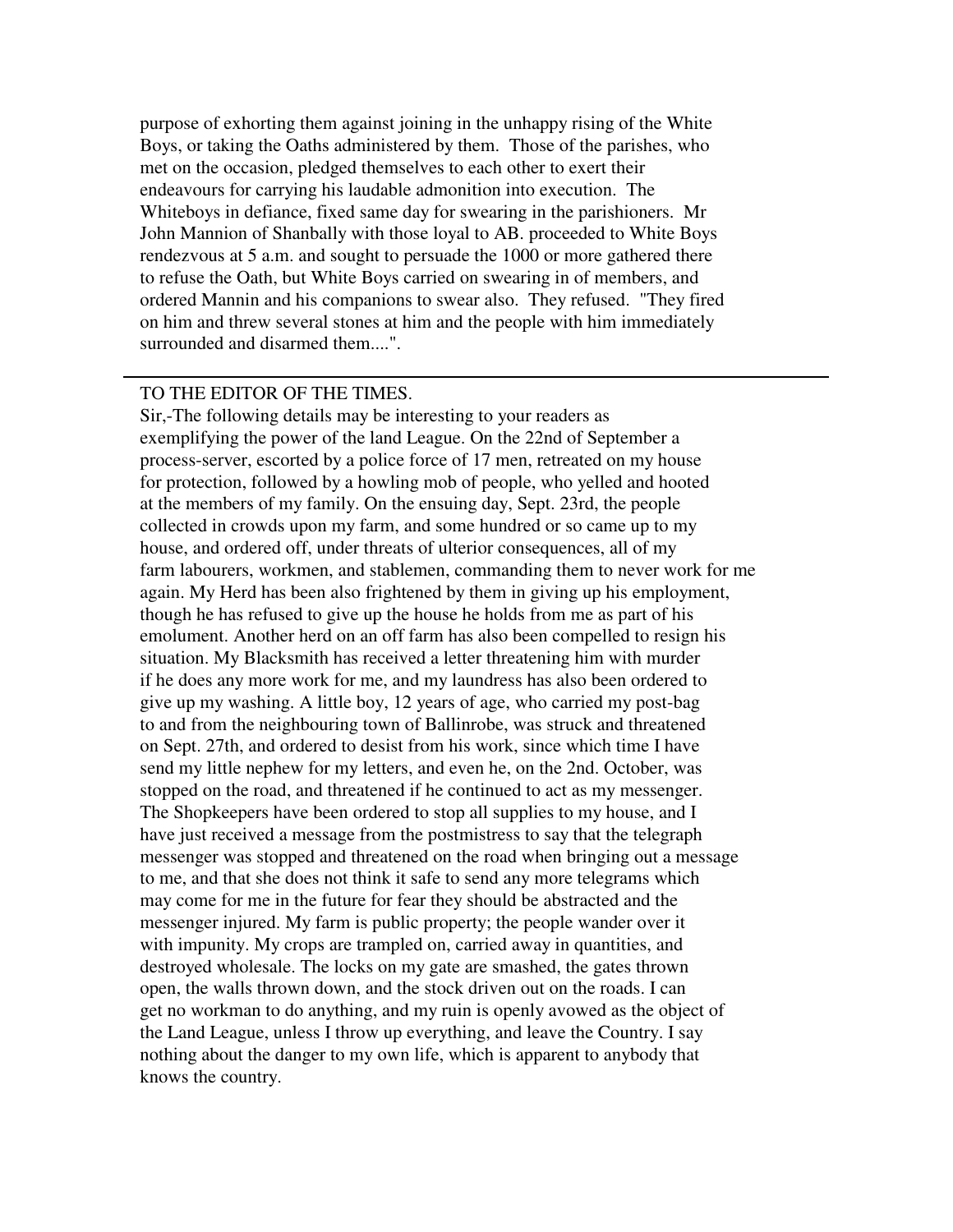purpose of exhorting them against joining in the unhappy rising of the White Boys, or taking the Oaths administered by them. Those of the parishes, who met on the occasion, pledged themselves to each other to exert their endeavours for carrying his laudable admonition into execution. The Whiteboys in defiance, fixed same day for swearing in the parishioners. Mr John Mannion of Shanbally with those loyal to AB. proceeded to White Boys rendezvous at 5 a.m. and sought to persuade the 1000 or more gathered there to refuse the Oath, but White Boys carried on swearing in of members, and ordered Mannin and his companions to swear also. They refused. "They fired on him and threw several stones at him and the people with him immediately surrounded and disarmed them....".

---

TO THE EDITOR OF THE TIMES.

Sir,-The following details may be interesting to your readers as exemplifying the power of the land League. On the 22nd of September a process-server, escorted by a police force of 17 men, retreated on my house for protection, followed by a howling mob of people, who yelled and hooted at the members of my family. On the ensuing day, Sept. 23rd, the people collected in crowds upon my farm, and some hundred or so came up to my house, and ordered off, under threats of ulterior consequences, all of my farm labourers, workmen, and stablemen, commanding them to never work for me again. My Herd has been also frightened by them in giving up his employment, though he has refused to give up the house he holds from me as part of his emolument. Another herd on an off farm has also been compelled to resign his situation. My Blacksmith has received a letter threatening him with murder if he does any more work for me, and my laundress has also been ordered to give up my washing. A little boy, 12 years of age, who carried my post-bag to and from the neighbouring town of Ballinrobe, was struck and threatened on Sept. 27th, and ordered to desist from his work, since which time I have send my little nephew for my letters, and even he, on the 2nd. October, was stopped on the road, and threatened if he continued to act as my messenger. The Shopkeepers have been ordered to stop all supplies to my house, and I have just received a message from the postmistress to say that the telegraph messenger was stopped and threatened on the road when bringing out a message to me, and that she does not think it safe to send any more telegrams which may come for me in the future for fear they should be abstracted and the messenger injured. My farm is public property; the people wander over it with impunity. My crops are trampled on, carried away in quantities, and destroyed wholesale. The locks on my gate are smashed, the gates thrown open, the walls thrown down, and the stock driven out on the roads. I can get no workman to do anything, and my ruin is openly avowed as the object of the Land League, unless I throw up everything, and leave the Country. I say nothing about the danger to my own life, which is apparent to anybody that knows the country.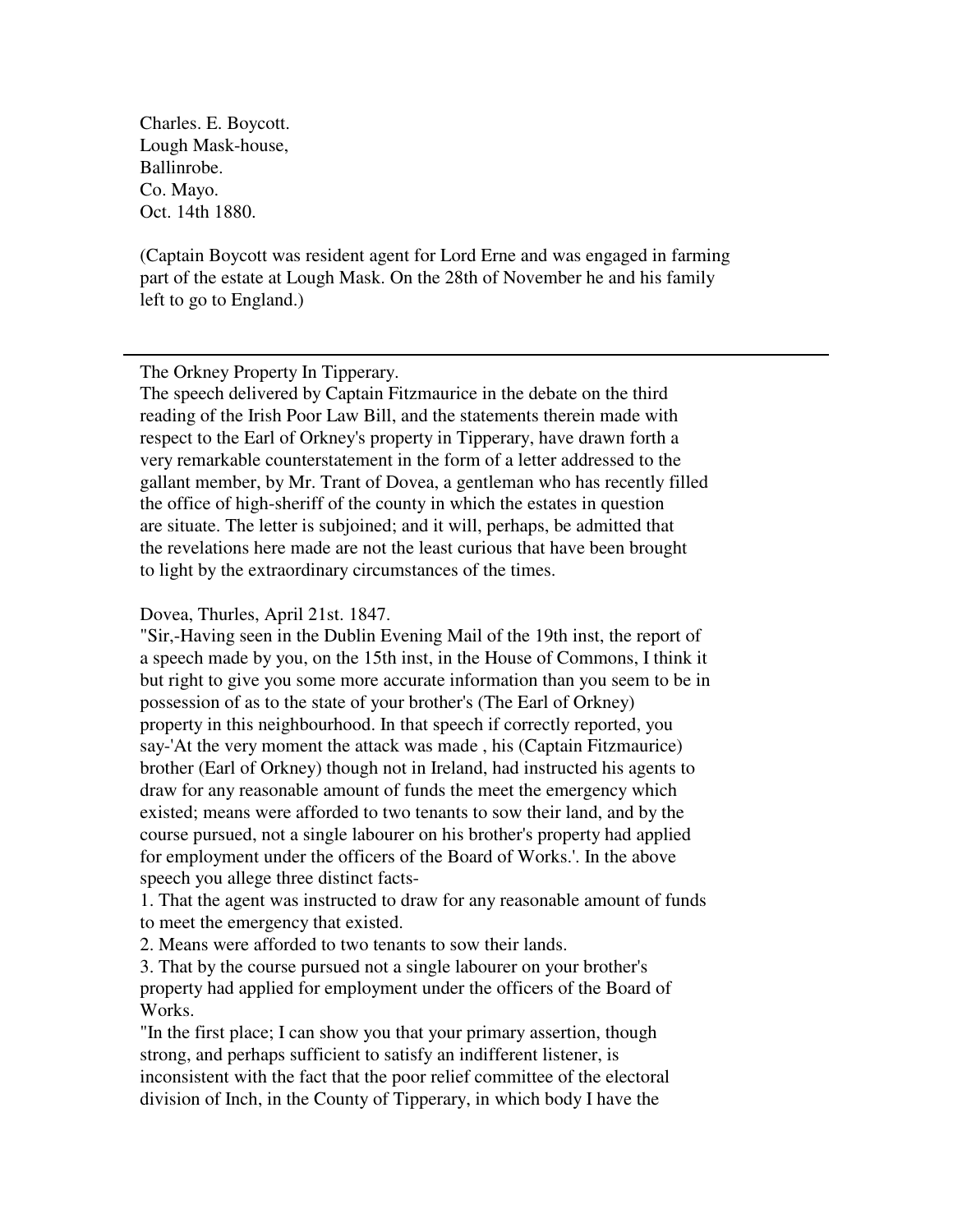Charles. E. Boycott.
Lough Mask-house,
Ballinrobe.
Co. Mayo.
Oct. 14th 1880.

(Captain Boycott was resident agent for Lord Erne and was engaged in farming part of the estate at Lough Mask. On the 28th of November he and his family left to go to England.)

---

## The Orkney Property In Tipperary.

The speech delivered by Captain Fitzmaurice in the debate on the third reading of the Irish Poor Law Bill, and the statements therein made with respect to the Earl of Orkney's property in Tipperary, have drawn forth a very remarkable counterstatement in the form of a letter addressed to the gallant member, by Mr. Trant of Dovea, a gentleman who has recently filled the office of high-sheriff of the county in which the estates in question are situate. The letter is subjoined; and it will, perhaps, be admitted that the revelations here made are not the least curious that have been brought to light by the extraordinary circumstances of the times.

Dovea, Thurles, April 21st. 1847.

"Sir,-Having seen in the Dublin Evening Mail of the 19th inst, the report of a speech made by you, on the 15th inst, in the House of Commons, I think it but right to give you some more accurate information than you seem to be in possession of as to the state of your brother's (The Earl of Orkney) property in this neighbourhood. In that speech if correctly reported, you say-'At the very moment the attack was made , his (Captain Fitzmaurice) brother (Earl of Orkney) though not in Ireland, had instructed his agents to draw for any reasonable amount of funds the meet the emergency which existed; means were afforded to two tenants to sow their land, and by the course pursued, not a single labourer on his brother's property had applied for employment under the officers of the Board of Works.'. In the above speech you allege three distinct facts-

1. That the agent was instructed to draw for any reasonable amount of funds to meet the emergency that existed.
2. Means were afforded to two tenants to sow their lands.
3. That by the course pursued not a single labourer on your brother's property had applied for employment under the officers of the Board of Works.

"In the first place; I can show you that your primary assertion, though strong, and perhaps sufficient to satisfy an indifferent listener, is inconsistent with the fact that the poor relief committee of the electoral division of Inch, in the County of Tipperary, in which body I have the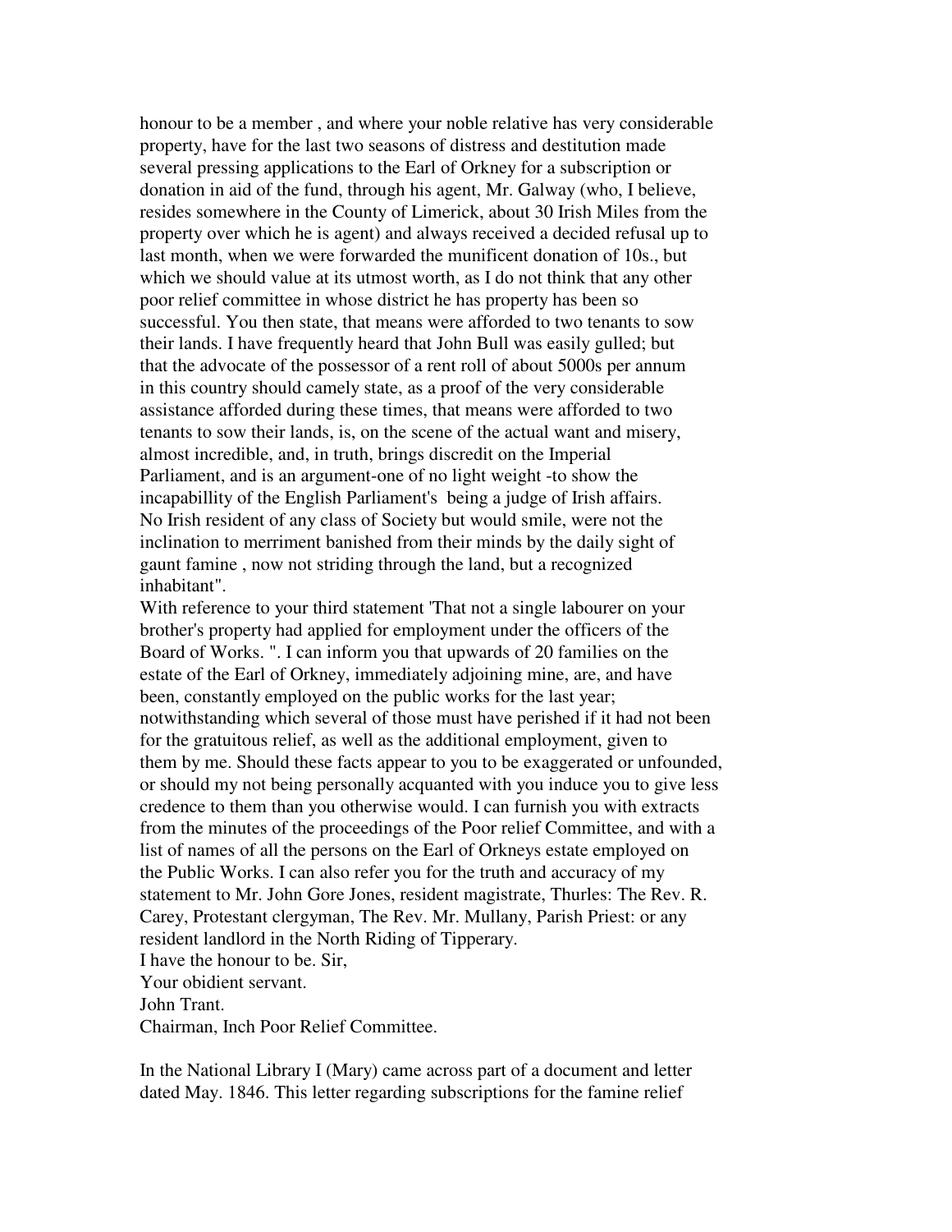honour to be a member , and where your noble relative has very considerable property, have for the last two seasons of distress and destitution made several pressing applications to the Earl of Orkney for a subscription or donation in aid of the fund, through his agent, Mr. Galway (who, I believe, resides somewhere in the County of Limerick, about 30 Irish Miles from the property over which he is agent) and always received a decided refusal up to last month, when we were forwarded the munificent donation of 10s., but which we should value at its utmost worth, as I do not think that any other poor relief committee in whose district he has property has been so successful. You then state, that means were afforded to two tenants to sow their lands. I have frequently heard that John Bull was easily gulled; but that the advocate of the possessor of a rent roll of about 5000s per annum in this country should camely state, as a proof of the very considerable assistance afforded during these times, that means were afforded to two tenants to sow their lands, is, on the scene of the actual want and misery, almost incredible, and, in truth, brings discredit on the Imperial Parliament, and is an argument-one of no light weight -to show the incapabillity of the English Parliament's being a judge of Irish affairs. No Irish resident of any class of Society but would smile, were not the inclination to merriment banished from their minds by the daily sight of gaunt famine , now not striding through the land, but a recognized inhabitant".

With reference to your third statement 'That not a single labourer on your brother's property had applied for employment under the officers of the Board of Works. ". I can inform you that upwards of 20 families on the estate of the Earl of Orkney, immediately adjoining mine, are, and have been, constantly employed on the public works for the last year; notwithstanding which several of those must have perished if it had not been for the gratuitous relief, as well as the additional employment, given to them by me. Should these facts appear to you to be exaggerated or unfounded, or should my not being personally acquanted with you induce you to give less credence to them than you otherwise would. I can furnish you with extracts from the minutes of the proceedings of the Poor relief Committee, and with a list of names of all the persons on the Earl of Orkneys estate employed on the Public Works. I can also refer you for the truth and accuracy of my statement to Mr. John Gore Jones, resident magistrate, Thurles: The Rev. R. Carey, Protestant clergyman, The Rev. Mr. Mullany, Parish Priest: or any resident landlord in the North Riding of Tipperary.

I have the honour to be. Sir,
Your obidient servant.
John Trant.
Chairman, Inch Poor Relief Committee.

In the National Library I (Mary) came across part of a document and letter dated May. 1846. This letter regarding subscriptions for the famine relief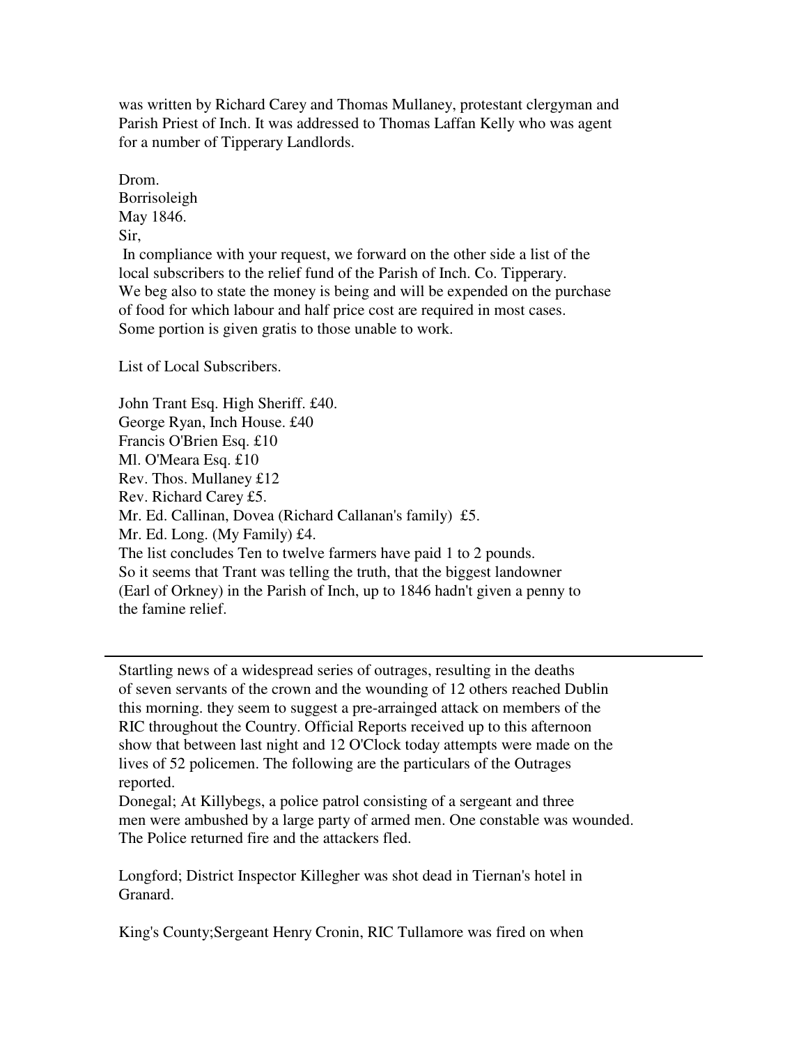was written by Richard Carey and Thomas Mullaney, protestant clergyman and Parish Priest of Inch. It was addressed to Thomas Laffan Kelly who was agent for a number of Tipperary Landlords.

Drom.
Borrisoleigh
May 1846.
Sir,
In compliance with your request, we forward on the other side a list of the local subscribers to the relief fund of the Parish of Inch. Co. Tipperary.
We beg also to state the money is being and will be expended on the purchase of food for which labour and half price cost are required in most cases.
Some portion is given gratis to those unable to work.

List of Local Subscribers.

John Trant Esq. High Sheriff. £40.
George Ryan, Inch House. £40
Francis O'Brien Esq. £10
Ml. O'Meara Esq. £10
Rev. Thos. Mullaney £12
Rev. Richard Carey £5.
Mr. Ed. Callinan, Dovea (Richard Callanan's family) £5.
Mr. Ed. Long. (My Family) £4.
The list concludes Ten to twelve farmers have paid 1 to 2 pounds.
So it seems that Trant was telling the truth, that the biggest landowner (Earl of Orkney) in the Parish of Inch, up to 1846 hadn't given a penny to the famine relief.

---

Startling news of a widespread series of outrages, resulting in the deaths of seven servants of the crown and the wounding of 12 others reached Dublin this morning. they seem to suggest a pre-arrainged attack on members of the RIC throughout the Country. Official Reports received up to this afternoon show that between last night and 12 O'Clock today attempts were made on the lives of 52 policemen. The following are the particulars of the Outrages reported.
Donegal; At Killybegs, a police patrol consisting of a sergeant and three men were ambushed by a large party of armed men. One constable was wounded. The Police returned fire and the attackers fled.

Longford; District Inspector Killegher was shot dead in Tiernan's hotel in Granard.

King's County;Sergeant Henry Cronin, RIC Tullamore was fired on when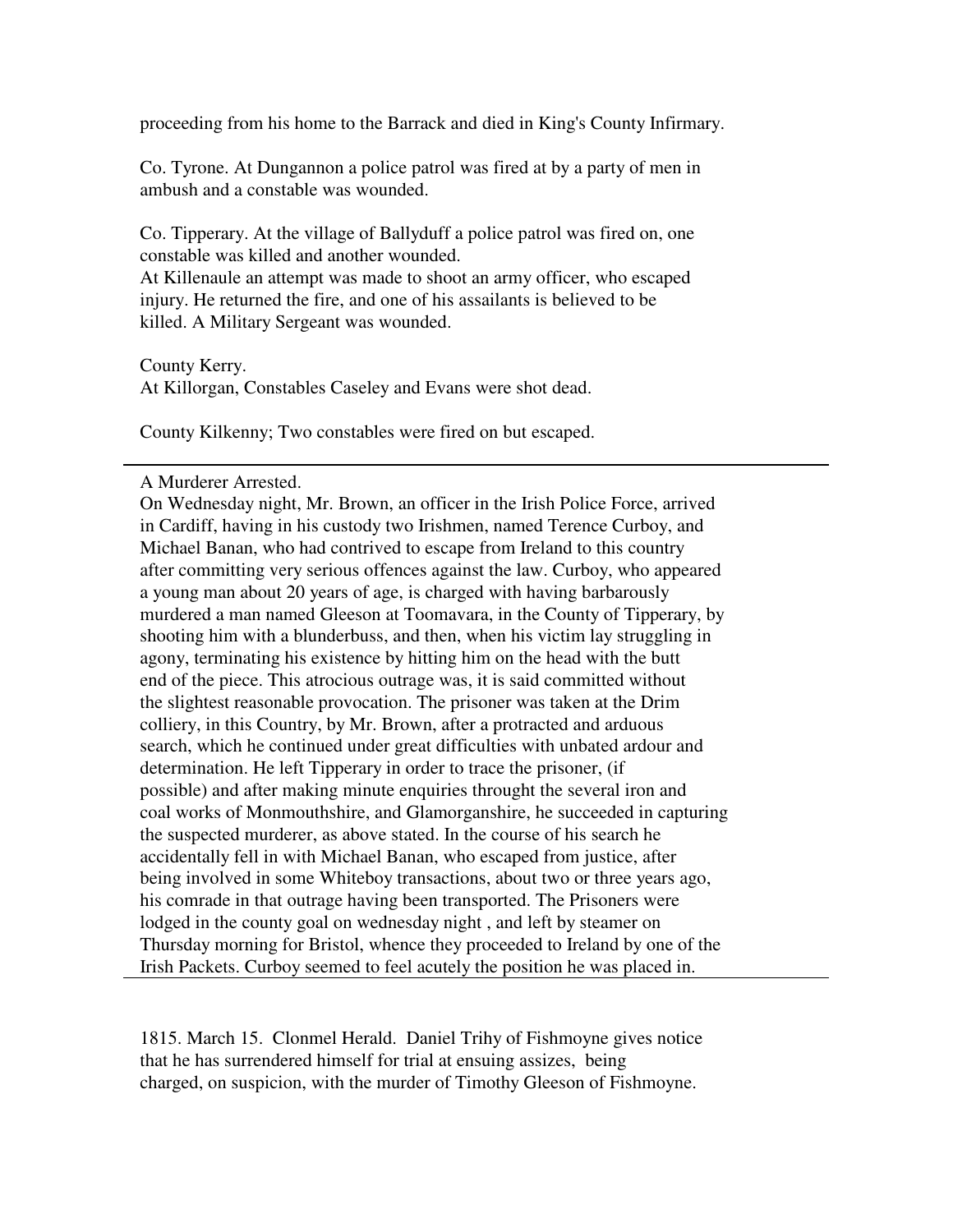proceeding from his home to the Barrack and died in King's County Infirmary.

Co. Tyrone. At Dungannon a police patrol was fired at by a party of men in ambush and a constable was wounded.

Co. Tipperary. At the village of Ballyduff a police patrol was fired on, one constable was killed and another wounded.
At Killenaule an attempt was made to shoot an army officer, who escaped injury. He returned the fire, and one of his assailants is believed to be killed. A Military Sergeant was wounded.

County Kerry.
At Killorgan, Constables Caseley and Evans were shot dead.

County Kilkenny; Two constables were fired on but escaped.

---

A Murderer Arrested.
On Wednesday night, Mr. Brown, an officer in the Irish Police Force, arrived in Cardiff, having in his custody two Irishmen, named Terence Curboy, and Michael Banan, who had contrived to escape from Ireland to this country after committing very serious offences against the law. Curboy, who appeared a young man about 20 years of age, is charged with having barbarously murdered a man named Gleeson at Toomavara, in the County of Tipperary, by shooting him with a blunderbuss, and then, when his victim lay struggling in agony, terminating his existence by hitting him on the head with the butt end of the piece. This atrocious outrage was, it is said committed without the slightest reasonable provocation. The prisoner was taken at the Drim colliery, in this Country, by Mr. Brown, after a protracted and arduous search, which he continued under great difficulties with unbated ardour and determination. He left Tipperary in order to trace the prisoner, (if possible) and after making minute enquiries throught the several iron and coal works of Monmouthshire, and Glamorganshire, he succeeded in capturing the suspected murderer, as above stated. In the course of his search he accidentally fell in with Michael Banan, who escaped from justice, after being involved in some Whiteboy transactions, about two or three years ago, his comrade in that outrage having been transported. The Prisoners were lodged in the county goal on wednesday night , and left by steamer on Thursday morning for Bristol, whence they proceeded to Ireland by one of the Irish Packets. Curboy seemed to feel acutely the position he was placed in.

---

1815. March 15. Clonmel Herald. Daniel Trihy of Fishmoyne gives notice that he has surrendered himself for trial at ensuing assizes, being charged, on suspicion, with the murder of Timothy Gleeson of Fishmoyne.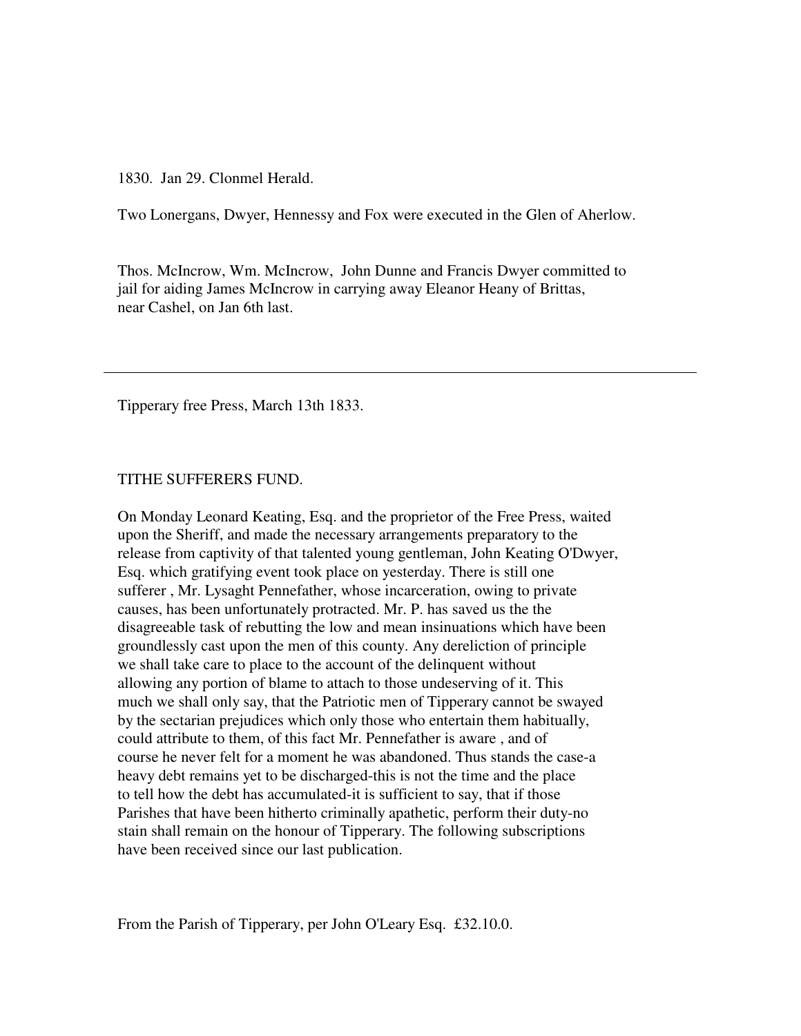1830. Jan 29. Clonmel Herald.

Two Lonergans, Dwyer, Hennessy and Fox were executed in the Glen of Aherlow.

Thos. McIncrow, Wm. McIncrow, John Dunne and Francis Dwyer committed to jail for aiding James McIncrow in carrying away Eleanor Heany of Brittas, near Cashel, on Jan 6th last.

---

Tipperary free Press, March 13th 1833.

TITHE SUFFERERS FUND.

On Monday Leonard Keating, Esq. and the proprietor of the Free Press, waited upon the Sheriff, and made the necessary arrangements preparatory to the release from captivity of that talented young gentleman, John Keating O'Dwyer, Esq. which gratifying event took place on yesterday. There is still one sufferer , Mr. Lysaght Pennefather, whose incarceration, owing to private causes, has been unfortunately protracted. Mr. P. has saved us the the disagreeable task of rebutting the low and mean insinuations which have been groundlessly cast upon the men of this county. Any dereliction of principle we shall take care to place to the account of the delinquent without allowing any portion of blame to attach to those undeserving of it. This much we shall only say, that the Patriotic men of Tipperary cannot be swayed by the sectarian prejudices which only those who entertain them habitually, could attribute to them, of this fact Mr. Pennefather is aware , and of course he never felt for a moment he was abandoned. Thus stands the case-a heavy debt remains yet to be discharged-this is not the time and the place to tell how the debt has accumulated-it is sufficient to say, that if those Parishes that have been hitherto criminally apathetic, perform their duty-no stain shall remain on the honour of Tipperary. The following subscriptions have been received since our last publication.

From the Parish of Tipperary, per John O'Leary Esq. £32.10.0.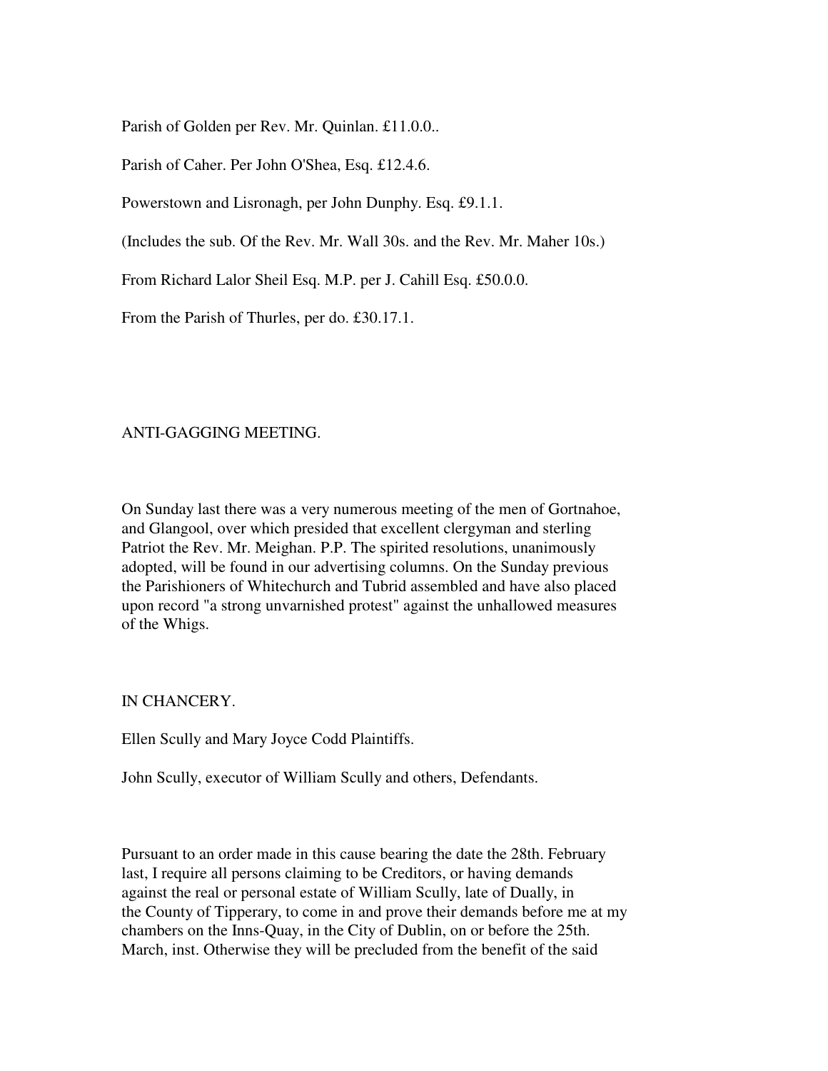Parish of Golden per Rev. Mr. Quinlan. £11.0.0..

Parish of Caher. Per John O'Shea, Esq. £12.4.6.

Powerstown and Lisronagh, per John Dunphy. Esq. £9.1.1.

(Includes the sub. Of the Rev. Mr. Wall 30s. and the Rev. Mr. Maher 10s.)

From Richard Lalor Sheil Esq. M.P. per J. Cahill Esq. £50.0.0.

From the Parish of Thurles, per do. £30.17.1.

ANTI-GAGGING MEETING.

On Sunday last there was a very numerous meeting of the men of Gortnahoe, and Glangool, over which presided that excellent clergyman and sterling Patriot the Rev. Mr. Meighan. P.P. The spirited resolutions, unanimously adopted, will be found in our advertising columns. On the Sunday previous the Parishioners of Whitechurch and Tubrid assembled and have also placed upon record "a strong unvarnished protest" against the unhallowed measures of the Whigs.

IN CHANCERY.

Ellen Scully and Mary Joyce Codd Plaintiffs.

John Scully, executor of William Scully and others, Defendants.

Pursuant to an order made in this cause bearing the date the 28th. February last, I require all persons claiming to be Creditors, or having demands against the real or personal estate of William Scully, late of Dually, in the County of Tipperary, to come in and prove their demands before me at my chambers on the Inns-Quay, in the City of Dublin, on or before the 25th. March, inst. Otherwise they will be precluded from the benefit of the said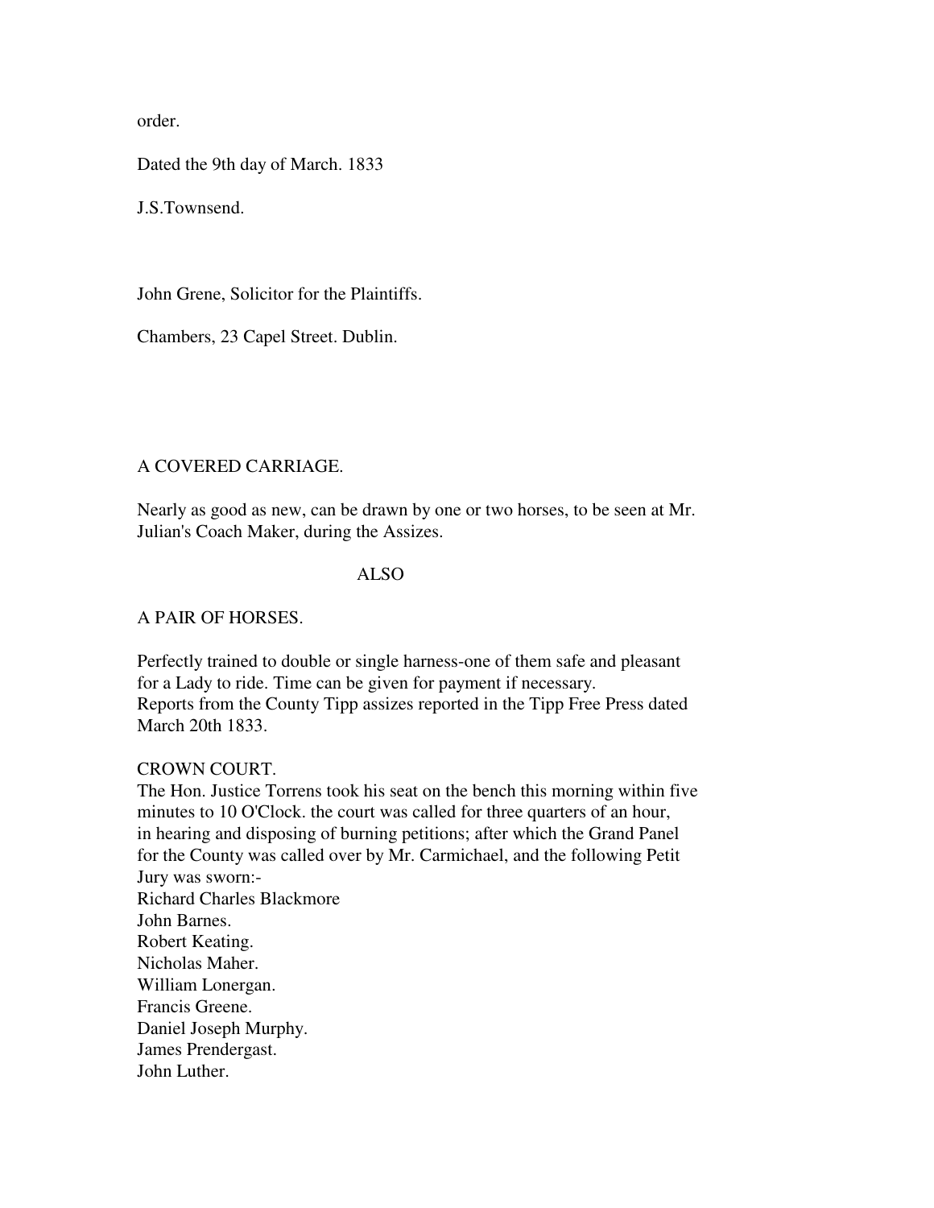order.

Dated the 9th day of March. 1833

J.S.Townsend.

John Grene, Solicitor for the Plaintiffs.

Chambers, 23 Capel Street. Dublin.

A COVERED CARRIAGE.

Nearly as good as new, can be drawn by one or two horses, to be seen at Mr. Julian's Coach Maker, during the Assizes.

ALSO

A PAIR OF HORSES.

Perfectly trained to double or single harness-one of them safe and pleasant for a Lady to ride. Time can be given for payment if necessary.
Reports from the County Tipp assizes reported in the Tipp Free Press dated March 20th 1833.

CROWN COURT.
The Hon. Justice Torrens took his seat on the bench this morning within five minutes to 10 O'Clock. the court was called for three quarters of an hour, in hearing and disposing of burning petitions; after which the Grand Panel for the County was called over by Mr. Carmichael, and the following Petit Jury was sworn:-
Richard Charles Blackmore
John Barnes.
Robert Keating.
Nicholas Maher.
William Lonergan.
Francis Greene.
Daniel Joseph Murphy.
James Prendergast.
John Luther.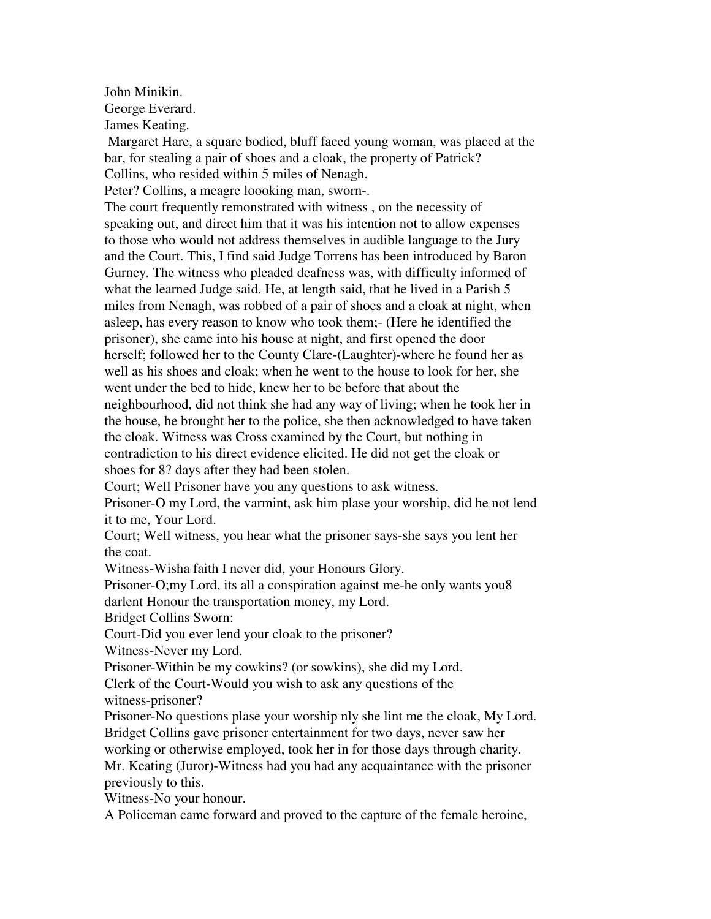John Minikin.
George Everard.
James Keating.

Margaret Hare, a square bodied, bluff faced young woman, was placed at the bar, for stealing a pair of shoes and a cloak, the property of Patrick? Collins, who resided within 5 miles of Nenagh.

Peter? Collins, a meagre loooking man, sworn-.

The court frequently remonstrated with witness , on the necessity of speaking out, and direct him that it was his intention not to allow expenses to those who would not address themselves in audible language to the Jury and the Court. This, I find said Judge Torrens has been introduced by Baron Gurney. The witness who pleaded deafness was, with difficulty informed of what the learned Judge said. He, at length said, that he lived in a Parish 5 miles from Nenagh, was robbed of a pair of shoes and a cloak at night, when asleep, has every reason to know who took them;- (Here he identified the prisoner), she came into his house at night, and first opened the door herself; followed her to the County Clare-(Laughter)-where he found her as well as his shoes and cloak; when he went to the house to look for her, she went under the bed to hide, knew her to be before that about the neighbourhood, did not think she had any way of living; when he took her in the house, he brought her to the police, she then acknowledged to have taken the cloak. Witness was Cross examined by the Court, but nothing in contradiction to his direct evidence elicited. He did not get the cloak or shoes for 8? days after they had been stolen.

Court; Well Prisoner have you any questions to ask witness.

Prisoner-O my Lord, the varmint, ask him plase your worship, did he not lend it to me, Your Lord.

Court; Well witness, you hear what the prisoner says-she says you lent her the coat.

Witness-Wisha faith I never did, your Honours Glory.

Prisoner-O;my Lord, its all a conspiration against me-he only wants you8 darlent Honour the transportation money, my Lord.

Bridget Collins Sworn:

Court-Did you ever lend your cloak to the prisoner?

Witness-Never my Lord.

Prisoner-Within be my cowkins? (or sowkins), she did my Lord.

Clerk of the Court-Would you wish to ask any questions of the witness-prisoner?

Prisoner-No questions plase your worship nly she lint me the cloak, My Lord.

Bridget Collins gave prisoner entertainment for two days, never saw her working or otherwise employed, took her in for those days through charity.

Mr. Keating (Juror)-Witness had you had any acquaintance with the prisoner previously to this.

Witness-No your honour.

A Policeman came forward and proved to the capture of the female heroine,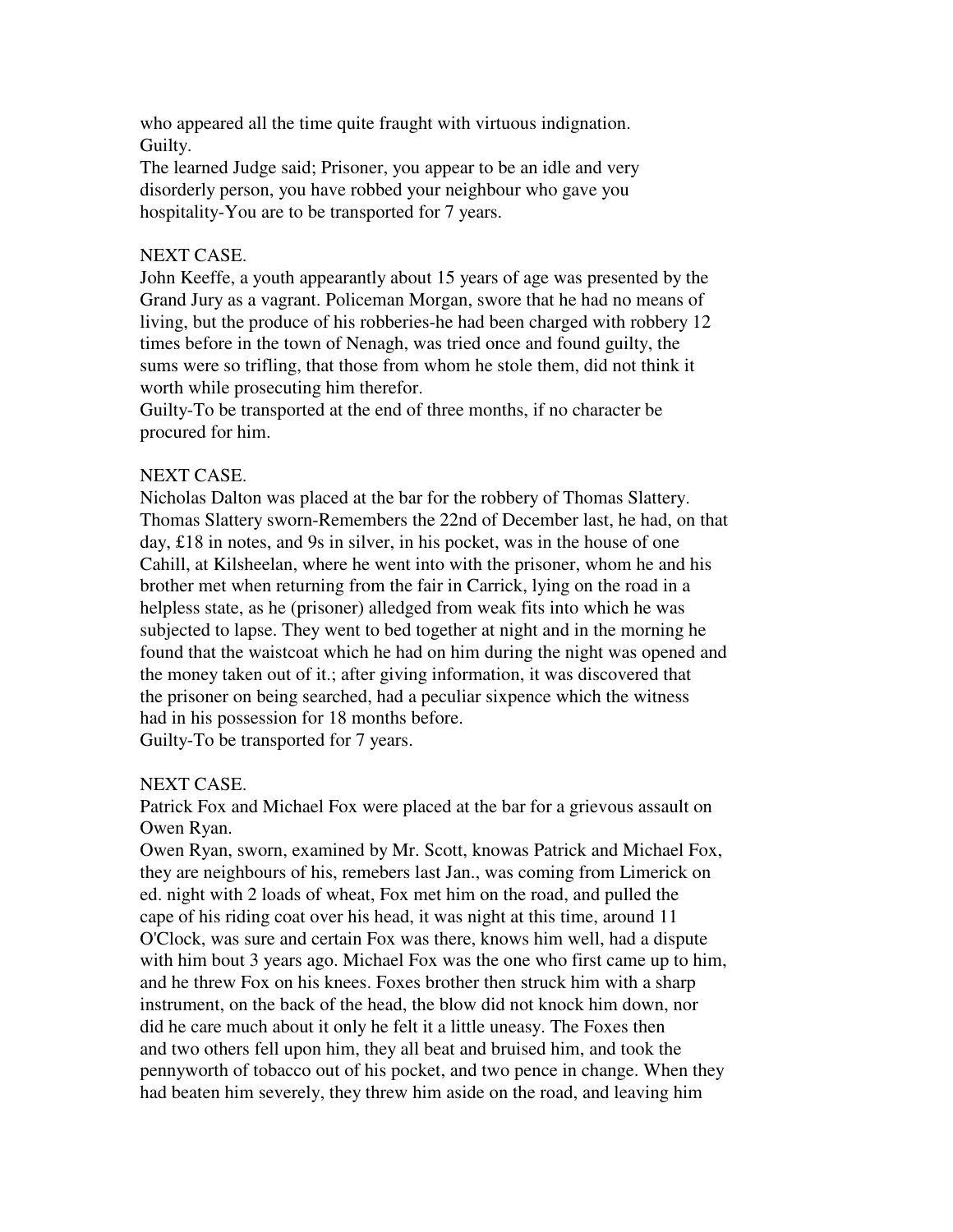who appeared all the time quite fraught with virtuous indignation.
Guilty.

The learned Judge said; Prisoner, you appear to be an idle and very disorderly person, you have robbed your neighbour who gave you hospitality-You are to be transported for 7 years.

NEXT CASE.

John Keeffe, a youth appearantly about 15 years of age was presented by the Grand Jury as a vagrant. Policeman Morgan, swore that he had no means of living, but the produce of his robberies-he had been charged with robbery 12 times before in the town of Nenagh, was tried once and found guilty, the sums were so trifling, that those from whom he stole them, did not think it worth while prosecuting him therefor.

Guilty-To be transported at the end of three months, if no character be procured for him.

NEXT CASE.

Nicholas Dalton was placed at the bar for the robbery of Thomas Slattery. Thomas Slattery sworn-Remembers the 22nd of December last, he had, on that day, £18 in notes, and 9s in silver, in his pocket, was in the house of one Cahill, at Kilsheelan, where he went into with the prisoner, whom he and his brother met when returning from the fair in Carrick, lying on the road in a helpless state, as he (prisoner) alledged from weak fits into which he was subjected to lapse. They went to bed together at night and in the morning he found that the waistcoat which he had on him during the night was opened and the money taken out of it.; after giving information, it was discovered that the prisoner on being searched, had a peculiar sixpence which the witness had in his possession for 18 months before.

Guilty-To be transported for 7 years.

NEXT CASE.

Patrick Fox and Michael Fox were placed at the bar for a grievous assault on Owen Ryan.

Owen Ryan, sworn, examined by Mr. Scott, knowas Patrick and Michael Fox, they are neighbours of his, remebers last Jan., was coming from Limerick on ed. night with 2 loads of wheat, Fox met him on the road, and pulled the cape of his riding coat over his head, it was night at this time, around 11 O'Clock, was sure and certain Fox was there, knows him well, had a dispute with him bout 3 years ago. Michael Fox was the one who first came up to him, and he threw Fox on his knees. Foxes brother then struck him with a sharp instrument, on the back of the head, the blow did not knock him down, nor did he care much about it only he felt it a little uneasy. The Foxes then and two others fell upon him, they all beat and bruised him, and took the pennyworth of tobacco out of his pocket, and two pence in change. When they had beaten him severely, they threw him aside on the road, and leaving him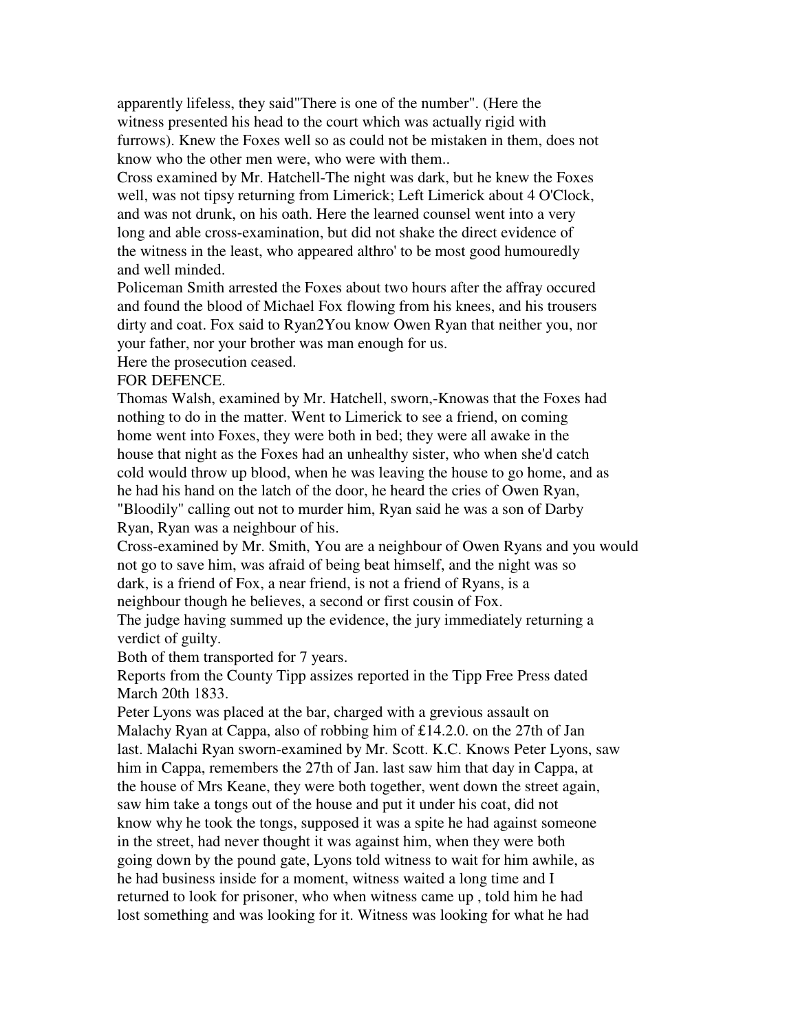apparently lifeless, they said"There is one of the number". (Here the witness presented his head to the court which was actually rigid with furrows). Knew the Foxes well so as could not be mistaken in them, does not know who the other men were, who were with them..

Cross examined by Mr. Hatchell-The night was dark, but he knew the Foxes well, was not tipsy returning from Limerick; Left Limerick about 4 O'Clock, and was not drunk, on his oath. Here the learned counsel went into a very long and able cross-examination, but did not shake the direct evidence of the witness in the least, who appeared althro' to be most good humouredly and well minded.

Policeman Smith arrested the Foxes about two hours after the affray occured and found the blood of Michael Fox flowing from his knees, and his trousers dirty and coat. Fox said to Ryan2You know Owen Ryan that neither you, nor your father, nor your brother was man enough for us.

Here the prosecution ceased.

FOR DEFENCE.

Thomas Walsh, examined by Mr. Hatchell, sworn,-Knowas that the Foxes had nothing to do in the matter. Went to Limerick to see a friend, on coming home went into Foxes, they were both in bed; they were all awake in the house that night as the Foxes had an unhealthy sister, who when she'd catch cold would throw up blood, when he was leaving the house to go home, and as he had his hand on the latch of the door, he heard the cries of Owen Ryan, "Bloodily" calling out not to murder him, Ryan said he was a son of Darby Ryan, Ryan was a neighbour of his.

Cross-examined by Mr. Smith, You are a neighbour of Owen Ryans and you would not go to save him, was afraid of being beat himself, and the night was so dark, is a friend of Fox, a near friend, is not a friend of Ryans, is a neighbour though he believes, a second or first cousin of Fox.

The judge having summed up the evidence, the jury immediately returning a verdict of guilty.

Both of them transported for 7 years.

Reports from the County Tipp assizes reported in the Tipp Free Press dated March 20th 1833.

Peter Lyons was placed at the bar, charged with a grevious assault on Malachy Ryan at Cappa, also of robbing him of £14.2.0. on the 27th of Jan last. Malachi Ryan sworn-examined by Mr. Scott. K.C. Knows Peter Lyons, saw him in Cappa, remembers the 27th of Jan. last saw him that day in Cappa, at the house of Mrs Keane, they were both together, went down the street again, saw him take a tongs out of the house and put it under his coat, did not know why he took the tongs, supposed it was a spite he had against someone in the street, had never thought it was against him, when they were both going down by the pound gate, Lyons told witness to wait for him awhile, as he had business inside for a moment, witness waited a long time and I returned to look for prisoner, who when witness came up , told him he had lost something and was looking for it. Witness was looking for what he had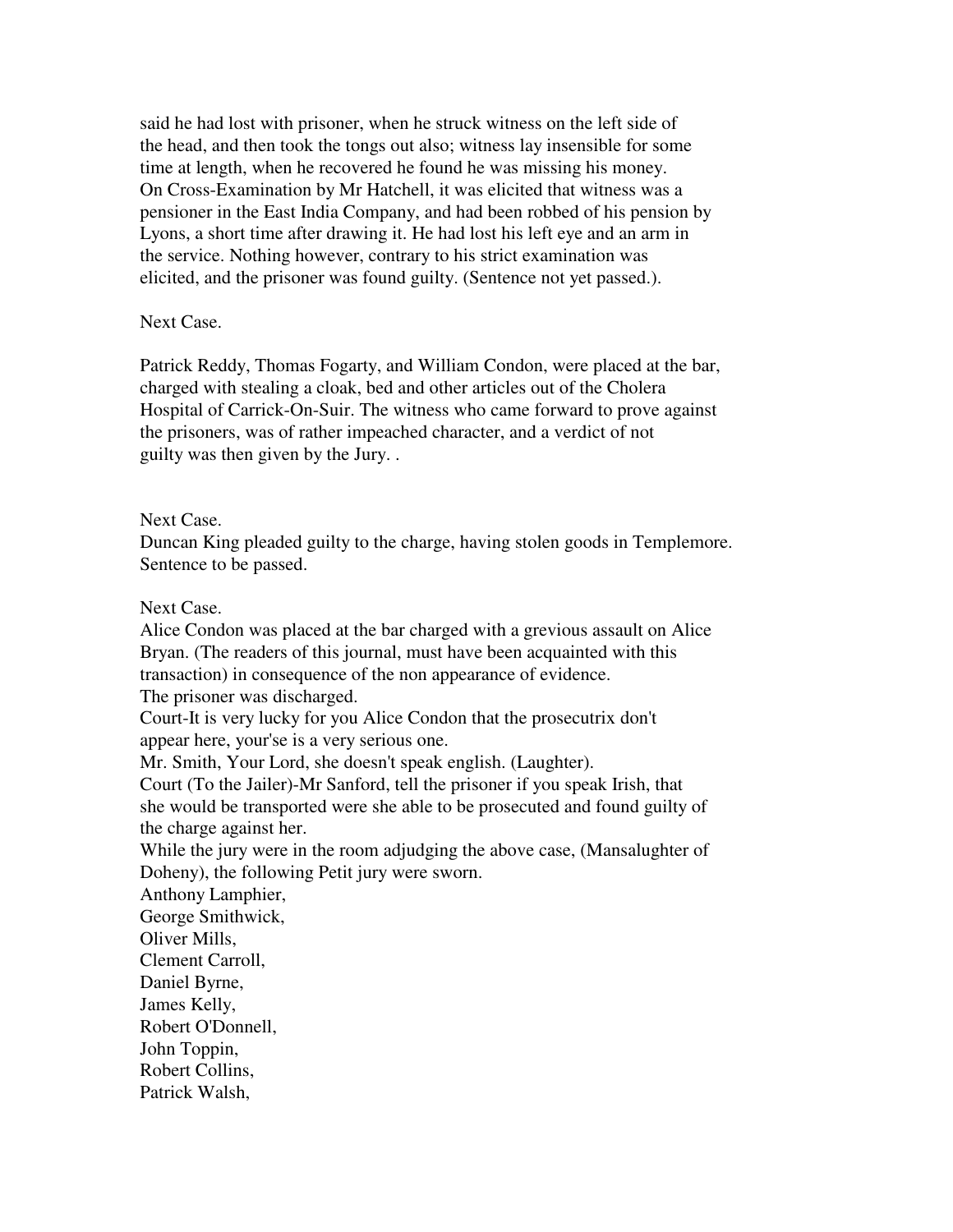said he had lost with prisoner, when he struck witness on the left side of the head, and then took the tongs out also; witness lay insensible for some time at length, when he recovered he found he was missing his money.
On Cross-Examination by Mr Hatchell, it was elicited that witness was a pensioner in the East India Company, and had been robbed of his pension by Lyons, a short time after drawing it. He had lost his left eye and an arm in the service. Nothing however, contrary to his strict examination was elicited, and the prisoner was found guilty. (Sentence not yet passed.).

Next Case.

Patrick Reddy, Thomas Fogarty, and William Condon, were placed at the bar, charged with stealing a cloak, bed and other articles out of the Cholera Hospital of Carrick-On-Suir. The witness who came forward to prove against the prisoners, was of rather impeached character, and a verdict of not guilty was then given by the Jury. .

Next Case.
Duncan King pleaded guilty to the charge, having stolen goods in Templemore. Sentence to be passed.

Next Case.
Alice Condon was placed at the bar charged with a grevious assault on Alice Bryan. (The readers of this journal, must have been acquainted with this transaction) in consequence of the non appearance of evidence.
The prisoner was discharged.
Court-It is very lucky for you Alice Condon that the prosecutrix don't appear here, your'se is a very serious one.
Mr. Smith, Your Lord, she doesn't speak english. (Laughter).
Court (To the Jailer)-Mr Sanford, tell the prisoner if you speak Irish, that she would be transported were she able to be prosecuted and found guilty of the charge against her.
While the jury were in the room adjudging the above case, (Mansalughter of Doheny), the following Petit jury were sworn.
Anthony Lamphier,
George Smithwick,
Oliver Mills,
Clement Carroll,
Daniel Byrne,
James Kelly,
Robert O'Donnell,
John Toppin,
Robert Collins,
Patrick Walsh,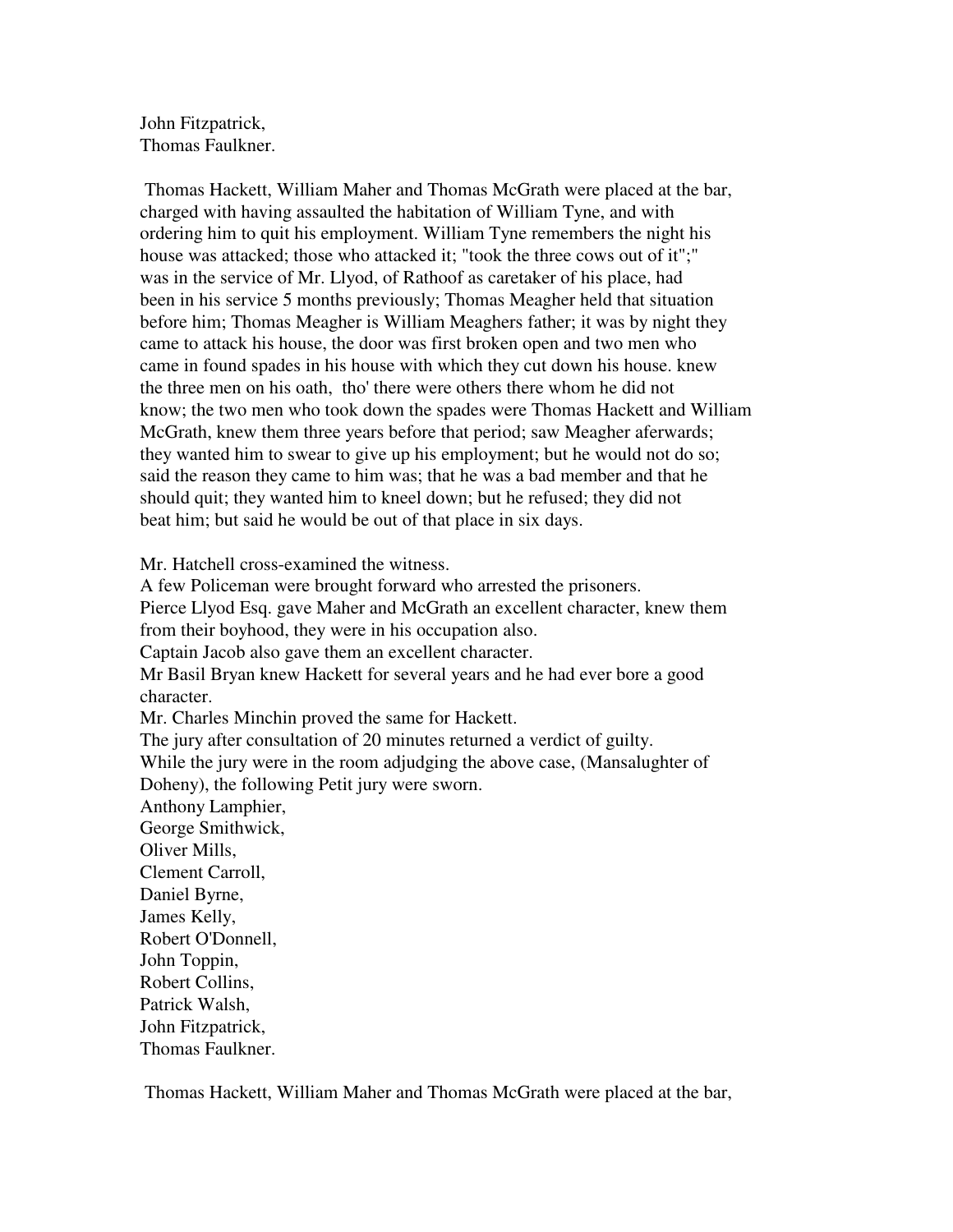John Fitzpatrick,
Thomas Faulkner.

Thomas Hackett, William Maher and Thomas McGrath were placed at the bar, charged with having assaulted the habitation of William Tyne, and with ordering him to quit his employment. William Tyne remembers the night his house was attacked; those who attacked it; "took the three cows out of it";" was in the service of Mr. Llyod, of Rathoof as caretaker of his place, had been in his service 5 months previously; Thomas Meagher held that situation before him; Thomas Meagher is William Meaghers father; it was by night they came to attack his house, the door was first broken open and two men who came in found spades in his house with which they cut down his house. knew the three men on his oath, tho' there were others there whom he did not know; the two men who took down the spades were Thomas Hackett and William McGrath, knew them three years before that period; saw Meagher aferwards; they wanted him to swear to give up his employment; but he would not do so; said the reason they came to him was; that he was a bad member and that he should quit; they wanted him to kneel down; but he refused; they did not beat him; but said he would be out of that place in six days.

Mr. Hatchell cross-examined the witness.
A few Policeman were brought forward who arrested the prisoners.
Pierce Llyod Esq. gave Maher and McGrath an excellent character, knew them from their boyhood, they were in his occupation also.
Captain Jacob also gave them an excellent character.
Mr Basil Bryan knew Hackett for several years and he had ever bore a good character.
Mr. Charles Minchin proved the same for Hackett.
The jury after consultation of 20 minutes returned a verdict of guilty.
While the jury were in the room adjudging the above case, (Mansalughter of Doheny), the following Petit jury were sworn.
Anthony Lamphier,
George Smithwick,
Oliver Mills,
Clement Carroll,
Daniel Byrne,
James Kelly,
Robert O'Donnell,
John Toppin,
Robert Collins,
Patrick Walsh,
John Fitzpatrick,
Thomas Faulkner.

Thomas Hackett, William Maher and Thomas McGrath were placed at the bar,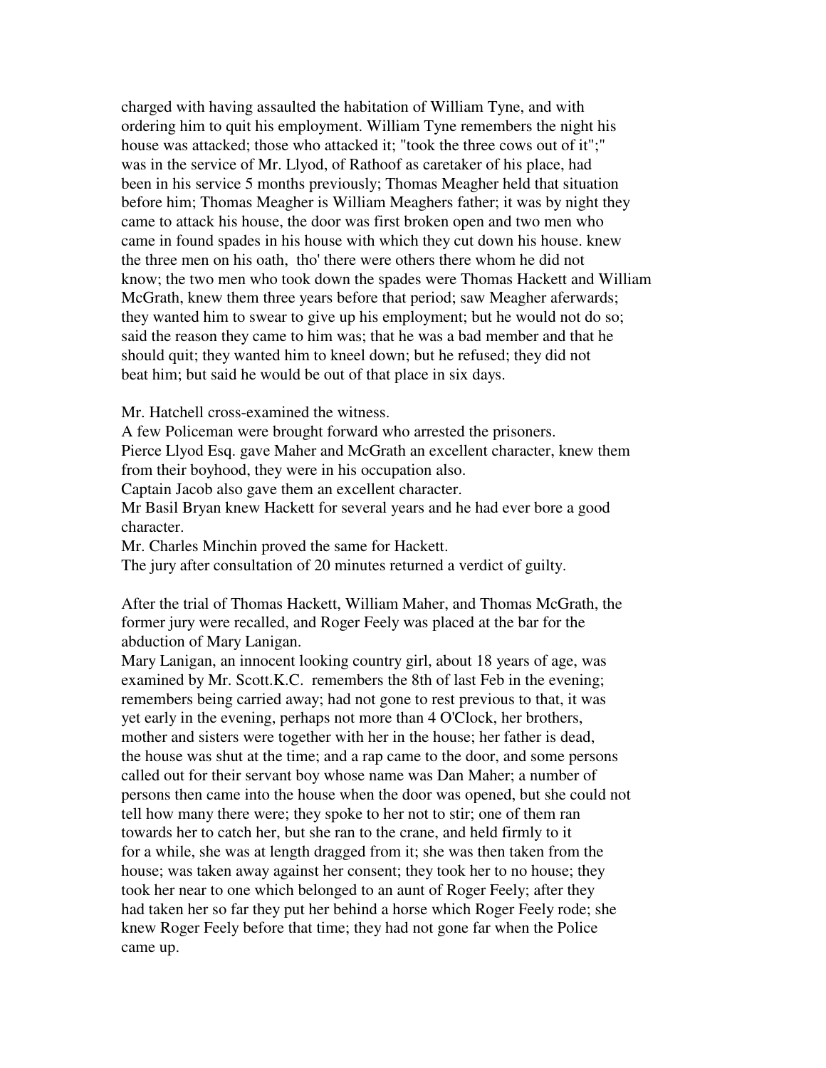charged with having assaulted the habitation of William Tyne, and with ordering him to quit his employment. William Tyne remembers the night his house was attacked; those who attacked it; "took the three cows out of it";" was in the service of Mr. Llyod, of Rathoof as caretaker of his place, had been in his service 5 months previously; Thomas Meagher held that situation before him; Thomas Meagher is William Meaghers father; it was by night they came to attack his house, the door was first broken open and two men who came in found spades in his house with which they cut down his house. knew the three men on his oath, tho' there were others there whom he did not know; the two men who took down the spades were Thomas Hackett and William McGrath, knew them three years before that period; saw Meagher aferwards; they wanted him to swear to give up his employment; but he would not do so; said the reason they came to him was; that he was a bad member and that he should quit; they wanted him to kneel down; but he refused; they did not beat him; but said he would be out of that place in six days.

Mr. Hatchell cross-examined the witness.

A few Policeman were brought forward who arrested the prisoners.

Pierce Llyod Esq. gave Maher and McGrath an excellent character, knew them from their boyhood, they were in his occupation also.

Captain Jacob also gave them an excellent character.

Mr Basil Bryan knew Hackett for several years and he had ever bore a good character.

Mr. Charles Minchin proved the same for Hackett.

The jury after consultation of 20 minutes returned a verdict of guilty.

After the trial of Thomas Hackett, William Maher, and Thomas McGrath, the former jury were recalled, and Roger Feely was placed at the bar for the abduction of Mary Lanigan.

Mary Lanigan, an innocent looking country girl, about 18 years of age, was examined by Mr. Scott.K.C. remembers the 8th of last Feb in the evening; remembers being carried away; had not gone to rest previous to that, it was yet early in the evening, perhaps not more than 4 O'Clock, her brothers, mother and sisters were together with her in the house; her father is dead, the house was shut at the time; and a rap came to the door, and some persons called out for their servant boy whose name was Dan Maher; a number of persons then came into the house when the door was opened, but she could not tell how many there were; they spoke to her not to stir; one of them ran towards her to catch her, but she ran to the crane, and held firmly to it for a while, she was at length dragged from it; she was then taken from the house; was taken away against her consent; they took her to no house; they took her near to one which belonged to an aunt of Roger Feely; after they had taken her so far they put her behind a horse which Roger Feely rode; she knew Roger Feely before that time; they had not gone far when the Police came up.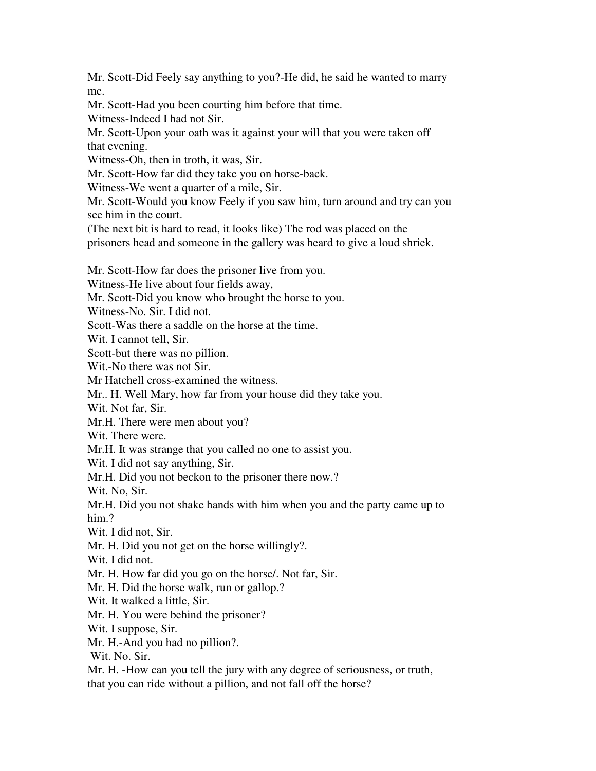Mr. Scott-Did Feely say anything to you?-He did, he said he wanted to marry me.

Mr. Scott-Had you been courting him before that time.

Witness-Indeed I had not Sir.

Mr. Scott-Upon your oath was it against your will that you were taken off that evening.

Witness-Oh, then in troth, it was, Sir.

Mr. Scott-How far did they take you on horse-back.

Witness-We went a quarter of a mile, Sir.

Mr. Scott-Would you know Feely if you saw him, turn around and try can you see him in the court.

(The next bit is hard to read, it looks like) The rod was placed on the prisoners head and someone in the gallery was heard to give a loud shriek.

Mr. Scott-How far does the prisoner live from you.

Witness-He live about four fields away,

Mr. Scott-Did you know who brought the horse to you.

Witness-No. Sir. I did not.

Scott-Was there a saddle on the horse at the time.

Wit. I cannot tell, Sir.

Scott-but there was no pillion.

Wit.-No there was not Sir.

Mr Hatchell cross-examined the witness.

Mr.. H. Well Mary, how far from your house did they take you.

Wit. Not far, Sir.

Mr.H. There were men about you?

Wit. There were.

Mr.H. It was strange that you called no one to assist you.

Wit. I did not say anything, Sir.

Mr.H. Did you not beckon to the prisoner there now.?

Wit. No, Sir.

Mr.H. Did you not shake hands with him when you and the party came up to him.?

Wit. I did not, Sir.

Mr. H. Did you not get on the horse willingly?.

Wit. I did not.

Mr. H. How far did you go on the horse/. Not far, Sir.

Mr. H. Did the horse walk, run or gallop.?

Wit. It walked a little, Sir.

Mr. H. You were behind the prisoner?

Wit. I suppose, Sir.

Mr. H.-And you had no pillion?.

Wit. No. Sir.

Mr. H. -How can you tell the jury with any degree of seriousness, or truth, that you can ride without a pillion, and not fall off the horse?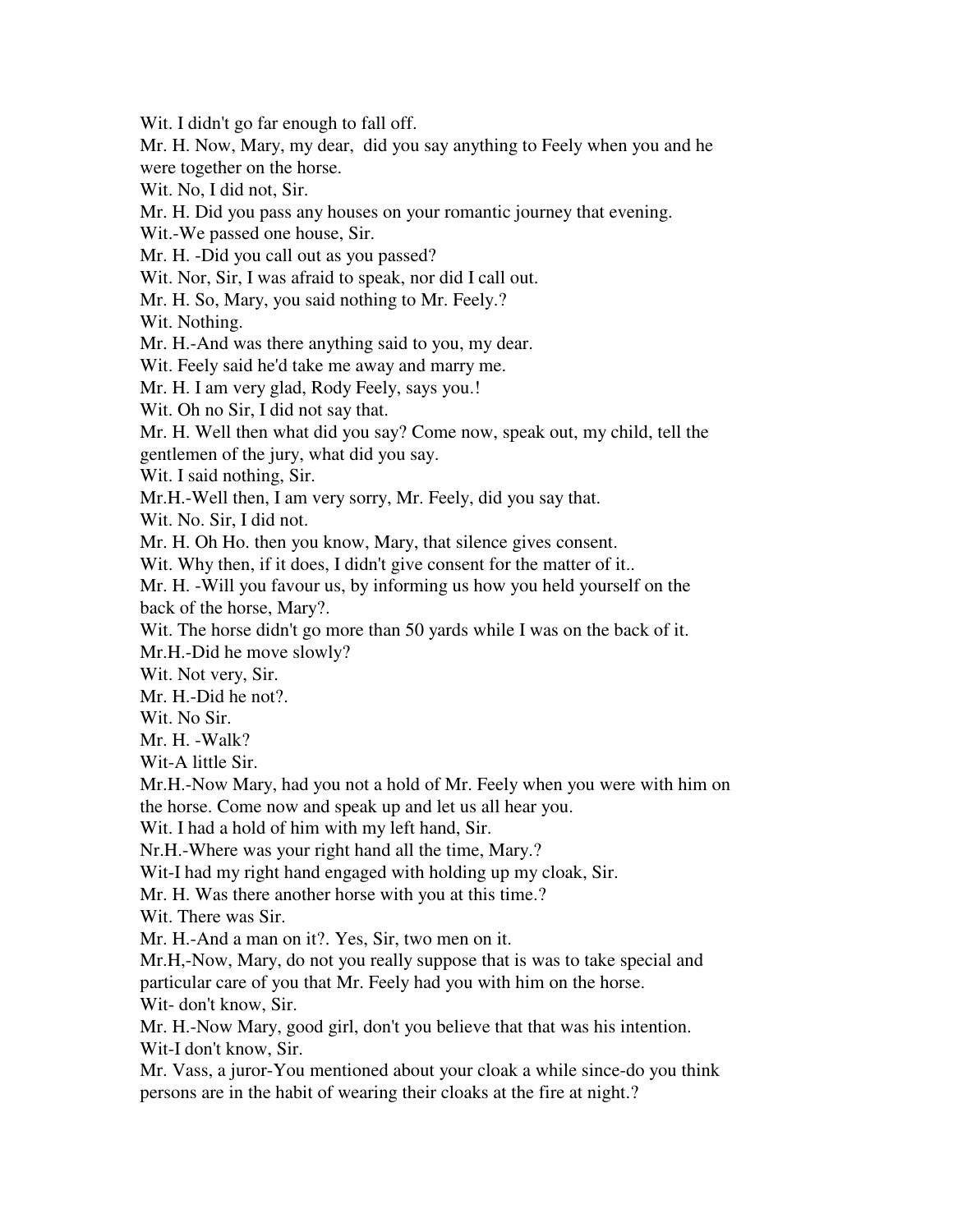Wit. I didn't go far enough to fall off.

Mr. H. Now, Mary, my dear, did you say anything to Feely when you and he were together on the horse.

Wit. No, I did not, Sir.

Mr. H. Did you pass any houses on your romantic journey that evening.

Wit.-We passed one house, Sir.

Mr. H. -Did you call out as you passed?

Wit. Nor, Sir, I was afraid to speak, nor did I call out.

Mr. H. So, Mary, you said nothing to Mr. Feely.?

Wit. Nothing.

Mr. H.-And was there anything said to you, my dear.

Wit. Feely said he'd take me away and marry me.

Mr. H. I am very glad, Rody Feely, says you.!

Wit. Oh no Sir, I did not say that.

Mr. H. Well then what did you say? Come now, speak out, my child, tell the gentlemen of the jury, what did you say.

Wit. I said nothing, Sir.

Mr.H.-Well then, I am very sorry, Mr. Feely, did you say that.

Wit. No. Sir, I did not.

Mr. H. Oh Ho. then you know, Mary, that silence gives consent.

Wit. Why then, if it does, I didn't give consent for the matter of it..

Mr. H. -Will you favour us, by informing us how you held yourself on the back of the horse, Mary?.

Wit. The horse didn't go more than 50 yards while I was on the back of it.

Mr.H.-Did he move slowly?

Wit. Not very, Sir.

Mr. H.-Did he not?.

Wit. No Sir.

Mr. H. -Walk?

Wit-A little Sir.

Mr.H.-Now Mary, had you not a hold of Mr. Feely when you were with him on the horse. Come now and speak up and let us all hear you.

Wit. I had a hold of him with my left hand, Sir.

Nr.H.-Where was your right hand all the time, Mary.?

Wit-I had my right hand engaged with holding up my cloak, Sir.

Mr. H. Was there another horse with you at this time.?

Wit. There was Sir.

Mr. H.-And a man on it?. Yes, Sir, two men on it.

Mr.H,-Now, Mary, do not you really suppose that is was to take special and particular care of you that Mr. Feely had you with him on the horse.

Wit- don't know, Sir.

Mr. H.-Now Mary, good girl, don't you believe that that was his intention.

Wit-I don't know, Sir.

Mr. Vass, a juror-You mentioned about your cloak a while since-do you think persons are in the habit of wearing their cloaks at the fire at night.?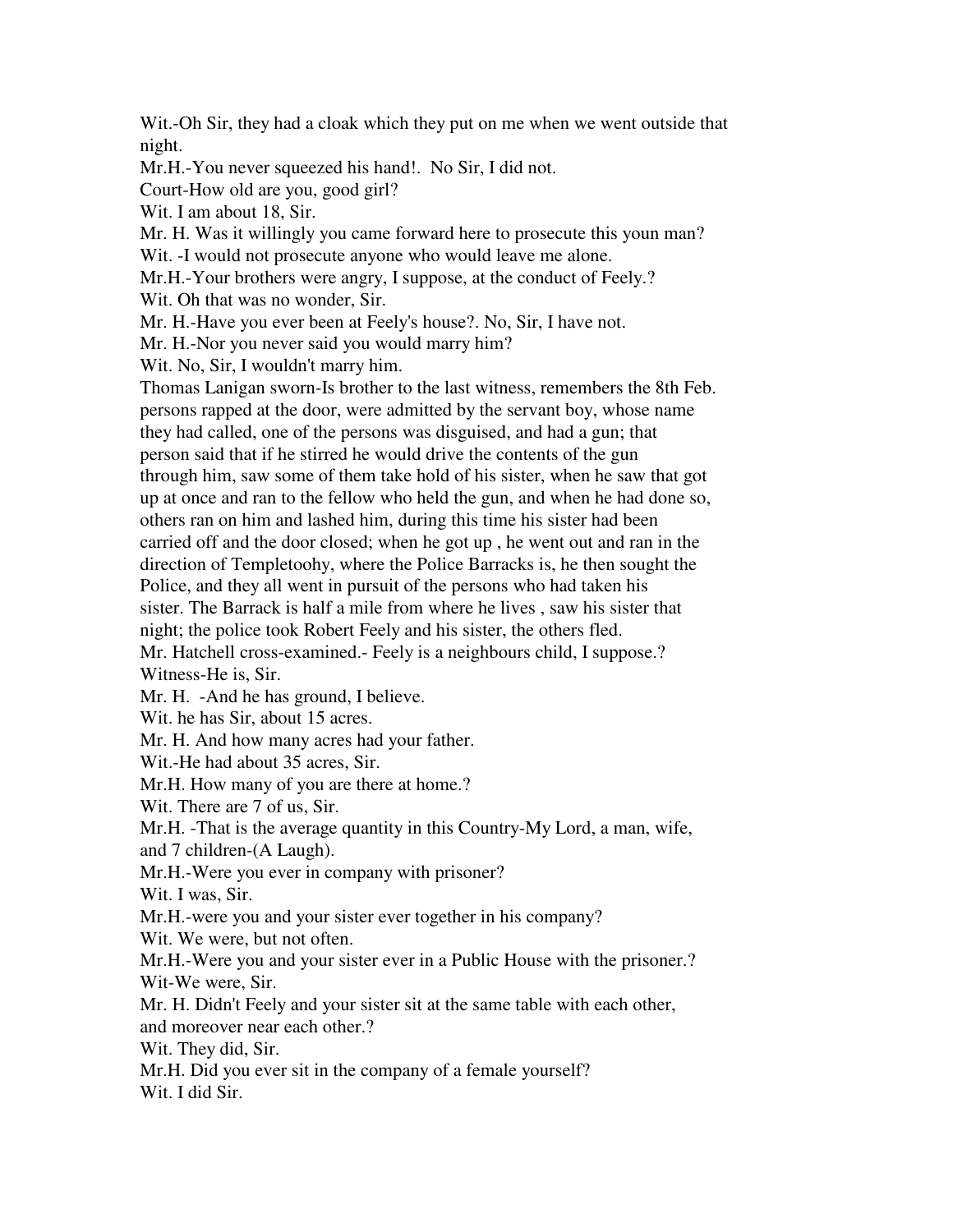Wit.-Oh Sir, they had a cloak which they put on me when we went outside that night.

Mr.H.-You never squeezed his hand!. No Sir, I did not.

Court-How old are you, good girl?

Wit. I am about 18, Sir.

Mr. H. Was it willingly you came forward here to prosecute this youn man?

Wit. -I would not prosecute anyone who would leave me alone.

Mr.H.-Your brothers were angry, I suppose, at the conduct of Feely.?

Wit. Oh that was no wonder, Sir.

Mr. H.-Have you ever been at Feely's house?. No, Sir, I have not.

Mr. H.-Nor you never said you would marry him?

Wit. No, Sir, I wouldn't marry him.

Thomas Lanigan sworn-Is brother to the last witness, remembers the 8th Feb. persons rapped at the door, were admitted by the servant boy, whose name they had called, one of the persons was disguised, and had a gun; that person said that if he stirred he would drive the contents of the gun through him, saw some of them take hold of his sister, when he saw that got up at once and ran to the fellow who held the gun, and when he had done so, others ran on him and lashed him, during this time his sister had been carried off and the door closed; when he got up , he went out and ran in the direction of Templetoohy, where the Police Barracks is, he then sought the Police, and they all went in pursuit of the persons who had taken his sister. The Barrack is half a mile from where he lives , saw his sister that night; the police took Robert Feely and his sister, the others fled.

Mr. Hatchell cross-examined.- Feely is a neighbours child, I suppose.?

Witness-He is, Sir.

Mr. H. -And he has ground, I believe.

Wit. he has Sir, about 15 acres.

Mr. H. And how many acres had your father.

Wit.-He had about 35 acres, Sir.

Mr.H. How many of you are there at home.?

Wit. There are 7 of us, Sir.

Mr.H. -That is the average quantity in this Country-My Lord, a man, wife, and 7 children-(A Laugh).

Mr.H.-Were you ever in company with prisoner?

Wit. I was, Sir.

Mr.H.-were you and your sister ever together in his company?

Wit. We were, but not often.

Mr.H.-Were you and your sister ever in a Public House with the prisoner.?

Wit-We were, Sir.

Mr. H. Didn't Feely and your sister sit at the same table with each other, and moreover near each other.?

Wit. They did, Sir.

Mr.H. Did you ever sit in the company of a female yourself?

Wit. I did Sir.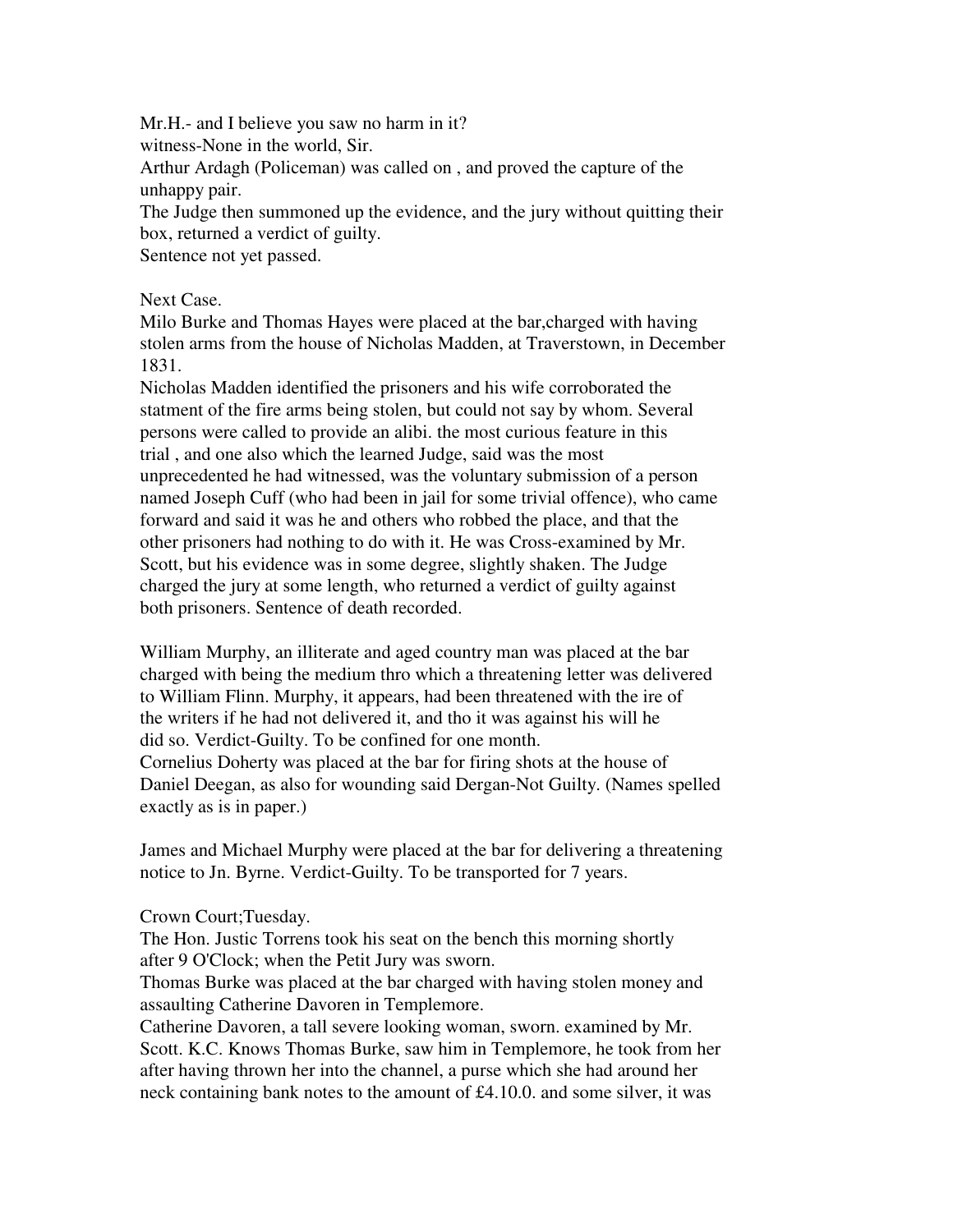Mr.H.- and I believe you saw no harm in it?
witness-None in the world, Sir.
Arthur Ardagh (Policeman) was called on , and proved the capture of the unhappy pair.
The Judge then summoned up the evidence, and the jury without quitting their box, returned a verdict of guilty.
Sentence not yet passed.

Next Case.
Milo Burke and Thomas Hayes were placed at the bar,charged with having stolen arms from the house of Nicholas Madden, at Traverstown, in December 1831.
Nicholas Madden identified the prisoners and his wife corroborated the statment of the fire arms being stolen, but could not say by whom. Several persons were called to provide an alibi. the most curious feature in this trial , and one also which the learned Judge, said was the most unprecedented he had witnessed, was the voluntary submission of a person named Joseph Cuff (who had been in jail for some trivial offence), who came forward and said it was he and others who robbed the place, and that the other prisoners had nothing to do with it. He was Cross-examined by Mr. Scott, but his evidence was in some degree, slightly shaken. The Judge charged the jury at some length, who returned a verdict of guilty against both prisoners. Sentence of death recorded.

William Murphy, an illiterate and aged country man was placed at the bar charged with being the medium thro which a threatening letter was delivered to William Flinn. Murphy, it appears, had been threatened with the ire of the writers if he had not delivered it, and tho it was against his will he did so. Verdict-Guilty. To be confined for one month.
Cornelius Doherty was placed at the bar for firing shots at the house of Daniel Deegan, as also for wounding said Dergan-Not Guilty. (Names spelled exactly as is in paper.)

James and Michael Murphy were placed at the bar for delivering a threatening notice to Jn. Byrne. Verdict-Guilty. To be transported for 7 years.

Crown Court;Tuesday.
The Hon. Justic Torrens took his seat on the bench this morning shortly after 9 O'Clock; when the Petit Jury was sworn.
Thomas Burke was placed at the bar charged with having stolen money and assaulting Catherine Davoren in Templemore.
Catherine Davoren, a tall severe looking woman, sworn. examined by Mr. Scott. K.C. Knows Thomas Burke, saw him in Templemore, he took from her after having thrown her into the channel, a purse which she had around her neck containing bank notes to the amount of £4.10.0. and some silver, it was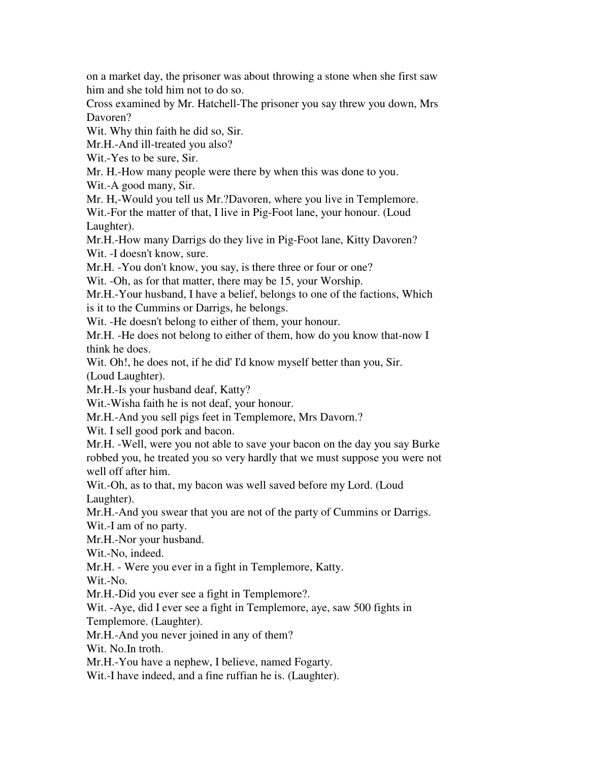on a market day, the prisoner was about throwing a stone when she first saw him and she told him not to do so.

Cross examined by Mr. Hatchell-The prisoner you say threw you down, Mrs Davoren?

Wit. Why thin faith he did so, Sir.

Mr.H.-And ill-treated you also?

Wit.-Yes to be sure, Sir.

Mr. H.-How many people were there by when this was done to you.

Wit.-A good many, Sir.

Mr. H,-Would you tell us Mr.?Davoren, where you live in Templemore.

Wit.-For the matter of that, I live in Pig-Foot lane, your honour. (Loud Laughter).

Mr.H.-How many Darrigs do they live in Pig-Foot lane, Kitty Davoren?

Wit. -I doesn't know, sure.

Mr.H. -You don't know, you say, is there three or four or one?

Wit. -Oh, as for that matter, there may be 15, your Worship.

Mr.H.-Your husband, I have a belief, belongs to one of the factions, Which is it to the Cummins or Darrigs, he belongs.

Wit. -He doesn't belong to either of them, your honour.

Mr.H. -He does not belong to either of them, how do you know that-now I think he does.

Wit. Oh!, he does not, if he did' I'd know myself better than you, Sir. (Loud Laughter).

Mr.H.-Is your husband deaf, Katty?

Wit.-Wisha faith he is not deaf, your honour.

Mr.H.-And you sell pigs feet in Templemore, Mrs Davorn.?

Wit. I sell good pork and bacon.

Mr.H. -Well, were you not able to save your bacon on the day you say Burke robbed you, he treated you so very hardly that we must suppose you were not well off after him.

Wit.-Oh, as to that, my bacon was well saved before my Lord. (Loud Laughter).

Mr.H.-And you swear that you are not of the party of Cummins or Darrigs.

Wit.-I am of no party.

Mr.H.-Nor your husband.

Wit.-No, indeed.

Mr.H. - Were you ever in a fight in Templemore, Katty.

Wit.-No.

Mr.H.-Did you ever see a fight in Templemore?.

Wit. -Aye, did I ever see a fight in Templemore, aye, saw 500 fights in Templemore. (Laughter).

Mr.H.-And you never joined in any of them?

Wit. No.In troth.

Mr.H.-You have a nephew, I believe, named Fogarty.

Wit.-I have indeed, and a fine ruffian he is. (Laughter).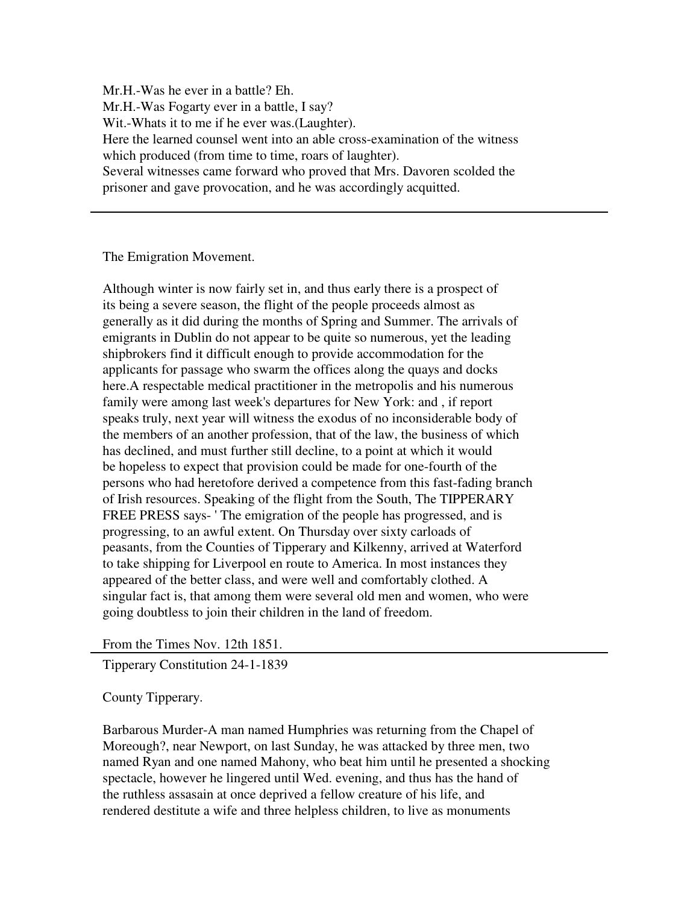Mr.H.-Was he ever in a battle? Eh.
Mr.H.-Was Fogarty ever in a battle, I say?
Wit.-Whats it to me if he ever was.(Laughter).
Here the learned counsel went into an able cross-examination of the witness which produced (from time to time, roars of laughter).
Several witnesses came forward who proved that Mrs. Davoren scolded the prisoner and gave provocation, and he was accordingly acquitted.

---

The Emigration Movement.

Although winter is now fairly set in, and thus early there is a prospect of its being a severe season, the flight of the people proceeds almost as generally as it did during the months of Spring and Summer. The arrivals of emigrants in Dublin do not appear to be quite so numerous, yet the leading shipbrokers find it difficult enough to provide accommodation for the applicants for passage who swarm the offices along the quays and docks here.A respectable medical practitioner in the metropolis and his numerous family were among last week's departures for New York: and , if report speaks truly, next year will witness the exodus of no inconsiderable body of the members of an another profession, that of the law, the business of which has declined, and must further still decline, to a point at which it would be hopeless to expect that provision could be made for one-fourth of the persons who had heretofore derived a competence from this fast-fading branch of Irish resources. Speaking of the flight from the South, The TIPPERARY FREE PRESS says- ' The emigration of the people has progressed, and is progressing, to an awful extent. On Thursday over sixty carloads of peasants, from the Counties of Tipperary and Kilkenny, arrived at Waterford to take shipping for Liverpool en route to America. In most instances they appeared of the better class, and were well and comfortably clothed. A singular fact is, that among them were several old men and women, who were going doubtless to join their children in the land of freedom.

From the Times Nov. 12th 1851.

---

Tipperary Constitution 24-1-1839

County Tipperary.

Barbarous Murder-A man named Humphries was returning from the Chapel of Moreough?, near Newport, on last Sunday, he was attacked by three men, two named Ryan and one named Mahony, who beat him until he presented a shocking spectacle, however he lingered until Wed. evening, and thus has the hand of the ruthless assasain at once deprived a fellow creature of his life, and rendered destitute a wife and three helpless children, to live as monuments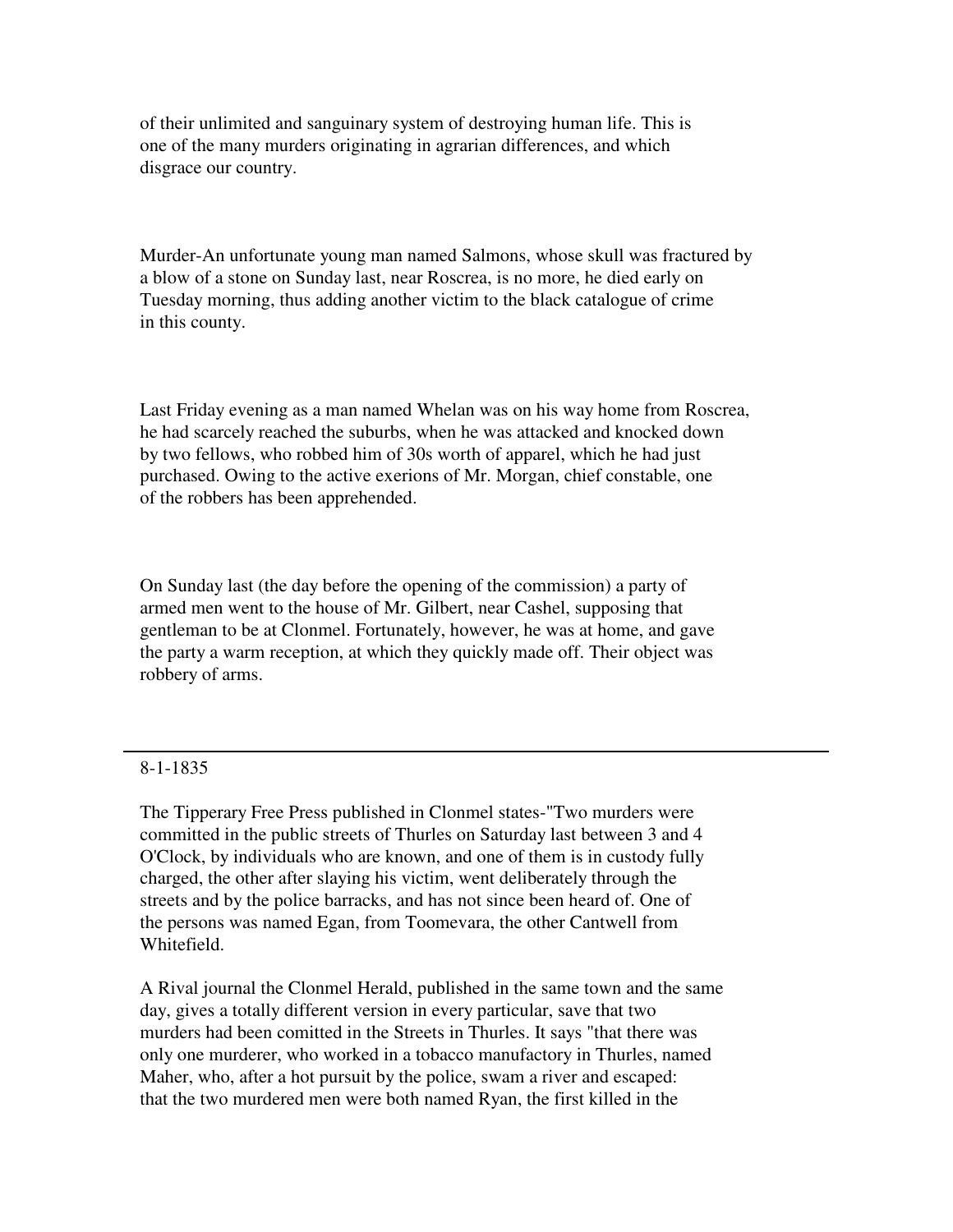of their unlimited and sanguinary system of destroying human life. This is one of the many murders originating in agrarian differences, and which disgrace our country.

Murder-An unfortunate young man named Salmons, whose skull was fractured by a blow of a stone on Sunday last, near Roscrea, is no more, he died early on Tuesday morning, thus adding another victim to the black catalogue of crime in this county.

Last Friday evening as a man named Whelan was on his way home from Roscrea, he had scarcely reached the suburbs, when he was attacked and knocked down by two fellows, who robbed him of 30s worth of apparel, which he had just purchased. Owing to the active exerions of Mr. Morgan, chief constable, one of the robbers has been apprehended.

On Sunday last (the day before the opening of the commission) a party of armed men went to the house of Mr. Gilbert, near Cashel, supposing that gentleman to be at Clonmel. Fortunately, however, he was at home, and gave the party a warm reception, at which they quickly made off. Their object was robbery of arms.

---

8-1-1835

The Tipperary Free Press published in Clonmel states-"Two murders were committed in the public streets of Thurles on Saturday last between 3 and 4 O'Clock, by individuals who are known, and one of them is in custody fully charged, the other after slaying his victim, went deliberately through the streets and by the police barracks, and has not since been heard of. One of the persons was named Egan, from Toomevara, the other Cantwell from Whitefield.

A Rival journal the Clonmel Herald, published in the same town and the same day, gives a totally different version in every particular, save that two murders had been comitted in the Streets in Thurles. It says "that there was only one murderer, who worked in a tobacco manufactory in Thurles, named Maher, who, after a hot pursuit by the police, swam a river and escaped: that the two murdered men were both named Ryan, the first killed in the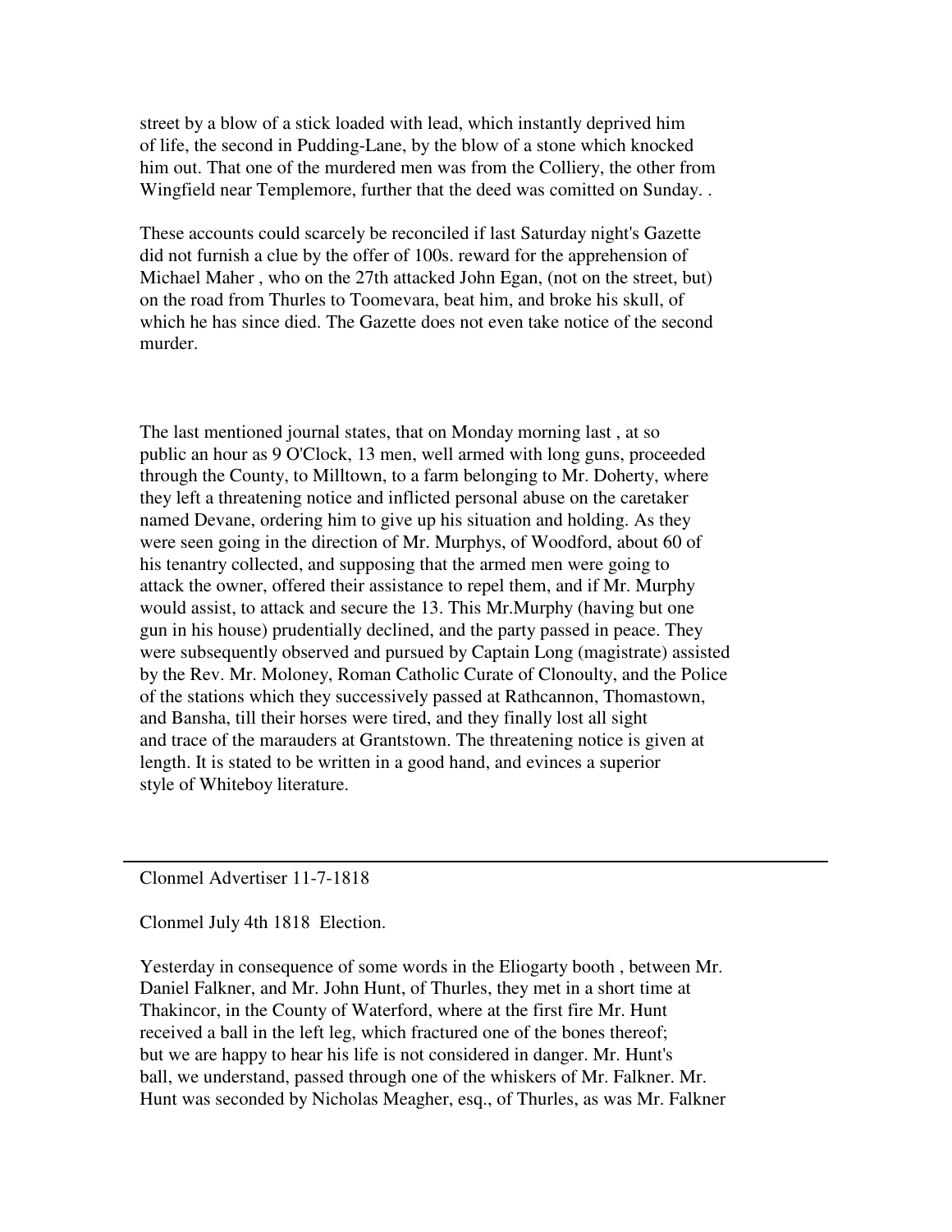street by a blow of a stick loaded with lead, which instantly deprived him of life, the second in Pudding-Lane, by the blow of a stone which knocked him out. That one of the murdered men was from the Colliery, the other from Wingfield near Templemore, further that the deed was comitted on Sunday. .

These accounts could scarcely be reconciled if last Saturday night's Gazette did not furnish a clue by the offer of 100s. reward for the apprehension of Michael Maher , who on the 27th attacked John Egan, (not on the street, but) on the road from Thurles to Toomevara, beat him, and broke his skull, of which he has since died. The Gazette does not even take notice of the second murder.

The last mentioned journal states, that on Monday morning last , at so public an hour as 9 O'Clock, 13 men, well armed with long guns, proceeded through the County, to Milltown, to a farm belonging to Mr. Doherty, where they left a threatening notice and inflicted personal abuse on the caretaker named Devane, ordering him to give up his situation and holding. As they were seen going in the direction of Mr. Murphys, of Woodford, about 60 of his tenantry collected, and supposing that the armed men were going to attack the owner, offered their assistance to repel them, and if Mr. Murphy would assist, to attack and secure the 13. This Mr.Murphy (having but one gun in his house) prudentially declined, and the party passed in peace. They were subsequently observed and pursued by Captain Long (magistrate) assisted by the Rev. Mr. Moloney, Roman Catholic Curate of Clonoulty, and the Police of the stations which they successively passed at Rathcannon, Thomastown, and Bansha, till their horses were tired, and they finally lost all sight and trace of the marauders at Grantstown. The threatening notice is given at length. It is stated to be written in a good hand, and evinces a superior style of Whiteboy literature.

---

Clonmel Advertiser 11-7-1818

Clonmel July 4th 1818 Election.

Yesterday in consequence of some words in the Eliogarty booth , between Mr. Daniel Falkner, and Mr. John Hunt, of Thurles, they met in a short time at Thakincor, in the County of Waterford, where at the first fire Mr. Hunt received a ball in the left leg, which fractured one of the bones thereof; but we are happy to hear his life is not considered in danger. Mr. Hunt's ball, we understand, passed through one of the whiskers of Mr. Falkner. Mr. Hunt was seconded by Nicholas Meagher, esq., of Thurles, as was Mr. Falkner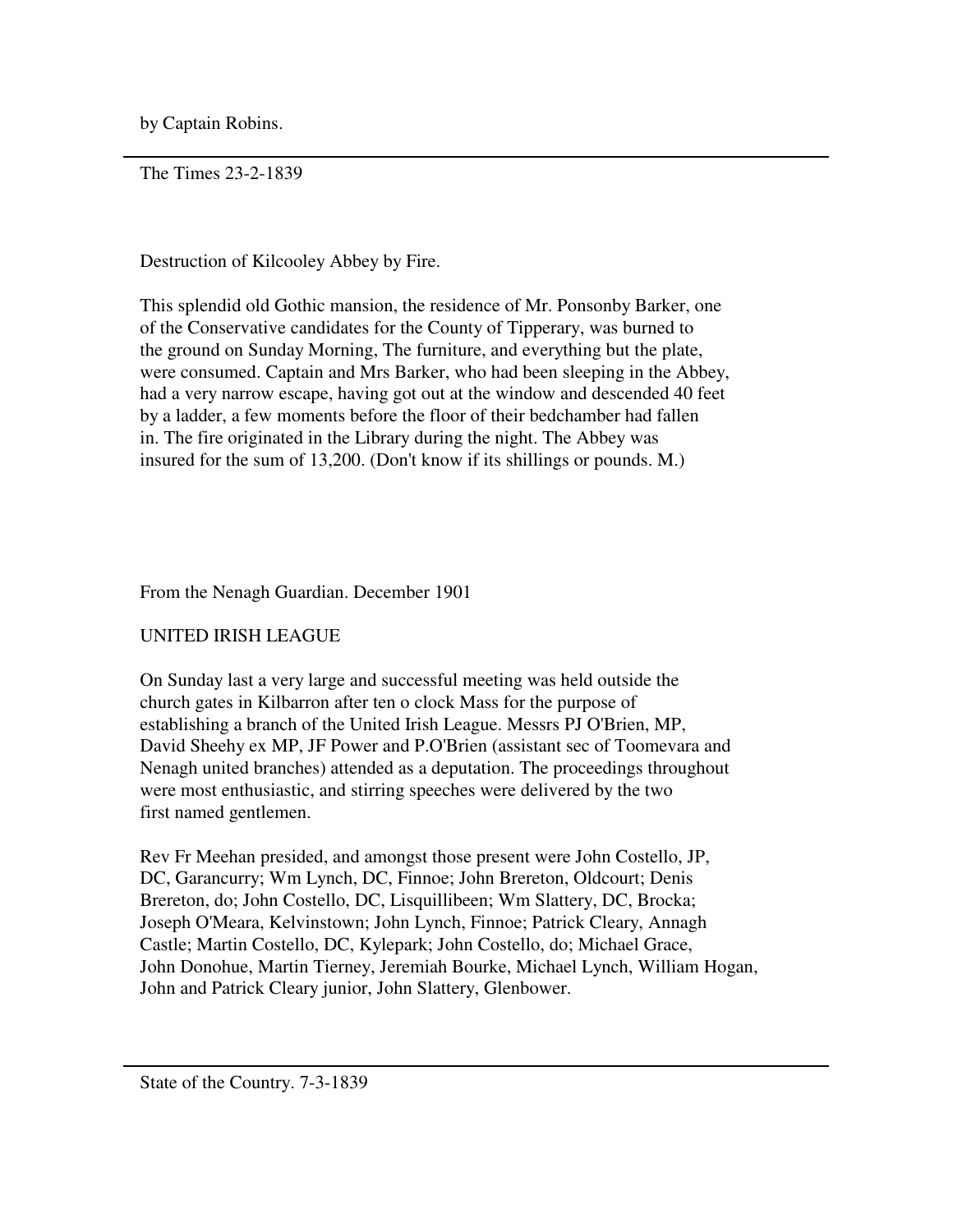by Captain Robins.

---

The Times 23-2-1839

Destruction of Kilcooley Abbey by Fire.

This splendid old Gothic mansion, the residence of Mr. Ponsonby Barker, one of the Conservative candidates for the County of Tipperary, was burned to the ground on Sunday Morning, The furniture, and everything but the plate, were consumed. Captain and Mrs Barker, who had been sleeping in the Abbey, had a very narrow escape, having got out at the window and descended 40 feet by a ladder, a few moments before the floor of their bedchamber had fallen in. The fire originated in the Library during the night. The Abbey was insured for the sum of 13,200. (Don't know if its shillings or pounds. M.)

From the Nenagh Guardian. December 1901

UNITED IRISH LEAGUE

On Sunday last a very large and successful meeting was held outside the church gates in Kilbarron after ten o clock Mass for the purpose of establishing a branch of the United Irish League. Messrs PJ O'Brien, MP, David Sheehy ex MP, JF Power and P.O'Brien (assistant sec of Toomevara and Nenagh united branches) attended as a deputation. The proceedings throughout were most enthusiastic, and stirring speeches were delivered by the two first named gentlemen.

Rev Fr Meehan presided, and amongst those present were John Costello, JP, DC, Garancurry; Wm Lynch, DC, Finnoe; John Brereton, Oldcourt; Denis Brereton, do; John Costello, DC, Lisquillibeen; Wm Slattery, DC, Brocka; Joseph O'Meara, Kelvinstown; John Lynch, Finnoe; Patrick Cleary, Annagh Castle; Martin Costello, DC, Kylepark; John Costello, do; Michael Grace, John Donohue, Martin Tierney, Jeremiah Bourke, Michael Lynch, William Hogan, John and Patrick Cleary junior, John Slattery, Glenbower.

---

State of the Country. 7-3-1839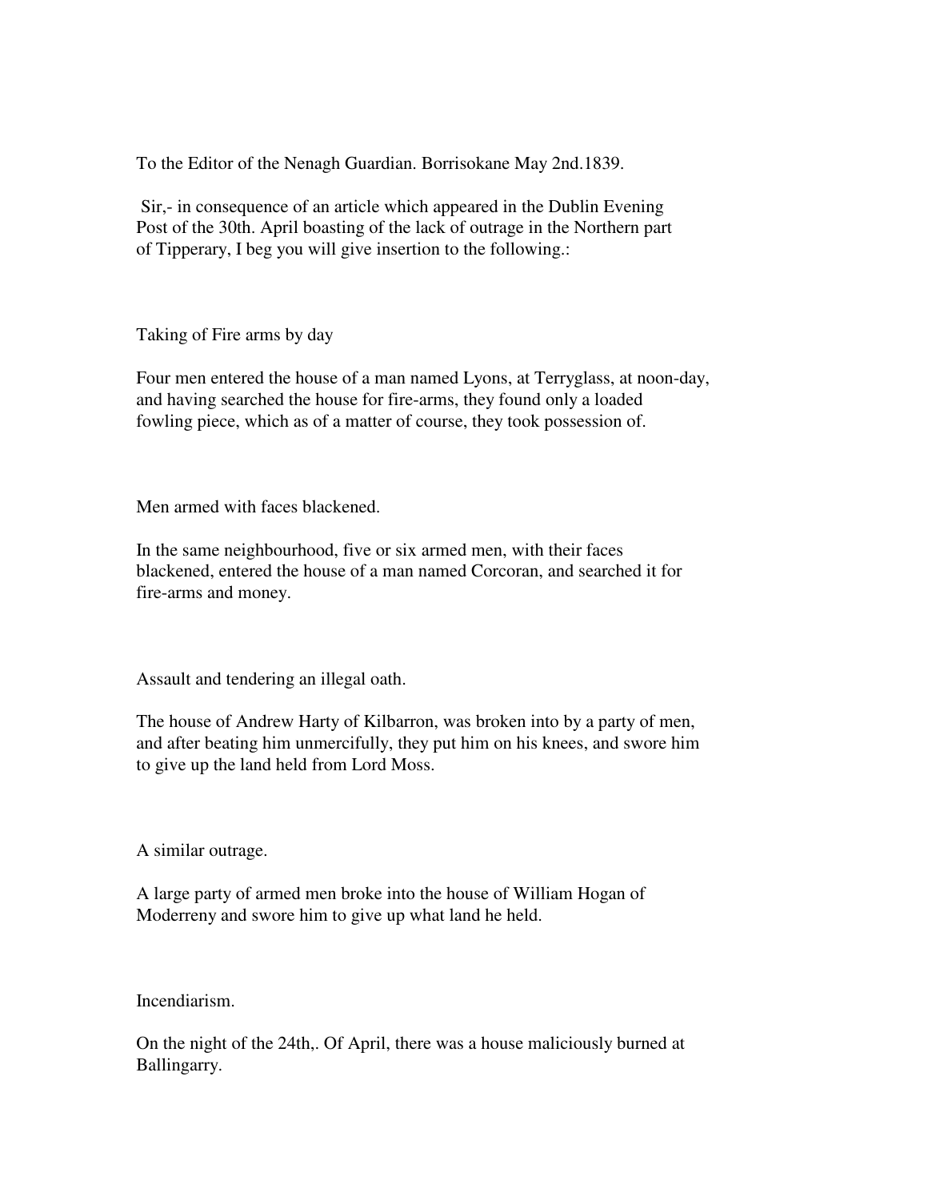To the Editor of the Nenagh Guardian. Borrisokane May 2nd.1839.

Sir,- in consequence of an article which appeared in the Dublin Evening Post of the 30th. April boasting of the lack of outrage in the Northern part of Tipperary, I beg you will give insertion to the following.:

Taking of Fire arms by day

Four men entered the house of a man named Lyons, at Terryglass, at noon-day, and having searched the house for fire-arms, they found only a loaded fowling piece, which as of a matter of course, they took possession of.

Men armed with faces blackened.

In the same neighbourhood, five or six armed men, with their faces blackened, entered the house of a man named Corcoran, and searched it for fire-arms and money.

Assault and tendering an illegal oath.

The house of Andrew Harty of Kilbarron, was broken into by a party of men, and after beating him unmercifully, they put him on his knees, and swore him to give up the land held from Lord Moss.

A similar outrage.

A large party of armed men broke into the house of William Hogan of Moderreny and swore him to give up what land he held.

Incendiarism.

On the night of the 24th,. Of April, there was a house maliciously burned at Ballingarry.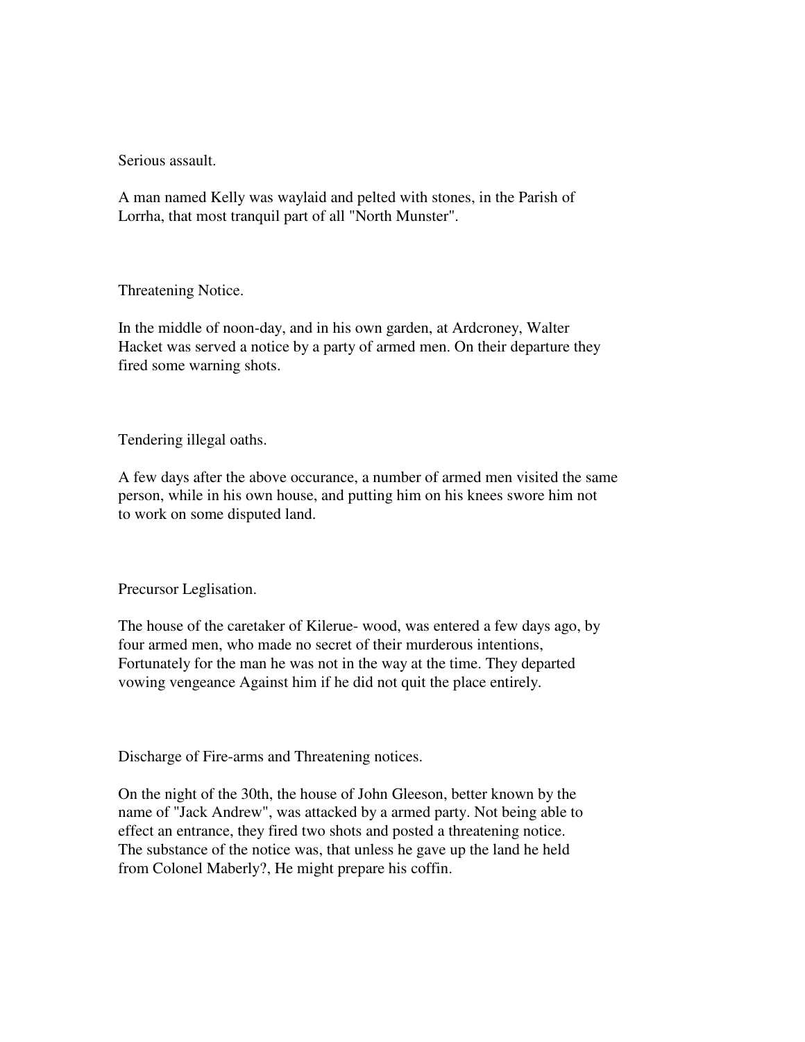Serious assault.

A man named Kelly was waylaid and pelted with stones, in the Parish of Lorrha, that most tranquil part of all "North Munster".

Threatening Notice.

In the middle of noon-day, and in his own garden, at Ardcroney, Walter Hacket was served a notice by a party of armed men. On their departure they fired some warning shots.

Tendering illegal oaths.

A few days after the above occurance, a number of armed men visited the same person, while in his own house, and putting him on his knees swore him not to work on some disputed land.

Precursor Leglisation.

The house of the caretaker of Kilerue- wood, was entered a few days ago, by four armed men, who made no secret of their murderous intentions, Fortunately for the man he was not in the way at the time. They departed vowing vengeance Against him if he did not quit the place entirely.

Discharge of Fire-arms and Threatening notices.

On the night of the 30th, the house of John Gleeson, better known by the name of "Jack Andrew", was attacked by a armed party. Not being able to effect an entrance, they fired two shots and posted a threatening notice. The substance of the notice was, that unless he gave up the land he held from Colonel Maberly?, He might prepare his coffin.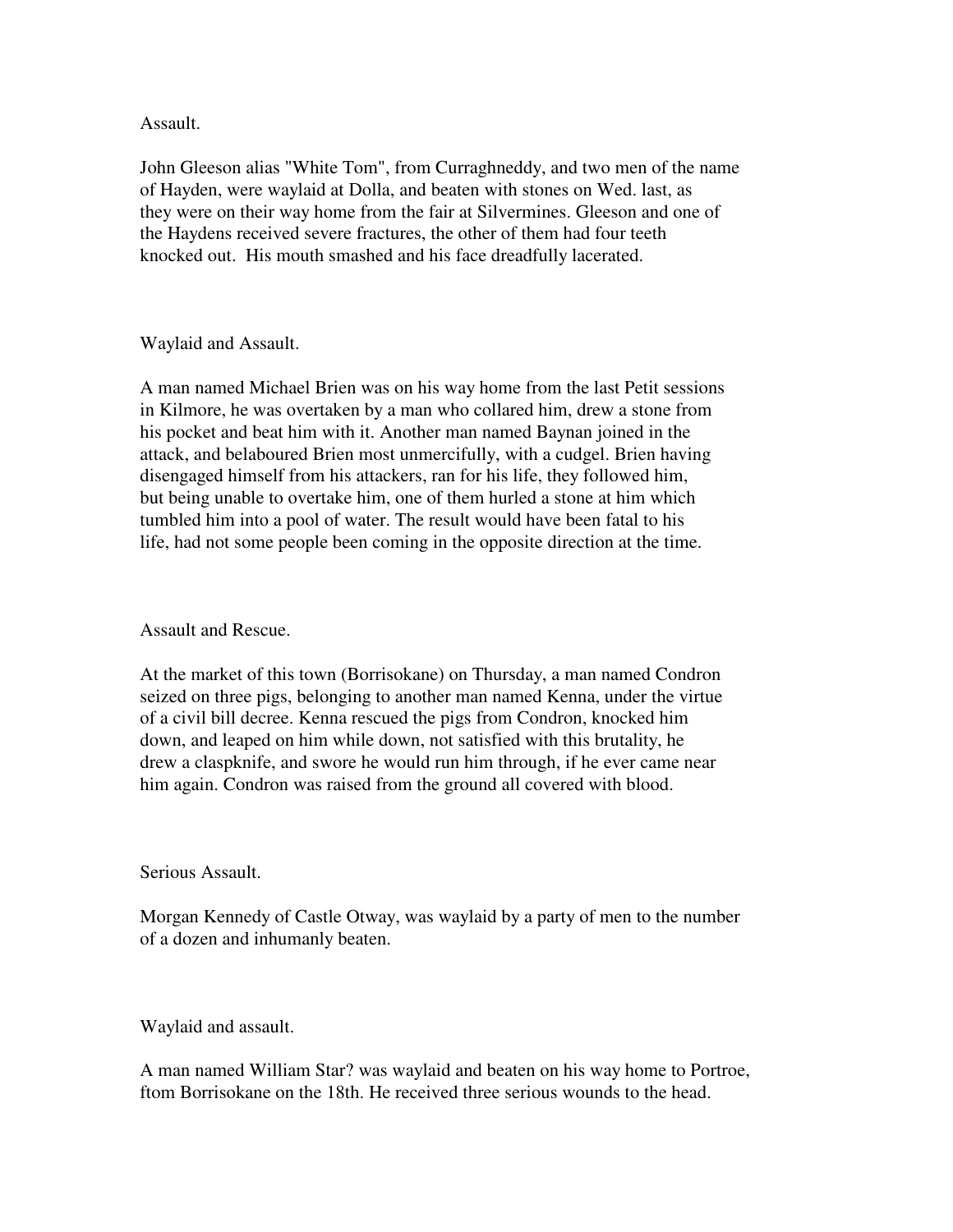Assault.

John Gleeson alias "White Tom", from Curraghneddy, and two men of the name of Hayden, were waylaid at Dolla, and beaten with stones on Wed. last, as they were on their way home from the fair at Silvermines. Gleeson and one of the Haydens received severe fractures, the other of them had four teeth knocked out. His mouth smashed and his face dreadfully lacerated.

Waylaid and Assault.

A man named Michael Brien was on his way home from the last Petit sessions in Kilmore, he was overtaken by a man who collared him, drew a stone from his pocket and beat him with it. Another man named Baynan joined in the attack, and belaboured Brien most unmercifully, with a cudgel. Brien having disengaged himself from his attackers, ran for his life, they followed him, but being unable to overtake him, one of them hurled a stone at him which tumbled him into a pool of water. The result would have been fatal to his life, had not some people been coming in the opposite direction at the time.

Assault and Rescue.

At the market of this town (Borrisokane) on Thursday, a man named Condron seized on three pigs, belonging to another man named Kenna, under the virtue of a civil bill decree. Kenna rescued the pigs from Condron, knocked him down, and leaped on him while down, not satisfied with this brutality, he drew a claspknife, and swore he would run him through, if he ever came near him again. Condron was raised from the ground all covered with blood.

Serious Assault.

Morgan Kennedy of Castle Otway, was waylaid by a party of men to the number of a dozen and inhumanly beaten.

Waylaid and assault.

A man named William Star? was waylaid and beaten on his way home to Portroe, ftom Borrisokane on the 18th. He received three serious wounds to the head.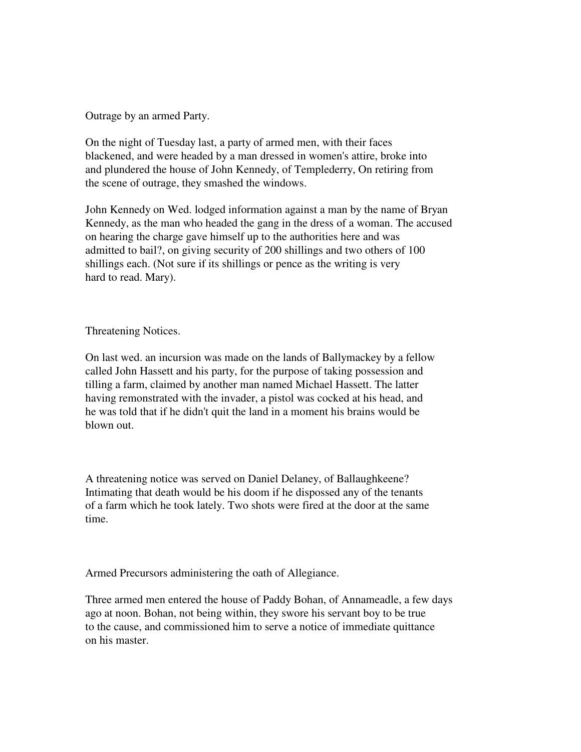Outrage by an armed Party.

On the night of Tuesday last, a party of armed men, with their faces blackened, and were headed by a man dressed in women's attire, broke into and plundered the house of John Kennedy, of Templederry, On retiring from the scene of outrage, they smashed the windows.

John Kennedy on Wed. lodged information against a man by the name of Bryan Kennedy, as the man who headed the gang in the dress of a woman. The accused on hearing the charge gave himself up to the authorities here and was admitted to bail?, on giving security of 200 shillings and two others of 100 shillings each. (Not sure if its shillings or pence as the writing is very hard to read. Mary).

Threatening Notices.

On last wed. an incursion was made on the lands of Ballymackey by a fellow called John Hassett and his party, for the purpose of taking possession and tilling a farm, claimed by another man named Michael Hassett. The latter having remonstrated with the invader, a pistol was cocked at his head, and he was told that if he didn't quit the land in a moment his brains would be blown out.

A threatening notice was served on Daniel Delaney, of Ballaughkeene? Intimating that death would be his doom if he dispossed any of the tenants of a farm which he took lately. Two shots were fired at the door at the same time.

Armed Precursors administering the oath of Allegiance.

Three armed men entered the house of Paddy Bohan, of Annameadle, a few days ago at noon. Bohan, not being within, they swore his servant boy to be true to the cause, and commissioned him to serve a notice of immediate quittance on his master.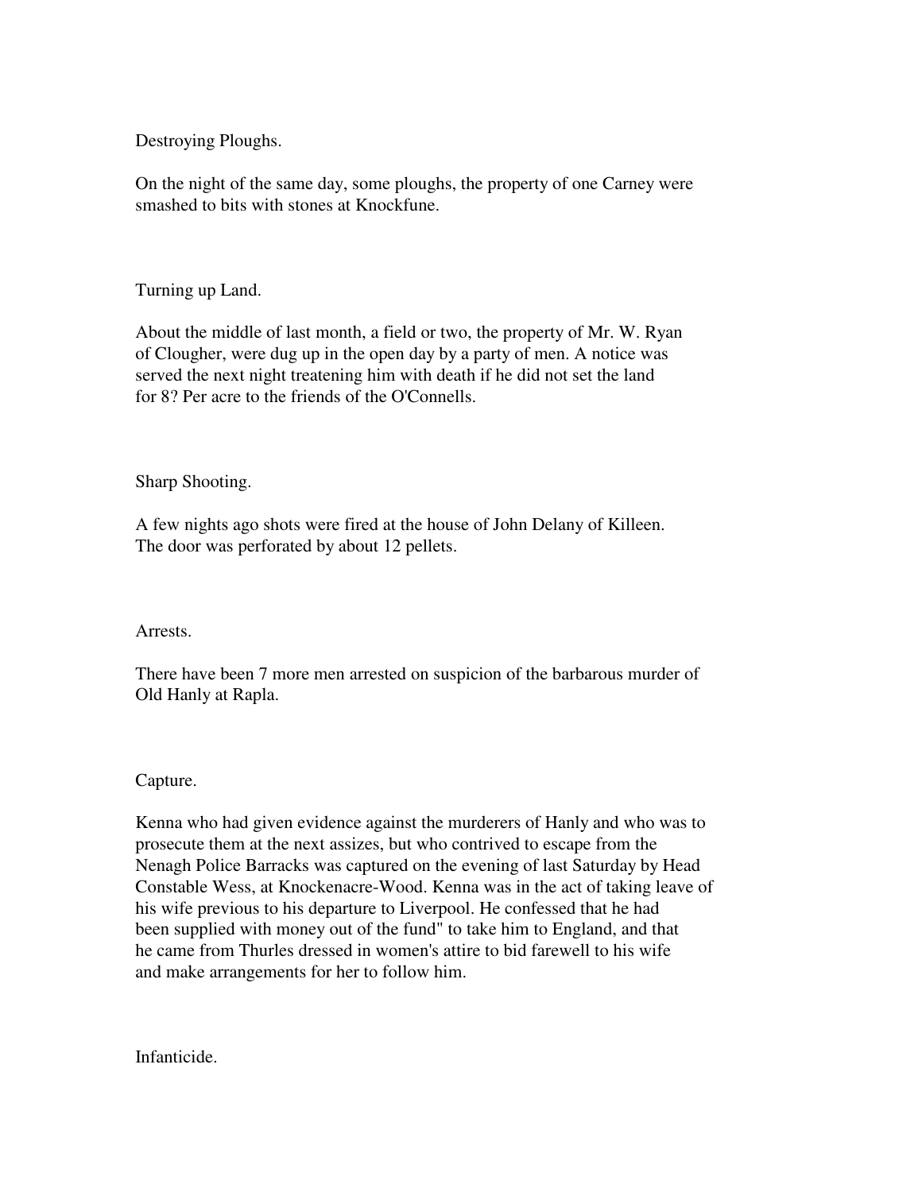Destroying Ploughs.

On the night of the same day, some ploughs, the property of one Carney were smashed to bits with stones at Knockfune.

Turning up Land.

About the middle of last month, a field or two, the property of Mr. W. Ryan of Clougher, were dug up in the open day by a party of men. A notice was served the next night treatening him with death if he did not set the land for 8? Per acre to the friends of the O'Connells.

Sharp Shooting.

A few nights ago shots were fired at the house of John Delany of Killeen. The door was perforated by about 12 pellets.

Arrests.

There have been 7 more men arrested on suspicion of the barbarous murder of Old Hanly at Rapla.

Capture.

Kenna who had given evidence against the murderers of Hanly and who was to prosecute them at the next assizes, but who contrived to escape from the Nenagh Police Barracks was captured on the evening of last Saturday by Head Constable Wess, at Knockenacre-Wood. Kenna was in the act of taking leave of his wife previous to his departure to Liverpool. He confessed that he had been supplied with money out of the fund" to take him to England, and that he came from Thurles dressed in women's attire to bid farewell to his wife and make arrangements for her to follow him.

Infanticide.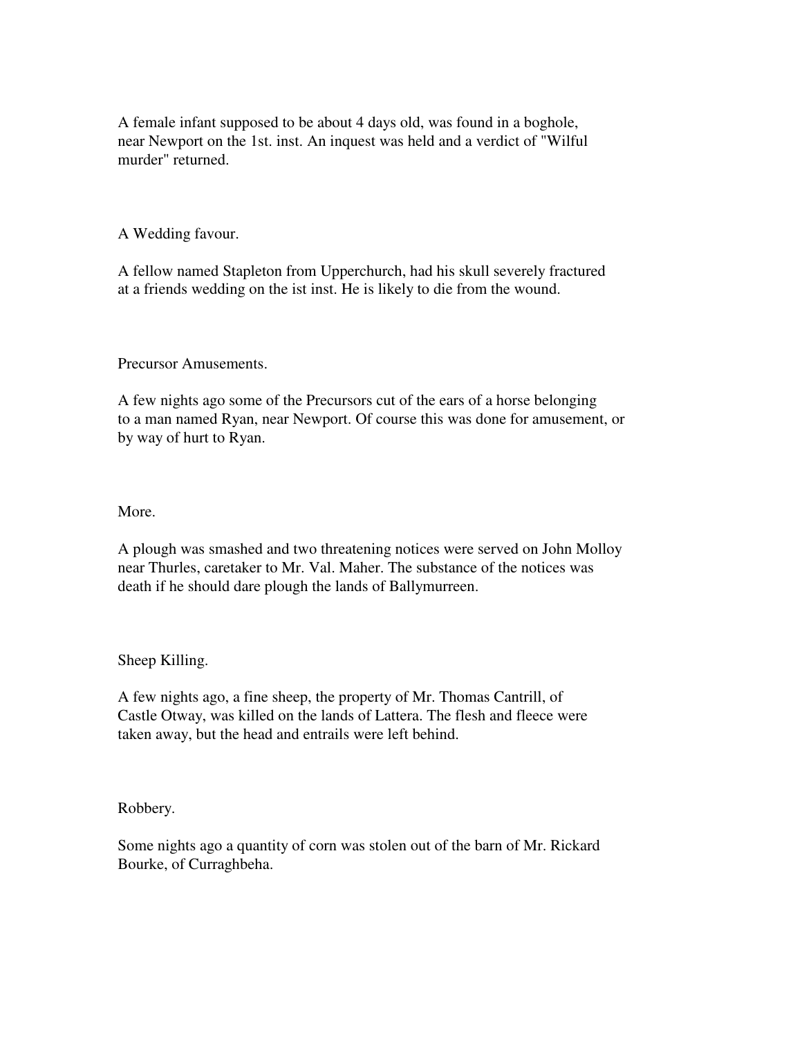A female infant supposed to be about 4 days old, was found in a boghole, near Newport on the 1st. inst. An inquest was held and a verdict of "Wilful murder" returned.

A Wedding favour.

A fellow named Stapleton from Upperchurch, had his skull severely fractured at a friends wedding on the ist inst. He is likely to die from the wound.

Precursor Amusements.

A few nights ago some of the Precursors cut of the ears of a horse belonging to a man named Ryan, near Newport. Of course this was done for amusement, or by way of hurt to Ryan.

More.

A plough was smashed and two threatening notices were served on John Molloy near Thurles, caretaker to Mr. Val. Maher. The substance of the notices was death if he should dare plough the lands of Ballymurreen.

Sheep Killing.

A few nights ago, a fine sheep, the property of Mr. Thomas Cantrill, of Castle Otway, was killed on the lands of Lattera. The flesh and fleece were taken away, but the head and entrails were left behind.

Robbery.

Some nights ago a quantity of corn was stolen out of the barn of Mr. Rickard Bourke, of Curraghbeha.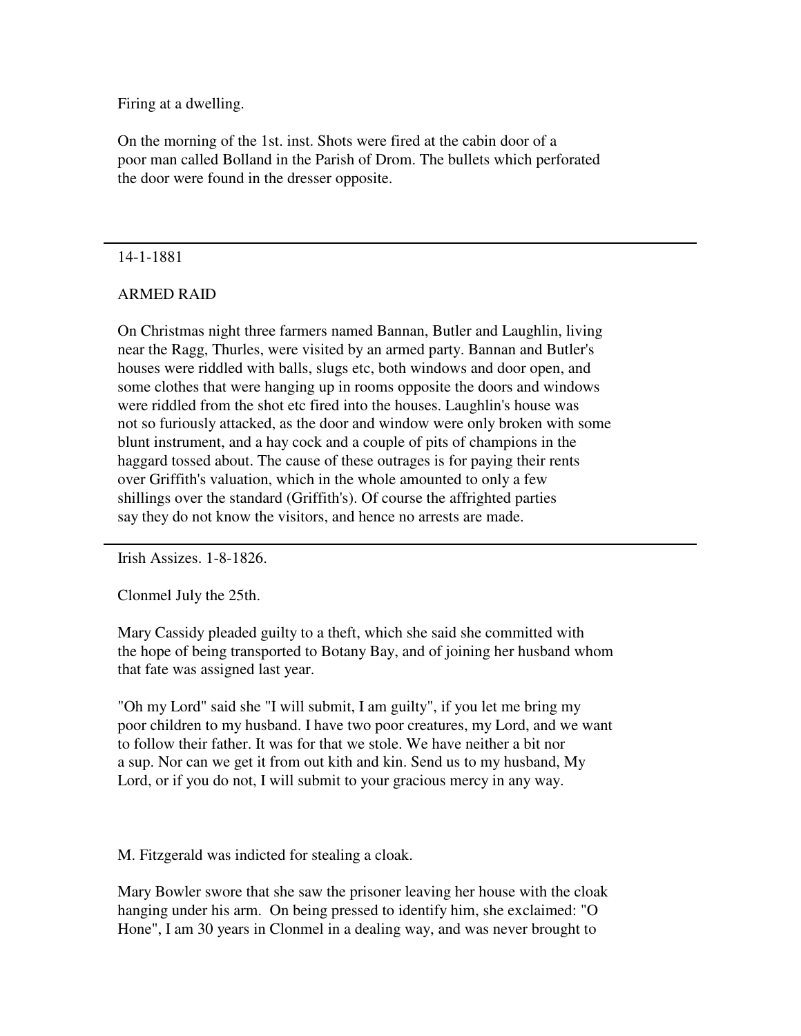Firing at a dwelling.

On the morning of the 1st. inst. Shots were fired at the cabin door of a poor man called Bolland in the Parish of Drom. The bullets which perforated the door were found in the dresser opposite.

---

14-1-1881

ARMED RAID

On Christmas night three farmers named Bannan, Butler and Laughlin, living near the Ragg, Thurles, were visited by an armed party. Bannan and Butler's houses were riddled with balls, slugs etc, both windows and door open, and some clothes that were hanging up in rooms opposite the doors and windows were riddled from the shot etc fired into the houses. Laughlin's house was not so furiously attacked, as the door and window were only broken with some blunt instrument, and a hay cock and a couple of pits of champions in the haggard tossed about. The cause of these outrages is for paying their rents over Griffith's valuation, which in the whole amounted to only a few shillings over the standard (Griffith's). Of course the affrighted parties say they do not know the visitors, and hence no arrests are made.

---

Irish Assizes. 1-8-1826.

Clonmel July the 25th.

Mary Cassidy pleaded guilty to a theft, which she said she committed with the hope of being transported to Botany Bay, and of joining her husband whom that fate was assigned last year.

"Oh my Lord" said she "I will submit, I am guilty", if you let me bring my poor children to my husband. I have two poor creatures, my Lord, and we want to follow their father. It was for that we stole. We have neither a bit nor a sup. Nor can we get it from out kith and kin. Send us to my husband, My Lord, or if you do not, I will submit to your gracious mercy in any way.

M. Fitzgerald was indicted for stealing a cloak.

Mary Bowler swore that she saw the prisoner leaving her house with the cloak hanging under his arm. On being pressed to identify him, she exclaimed: "O Hone", I am 30 years in Clonmel in a dealing way, and was never brought to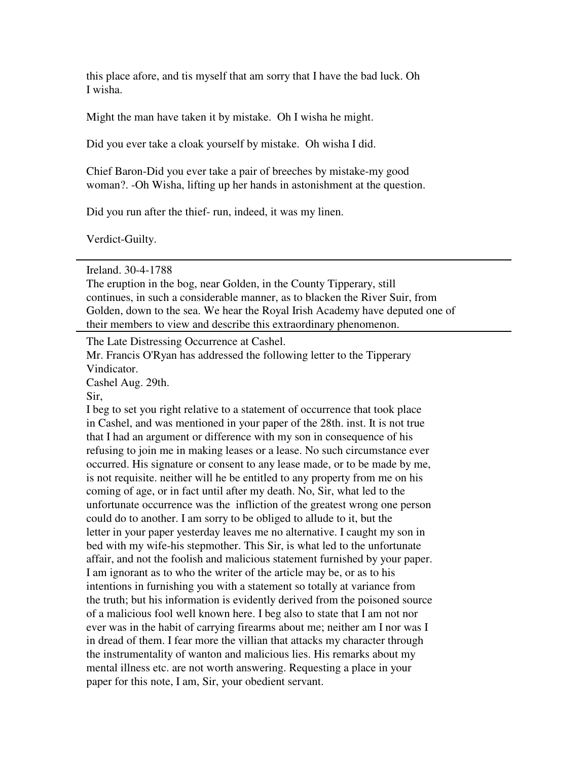this place afore, and tis myself that am sorry that I have the bad luck. Oh I wisha.

Might the man have taken it by mistake.  Oh I wisha he might.

Did you ever take a cloak yourself by mistake.  Oh wisha I did.

Chief Baron-Did you ever take a pair of breeches by mistake-my good woman?. -Oh Wisha, lifting up her hands in astonishment at the question.

Did you run after the thief- run, indeed, it was my linen.

Verdict-Guilty.

---

Ireland. 30-4-1788
The eruption in the bog, near Golden, in the County Tipperary, still continues, in such a considerable manner, as to blacken the River Suir, from Golden, down to the sea. We hear the Royal Irish Academy have deputed one of their members to view and describe this extraordinary phenomenon.

---

The Late Distressing Occurrence at Cashel.
Mr. Francis O'Ryan has addressed the following letter to the Tipperary Vindicator.
Cashel Aug. 29th.
Sir,
I beg to set you right relative to a statement of occurrence that took place in Cashel, and was mentioned in your paper of the 28th. inst. It is not true that I had an argument or difference with my son in consequence of his refusing to join me in making leases or a lease. No such circumstance ever occurred. His signature or consent to any lease made, or to be made by me, is not requisite. neither will he be entitled to any property from me on his coming of age, or in fact until after my death. No, Sir, what led to the unfortunate occurrence was the  infliction of the greatest wrong one person could do to another. I am sorry to be obliged to allude to it, but the letter in your paper yesterday leaves me no alternative. I caught my son in bed with my wife-his stepmother. This Sir, is what led to the unfortunate affair, and not the foolish and malicious statement furnished by your paper. I am ignorant as to who the writer of the article may be, or as to his intentions in furnishing you with a statement so totally at variance from the truth; but his information is evidently derived from the poisoned source of a malicious fool well known here. I beg also to state that I am not nor ever was in the habit of carrying firearms about me; neither am I nor was I in dread of them. I fear more the villian that attacks my character through the instrumentality of wanton and malicious lies. His remarks about my mental illness etc. are not worth answering. Requesting a place in your paper for this note, I am, Sir, your obedient servant.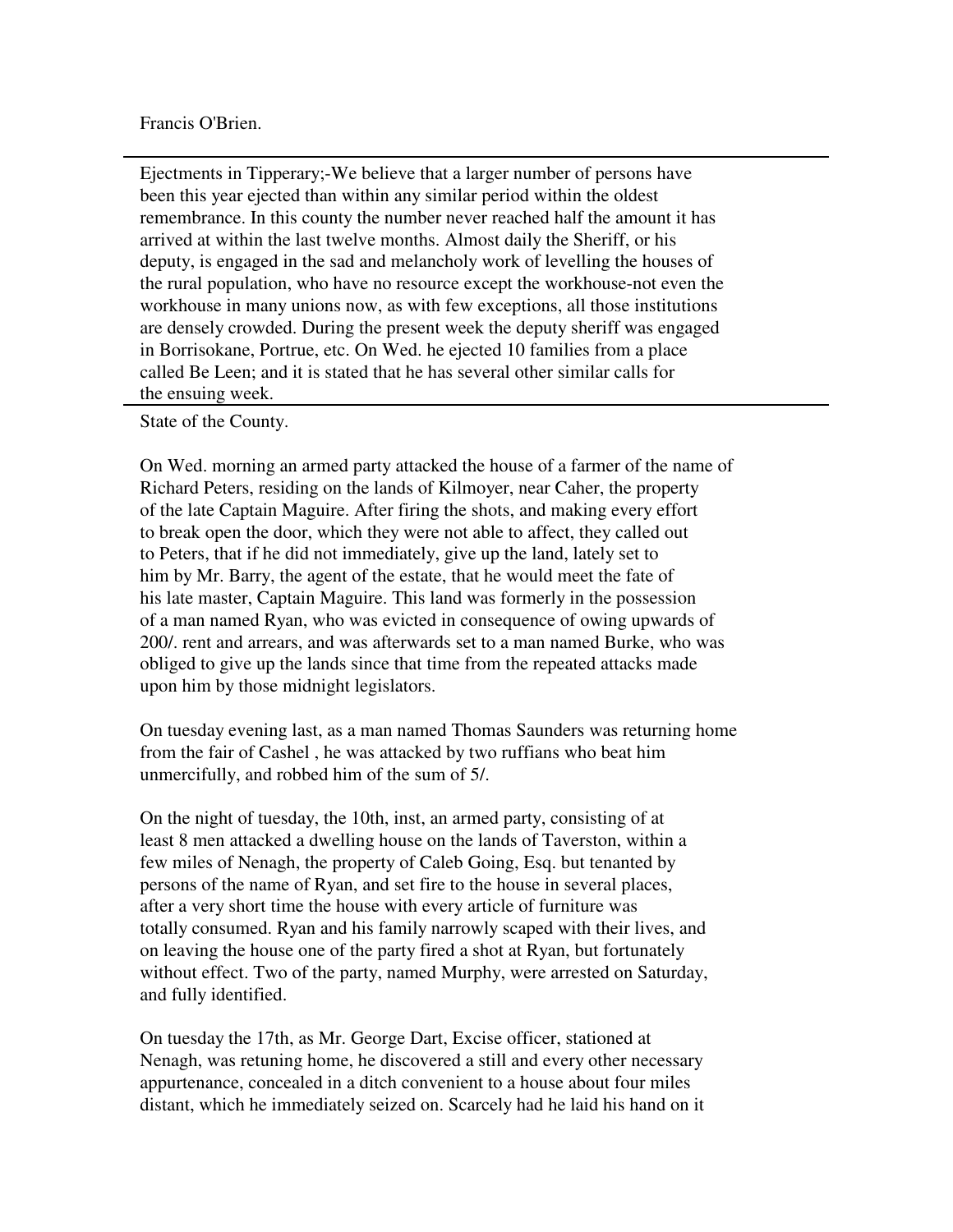Francis O'Brien.

---

Ejectments in Tipperary;-We believe that a larger number of persons have been this year ejected than within any similar period within the oldest remembrance. In this county the number never reached half the amount it has arrived at within the last twelve months. Almost daily the Sheriff, or his deputy, is engaged in the sad and melancholy work of levelling the houses of the rural population, who have no resource except the workhouse-not even the workhouse in many unions now, as with few exceptions, all those institutions are densely crowded. During the present week the deputy sheriff was engaged in Borrisokane, Portrue, etc. On Wed. he ejected 10 families from a place called Be Leen; and it is stated that he has several other similar calls for the ensuing week.

---

State of the County.

On Wed. morning an armed party attacked the house of a farmer of the name of Richard Peters, residing on the lands of Kilmoyer, near Caher, the property of the late Captain Maguire. After firing the shots, and making every effort to break open the door, which they were not able to affect, they called out to Peters, that if he did not immediately, give up the land, lately set to him by Mr. Barry, the agent of the estate, that he would meet the fate of his late master, Captain Maguire. This land was formerly in the possession of a man named Ryan, who was evicted in consequence of owing upwards of 200/. rent and arrears, and was afterwards set to a man named Burke, who was obliged to give up the lands since that time from the repeated attacks made upon him by those midnight legislators.

On tuesday evening last, as a man named Thomas Saunders was returning home from the fair of Cashel , he was attacked by two ruffians who beat him unmercifully, and robbed him of the sum of 5/.

On the night of tuesday, the 10th, inst, an armed party, consisting of at least 8 men attacked a dwelling house on the lands of Taverston, within a few miles of Nenagh, the property of Caleb Going, Esq. but tenanted by persons of the name of Ryan, and set fire to the house in several places, after a very short time the house with every article of furniture was totally consumed. Ryan and his family narrowly scaped with their lives, and on leaving the house one of the party fired a shot at Ryan, but fortunately without effect. Two of the party, named Murphy, were arrested on Saturday, and fully identified.

On tuesday the 17th, as Mr. George Dart, Excise officer, stationed at Nenagh, was retuning home, he discovered a still and every other necessary appurtenance, concealed in a ditch convenient to a house about four miles distant, which he immediately seized on. Scarcely had he laid his hand on it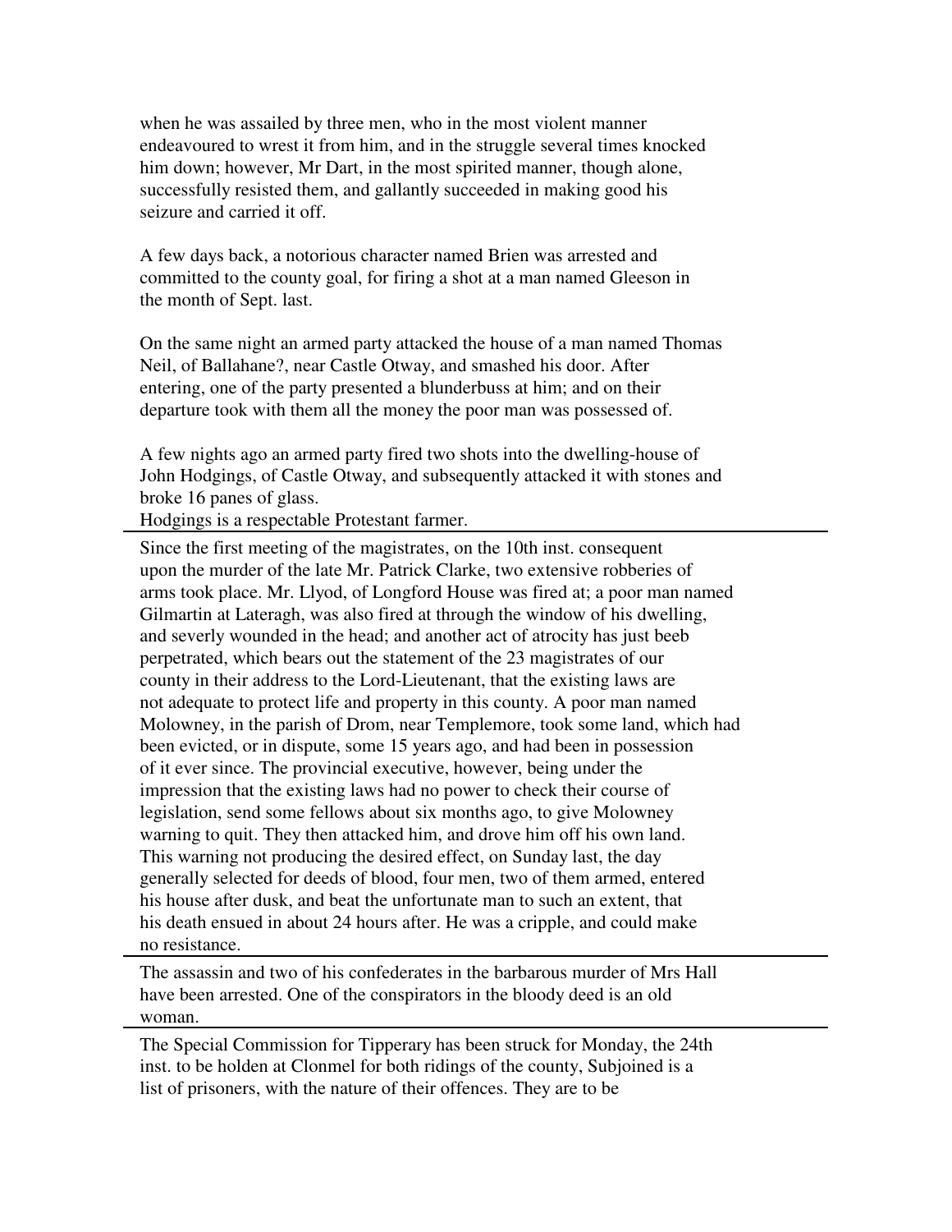when he was assailed by three men, who in the most violent manner endeavoured to wrest it from him, and in the struggle several times knocked him down; however, Mr Dart, in the most spirited manner, though alone, successfully resisted them, and gallantly succeeded in making good his seizure and carried it off.

A few days back, a notorious character named Brien was arrested and committed to the county goal, for firing a shot at a man named Gleeson in the month of Sept. last.

On the same night an armed party attacked the house of a man named Thomas Neil, of Ballahane?, near Castle Otway, and smashed his door. After entering, one of the party presented a blunderbuss at him; and on their departure took with them all the money the poor man was possessed of.

A few nights ago an armed party fired two shots into the dwelling-house of John Hodgings, of Castle Otway, and subsequently attacked it with stones and broke 16 panes of glass.
Hodgings is a respectable Protestant farmer.

---

Since the first meeting of the magistrates, on the 10th inst. consequent upon the murder of the late Mr. Patrick Clarke, two extensive robberies of arms took place. Mr. Llyod, of Longford House was fired at; a poor man named Gilmartin at Lateragh, was also fired at through the window of his dwelling, and severly wounded in the head; and another act of atrocity has just beeb perpetrated, which bears out the statement of the 23 magistrates of our county in their address to the Lord-Lieutenant, that the existing laws are not adequate to protect life and property in this county. A poor man named Molowney, in the parish of Drom, near Templemore, took some land, which had been evicted, or in dispute, some 15 years ago, and had been in possession of it ever since. The provincial executive, however, being under the impression that the existing laws had no power to check their course of legislation, send some fellows about six months ago, to give Molowney warning to quit. They then attacked him, and drove him off his own land. This warning not producing the desired effect, on Sunday last, the day generally selected for deeds of blood, four men, two of them armed, entered his house after dusk, and beat the unfortunate man to such an extent, that his death ensued in about 24 hours after. He was a cripple, and could make no resistance.

---

The assassin and two of his confederates in the barbarous murder of Mrs Hall have been arrested. One of the conspirators in the bloody deed is an old woman.

---

The Special Commission for Tipperary has been struck for Monday, the 24th inst. to be holden at Clonmel for both ridings of the county, Subjoined is a list of prisoners, with the nature of their offences. They are to be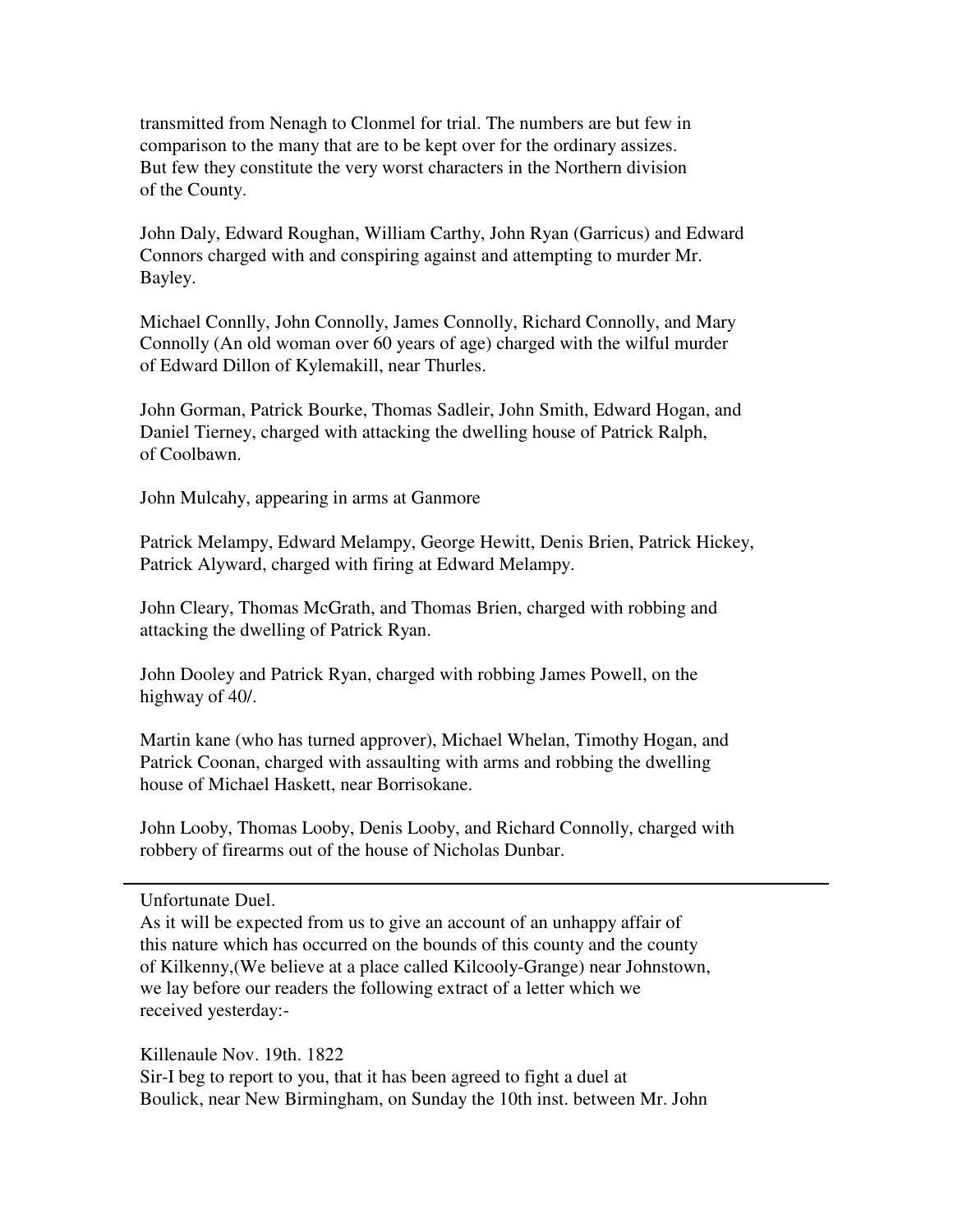transmitted from Nenagh to Clonmel for trial. The numbers are but few in comparison to the many that are to be kept over for the ordinary assizes. But few they constitute the very worst characters in the Northern division of the County.

John Daly, Edward Roughan, William Carthy, John Ryan (Garricus) and Edward Connors charged with conspiring against and attempting to murder Mr. Bayley.

Michael Connlly, John Connolly, James Connolly, Richard Connolly, and Mary Connolly (An old woman over 60 years of age) charged with the wilful murder of Edward Dillon of Kylemakill, near Thurles.

John Gorman, Patrick Bourke, Thomas Sadleir, John Smith, Edward Hogan, and Daniel Tierney, charged with attacking the dwelling house of Patrick Ralph, of Coolbawn.

John Mulcahy, appearing in arms at Ganmore

Patrick Melampy, Edward Melampy, George Hewitt, Denis Brien, Patrick Hickey, Patrick Alyward, charged with firing at Edward Melampy.

John Cleary, Thomas McGrath, and Thomas Brien, charged with robbing and attacking the dwelling of Patrick Ryan.

John Dooley and Patrick Ryan, charged with robbing James Powell, on the highway of 40/.

Martin kane (who has turned approver), Michael Whelan, Timothy Hogan, and Patrick Coonan, charged with assaulting with arms and robbing the dwelling house of Michael Haskett, near Borrisokane.

John Looby, Thomas Looby, Denis Looby, and Richard Connolly, charged with robbery of firearms out of the house of Nicholas Dunbar.

---

Unfortunate Duel.

As it will be expected from us to give an account of an unhappy affair of this nature which has occurred on the bounds of this county and the county of Kilkenny,(We believe at a place called Kilcooly-Grange) near Johnstown, we lay before our readers the following extract of a letter which we received yesterday:-

Killenaule Nov. 19th. 1822

Sir-I beg to report to you, that it has been agreed to fight a duel at Boulick, near New Birmingham, on Sunday the 10th inst. between Mr. John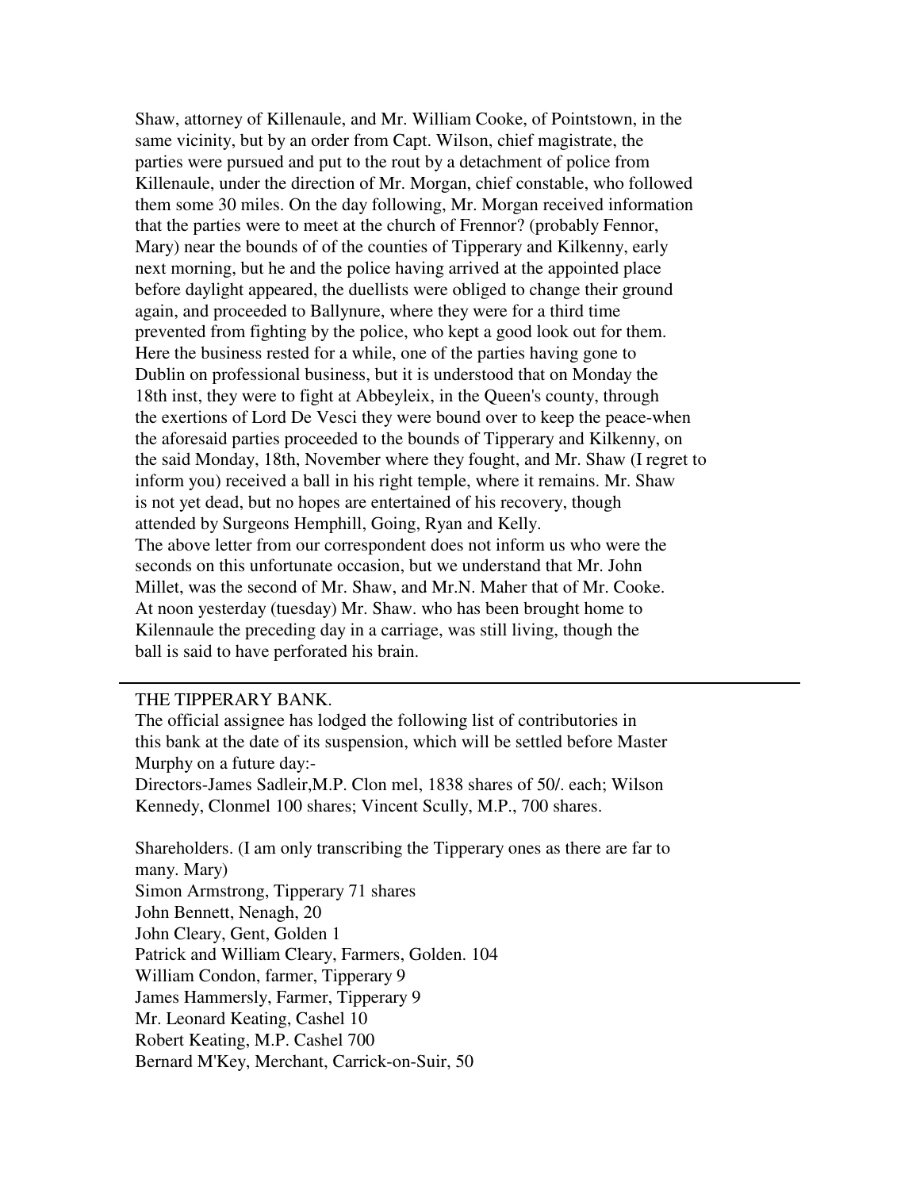Shaw, attorney of Killenaule, and Mr. William Cooke, of Pointstown, in the same vicinity, but by an order from Capt. Wilson, chief magistrate, the parties were pursued and put to the rout by a detachment of police from Killenaule, under the direction of Mr. Morgan, chief constable, who followed them some 30 miles. On the day following, Mr. Morgan received information that the parties were to meet at the church of Frennor? (probably Fennor, Mary) near the bounds of of the counties of Tipperary and Kilkenny, early next morning, but he and the police having arrived at the appointed place before daylight appeared, the duellists were obliged to change their ground again, and proceeded to Ballynure, where they were for a third time prevented from fighting by the police, who kept a good look out for them. Here the business rested for a while, one of the parties having gone to Dublin on professional business, but it is understood that on Monday the 18th inst, they were to fight at Abbeyleix, in the Queen's county, through the exertions of Lord De Vesci they were bound over to keep the peace-when the aforesaid parties proceeded to the bounds of Tipperary and Kilkenny, on the said Monday, 18th, November where they fought, and Mr. Shaw (I regret to inform you) received a ball in his right temple, where it remains. Mr. Shaw is not yet dead, but no hopes are entertained of his recovery, though attended by Surgeons Hemphill, Going, Ryan and Kelly.
The above letter from our correspondent does not inform us who were the seconds on this unfortunate occasion, but we understand that Mr. John Millet, was the second of Mr. Shaw, and Mr.N. Maher that of Mr. Cooke. At noon yesterday (tuesday) Mr. Shaw. who has been brought home to Kilennaule the preceding day in a carriage, was still living, though the ball is said to have perforated his brain.

---

THE TIPPERARY BANK.
The official assignee has lodged the following list of contributories in this bank at the date of its suspension, which will be settled before Master Murphy on a future day:-
Directors-James Sadleir,M.P. Clon mel, 1838 shares of 50/. each; Wilson Kennedy, Clonmel 100 shares; Vincent Scully, M.P., 700 shares.

Shareholders. (I am only transcribing the Tipperary ones as there are far to many. Mary)
Simon Armstrong, Tipperary 71 shares
John Bennett, Nenagh, 20
John Cleary, Gent, Golden 1
Patrick and William Cleary, Farmers, Golden. 104
William Condon, farmer, Tipperary 9
James Hammersly, Farmer, Tipperary 9
Mr. Leonard Keating, Cashel 10
Robert Keating, M.P. Cashel 700
Bernard M'Key, Merchant, Carrick-on-Suir, 50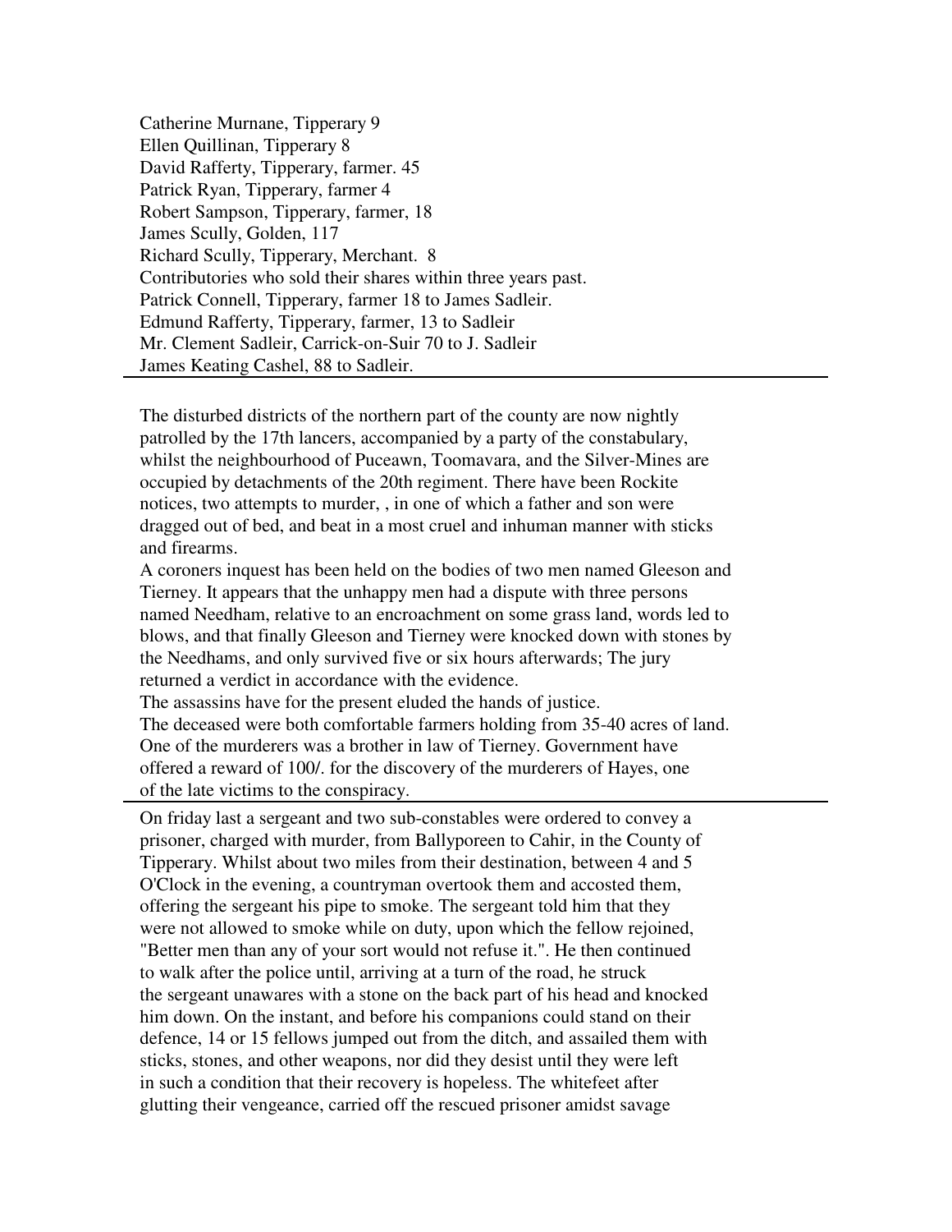Catherine Murnane, Tipperary 9
Ellen Quillinan, Tipperary 8
David Rafferty, Tipperary, farmer. 45
Patrick Ryan, Tipperary, farmer 4
Robert Sampson, Tipperary, farmer, 18
James Scully, Golden, 117
Richard Scully, Tipperary, Merchant. 8
Contributories who sold their shares within three years past.
Patrick Connell, Tipperary, farmer 18 to James Sadleir.
Edmund Rafferty, Tipperary, farmer, 13 to Sadleir
Mr. Clement Sadleir, Carrick-on-Suir 70 to J. Sadleir
James Keating Cashel, 88 to Sadleir.

---

The disturbed districts of the northern part of the county are now nightly patrolled by the 17th lancers, accompanied by a party of the constabulary, whilst the neighbourhood of Puceawn, Toomavara, and the Silver-Mines are occupied by detachments of the 20th regiment. There have been Rockite notices, two attempts to murder, , in one of which a father and son were dragged out of bed, and beat in a most cruel and inhuman manner with sticks and firearms.
A coroners inquest has been held on the bodies of two men named Gleeson and Tierney. It appears that the unhappy men had a dispute with three persons named Needham, relative to an encroachment on some grass land, words led to blows, and that finally Gleeson and Tierney were knocked down with stones by the Needhams, and only survived five or six hours afterwards; The jury returned a verdict in accordance with the evidence.
The assassins have for the present eluded the hands of justice.
The deceased were both comfortable farmers holding from 35-40 acres of land. One of the murderers was a brother in law of Tierney. Government have offered a reward of 100/. for the discovery of the murderers of Hayes, one of the late victims to the conspiracy.

---

On friday last a sergeant and two sub-constables were ordered to convey a prisoner, charged with murder, from Ballyporeen to Cahir, in the County of Tipperary. Whilst about two miles from their destination, between 4 and 5 O'Clock in the evening, a countryman overtook them and accosted them, offering the sergeant his pipe to smoke. The sergeant told him that they were not allowed to smoke while on duty, upon which the fellow rejoined, "Better men than any of your sort would not refuse it.". He then continued to walk after the police until, arriving at a turn of the road, he struck the sergeant unawares with a stone on the back part of his head and knocked him down. On the instant, and before his companions could stand on their defence, 14 or 15 fellows jumped out from the ditch, and assailed them with sticks, stones, and other weapons, nor did they desist until they were left in such a condition that their recovery is hopeless. The whitefeet after glutting their vengeance, carried off the rescued prisoner amidst savage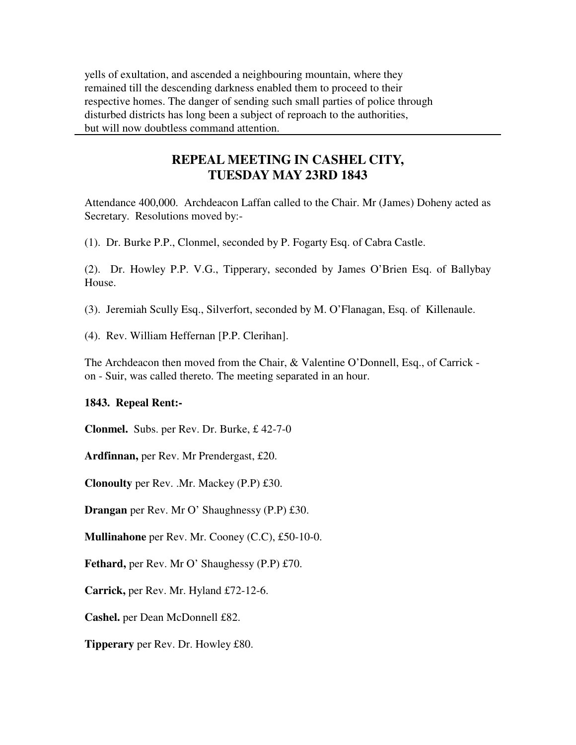yells of exultation, and ascended a neighbouring mountain, where they remained till the descending darkness enabled them to proceed to their respective homes. The danger of sending such small parties of police through disturbed districts has long been a subject of reproach to the authorities, but will now doubtless command attention.

---

## REPEAL MEETING IN CASHEL CITY, TUESDAY MAY 23RD 1843

Attendance 400,000. Archdeacon Laffan called to the Chair. Mr (James) Doheny acted as Secretary. Resolutions moved by:-

(1). Dr. Burke P.P., Clonmel, seconded by P. Fogarty Esq. of Cabra Castle.

(2). Dr. Howley P.P. V.G., Tipperary, seconded by James O'Brien Esq. of Ballybay House.

(3). Jeremiah Scully Esq., Silverfort, seconded by M. O'Flanagan, Esq. of Killenaule.

(4). Rev. William Heffernan [P.P. Clerihan].

The Archdeacon then moved from the Chair, & Valentine O'Donnell, Esq., of Carrick - on - Suir, was called thereto. The meeting separated in an hour.

**1843. Repeal Rent:-**

**Clonmel.** Subs. per Rev. Dr. Burke, £ 42-7-0

**Ardfinnan,** per Rev. Mr Prendergast, £20.

**Clonoulty** per Rev. .Mr. Mackey (P.P) £30.

**Drangan** per Rev. Mr O' Shaughnessy (P.P) £30.

**Mullinahone** per Rev. Mr. Cooney (C.C), £50-10-0.

**Fethard,** per Rev. Mr O' Shaughessy (P.P) £70.

**Carrick,** per Rev. Mr. Hyland £72-12-6.

**Cashel.** per Dean McDonnell £82.

**Tipperary** per Rev. Dr. Howley £80.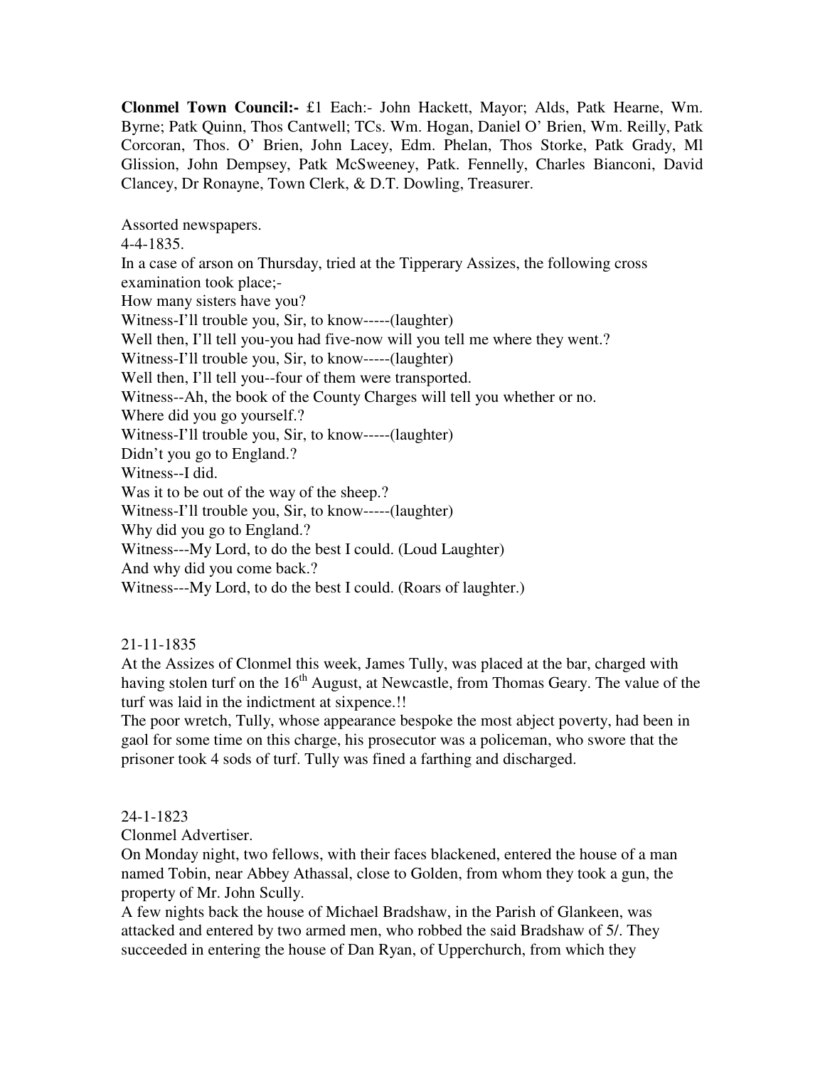**Clonmel Town Council:-** £1 Each:- John Hackett, Mayor; Alds, Patk Hearne, Wm. Byrne; Patk Quinn, Thos Cantwell; TCs. Wm. Hogan, Daniel O' Brien, Wm. Reilly, Patk Corcoran, Thos. O' Brien, John Lacey, Edm. Phelan, Thos Storke, Patk Grady, Ml Glission, John Dempsey, Patk McSweeney, Patk. Fennelly, Charles Bianconi, David Clancey, Dr Ronayne, Town Clerk, & D.T. Dowling, Treasurer.

Assorted newspapers.
4-4-1835.
In a case of arson on Thursday, tried at the Tipperary Assizes, the following cross examination took place;-
How many sisters have you?
Witness-I'll trouble you, Sir, to know-----(laughter)
Well then, I'll tell you-you had five-now will you tell me where they went.?
Witness-I'll trouble you, Sir, to know-----(laughter)
Well then, I'll tell you--four of them were transported.
Witness--Ah, the book of the County Charges will tell you whether or no.
Where did you go yourself.?
Witness-I'll trouble you, Sir, to know-----(laughter)
Didn't you go to England.?
Witness--I did.
Was it to be out of the way of the sheep.?
Witness-I'll trouble you, Sir, to know-----(laughter)
Why did you go to England.?
Witness---My Lord, to do the best I could. (Loud Laughter)
And why did you come back.?
Witness---My Lord, to do the best I could. (Roars of laughter.)

21-11-1835
At the Assizes of Clonmel this week, James Tully, was placed at the bar, charged with having stolen turf on the 16th August, at Newcastle, from Thomas Geary. The value of the turf was laid in the indictment at sixpence.!!
The poor wretch, Tully, whose appearance bespoke the most abject poverty, had been in gaol for some time on this charge, his prosecutor was a policeman, who swore that the prisoner took 4 sods of turf. Tully was fined a farthing and discharged.

24-1-1823
Clonmel Advertiser.
On Monday night, two fellows, with their faces blackened, entered the house of a man named Tobin, near Abbey Athassal, close to Golden, from whom they took a gun, the property of Mr. John Scully.
A few nights back the house of Michael Bradshaw, in the Parish of Glankeen, was attacked and entered by two armed men, who robbed the said Bradshaw of 5/. They succeeded in entering the house of Dan Ryan, of Upperchurch, from which they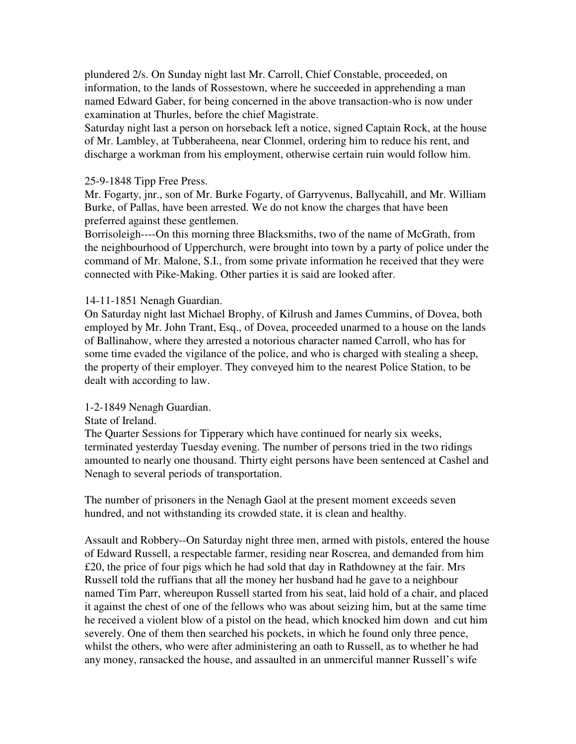plundered 2/s. On Sunday night last Mr. Carroll, Chief Constable, proceeded, on information, to the lands of Rossestown, where he succeeded in apprehending a man named Edward Gaber, for being concerned in the above transaction-who is now under examination at Thurles, before the chief Magistrate.

Saturday night last a person on horseback left a notice, signed Captain Rock, at the house of Mr. Lambley, at Tubberaheena, near Clonmel, ordering him to reduce his rent, and discharge a workman from his employment, otherwise certain ruin would follow him.

25-9-1848 Tipp Free Press.

Mr. Fogarty, jnr., son of Mr. Burke Fogarty, of Garryvenus, Ballycahill, and Mr. William Burke, of Pallas, have been arrested. We do not know the charges that have been preferred against these gentlemen.

Borrisoleigh----On this morning three Blacksmiths, two of the name of McGrath, from the neighbourhood of Upperchurch, were brought into town by a party of police under the command of Mr. Malone, S.I., from some private information he received that they were connected with Pike-Making. Other parties it is said are looked after.

14-11-1851 Nenagh Guardian.

On Saturday night last Michael Brophy, of Kilrush and James Cummins, of Dovea, both employed by Mr. John Trant, Esq., of Dovea, proceeded unarmed to a house on the lands of Ballinahow, where they arrested a notorious character named Carroll, who has for some time evaded the vigilance of the police, and who is charged with stealing a sheep, the property of their employer. They conveyed him to the nearest Police Station, to be dealt with according to law.

1-2-1849 Nenagh Guardian.

State of Ireland.

The Quarter Sessions for Tipperary which have continued for nearly six weeks, terminated yesterday Tuesday evening. The number of persons tried in the two ridings amounted to nearly one thousand. Thirty eight persons have been sentenced at Cashel and Nenagh to several periods of transportation.

The number of prisoners in the Nenagh Gaol at the present moment exceeds seven hundred, and not withstanding its crowded state, it is clean and healthy.

Assault and Robbery--On Saturday night three men, armed with pistols, entered the house of Edward Russell, a respectable farmer, residing near Roscrea, and demanded from him £20, the price of four pigs which he had sold that day in Rathdowney at the fair. Mrs Russell told the ruffians that all the money her husband had he gave to a neighbour named Tim Parr, whereupon Russell started from his seat, laid hold of a chair, and placed it against the chest of one of the fellows who was about seizing him, but at the same time he received a violent blow of a pistol on the head, which knocked him down and cut him severely. One of them then searched his pockets, in which he found only three pence, whilst the others, who were after administering an oath to Russell, as to whether he had any money, ransacked the house, and assaulted in an unmerciful manner Russell's wife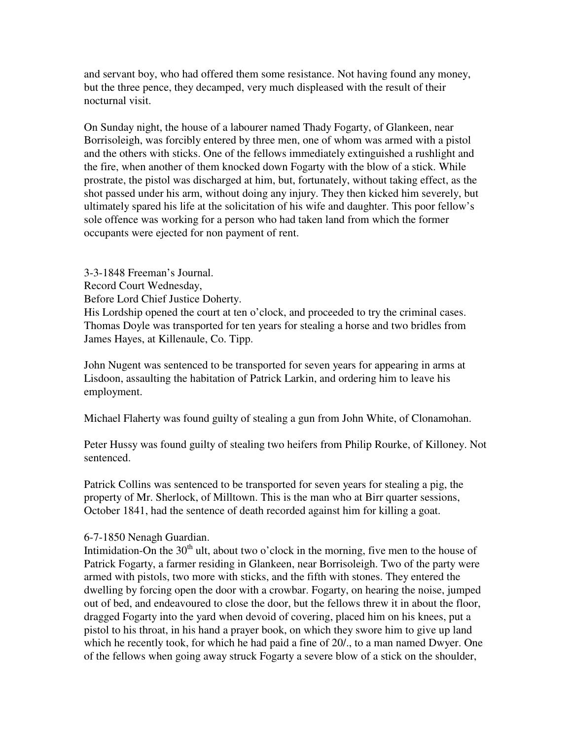and servant boy, who had offered them some resistance. Not having found any money, but the three pence, they decamped, very much displeased with the result of their nocturnal visit.

On Sunday night, the house of a labourer named Thady Fogarty, of Glankeen, near Borrisoleigh, was forcibly entered by three men, one of whom was armed with a pistol and the others with sticks. One of the fellows immediately extinguished a rushlight and the fire, when another of them knocked down Fogarty with the blow of a stick. While prostrate, the pistol was discharged at him, but, fortunately, without taking effect, as the shot passed under his arm, without doing any injury. They then kicked him severely, but ultimately spared his life at the solicitation of his wife and daughter. This poor fellow's sole offence was working for a person who had taken land from which the former occupants were ejected for non payment of rent.

3-3-1848 Freeman's Journal.
Record Court Wednesday,
Before Lord Chief Justice Doherty.
His Lordship opened the court at ten o'clock, and proceeded to try the criminal cases. Thomas Doyle was transported for ten years for stealing a horse and two bridles from James Hayes, at Killenaule, Co. Tipp.

John Nugent was sentenced to be transported for seven years for appearing in arms at Lisdoon, assaulting the habitation of Patrick Larkin, and ordering him to leave his employment.

Michael Flaherty was found guilty of stealing a gun from John White, of Clonamohan.

Peter Hussy was found guilty of stealing two heifers from Philip Rourke, of Killoney. Not sentenced.

Patrick Collins was sentenced to be transported for seven years for stealing a pig, the property of Mr. Sherlock, of Milltown. This is the man who at Birr quarter sessions, October 1841, had the sentence of death recorded against him for killing a goat.

6-7-1850 Nenagh Guardian.
Intimidation-On the 30th ult, about two o'clock in the morning, five men to the house of Patrick Fogarty, a farmer residing in Glankeen, near Borrisoleigh. Two of the party were armed with pistols, two more with sticks, and the fifth with stones. They entered the dwelling by forcing open the door with a crowbar. Fogarty, on hearing the noise, jumped out of bed, and endeavoured to close the door, but the fellows threw it in about the floor, dragged Fogarty into the yard when devoid of covering, placed him on his knees, put a pistol to his throat, in his hand a prayer book, on which they swore him to give up land which he recently took, for which he had paid a fine of 20/., to a man named Dwyer. One of the fellows when going away struck Fogarty a severe blow of a stick on the shoulder,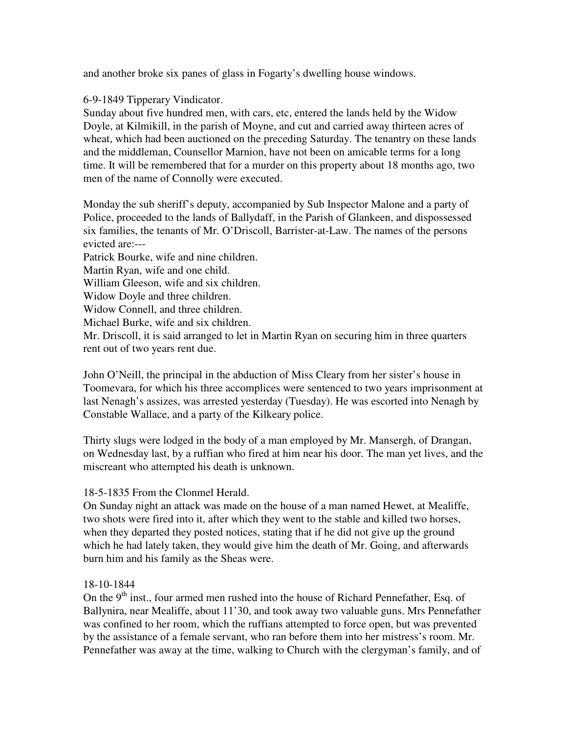and another broke six panes of glass in Fogarty's dwelling house windows.

6-9-1849 Tipperary Vindicator.
Sunday about five hundred men, with cars, etc, entered the lands held by the Widow Doyle, at Kilmikill, in the parish of Moyne, and cut and carried away thirteen acres of wheat, which had been auctioned on the preceding Saturday. The tenantry on these lands and the middleman, Counsellor Marnion, have not been on amicable terms for a long time. It will be remembered that for a murder on this property about 18 months ago, two men of the name of Connolly were executed.

Monday the sub sheriff's deputy, accompanied by Sub Inspector Malone and a party of Police, proceeded to the lands of Ballydaff, in the Parish of Glankeen, and dispossessed six families, the tenants of Mr. O'Driscoll, Barrister-at-Law. The names of the persons evicted are:---
Patrick Bourke, wife and nine children.
Martin Ryan, wife and one child.
William Gleeson, wife and six children.
Widow Doyle and three children.
Widow Connell, and three children.
Michael Burke, wife and six children.
Mr. Driscoll, it is said arranged to let in Martin Ryan on securing him in three quarters rent out of two years rent due.

John O'Neill, the principal in the abduction of Miss Cleary from her sister's house in Toomevara, for which his three accomplices were sentenced to two years imprisonment at last Nenagh's assizes, was arrested yesterday (Tuesday). He was escorted into Nenagh by Constable Wallace, and a party of the Kilkeary police.

Thirty slugs were lodged in the body of a man employed by Mr. Mansergh, of Drangan, on Wednesday last, by a ruffian who fired at him near his door. The man yet lives, and the miscreant who attempted his death is unknown.

18-5-1835 From the Clonmel Herald.
On Sunday night an attack was made on the house of a man named Hewet, at Mealiffe, two shots were fired into it, after which they went to the stable and killed two horses, when they departed they posted notices, stating that if he did not give up the ground which he had lately taken, they would give him the death of Mr. Going, and afterwards burn him and his family as the Sheas were.

18-10-1844
On the 9th inst., four armed men rushed into the house of Richard Pennefather, Esq. of Ballynira, near Mealiffe, about 11'30, and took away two valuable guns. Mrs Pennefather was confined to her room, which the ruffians attempted to force open, but was prevented by the assistance of a female servant, who ran before them into her mistress's room. Mr. Pennefather was away at the time, walking to Church with the clergyman's family, and of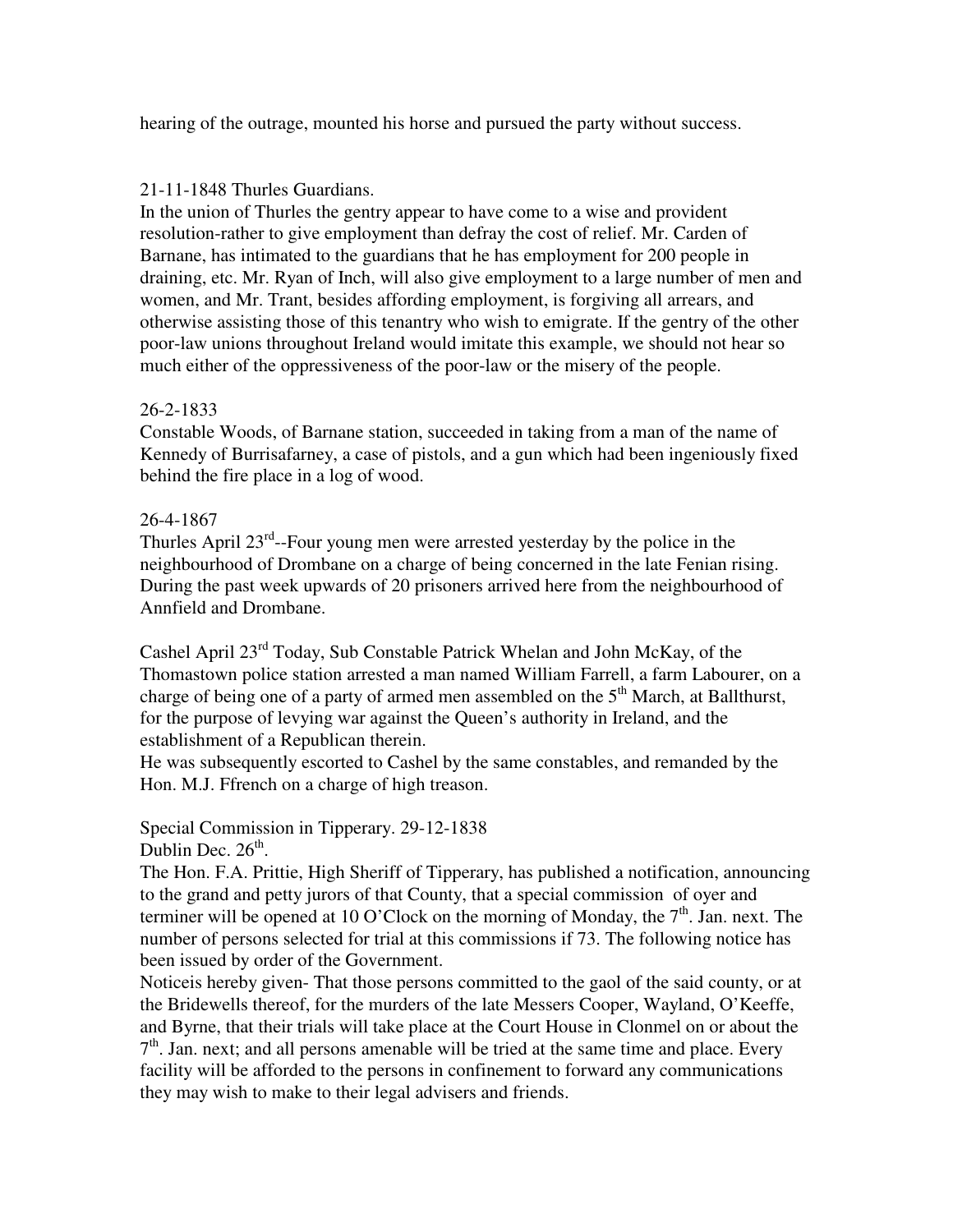hearing of the outrage, mounted his horse and pursued the party without success.

21-11-1848 Thurles Guardians.

In the union of Thurles the gentry appear to have come to a wise and provident resolution-rather to give employment than defray the cost of relief. Mr. Carden of Barnane, has intimated to the guardians that he has employment for 200 people in draining, etc. Mr. Ryan of Inch, will also give employment to a large number of men and women, and Mr. Trant, besides affording employment, is forgiving all arrears, and otherwise assisting those of this tenantry who wish to emigrate. If the gentry of the other poor-law unions throughout Ireland would imitate this example, we should not hear so much either of the oppressiveness of the poor-law or the misery of the people.

26-2-1833

Constable Woods, of Barnane station, succeeded in taking from a man of the name of Kennedy of Burrisafarney, a case of pistols, and a gun which had been ingeniously fixed behind the fire place in a log of wood.

26-4-1867

Thurles April 23rd--Four young men were arrested yesterday by the police in the neighbourhood of Drombane on a charge of being concerned in the late Fenian rising. During the past week upwards of 20 prisoners arrived here from the neighbourhood of Annfield and Drombane.

Cashel April 23rd Today, Sub Constable Patrick Whelan and John McKay, of the Thomastown police station arrested a man named William Farrell, a farm Labourer, on a charge of being one of a party of armed men assembled on the 5th March, at Ballthurst, for the purpose of levying war against the Queen's authority in Ireland, and the establishment of a Republican therein.

He was subsequently escorted to Cashel by the same constables, and remanded by the Hon. M.J. Ffrench on a charge of high treason.

Special Commission in Tipperary. 29-12-1838

Dublin Dec. 26th.

The Hon. F.A. Prittie, High Sheriff of Tipperary, has published a notification, announcing to the grand and petty jurors of that County, that a special commission of oyer and terminer will be opened at 10 O'Clock on the morning of Monday, the 7th. Jan. next. The number of persons selected for trial at this commissions if 73. The following notice has been issued by order of the Government.

Noticeis hereby given- That those persons committed to the gaol of the said county, or at the Bridewells thereof, for the murders of the late Messers Cooper, Wayland, O'Keeffe, and Byrne, that their trials will take place at the Court House in Clonmel on or about the 7th. Jan. next; and all persons amenable will be tried at the same time and place. Every facility will be afforded to the persons in confinement to forward any communications they may wish to make to their legal advisers and friends.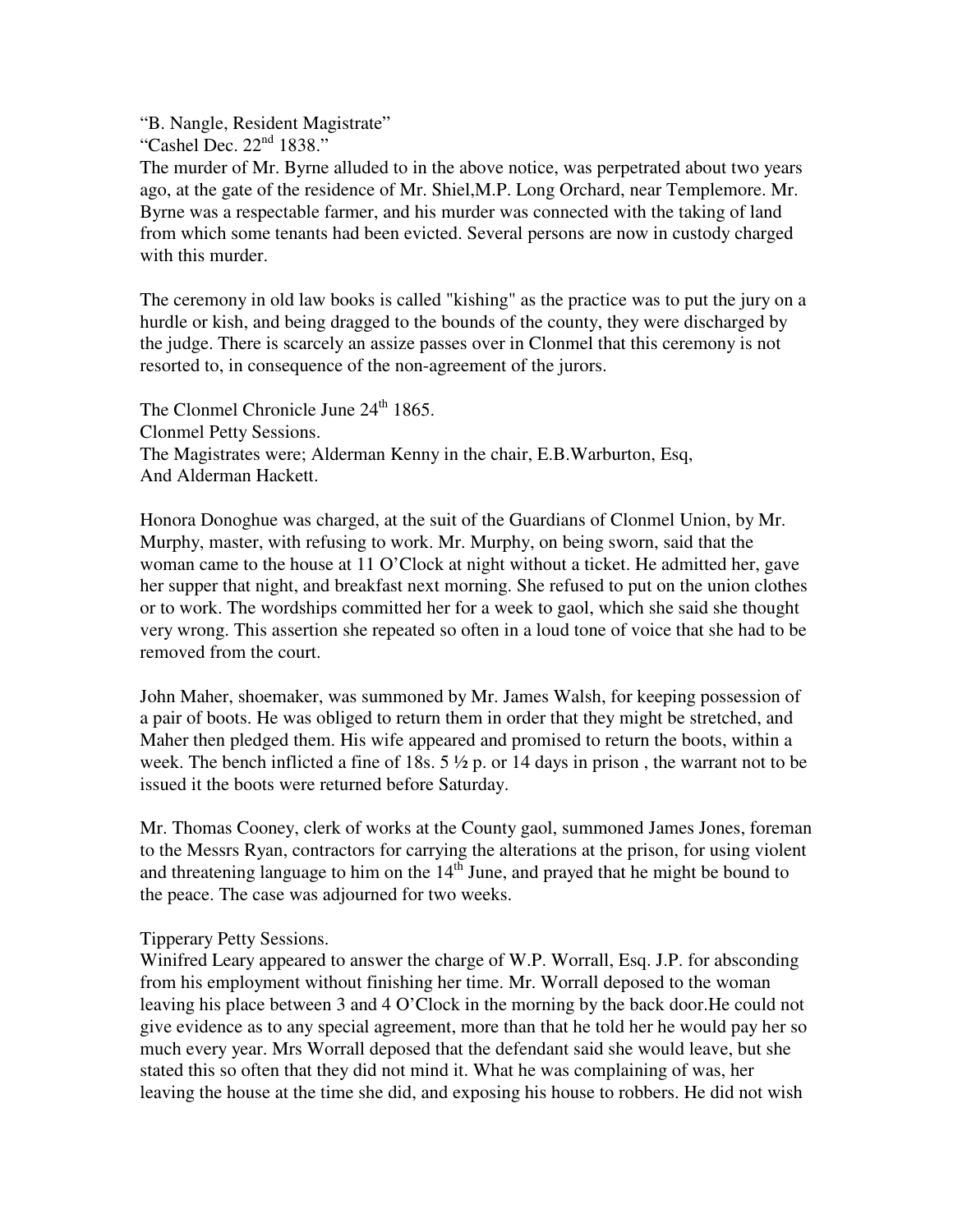"B. Nangle, Resident Magistrate"
"Cashel Dec. 22nd 1838."
The murder of Mr. Byrne alluded to in the above notice, was perpetrated about two years ago, at the gate of the residence of Mr. Shiel,M.P. Long Orchard, near Templemore. Mr. Byrne was a respectable farmer, and his murder was connected with the taking of land from which some tenants had been evicted. Several persons are now in custody charged with this murder.

The ceremony in old law books is called "kishing" as the practice was to put the jury on a hurdle or kish, and being dragged to the bounds of the county, they were discharged by the judge. There is scarcely an assize passes over in Clonmel that this ceremony is not resorted to, in consequence of the non-agreement of the jurors.

The Clonmel Chronicle June 24th 1865.
Clonmel Petty Sessions.
The Magistrates were; Alderman Kenny in the chair, E.B.Warburton, Esq,
And Alderman Hackett.

Honora Donoghue was charged, at the suit of the Guardians of Clonmel Union, by Mr. Murphy, master, with refusing to work. Mr. Murphy, on being sworn, said that the woman came to the house at 11 O'Clock at night without a ticket. He admitted her, gave her supper that night, and breakfast next morning. She refused to put on the union clothes or to work. The wordships committed her for a week to gaol, which she said she thought very wrong. This assertion she repeated so often in a loud tone of voice that she had to be removed from the court.

John Maher, shoemaker, was summoned by Mr. James Walsh, for keeping possession of a pair of boots. He was obliged to return them in order that they might be stretched, and Maher then pledged them. His wife appeared and promised to return the boots, within a week. The bench inflicted a fine of 18s. 5 ½ p. or 14 days in prison , the warrant not to be issued it the boots were returned before Saturday.

Mr. Thomas Cooney, clerk of works at the County gaol, summoned James Jones, foreman to the Messrs Ryan, contractors for carrying the alterations at the prison, for using violent and threatening language to him on the 14th June, and prayed that he might be bound to the peace. The case was adjourned for two weeks.

Tipperary Petty Sessions.
Winifred Leary appeared to answer the charge of W.P. Worrall, Esq. J.P. for absconding from his employment without finishing her time. Mr. Worrall deposed to the woman leaving his place between 3 and 4 O'Clock in the morning by the back door.He could not give evidence as to any special agreement, more than that he told her he would pay her so much every year. Mrs Worrall deposed that the defendant said she would leave, but she stated this so often that they did not mind it. What he was complaining of was, her leaving the house at the time she did, and exposing his house to robbers. He did not wish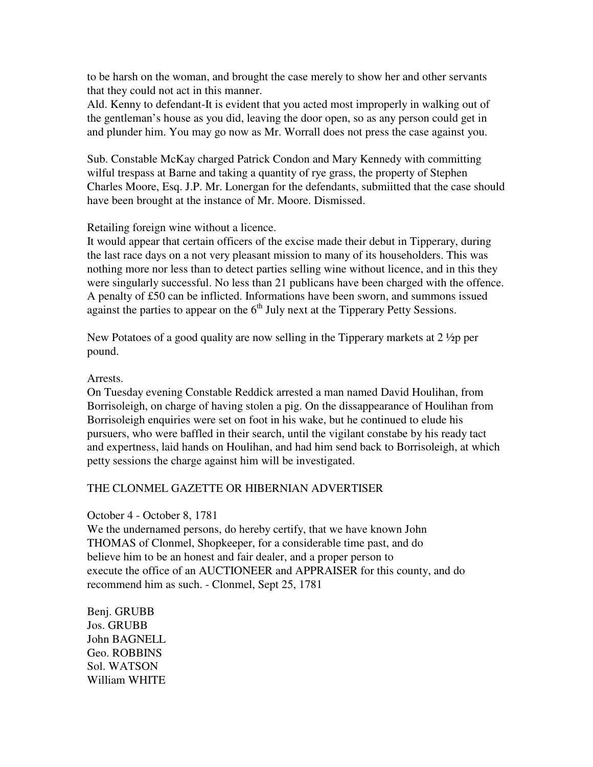to be harsh on the woman, and brought the case merely to show her and other servants that they could not act in this manner.
Ald. Kenny to defendant-It is evident that you acted most improperly in walking out of the gentleman's house as you did, leaving the door open, so as any person could get in and plunder him. You may go now as Mr. Worrall does not press the case against you.

Sub. Constable McKay charged Patrick Condon and Mary Kennedy with committing wilful trespass at Barne and taking a quantity of rye grass, the property of Stephen Charles Moore, Esq. J.P. Mr. Lonergan for the defendants, submiitted that the case should have been brought at the instance of Mr. Moore. Dismissed.

Retailing foreign wine without a licence.
It would appear that certain officers of the excise made their debut in Tipperary, during the last race days on a not very pleasant mission to many of its householders. This was nothing more nor less than to detect parties selling wine without licence, and in this they were singularly successful. No less than 21 publicans have been charged with the offence. A penalty of £50 can be inflicted. Informations have been sworn, and summons issued against the parties to appear on the 6th July next at the Tipperary Petty Sessions.

New Potatoes of a good quality are now selling in the Tipperary markets at 2 ½p per pound.

Arrests.
On Tuesday evening Constable Reddick arrested a man named David Houlihan, from Borrisoleigh, on charge of having stolen a pig. On the dissappearance of Houlihan from Borrisoleigh enquiries were set on foot in his wake, but he continued to elude his pursuers, who were baffled in their search, until the vigilant constabe by his ready tact and expertness, laid hands on Houlihan, and had him send back to Borrisoleigh, at which petty sessions the charge against him will be investigated.

THE CLONMEL GAZETTE OR HIBERNIAN ADVERTISER

October 4 - October 8, 1781
We the undernamed persons, do hereby certify, that we have known John THOMAS of Clonmel, Shopkeeper, for a considerable time past, and do believe him to be an honest and fair dealer, and a proper person to execute the office of an AUCTIONEER and APPRAISER for this county, and do recommend him as such. - Clonmel, Sept 25, 1781

Benj. GRUBB
Jos. GRUBB
John BAGNELL
Geo. ROBBINS
Sol. WATSON
William WHITE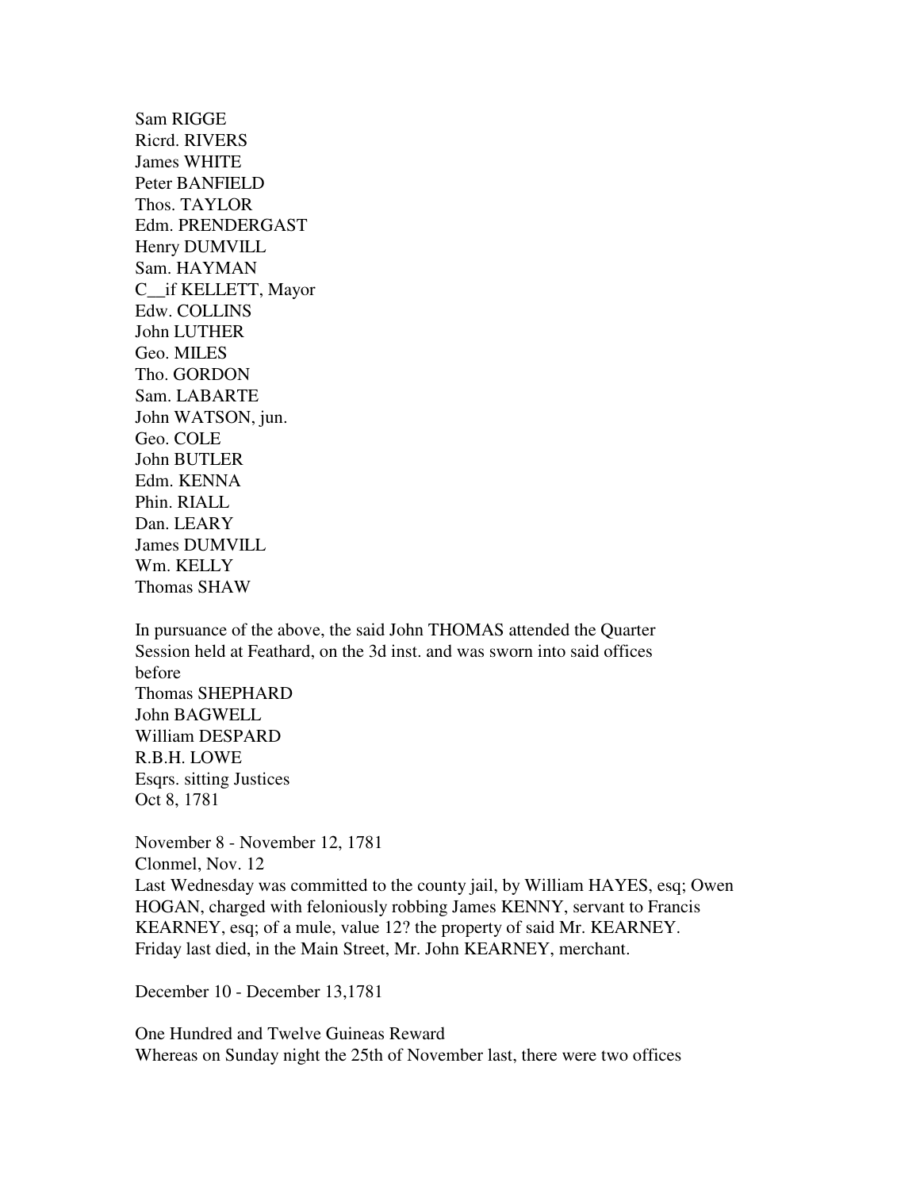Sam RIGGE
Ricrd. RIVERS
James WHITE
Peter BANFIELD
Thos. TAYLOR
Edm. PRENDERGAST
Henry DUMVILL
Sam. HAYMAN
C__if KELLETT, Mayor
Edw. COLLINS
John LUTHER
Geo. MILES
Tho. GORDON
Sam. LABARTE
John WATSON, jun.
Geo. COLE
John BUTLER
Edm. KENNA
Phin. RIALL
Dan. LEARY
James DUMVILL
Wm. KELLY
Thomas SHAW

In pursuance of the above, the said John THOMAS attended the Quarter Session held at Feathard, on the 3d inst. and was sworn into said offices before
Thomas SHEPHARD
John BAGWELL
William DESPARD
R.B.H. LOWE
Esqrs. sitting Justices
Oct 8, 1781

November 8 - November 12, 1781
Clonmel, Nov. 12
Last Wednesday was committed to the county jail, by William HAYES, esq; Owen HOGAN, charged with feloniously robbing James KENNY, servant to Francis KEARNEY, esq; of a mule, value 12? the property of said Mr. KEARNEY.
Friday last died, in the Main Street, Mr. John KEARNEY, merchant.

December 10 - December 13,1781

One Hundred and Twelve Guineas Reward
Whereas on Sunday night the 25th of November last, there were two offices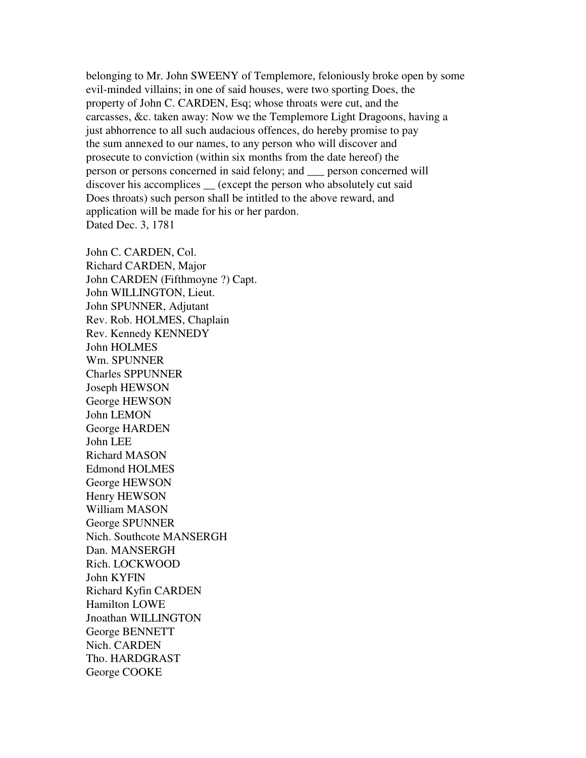belonging to Mr. John SWEENY of Templemore, feloniously broke open by some evil-minded villains; in one of said houses, were two sporting Does, the property of John C. CARDEN, Esq; whose throats were cut, and the carcasses, &c. taken away: Now we the Templemore Light Dragoons, having a just abhorrence to all such audacious offences, do hereby promise to pay the sum annexed to our names, to any person who will discover and prosecute to conviction (within six months from the date hereof) the person or persons concerned in said felony; and ___ person concerned will discover his accomplices __ (except the person who absolutely cut said Does throats) such person shall be intitled to the above reward, and application will be made for his or her pardon.
Dated Dec. 3, 1781

John C. CARDEN, Col.
Richard CARDEN, Major
John CARDEN (Fifthmoyne ?) Capt.
John WILLINGTON, Lieut.
John SPUNNER, Adjutant
Rev. Rob. HOLMES, Chaplain
Rev. Kennedy KENNEDY
John HOLMES
Wm. SPUNNER
Charles SPPUNNER
Joseph HEWSON
George HEWSON
John LEMON
George HARDEN
John LEE
Richard MASON
Edmond HOLMES
George HEWSON
Henry HEWSON
William MASON
George SPUNNER
Nich. Southcote MANSERGH
Dan. MANSERGH
Rich. LOCKWOOD
John KYFIN
Richard Kyfin CARDEN
Hamilton LOWE
Jnoathan WILLINGTON
George BENNETT
Nich. CARDEN
Tho. HARDGRAST
George COOKE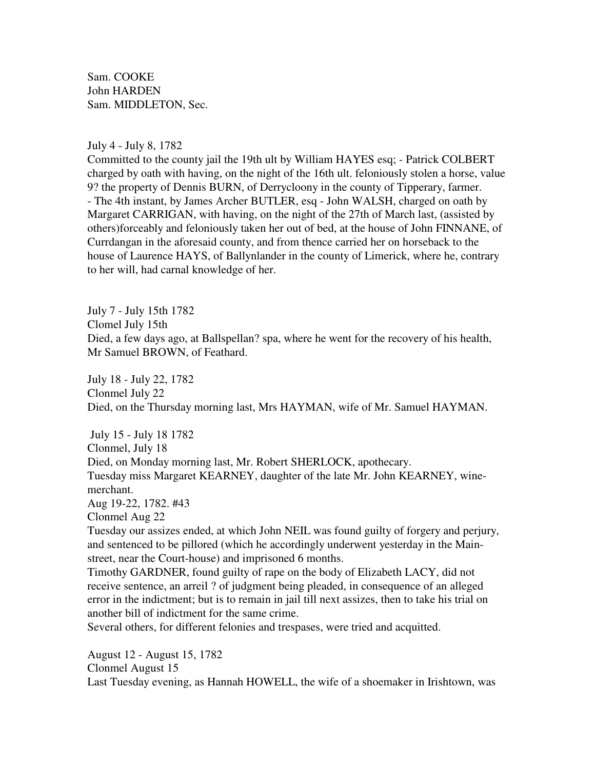Sam. COOKE
John HARDEN
Sam. MIDDLETON, Sec.

July 4 - July 8, 1782
Committed to the county jail the 19th ult by William HAYES esq; - Patrick COLBERT charged by oath with having, on the night of the 16th ult. feloniously stolen a horse, value 9? the property of Dennis BURN, of Derrycloony in the county of Tipperary, farmer.
- The 4th instant, by James Archer BUTLER, esq - John WALSH, charged on oath by Margaret CARRIGAN, with having, on the night of the 27th of March last, (assisted by others)forceably and feloniously taken her out of bed, at the house of John FINNANE, of Currdangan in the aforesaid county, and from thence carried her on horseback to the house of Laurence HAYS, of Ballynlander in the county of Limerick, where he, contrary to her will, had carnal knowledge of her.

July 7 - July 15th 1782
Clomel July 15th
Died, a few days ago, at Ballspellan? spa, where he went for the recovery of his health, Mr Samuel BROWN, of Feathard.

July 18 - July 22, 1782
Clonmel July 22
Died, on the Thursday morning last, Mrs HAYMAN, wife of Mr. Samuel HAYMAN.

July 15 - July 18 1782
Clonmel, July 18
Died, on Monday morning last, Mr. Robert SHERLOCK, apothecary.
Tuesday miss Margaret KEARNEY, daughter of the late Mr. John KEARNEY, wine-merchant.
Aug 19-22, 1782. #43
Clonmel Aug 22
Tuesday our assizes ended, at which John NEIL was found guilty of forgery and perjury, and sentenced to be pillored (which he accordingly underwent yesterday in the Main-street, near the Court-house) and imprisoned 6 months.
Timothy GARDNER, found guilty of rape on the body of Elizabeth LACY, did not receive sentence, an arreil ? of judgment being pleaded, in consequence of an alleged error in the indictment; but is to remain in jail till next assizes, then to take his trial on another bill of indictment for the same crime.
Several others, for different felonies and trespases, were tried and acquitted.

August 12 - August 15, 1782
Clonmel August 15
Last Tuesday evening, as Hannah HOWELL, the wife of a shoemaker in Irishtown, was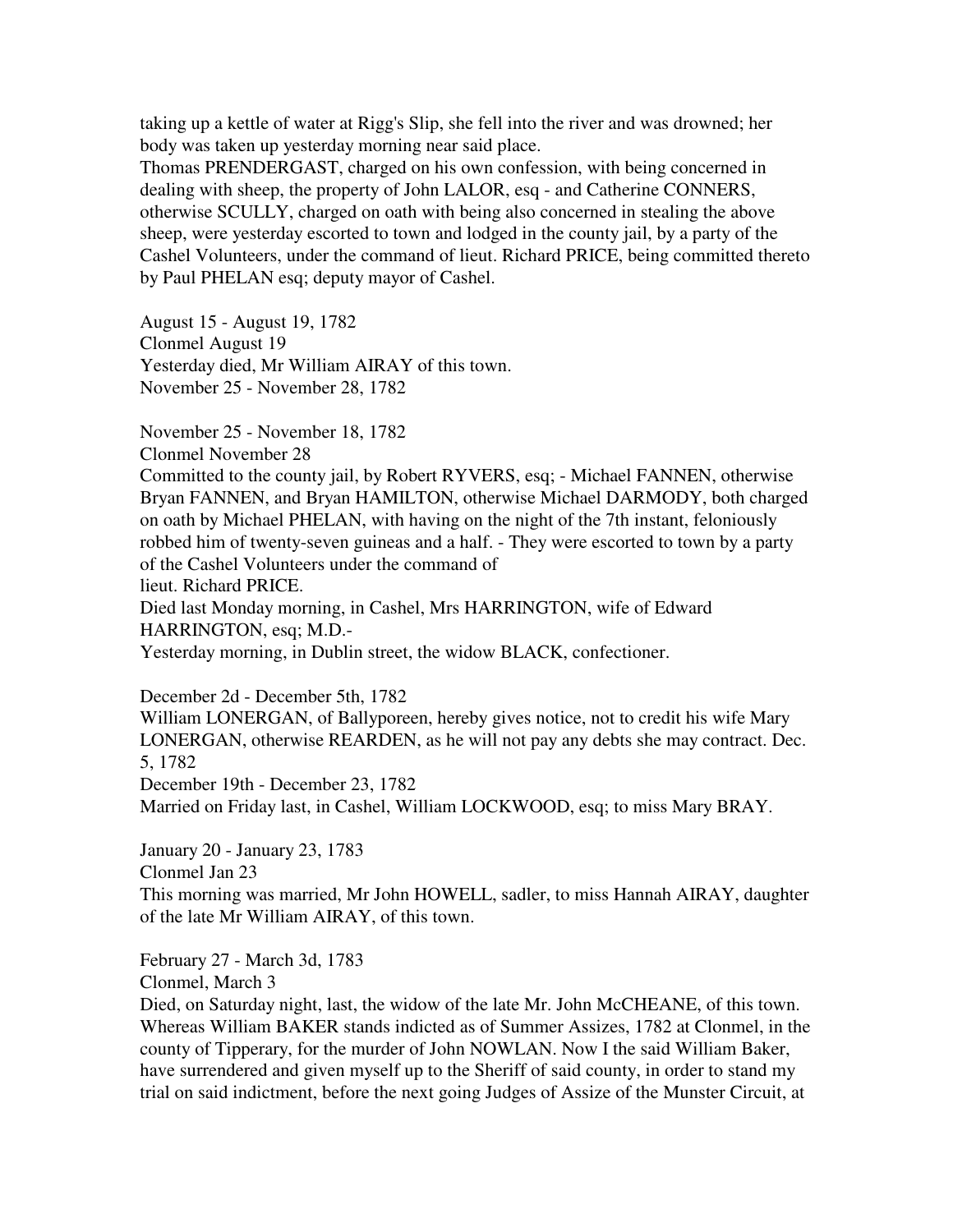taking up a kettle of water at Rigg's Slip, she fell into the river and was drowned; her body was taken up yesterday morning near said place.
Thomas PRENDERGAST, charged on his own confession, with being concerned in dealing with sheep, the property of John LALOR, esq - and Catherine CONNERS, otherwise SCULLY, charged on oath with being also concerned in stealing the above sheep, were yesterday escorted to town and lodged in the county jail, by a party of the Cashel Volunteers, under the command of lieut. Richard PRICE, being committed thereto by Paul PHELAN esq; deputy mayor of Cashel.

August 15 - August 19, 1782
Clonmel August 19
Yesterday died, Mr William AIRAY of this town.
November 25 - November 28, 1782

November 25 - November 18, 1782
Clonmel November 28
Committed to the county jail, by Robert RYVERS, esq; - Michael FANNEN, otherwise Bryan FANNEN, and Bryan HAMILTON, otherwise Michael DARMODY, both charged on oath by Michael PHELAN, with having on the night of the 7th instant, feloniously robbed him of twenty-seven guineas and a half. - They were escorted to town by a party of the Cashel Volunteers under the command of
lieut. Richard PRICE.
Died last Monday morning, in Cashel, Mrs HARRINGTON, wife of Edward HARRINGTON, esq; M.D.-
Yesterday morning, in Dublin street, the widow BLACK, confectioner.

December 2d - December 5th, 1782
William LONERGAN, of Ballyporeen, hereby gives notice, not to credit his wife Mary LONERGAN, otherwise REARDEN, as he will not pay any debts she may contract. Dec. 5, 1782
December 19th - December 23, 1782
Married on Friday last, in Cashel, William LOCKWOOD, esq; to miss Mary BRAY.

January 20 - January 23, 1783
Clonmel Jan 23
This morning was married, Mr John HOWELL, sadler, to miss Hannah AIRAY, daughter of the late Mr William AIRAY, of this town.

February 27 - March 3d, 1783
Clonmel, March 3
Died, on Saturday night, last, the widow of the late Mr. John McCHEANE, of this town.
Whereas William BAKER stands indicted as of Summer Assizes, 1782 at Clonmel, in the county of Tipperary, for the murder of John NOWLAN. Now I the said William Baker, have surrendered and given myself up to the Sheriff of said county, in order to stand my trial on said indictment, before the next going Judges of Assize of the Munster Circuit, at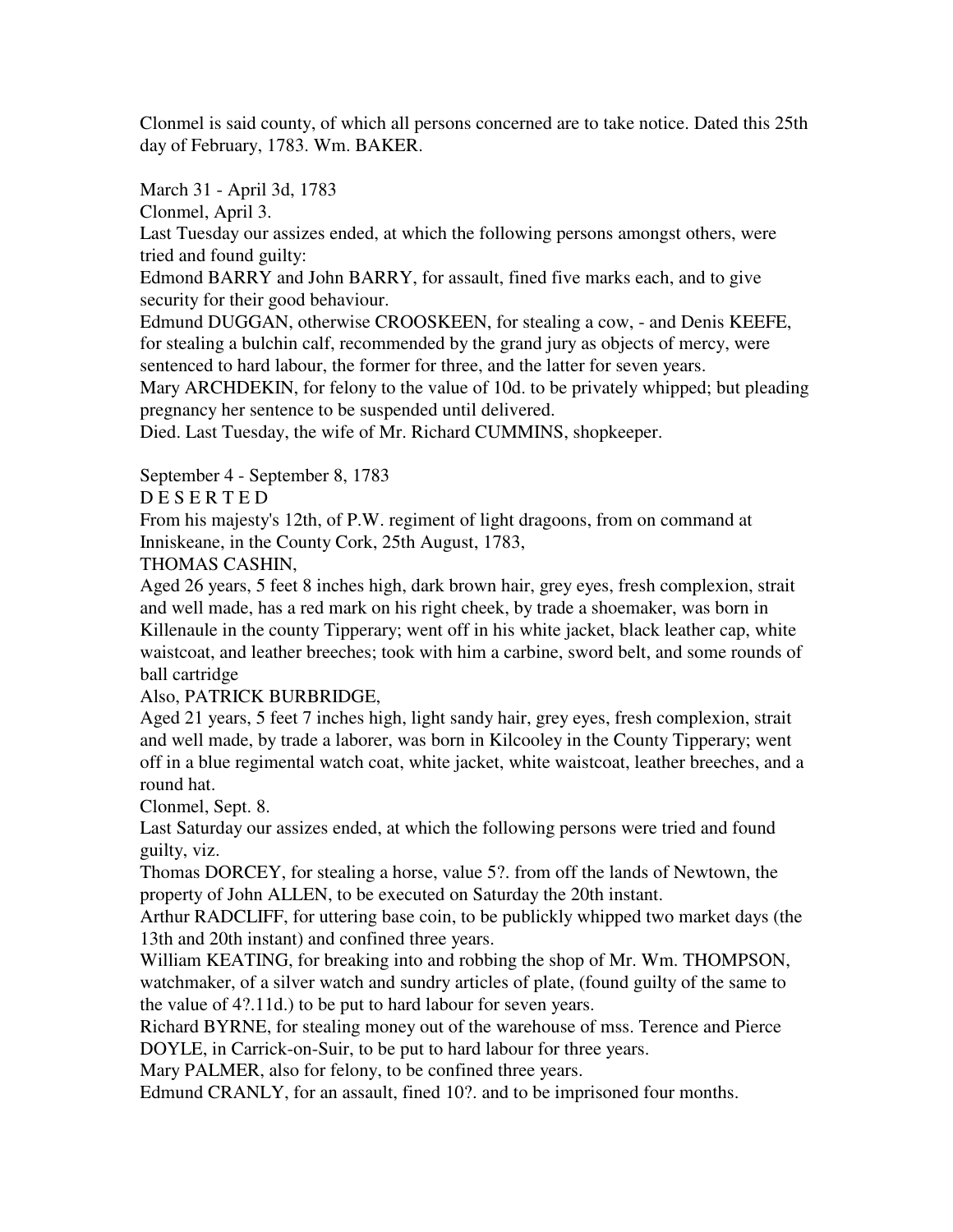Clonmel is said county, of which all persons concerned are to take notice. Dated this 25th day of February, 1783. Wm. BAKER.

March 31 - April 3d, 1783

Clonmel, April 3.

Last Tuesday our assizes ended, at which the following persons amongst others, were tried and found guilty:

Edmond BARRY and John BARRY, for assault, fined five marks each, and to give security for their good behaviour.

Edmund DUGGAN, otherwise CROOSKEEN, for stealing a cow, - and Denis KEEFE, for stealing a bulchin calf, recommended by the grand jury as objects of mercy, were sentenced to hard labour, the former for three, and the latter for seven years.

Mary ARCHDEKIN, for felony to the value of 10d. to be privately whipped; but pleading pregnancy her sentence to be suspended until delivered.

Died. Last Tuesday, the wife of Mr. Richard CUMMINS, shopkeeper.

September 4 - September 8, 1783

D E S E R T E D

From his majesty's 12th, of P.W. regiment of light dragoons, from on command at Inniskeane, in the County Cork, 25th August, 1783,

THOMAS CASHIN,

Aged 26 years, 5 feet 8 inches high, dark brown hair, grey eyes, fresh complexion, strait and well made, has a red mark on his right cheek, by trade a shoemaker, was born in Killenaule in the county Tipperary; went off in his white jacket, black leather cap, white waistcoat, and leather breeches; took with him a carbine, sword belt, and some rounds of ball cartridge

Also, PATRICK BURBRIDGE,

Aged 21 years, 5 feet 7 inches high, light sandy hair, grey eyes, fresh complexion, strait and well made, by trade a laborer, was born in Kilcooley in the County Tipperary; went off in a blue regimental watch coat, white jacket, white waistcoat, leather breeches, and a round hat.

Clonmel, Sept. 8.

Last Saturday our assizes ended, at which the following persons were tried and found guilty, viz.

Thomas DORCEY, for stealing a horse, value 5?. from off the lands of Newtown, the property of John ALLEN, to be executed on Saturday the 20th instant.

Arthur RADCLIFF, for uttering base coin, to be publickly whipped two market days (the 13th and 20th instant) and confined three years.

William KEATING, for breaking into and robbing the shop of Mr. Wm. THOMPSON, watchmaker, of a silver watch and sundry articles of plate, (found guilty of the same to the value of 4?.11d.) to be put to hard labour for seven years.

Richard BYRNE, for stealing money out of the warehouse of mss. Terence and Pierce DOYLE, in Carrick-on-Suir, to be put to hard labour for three years.

Mary PALMER, also for felony, to be confined three years.

Edmund CRANLY, for an assault, fined 10?. and to be imprisoned four months.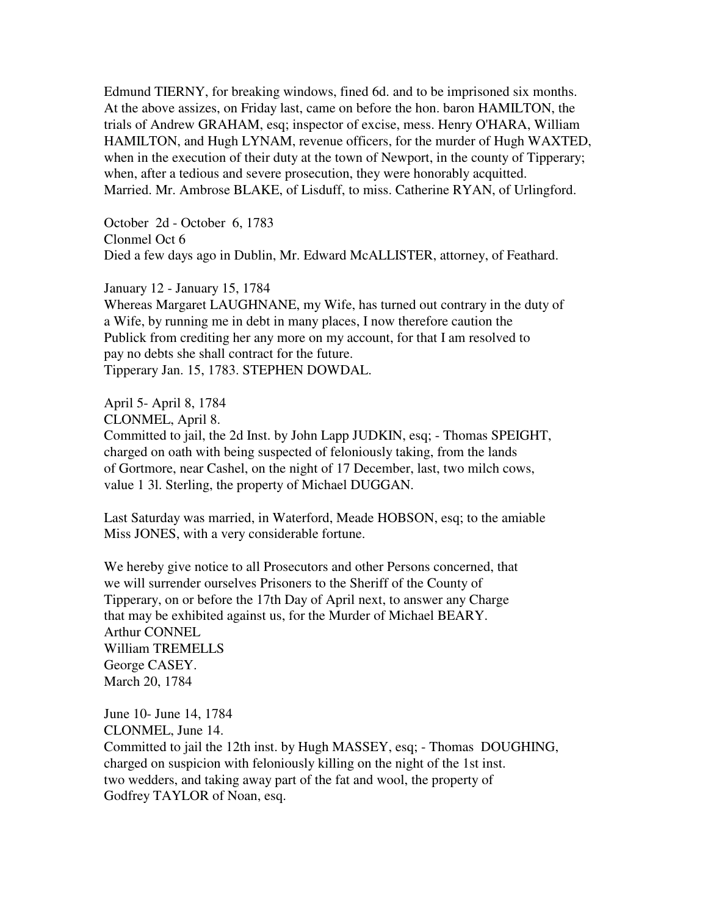Edmund TIERNY, for breaking windows, fined 6d. and to be imprisoned six months.
At the above assizes, on Friday last, came on before the hon. baron HAMILTON, the trials of Andrew GRAHAM, esq; inspector of excise, mess. Henry O'HARA, William HAMILTON, and Hugh LYNAM, revenue officers, for the murder of Hugh WAXTED, when in the execution of their duty at the town of Newport, in the county of Tipperary; when, after a tedious and severe prosecution, they were honorably acquitted.
Married. Mr. Ambrose BLAKE, of Lisduff, to miss. Catherine RYAN, of Urlingford.

October 2d - October 6, 1783
Clonmel Oct 6
Died a few days ago in Dublin, Mr. Edward McALLISTER, attorney, of Feathard.

January 12 - January 15, 1784
Whereas Margaret LAUGHNANE, my Wife, has turned out contrary in the duty of a Wife, by running me in debt in many places, I now therefore caution the Publick from crediting her any more on my account, for that I am resolved to pay no debts she shall contract for the future.
Tipperary Jan. 15, 1783. STEPHEN DOWDAL.

April 5- April 8, 1784
CLONMEL, April 8.
Committed to jail, the 2d Inst. by John Lapp JUDKIN, esq; - Thomas SPEIGHT, charged on oath with being suspected of feloniously taking, from the lands of Gortmore, near Cashel, on the night of 17 December, last, two milch cows, value 1 3l. Sterling, the property of Michael DUGGAN.

Last Saturday was married, in Waterford, Meade HOBSON, esq; to the amiable Miss JONES, with a very considerable fortune.

We hereby give notice to all Prosecutors and other Persons concerned, that we will surrender ourselves Prisoners to the Sheriff of the County of Tipperary, on or before the 17th Day of April next, to answer any Charge that may be exhibited against us, for the Murder of Michael BEARY.
Arthur CONNEL
William TREMELLS
George CASEY.
March 20, 1784

June 10- June 14, 1784
CLONMEL, June 14.
Committed to jail the 12th inst. by Hugh MASSEY, esq; - Thomas DOUGHING, charged on suspicion with feloniously killing on the night of the 1st inst. two wedders, and taking away part of the fat and wool, the property of Godfrey TAYLOR of Noan, esq.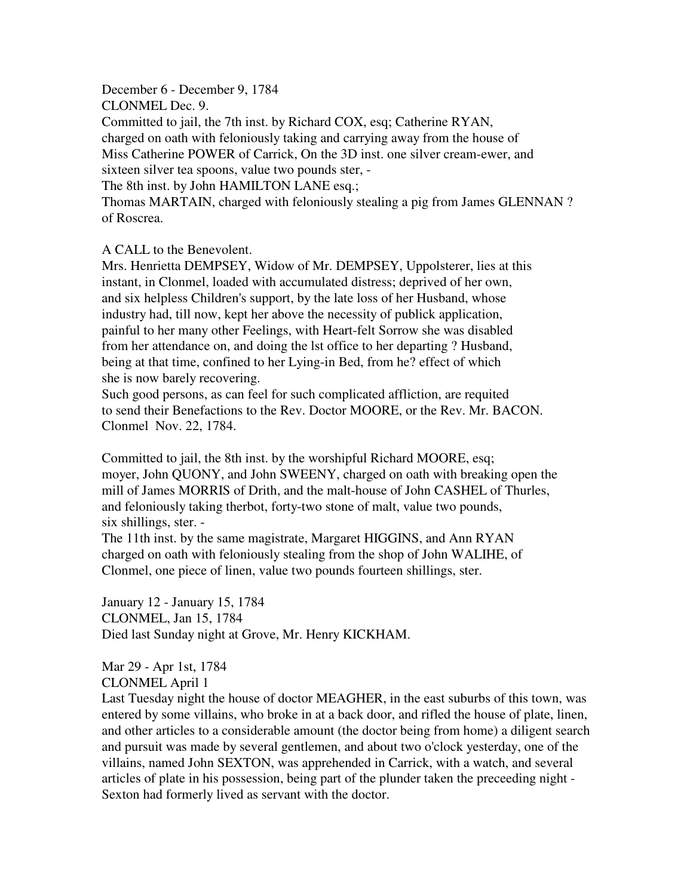December 6 - December 9, 1784
CLONMEL Dec. 9.
Committed to jail, the 7th inst. by Richard COX, esq; Catherine RYAN, charged on oath with feloniously taking and carrying away from the house of Miss Catherine POWER of Carrick, On the 3D inst. one silver cream-ewer, and sixteen silver tea spoons, value two pounds ster, -
The 8th inst. by John HAMILTON LANE esq.;
Thomas MARTAIN, charged with feloniously stealing a pig from James GLENNAN ? of Roscrea.

A CALL to the Benevolent.
Mrs. Henrietta DEMPSEY, Widow of Mr. DEMPSEY, Uppolsterer, lies at this instant, in Clonmel, loaded with accumulated distress; deprived of her own, and six helpless Children's support, by the late loss of her Husband, whose industry had, till now, kept her above the necessity of publick application, painful to her many other Feelings, with Heart-felt Sorrow she was disabled from her attendance on, and doing the lst office to her departing ? Husband, being at that time, confined to her Lying-in Bed, from he? effect of which she is now barely recovering.
Such good persons, as can feel for such complicated affliction, are requited to send their Benefactions to the Rev. Doctor MOORE, or the Rev. Mr. BACON.
Clonmel Nov. 22, 1784.

Committed to jail, the 8th inst. by the worshipful Richard MOORE, esq; moyer, John QUONY, and John SWEENY, charged on oath with breaking open the mill of James MORRIS of Drith, and the malt-house of John CASHEL of Thurles, and feloniously taking therbot, forty-two stone of malt, value two pounds, six shillings, ster. -
The 11th inst. by the same magistrate, Margaret HIGGINS, and Ann RYAN charged on oath with feloniously stealing from the shop of John WALIHE, of Clonmel, one piece of linen, value two pounds fourteen shillings, ster.

January 12 - January 15, 1784
CLONMEL, Jan 15, 1784
Died last Sunday night at Grove, Mr. Henry KICKHAM.

Mar 29 - Apr 1st, 1784
CLONMEL April 1
Last Tuesday night the house of doctor MEAGHER, in the east suburbs of this town, was entered by some villains, who broke in at a back door, and rifled the house of plate, linen, and other articles to a considerable amount (the doctor being from home) a diligent search and pursuit was made by several gentlemen, and about two o'clock yesterday, one of the villains, named John SEXTON, was apprehended in Carrick, with a watch, and several articles of plate in his possession, being part of the plunder taken the preceeding night - Sexton had formerly lived as servant with the doctor.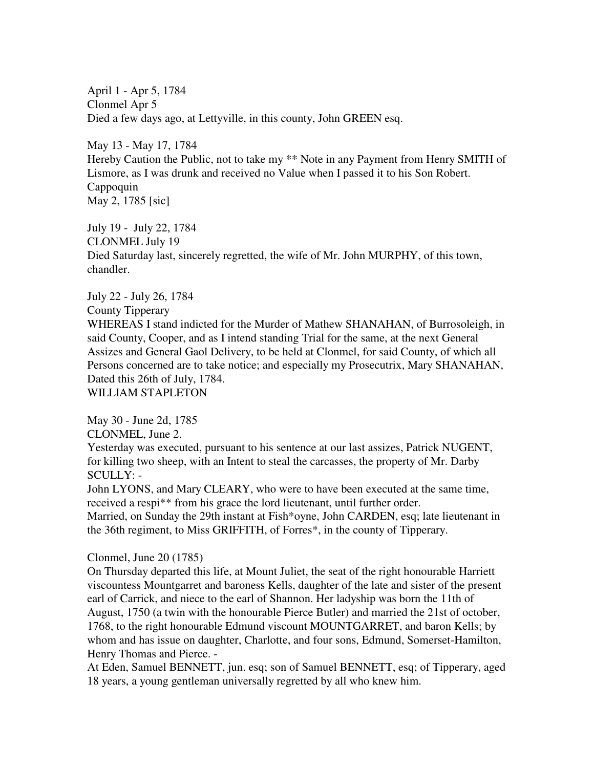April 1 - Apr 5, 1784
Clonmel Apr 5
Died a few days ago, at Lettyville, in this county, John GREEN esq.

May 13 - May 17, 1784
Hereby Caution the Public, not to take my ** Note in any Payment from Henry SMITH of Lismore, as I was drunk and received no Value when I passed it to his Son Robert.
Cappoquin
May 2, 1785 [sic]

July 19 - July 22, 1784
CLONMEL July 19
Died Saturday last, sincerely regretted, the wife of Mr. John MURPHY, of this town, chandler.

July 22 - July 26, 1784
County Tipperary
WHEREAS I stand indicted for the Murder of Mathew SHANAHAN, of Burrosoleigh, in said County, Cooper, and as I intend standing Trial for the same, at the next General Assizes and General Gaol Delivery, to be held at Clonmel, for said County, of which all Persons concerned are to take notice; and especially my Prosecutrix, Mary SHANAHAN, Dated this 26th of July, 1784.
WILLIAM STAPLETON

May 30 - June 2d, 1785
CLONMEL, June 2.
Yesterday was executed, pursuant to his sentence at our last assizes, Patrick NUGENT, for killing two sheep, with an Intent to steal the carcasses, the property of Mr. Darby SCULLY: -
John LYONS, and Mary CLEARY, who were to have been executed at the same time, received a respi** from his grace the lord lieutenant, until further order.
Married, on Sunday the 29th instant at Fish*oyne, John CARDEN, esq; late lieutenant in the 36th regiment, to Miss GRIFFITH, of Forres*, in the county of Tipperary.

Clonmel, June 20 (1785)
On Thursday departed this life, at Mount Juliet, the seat of the right honourable Harriett viscountess Mountgarret and baroness Kells, daughter of the late and sister of the present earl of Carrick, and niece to the earl of Shannon. Her ladyship was born the 11th of August, 1750 (a twin with the honourable Pierce Butler) and married the 21st of october, 1768, to the right honourable Edmund viscount MOUNTGARRET, and baron Kells; by whom and has issue on daughter, Charlotte, and four sons, Edmund, Somerset-Hamilton, Henry Thomas and Pierce. -
At Eden, Samuel BENNETT, jun. esq; son of Samuel BENNETT, esq; of Tipperary, aged 18 years, a young gentleman universally regretted by all who knew him.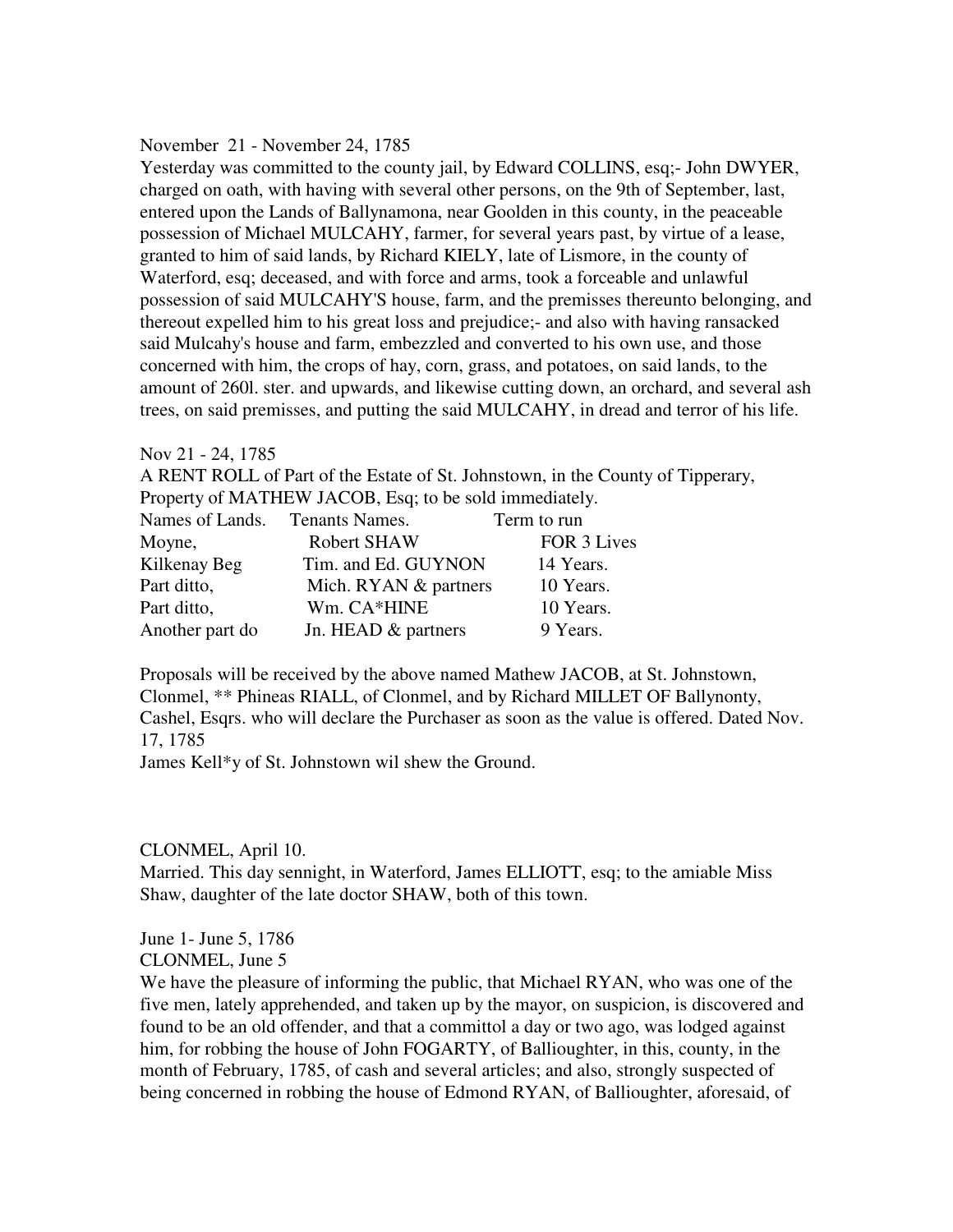November 21 - November 24, 1785
Yesterday was committed to the county jail, by Edward COLLINS, esq;- John DWYER, charged on oath, with having with several other persons, on the 9th of September, last, entered upon the Lands of Ballynamona, near Goolden in this county, in the peaceable possession of Michael MULCAHY, farmer, for several years past, by virtue of a lease, granted to him of said lands, by Richard KIELY, late of Lismore, in the county of Waterford, esq; deceased, and with force and arms, took a forceable and unlawful possession of said MULCAHY'S house, farm, and the premisses thereunto belonging, and thereout expelled him to his great loss and prejudice;- and also with having ransacked said Mulcahy's house and farm, embezzled and converted to his own use, and those concerned with him, the crops of hay, corn, grass, and potatoes, on said lands, to the amount of 260l. ster. and upwards, and likewise cutting down, an orchard, and several ash trees, on said premisses, and putting the said MULCAHY, in dread and terror of his life.

Nov 21 - 24, 1785
A RENT ROLL of Part of the Estate of St. Johnstown, in the County of Tipperary, Property of MATHEW JACOB, Esq; to be sold immediately.

| Names of Lands. | Tenants Names. | Term to run |
|---|---|---|
| Moyne, | Robert SHAW | FOR 3 Lives |
| Kilkenay Beg | Tim. and Ed. GUYNON | 14 Years. |
| Part ditto, | Mich. RYAN & partners | 10 Years. |
| Part ditto, | Wm. CA*HINE | 10 Years. |
| Another part do | Jn. HEAD & partners | 9 Years. |

Proposals will be received by the above named Mathew JACOB, at St. Johnstown, Clonmel, ** Phineas RIALL, of Clonmel, and by Richard MILLET OF Ballynonty, Cashel, Esqrs. who will declare the Purchaser as soon as the value is offered. Dated Nov. 17, 1785
James Kell*y of St. Johnstown wil shew the Ground.

CLONMEL, April 10.
Married. This day sennight, in Waterford, James ELLIOTT, esq; to the amiable Miss Shaw, daughter of the late doctor SHAW, both of this town.

June 1- June 5, 1786
CLONMEL, June 5
We have the pleasure of informing the public, that Michael RYAN, who was one of the five men, lately apprehended, and taken up by the mayor, on suspicion, is discovered and found to be an old offender, and that a committol a day or two ago, was lodged against him, for robbing the house of John FOGARTY, of Ballioughter, in this, county, in the month of February, 1785, of cash and several articles; and also, strongly suspected of being concerned in robbing the house of Edmond RYAN, of Ballioughter, aforesaid, of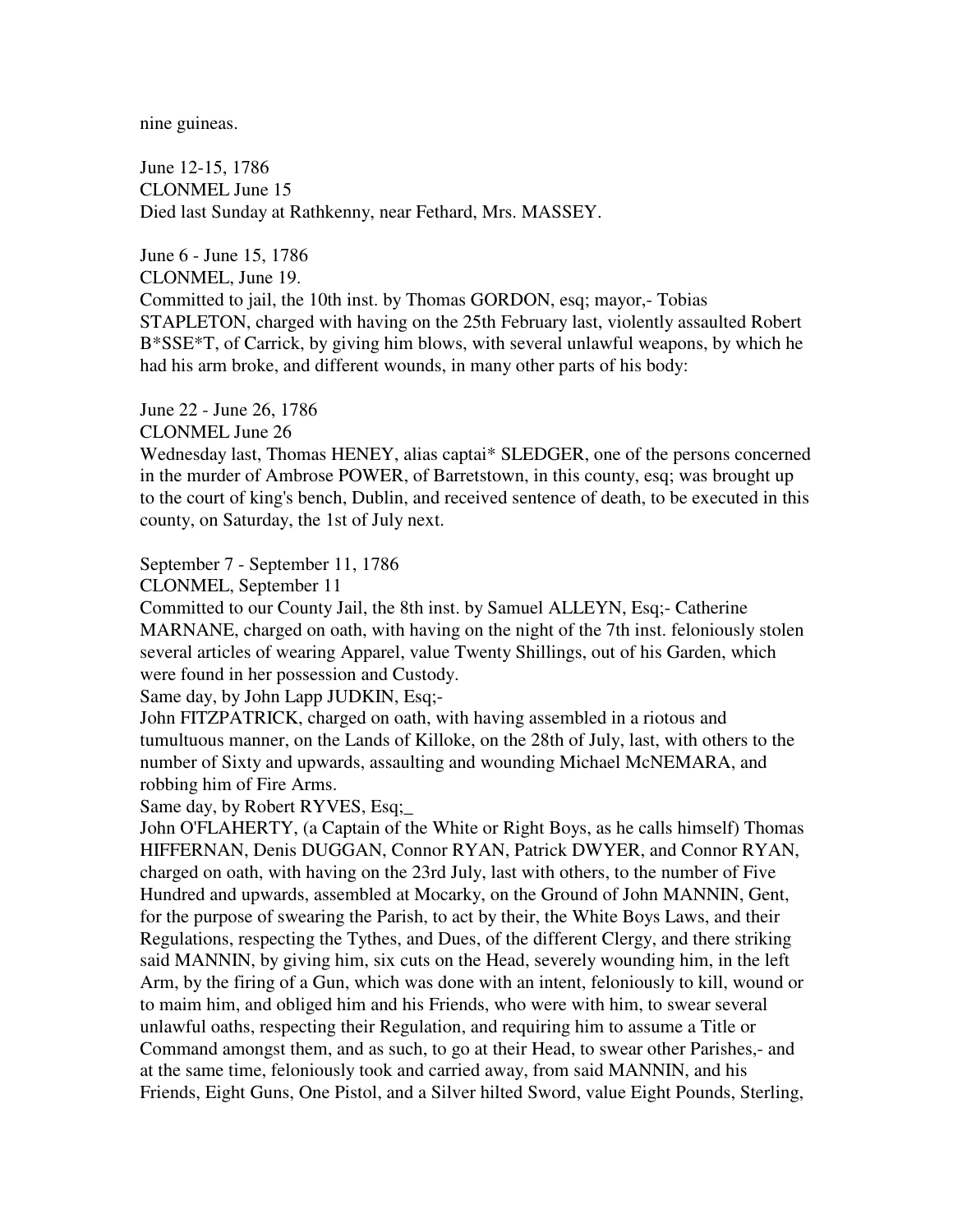nine guineas.

June 12-15, 1786
CLONMEL June 15
Died last Sunday at Rathkenny, near Fethard, Mrs. MASSEY.

June 6 - June 15, 1786
CLONMEL, June 19.
Committed to jail, the 10th inst. by Thomas GORDON, esq; mayor,- Tobias STAPLETON, charged with having on the 25th February last, violently assaulted Robert B*SSE*T, of Carrick, by giving him blows, with several unlawful weapons, by which he had his arm broke, and different wounds, in many other parts of his body:

June 22 - June 26, 1786
CLONMEL June 26
Wednesday last, Thomas HENEY, alias captai* SLEDGER, one of the persons concerned in the murder of Ambrose POWER, of Barretstown, in this county, esq; was brought up to the court of king's bench, Dublin, and received sentence of death, to be executed in this county, on Saturday, the 1st of July next.

September 7 - September 11, 1786
CLONMEL, September 11
Committed to our County Jail, the 8th inst. by Samuel ALLEYN, Esq;- Catherine MARNANE, charged on oath, with having on the night of the 7th inst. feloniously stolen several articles of wearing Apparel, value Twenty Shillings, out of his Garden, which were found in her possession and Custody.
Same day, by John Lapp JUDKIN, Esq;-
John FITZPATRICK, charged on oath, with having assembled in a riotous and tumultuous manner, on the Lands of Killoke, on the 28th of July, last, with others to the number of Sixty and upwards, assaulting and wounding Michael McNEMARA, and robbing him of Fire Arms.
Same day, by Robert RYVES, Esq;_
John O'FLAHERTY, (a Captain of the White or Right Boys, as he calls himself) Thomas HIFFERNAN, Denis DUGGAN, Connor RYAN, Patrick DWYER, and Connor RYAN, charged on oath, with having on the 23rd July, last with others, to the number of Five Hundred and upwards, assembled at Mocarky, on the Ground of John MANNIN, Gent, for the purpose of swearing the Parish, to act by their, the White Boys Laws, and their Regulations, respecting the Tythes, and Dues, of the different Clergy, and there striking said MANNIN, by giving him, six cuts on the Head, severely wounding him, in the left Arm, by the firing of a Gun, which was done with an intent, feloniously to kill, wound or to maim him, and obliged him and his Friends, who were with him, to swear several unlawful oaths, respecting their Regulation, and requiring him to assume a Title or Command amongst them, and as such, to go at their Head, to swear other Parishes,- and at the same time, feloniously took and carried away, from said MANNIN, and his Friends, Eight Guns, One Pistol, and a Silver hilted Sword, value Eight Pounds, Sterling,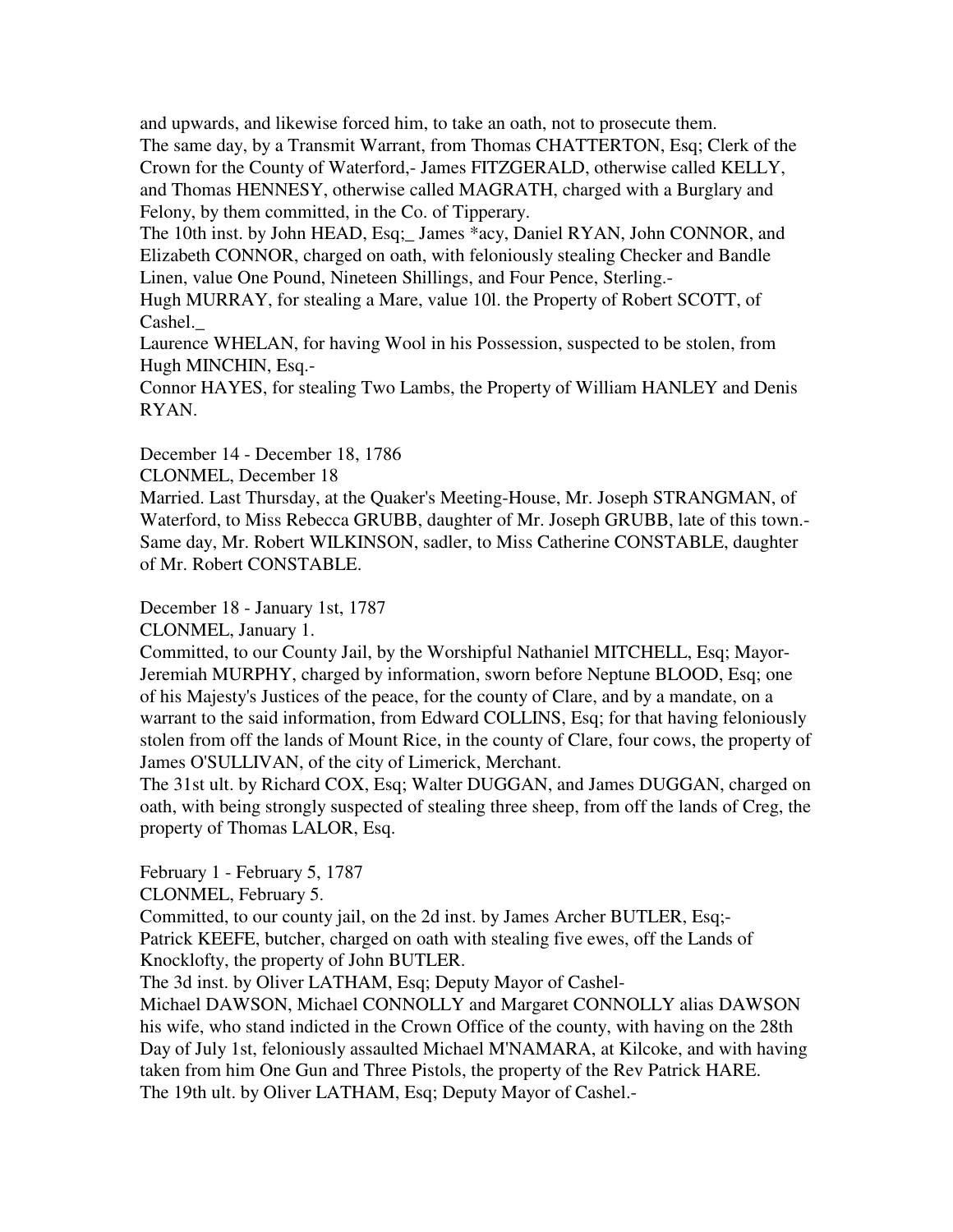and upwards, and likewise forced him, to take an oath, not to prosecute them.
The same day, by a Transmit Warrant, from Thomas CHATTERTON, Esq; Clerk of the Crown for the County of Waterford,- James FITZGERALD, otherwise called KELLY, and Thomas HENNESY, otherwise called MAGRATH, charged with a Burglary and Felony, by them committed, in the Co. of Tipperary.
The 10th inst. by John HEAD, Esq;_ James *acy, Daniel RYAN, John CONNOR, and Elizabeth CONNOR, charged on oath, with feloniously stealing Checker and Bandle Linen, value One Pound, Nineteen Shillings, and Four Pence, Sterling.-
Hugh MURRAY, for stealing a Mare, value 10l. the Property of Robert SCOTT, of Cashel._
Laurence WHELAN, for having Wool in his Possession, suspected to be stolen, from Hugh MINCHIN, Esq.-
Connor HAYES, for stealing Two Lambs, the Property of William HANLEY and Denis RYAN.

December 14 - December 18, 1786
CLONMEL, December 18
Married. Last Thursday, at the Quaker's Meeting-House, Mr. Joseph STRANGMAN, of Waterford, to Miss Rebecca GRUBB, daughter of Mr. Joseph GRUBB, late of this town.- Same day, Mr. Robert WILKINSON, sadler, to Miss Catherine CONSTABLE, daughter of Mr. Robert CONSTABLE.

December 18 - January 1st, 1787
CLONMEL, January 1.
Committed, to our County Jail, by the Worshipful Nathaniel MITCHELL, Esq; Mayor- Jeremiah MURPHY, charged by information, sworn before Neptune BLOOD, Esq; one of his Majesty's Justices of the peace, for the county of Clare, and by a mandate, on a warrant to the said information, from Edward COLLINS, Esq; for that having feloniously stolen from off the lands of Mount Rice, in the county of Clare, four cows, the property of James O'SULLIVAN, of the city of Limerick, Merchant.
The 31st ult. by Richard COX, Esq; Walter DUGGAN, and James DUGGAN, charged on oath, with being strongly suspected of stealing three sheep, from off the lands of Creg, the property of Thomas LALOR, Esq.

February 1 - February 5, 1787
CLONMEL, February 5.
Committed, to our county jail, on the 2d inst. by James Archer BUTLER, Esq;-
Patrick KEEFE, butcher, charged on oath with stealing five ewes, off the Lands of Knocklofty, the property of John BUTLER.
The 3d inst. by Oliver LATHAM, Esq; Deputy Mayor of Cashel-
Michael DAWSON, Michael CONNOLLY and Margaret CONNOLLY alias DAWSON his wife, who stand indicted in the Crown Office of the county, with having on the 28th Day of July 1st, feloniously assaulted Michael M'NAMARA, at Kilcoke, and with having taken from him One Gun and Three Pistols, the property of the Rev Patrick HARE.
The 19th ult. by Oliver LATHAM, Esq; Deputy Mayor of Cashel.-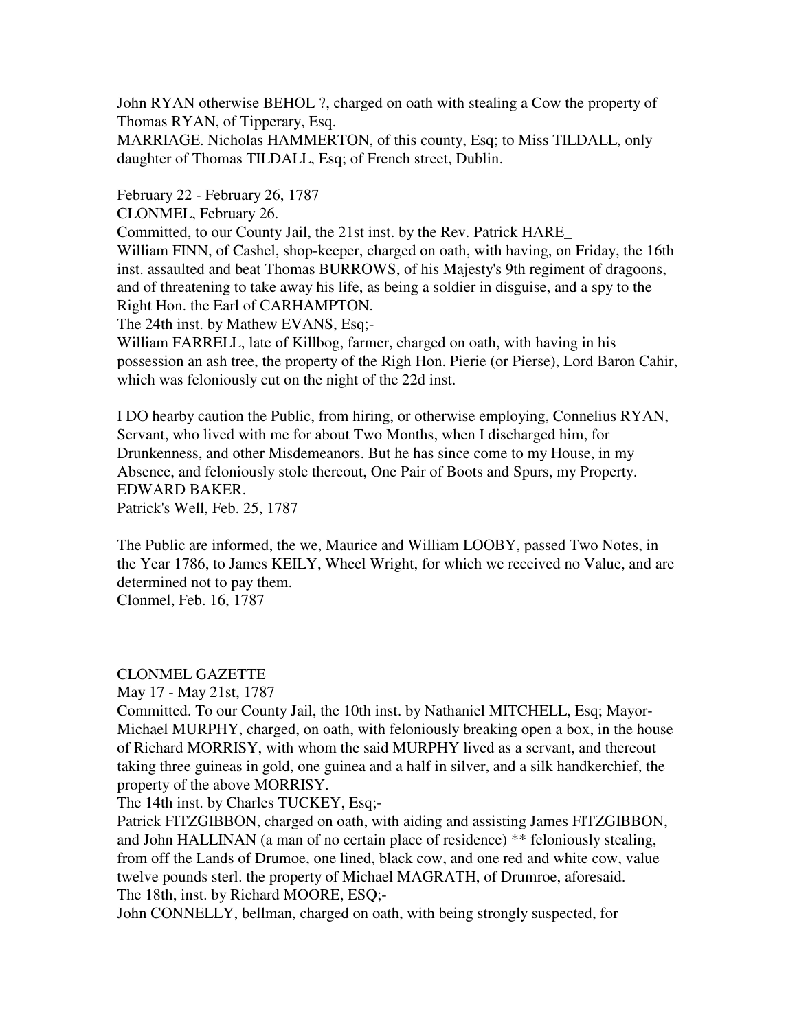John RYAN otherwise BEHOL ?, charged on oath with stealing a Cow the property of Thomas RYAN, of Tipperary, Esq.

MARRIAGE. Nicholas HAMMERTON, of this county, Esq; to Miss TILDALL, only daughter of Thomas TILDALL, Esq; of French street, Dublin.

February 22 - February 26, 1787

CLONMEL, February 26.

Committed, to our County Jail, the 21st inst. by the Rev. Patrick HARE_

William FINN, of Cashel, shop-keeper, charged on oath, with having, on Friday, the 16th inst. assaulted and beat Thomas BURROWS, of his Majesty's 9th regiment of dragoons, and of threatening to take away his life, as being a soldier in disguise, and a spy to the Right Hon. the Earl of CARHAMPTON.

The 24th inst. by Mathew EVANS, Esq;-

William FARRELL, late of Killbog, farmer, charged on oath, with having in his possession an ash tree, the property of the Righ Hon. Pierie (or Pierse), Lord Baron Cahir, which was feloniously cut on the night of the 22d inst.

I DO hearby caution the Public, from hiring, or otherwise employing, Connelius RYAN, Servant, who lived with me for about Two Months, when I discharged him, for Drunkenness, and other Misdemeanors. But he has since come to my House, in my Absence, and feloniously stole thereout, One Pair of Boots and Spurs, my Property.

EDWARD BAKER.

Patrick's Well, Feb. 25, 1787

The Public are informed, the we, Maurice and William LOOBY, passed Two Notes, in the Year 1786, to James KEILY, Wheel Wright, for which we received no Value, and are determined not to pay them.

Clonmel, Feb. 16, 1787

CLONMEL GAZETTE

May 17 - May 21st, 1787

Committed. To our County Jail, the 10th inst. by Nathaniel MITCHELL, Esq; Mayor-

Michael MURPHY, charged, on oath, with feloniously breaking open a box, in the house of Richard MORRISY, with whom the said MURPHY lived as a servant, and thereout taking three guineas in gold, one guinea and a half in silver, and a silk handkerchief, the property of the above MORRISY.

The 14th inst. by Charles TUCKEY, Esq;-

Patrick FITZGIBBON, charged on oath, with aiding and assisting James FITZGIBBON, and John HALLINAN (a man of no certain place of residence) ** feloniously stealing, from off the Lands of Drumoe, one lined, black cow, and one red and white cow, value twelve pounds sterl. the property of Michael MAGRATH, of Drumroe, aforesaid.

The 18th, inst. by Richard MOORE, ESQ;-

John CONNELLY, bellman, charged on oath, with being strongly suspected, for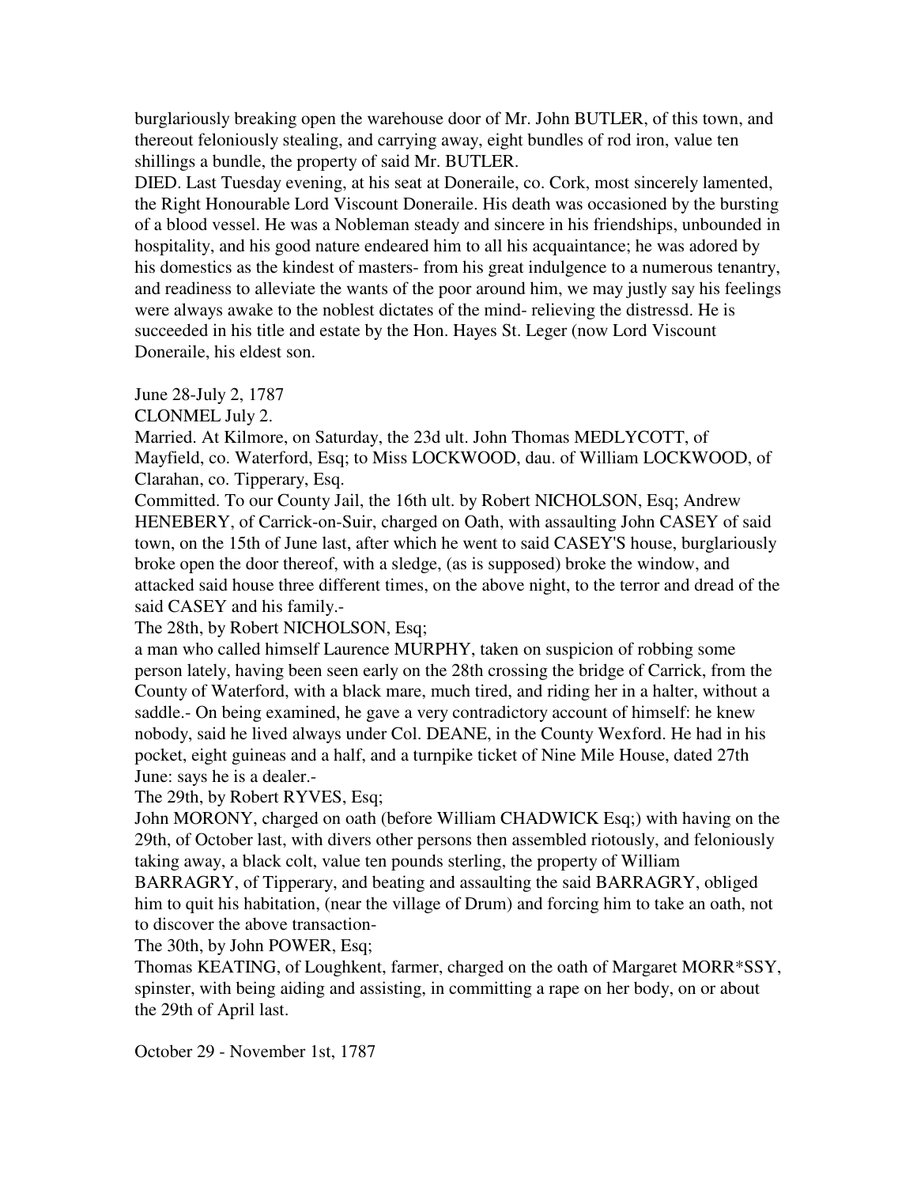burglariously breaking open the warehouse door of Mr. John BUTLER, of this town, and thereout feloniously stealing, and carrying away, eight bundles of rod iron, value ten shillings a bundle, the property of said Mr. BUTLER.

DIED. Last Tuesday evening, at his seat at Doneraile, co. Cork, most sincerely lamented, the Right Honourable Lord Viscount Doneraile. His death was occasioned by the bursting of a blood vessel. He was a Nobleman steady and sincere in his friendships, unbounded in hospitality, and his good nature endeared him to all his acquaintance; he was adored by his domestics as the kindest of masters- from his great indulgence to a numerous tenantry, and readiness to alleviate the wants of the poor around him, we may justly say his feelings were always awake to the noblest dictates of the mind- relieving the distressd. He is succeeded in his title and estate by the Hon. Hayes St. Leger (now Lord Viscount Doneraile, his eldest son.

June 28-July 2, 1787

CLONMEL July 2.

Married. At Kilmore, on Saturday, the 23d ult. John Thomas MEDLYCOTT, of Mayfield, co. Waterford, Esq; to Miss LOCKWOOD, dau. of William LOCKWOOD, of Clarahan, co. Tipperary, Esq.

Committed. To our County Jail, the 16th ult. by Robert NICHOLSON, Esq; Andrew HENEBERY, of Carrick-on-Suir, charged on Oath, with assaulting John CASEY of said town, on the 15th of June last, after which he went to said CASEY'S house, burglariously broke open the door thereof, with a sledge, (as is supposed) broke the window, and attacked said house three different times, on the above night, to the terror and dread of the said CASEY and his family.-

The 28th, by Robert NICHOLSON, Esq;

a man who called himself Laurence MURPHY, taken on suspicion of robbing some person lately, having been seen early on the 28th crossing the bridge of Carrick, from the County of Waterford, with a black mare, much tired, and riding her in a halter, without a saddle.- On being examined, he gave a very contradictory account of himself: he knew nobody, said he lived always under Col. DEANE, in the County Wexford. He had in his pocket, eight guineas and a half, and a turnpike ticket of Nine Mile House, dated 27th June: says he is a dealer.-

The 29th, by Robert RYVES, Esq;

John MORONY, charged on oath (before William CHADWICK Esq;) with having on the 29th, of October last, with divers other persons then assembled riotously, and feloniously taking away, a black colt, value ten pounds sterling, the property of William BARRAGRY, of Tipperary, and beating and assaulting the said BARRAGRY, obliged him to quit his habitation, (near the village of Drum) and forcing him to take an oath, not to discover the above transaction-

The 30th, by John POWER, Esq;

Thomas KEATING, of Loughkent, farmer, charged on the oath of Margaret MORR*SSY, spinster, with being aiding and assisting, in committing a rape on her body, on or about the 29th of April last.

October 29 - November 1st, 1787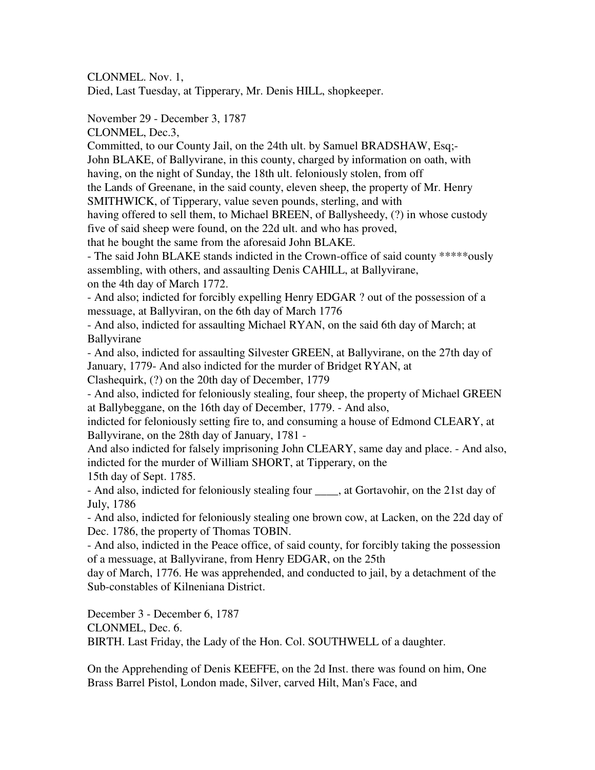CLONMEL. Nov. 1,
Died, Last Tuesday, at Tipperary, Mr. Denis HILL, shopkeeper.

November 29 - December 3, 1787
CLONMEL, Dec.3,
Committed, to our County Jail, on the 24th ult. by Samuel BRADSHAW, Esq;-
John BLAKE, of Ballyvirane, in this county, charged by information on oath, with having, on the night of Sunday, the 18th ult. feloniously stolen, from off the Lands of Greenane, in the said county, eleven sheep, the property of Mr. Henry SMITHWICK, of Tipperary, value seven pounds, sterling, and with having offered to sell them, to Michael BREEN, of Ballysheedy, (?) in whose custody five of said sheep were found, on the 22d ult. and who has proved, that he bought the same from the aforesaid John BLAKE.
- The said John BLAKE stands indicted in the Crown-office of said county *****ously assembling, with others, and assaulting Denis CAHILL, at Ballyvirane, on the 4th day of March 1772.
- And also; indicted for forcibly expelling Henry EDGAR ? out of the possession of a messuage, at Ballyviran, on the 6th day of March 1776
- And also, indicted for assaulting Michael RYAN, on the said 6th day of March; at Ballyvirane
- And also, indicted for assaulting Silvester GREEN, at Ballyvirane, on the 27th day of January, 1779- And also indicted for the murder of Bridget RYAN, at Clashequirk, (?) on the 20th day of December, 1779
- And also, indicted for feloniously stealing, four sheep, the property of Michael GREEN at Ballybeggane, on the 16th day of December, 1779. - And also, indicted for feloniously setting fire to, and consuming a house of Edmond CLEARY, at Ballyvirane, on the 28th day of January, 1781 -
And also indicted for falsely imprisoning John CLEARY, same day and place. - And also, indicted for the murder of William SHORT, at Tipperary, on the 15th day of Sept. 1785.
- And also, indicted for feloniously stealing four ____, at Gortavohir, on the 21st day of July, 1786
- And also, indicted for feloniously stealing one brown cow, at Lacken, on the 22d day of Dec. 1786, the property of Thomas TOBIN.
- And also, indicted in the Peace office, of said county, for forcibly taking the possession of a messuage, at Ballyvirane, from Henry EDGAR, on the 25th day of March, 1776. He was apprehended, and conducted to jail, by a detachment of the Sub-constables of Kilneniana District.

December 3 - December 6, 1787
CLONMEL, Dec. 6.
BIRTH. Last Friday, the Lady of the Hon. Col. SOUTHWELL of a daughter.

On the Apprehending of Denis KEEFFE, on the 2d Inst. there was found on him, One Brass Barrel Pistol, London made, Silver, carved Hilt, Man's Face, and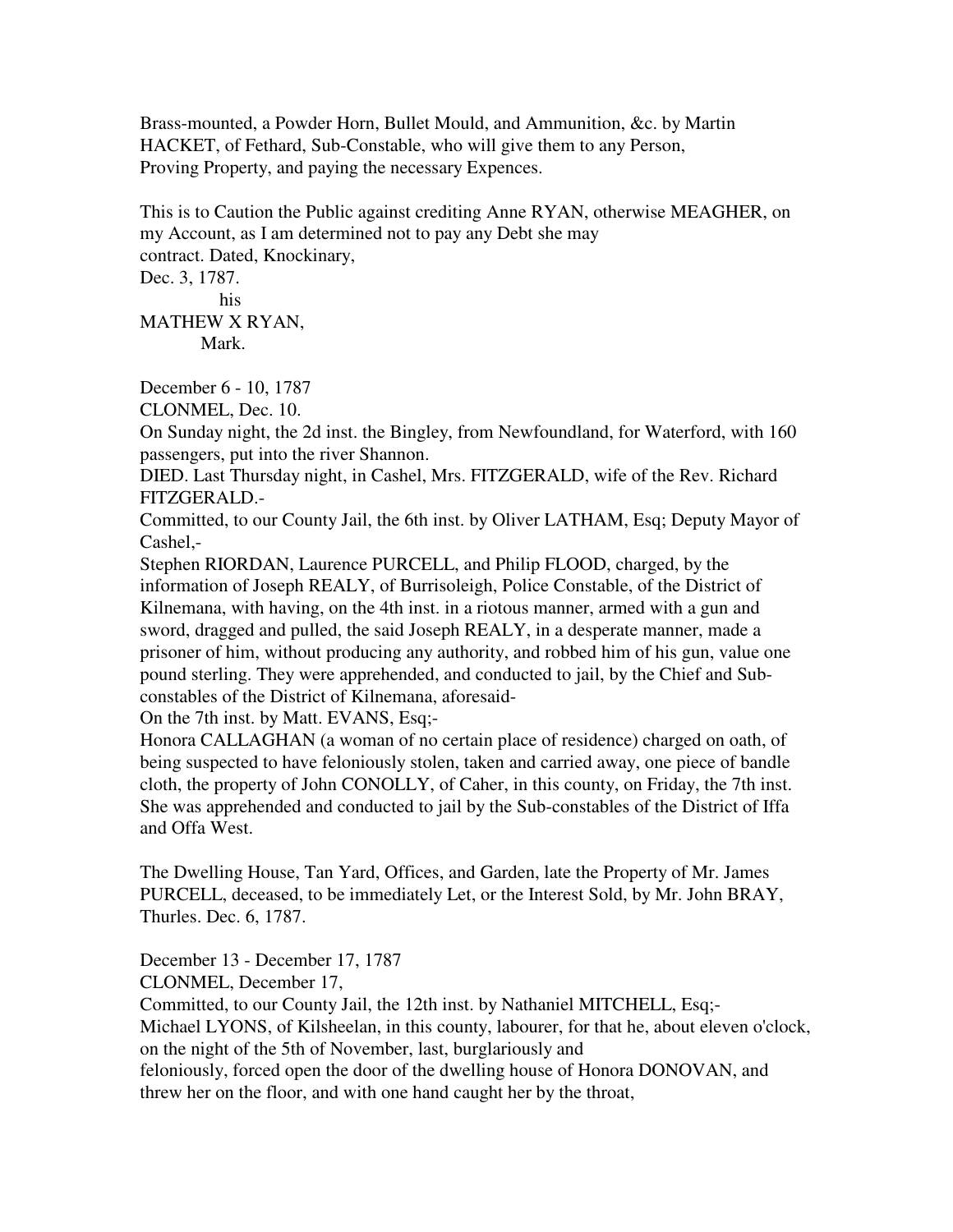Brass-mounted, a Powder Horn, Bullet Mould, and Ammunition, &c. by Martin HACKET, of Fethard, Sub-Constable, who will give them to any Person, Proving Property, and paying the necessary Expences.

This is to Caution the Public against crediting Anne RYAN, otherwise MEAGHER, on my Account, as I am determined not to pay any Debt she may contract. Dated, Knockinary,
Dec. 3, 1787.

his
MATHEW X RYAN,
Mark.

December 6 - 10, 1787
CLONMEL, Dec. 10.
On Sunday night, the 2d inst. the Bingley, from Newfoundland, for Waterford, with 160 passengers, put into the river Shannon.
DIED. Last Thursday night, in Cashel, Mrs. FITZGERALD, wife of the Rev. Richard FITZGERALD.-
Committed, to our County Jail, the 6th inst. by Oliver LATHAM, Esq; Deputy Mayor of Cashel,-
Stephen RIORDAN, Laurence PURCELL, and Philip FLOOD, charged, by the information of Joseph REALY, of Burrisoleigh, Police Constable, of the District of Kilnemana, with having, on the 4th inst. in a riotous manner, armed with a gun and sword, dragged and pulled, the said Joseph REALY, in a desperate manner, made a prisoner of him, without producing any authority, and robbed him of his gun, value one pound sterling. They were apprehended, and conducted to jail, by the Chief and Sub-constables of the District of Kilnemana, aforesaid-
On the 7th inst. by Matt. EVANS, Esq;-
Honora CALLAGHAN (a woman of no certain place of residence) charged on oath, of being suspected to have feloniously stolen, taken and carried away, one piece of bandle cloth, the property of John CONOLLY, of Caher, in this county, on Friday, the 7th inst. She was apprehended and conducted to jail by the Sub-constables of the District of Iffa and Offa West.

The Dwelling House, Tan Yard, Offices, and Garden, late the Property of Mr. James PURCELL, deceased, to be immediately Let, or the Interest Sold, by Mr. John BRAY, Thurles. Dec. 6, 1787.

December 13 - December 17, 1787
CLONMEL, December 17,
Committed, to our County Jail, the 12th inst. by Nathaniel MITCHELL, Esq;-
Michael LYONS, of Kilsheelan, in this county, labourer, for that he, about eleven o'clock, on the night of the 5th of November, last, burglariously and feloniously, forced open the door of the dwelling house of Honora DONOVAN, and threw her on the floor, and with one hand caught her by the throat,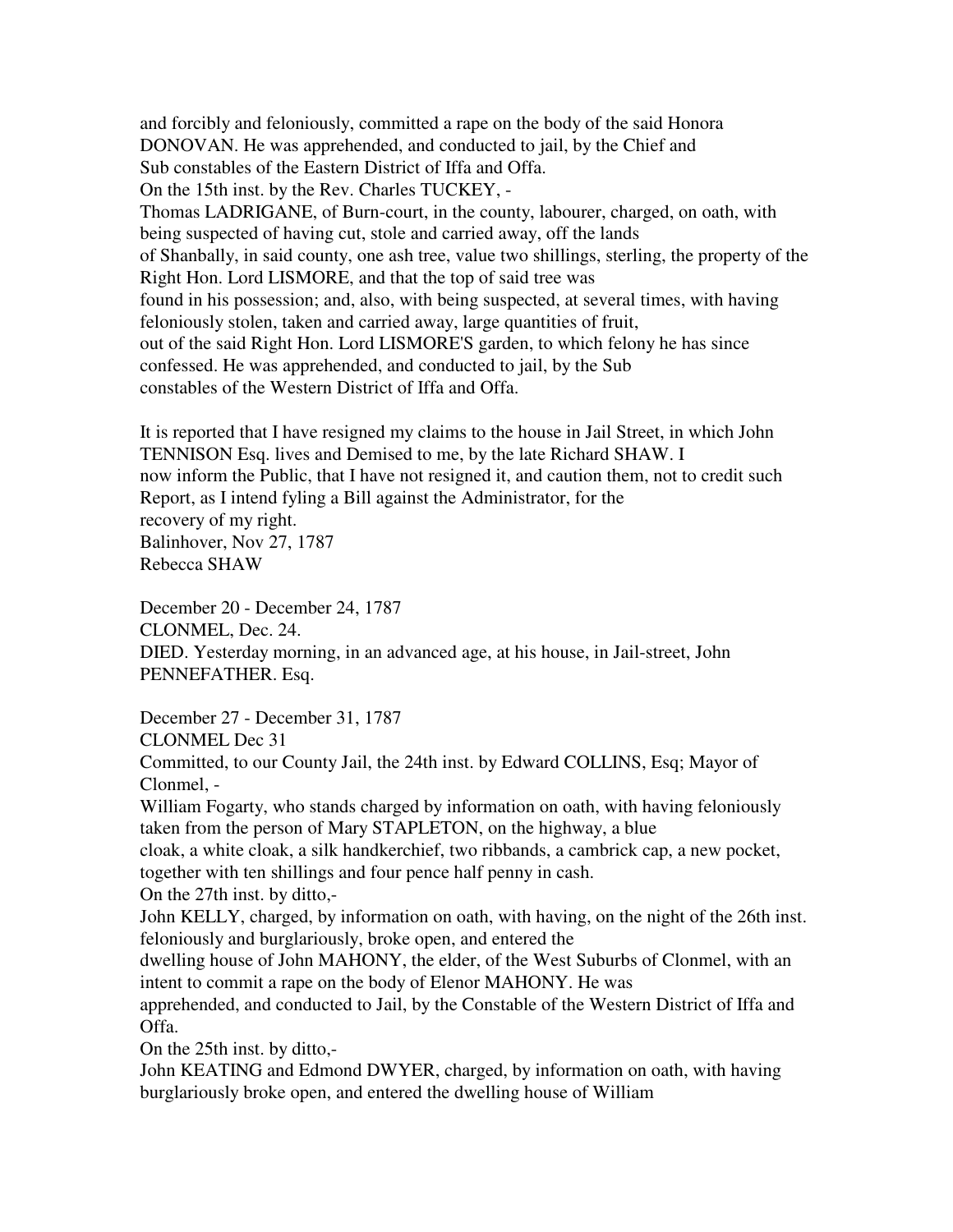and forcibly and feloniously, committed a rape on the body of the said Honora DONOVAN. He was apprehended, and conducted to jail, by the Chief and Sub constables of the Eastern District of Iffa and Offa.
On the 15th inst. by the Rev. Charles TUCKEY, -
Thomas LADRIGANE, of Burn-court, in the county, labourer, charged, on oath, with being suspected of having cut, stole and carried away, off the lands of Shanbally, in said county, one ash tree, value two shillings, sterling, the property of the Right Hon. Lord LISMORE, and that the top of said tree was found in his possession; and, also, with being suspected, at several times, with having feloniously stolen, taken and carried away, large quantities of fruit, out of the said Right Hon. Lord LISMORE'S garden, to which felony he has since confessed. He was apprehended, and conducted to jail, by the Sub constables of the Western District of Iffa and Offa.

It is reported that I have resigned my claims to the house in Jail Street, in which John TENNISON Esq. lives and Demised to me, by the late Richard SHAW. I now inform the Public, that I have not resigned it, and caution them, not to credit such Report, as I intend fyling a Bill against the Administrator, for the recovery of my right.
Balinhover, Nov 27, 1787
Rebecca SHAW

December 20 - December 24, 1787
CLONMEL, Dec. 24.
DIED. Yesterday morning, in an advanced age, at his house, in Jail-street, John PENNEFATHER. Esq.

December 27 - December 31, 1787
CLONMEL Dec 31
Committed, to our County Jail, the 24th inst. by Edward COLLINS, Esq; Mayor of Clonmel, -
William Fogarty, who stands charged by information on oath, with having feloniously taken from the person of Mary STAPLETON, on the highway, a blue cloak, a white cloak, a silk handkerchief, two ribbands, a cambrick cap, a new pocket, together with ten shillings and four pence half penny in cash.
On the 27th inst. by ditto,-
John KELLY, charged, by information on oath, with having, on the night of the 26th inst. feloniously and burglariously, broke open, and entered the dwelling house of John MAHONY, the elder, of the West Suburbs of Clonmel, with an intent to commit a rape on the body of Elenor MAHONY. He was apprehended, and conducted to Jail, by the Constable of the Western District of Iffa and Offa.
On the 25th inst. by ditto,-
John KEATING and Edmond DWYER, charged, by information on oath, with having burglariously broke open, and entered the dwelling house of William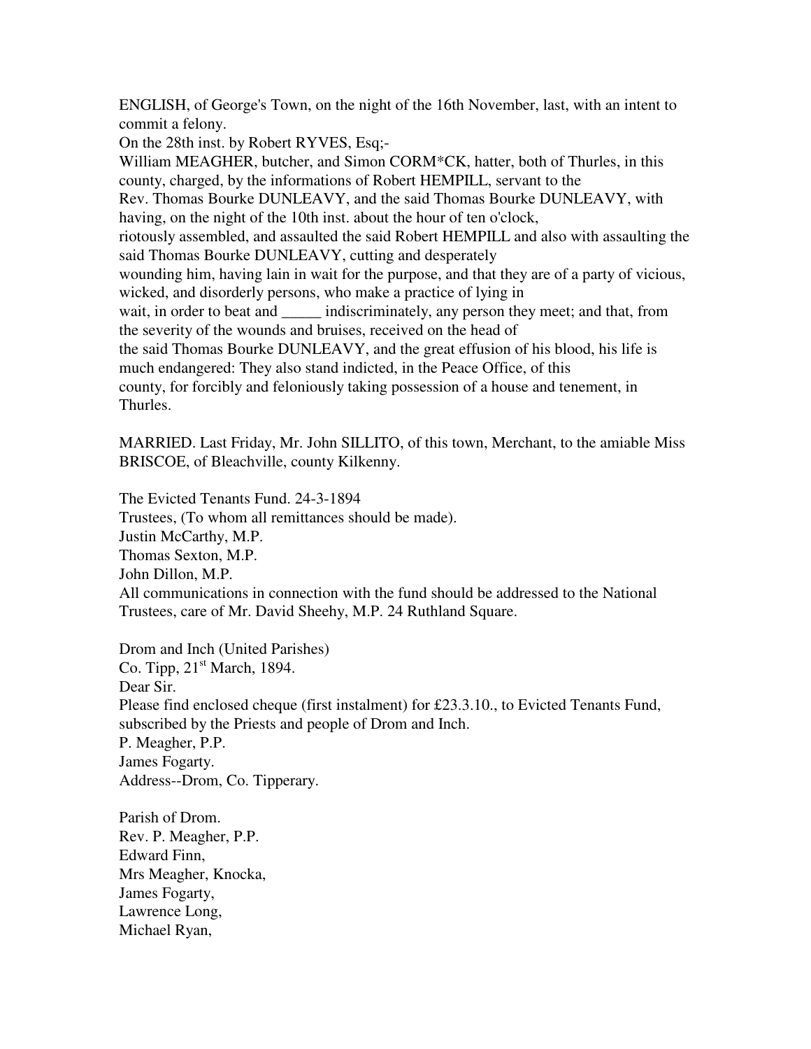ENGLISH, of George's Town, on the night of the 16th November, last, with an intent to commit a felony.

On the 28th inst. by Robert RYVES, Esq;-

William MEAGHER, butcher, and Simon CORM*CK, hatter, both of Thurles, in this county, charged, by the informations of Robert HEMPILL, servant to the Rev. Thomas Bourke DUNLEAVY, and the said Thomas Bourke DUNLEAVY, with having, on the night of the 10th inst. about the hour of ten o'clock, riotously assembled, and assaulted the said Robert HEMPILL and also with assaulting the said Thomas Bourke DUNLEAVY, cutting and desperately wounding him, having lain in wait for the purpose, and that they are of a party of vicious, wicked, and disorderly persons, who make a practice of lying in wait, in order to beat and _____ indiscriminately, any person they meet; and that, from the severity of the wounds and bruises, received on the head of the said Thomas Bourke DUNLEAVY, and the great effusion of his blood, his life is much endangered: They also stand indicted, in the Peace Office, of this county, for forcibly and feloniously taking possession of a house and tenement, in Thurles.

MARRIED. Last Friday, Mr. John SILLITO, of this town, Merchant, to the amiable Miss BRISCOE, of Bleachville, county Kilkenny.

The Evicted Tenants Fund. 24-3-1894

Trustees, (To whom all remittances should be made).

Justin McCarthy, M.P.

Thomas Sexton, M.P.

John Dillon, M.P.

All communications in connection with the fund should be addressed to the National Trustees, care of Mr. David Sheehy, M.P. 24 Ruthland Square.

Drom and Inch (United Parishes)

Co. Tipp, 21st March, 1894.

Dear Sir.

Please find enclosed cheque (first instalment) for £23.3.10., to Evicted Tenants Fund, subscribed by the Priests and people of Drom and Inch.

P. Meagher, P.P.

James Fogarty.

Address--Drom, Co. Tipperary.

Parish of Drom.

Rev. P. Meagher, P.P.

Edward Finn,

Mrs Meagher, Knocka,

James Fogarty,

Lawrence Long,

Michael Ryan,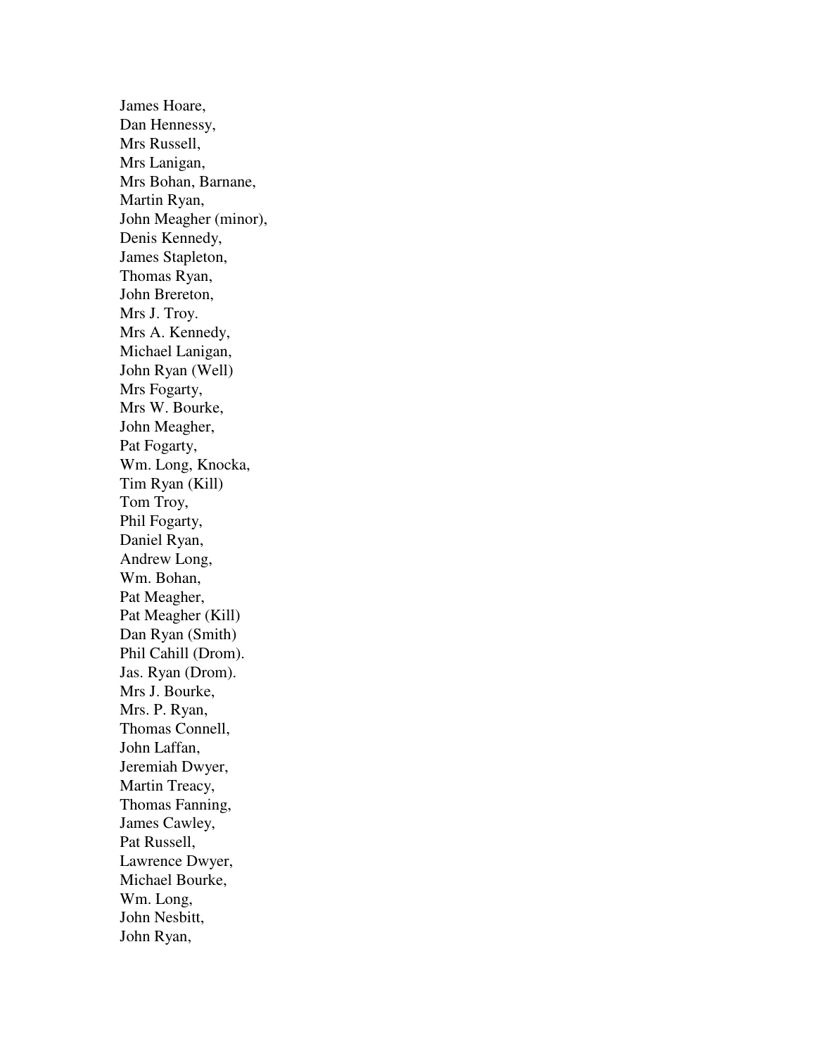James Hoare,  
Dan Hennessy,  
Mrs Russell,  
Mrs Lanigan,  
Mrs Bohan, Barnane,  
Martin Ryan,  
John Meagher (minor),  
Denis Kennedy,  
James Stapleton,  
Thomas Ryan,  
John Brereton,  
Mrs J. Troy.  
Mrs A. Kennedy,  
Michael Lanigan,  
John Ryan (Well)  
Mrs Fogarty,  
Mrs W. Bourke,  
John Meagher,  
Pat Fogarty,  
Wm. Long, Knocka,  
Tim Ryan (Kill)  
Tom Troy,  
Phil Fogarty,  
Daniel Ryan,  
Andrew Long,  
Wm. Bohan,  
Pat Meagher,  
Pat Meagher (Kill)  
Dan Ryan (Smith)  
Phil Cahill (Drom).  
Jas. Ryan (Drom).  
Mrs J. Bourke,  
Mrs. P. Ryan,  
Thomas Connell,  
John Laffan,  
Jeremiah Dwyer,  
Martin Treacy,  
Thomas Fanning,  
James Cawley,  
Pat Russell,  
Lawrence Dwyer,  
Michael Bourke,  
Wm. Long,  
John Nesbitt,  
John Ryan,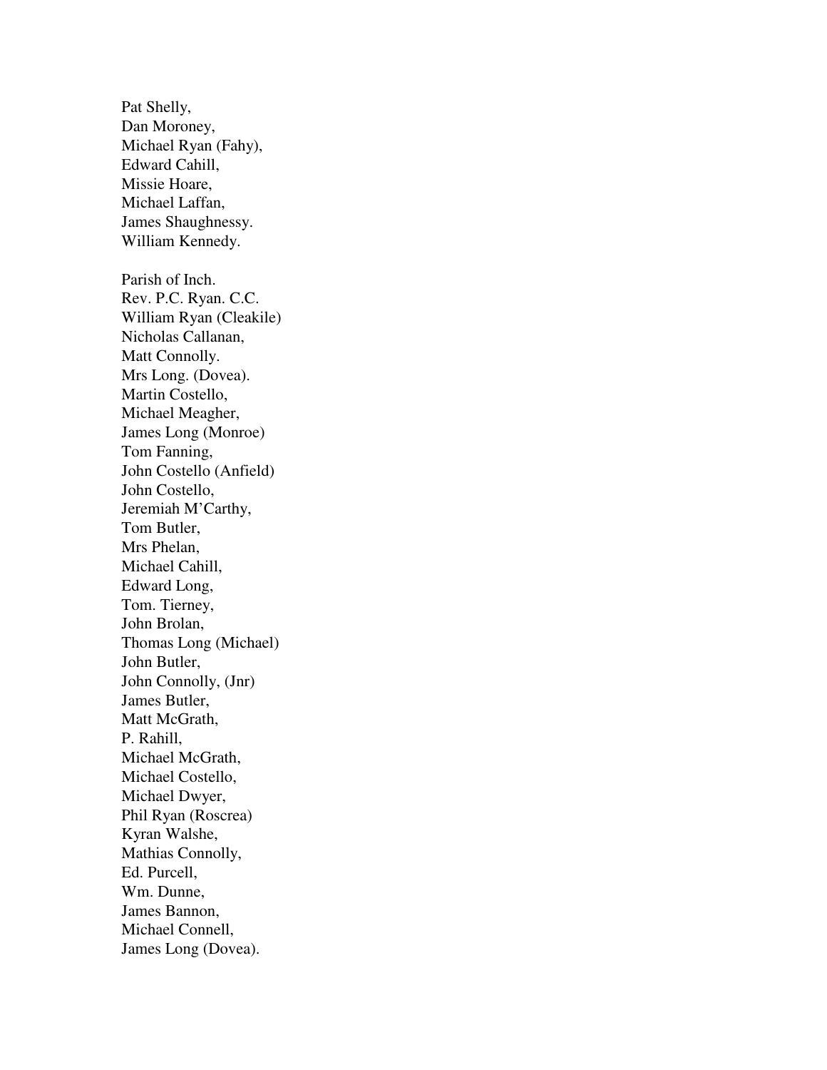Pat Shelly,
Dan Moroney,
Michael Ryan (Fahy),
Edward Cahill,
Missie Hoare,
Michael Laffan,
James Shaughnessy.
William Kennedy.

Parish of Inch.
Rev. P.C. Ryan. C.C.
William Ryan (Cleakile)
Nicholas Callanan,
Matt Connolly.
Mrs Long. (Dovea).
Martin Costello,
Michael Meagher,
James Long (Monroe)
Tom Fanning,
John Costello (Anfield)
John Costello,
Jeremiah M'Carthy,
Tom Butler,
Mrs Phelan,
Michael Cahill,
Edward Long,
Tom. Tierney,
John Brolan,
Thomas Long (Michael)
John Butler,
John Connolly, (Jnr)
James Butler,
Matt McGrath,
P. Rahill,
Michael McGrath,
Michael Costello,
Michael Dwyer,
Phil Ryan (Roscrea)
Kyran Walshe,
Mathias Connolly,
Ed. Purcell,
Wm. Dunne,
James Bannon,
Michael Connell,
James Long (Dovea).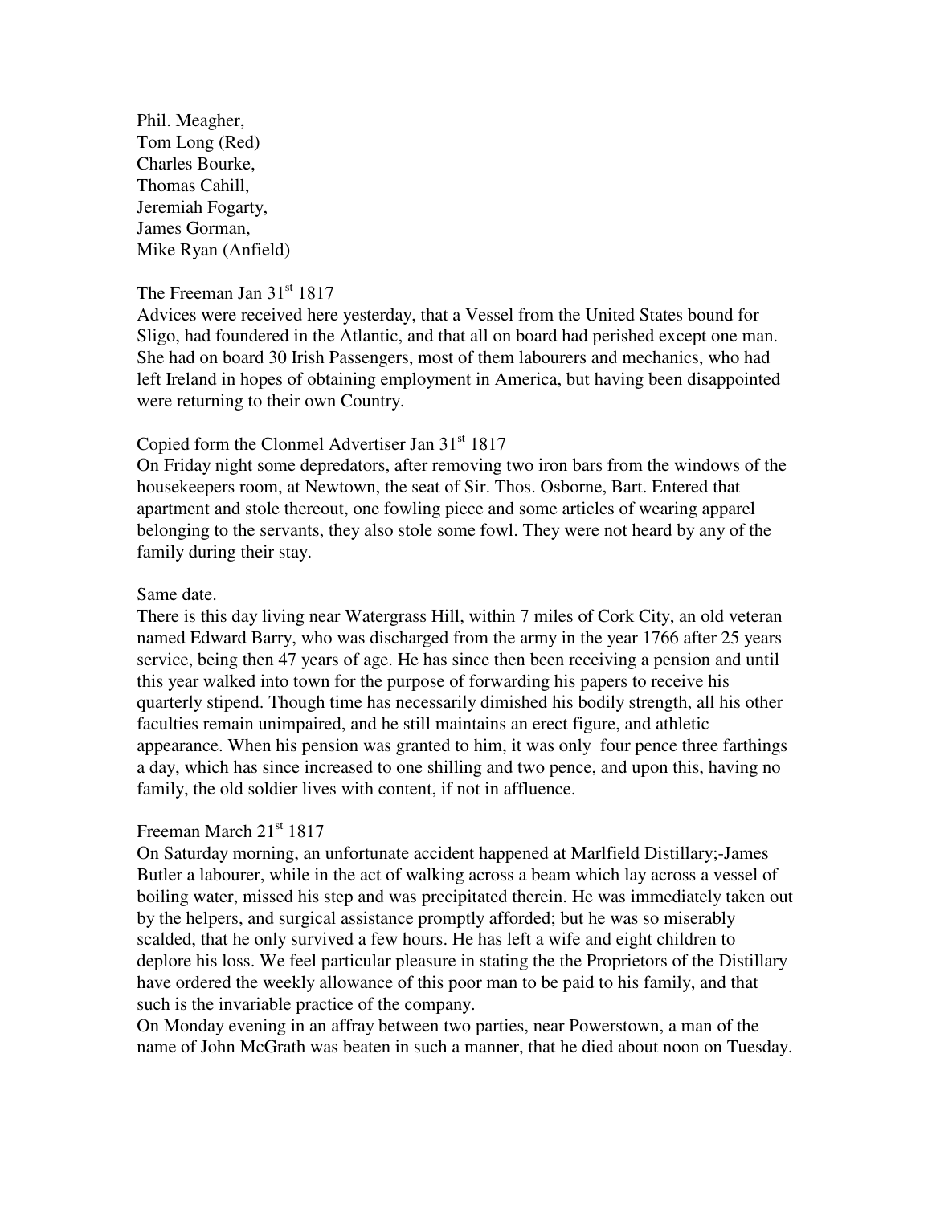Phil. Meagher,
Tom Long (Red)
Charles Bourke,
Thomas Cahill,
Jeremiah Fogarty,
James Gorman,
Mike Ryan (Anfield)

The Freeman Jan 31st 1817
Advices were received here yesterday, that a Vessel from the United States bound for Sligo, had foundered in the Atlantic, and that all on board had perished except one man. She had on board 30 Irish Passengers, most of them labourers and mechanics, who had left Ireland in hopes of obtaining employment in America, but having been disappointed were returning to their own Country.

Copied form the Clonmel Advertiser Jan 31st 1817
On Friday night some depredators, after removing two iron bars from the windows of the housekeepers room, at Newtown, the seat of Sir. Thos. Osborne, Bart. Entered that apartment and stole thereout, one fowling piece and some articles of wearing apparel belonging to the servants, they also stole some fowl. They were not heard by any of the family during their stay.

Same date.
There is this day living near Watergrass Hill, within 7 miles of Cork City, an old veteran named Edward Barry, who was discharged from the army in the year 1766 after 25 years service, being then 47 years of age. He has since then been receiving a pension and until this year walked into town for the purpose of forwarding his papers to receive his quarterly stipend. Though time has necessarily dimished his bodily strength, all his other faculties remain unimpaired, and he still maintains an erect figure, and athletic appearance. When his pension was granted to him, it was only four pence three farthings a day, which has since increased to one shilling and two pence, and upon this, having no family, the old soldier lives with content, if not in affluence.

Freeman March 21st 1817
On Saturday morning, an unfortunate accident happened at Marlfield Distillary;-James Butler a labourer, while in the act of walking across a beam which lay across a vessel of boiling water, missed his step and was precipitated therein. He was immediately taken out by the helpers, and surgical assistance promptly afforded; but he was so miserably scalded, that he only survived a few hours. He has left a wife and eight children to deplore his loss. We feel particular pleasure in stating the the Proprietors of the Distillary have ordered the weekly allowance of this poor man to be paid to his family, and that such is the invariable practice of the company.
On Monday evening in an affray between two parties, near Powerstown, a man of the name of John McGrath was beaten in such a manner, that he died about noon on Tuesday.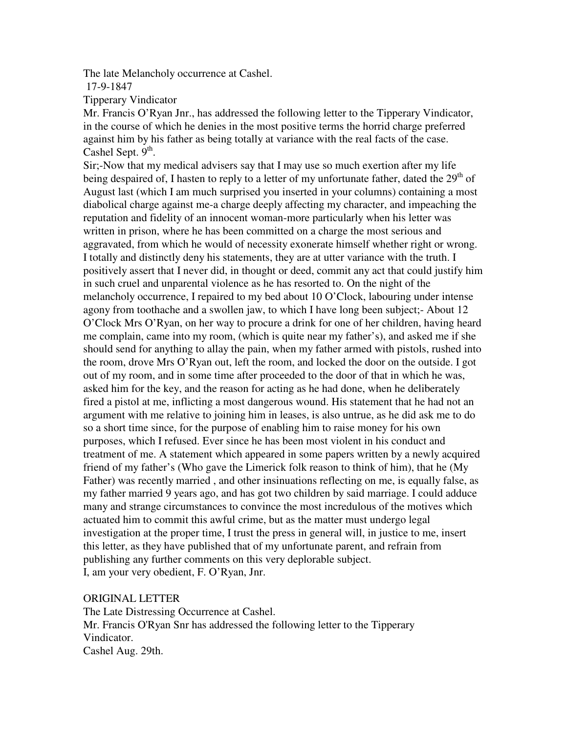The late Melancholy occurrence at Cashel.

17-9-1847

Tipperary Vindicator

Mr. Francis O'Ryan Jnr., has addressed the following letter to the Tipperary Vindicator, in the course of which he denies in the most positive terms the horrid charge preferred against him by his father as being totally at variance with the real facts of the case.

Cashel Sept. 9th.

Sir;-Now that my medical advisers say that I may use so much exertion after my life being despaired of, I hasten to reply to a letter of my unfortunate father, dated the 29th of August last (which I am much surprised you inserted in your columns) containing a most diabolical charge against me-a charge deeply affecting my character, and impeaching the reputation and fidelity of an innocent woman-more particularly when his letter was written in prison, where he has been committed on a charge the most serious and aggravated, from which he would of necessity exonerate himself whether right or wrong. I totally and distinctly deny his statements, they are at utter variance with the truth. I positively assert that I never did, in thought or deed, commit any act that could justify him in such cruel and unparental violence as he has resorted to. On the night of the melancholy occurrence, I repaired to my bed about 10 O'Clock, labouring under intense agony from toothache and a swollen jaw, to which I have long been subject;- About 12 O'Clock Mrs O'Ryan, on her way to procure a drink for one of her children, having heard me complain, came into my room, (which is quite near my father's), and asked me if she should send for anything to allay the pain, when my father armed with pistols, rushed into the room, drove Mrs O'Ryan out, left the room, and locked the door on the outside. I got out of my room, and in some time after proceeded to the door of that in which he was, asked him for the key, and the reason for acting as he had done, when he deliberately fired a pistol at me, inflicting a most dangerous wound. His statement that he had not an argument with me relative to joining him in leases, is also untrue, as he did ask me to do so a short time since, for the purpose of enabling him to raise money for his own purposes, which I refused. Ever since he has been most violent in his conduct and treatment of me. A statement which appeared in some papers written by a newly acquired friend of my father's (Who gave the Limerick folk reason to think of him), that he (My Father) was recently married , and other insinuations reflecting on me, is equally false, as my father married 9 years ago, and has got two children by said marriage. I could adduce many and strange circumstances to convince the most incredulous of the motives which actuated him to commit this awful crime, but as the matter must undergo legal investigation at the proper time, I trust the press in general will, in justice to me, insert this letter, as they have published that of my unfortunate parent, and refrain from publishing any further comments on this very deplorable subject.

I, am your very obedient, F. O'Ryan, Jnr.

ORIGINAL LETTER

The Late Distressing Occurrence at Cashel.

Mr. Francis O'Ryan Snr has addressed the following letter to the Tipperary Vindicator.

Cashel Aug. 29th.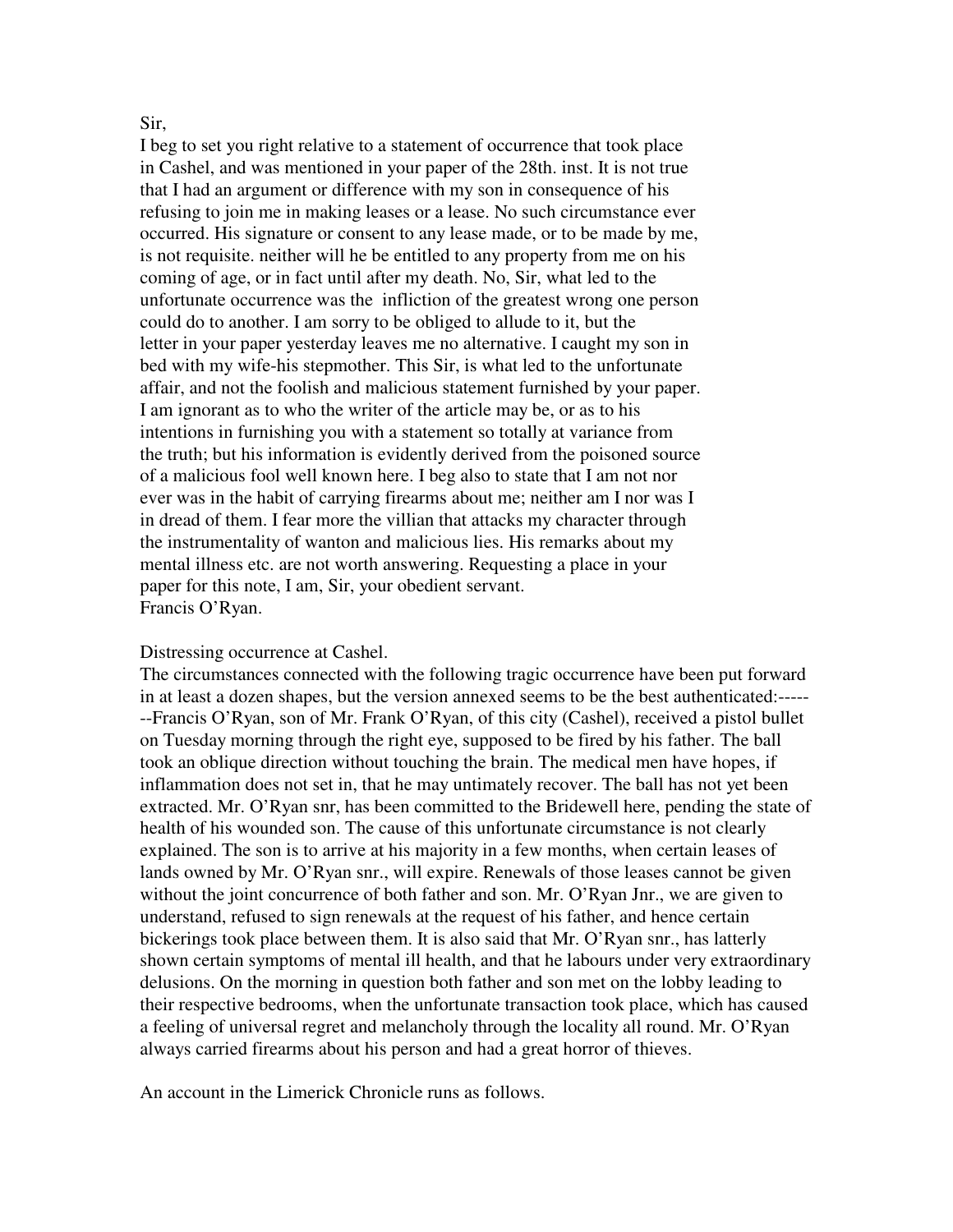Sir,
I beg to set you right relative to a statement of occurrence that took place in Cashel, and was mentioned in your paper of the 28th. inst. It is not true that I had an argument or difference with my son in consequence of his refusing to join me in making leases or a lease. No such circumstance ever occurred. His signature or consent to any lease made, or to be made by me, is not requisite. neither will he be entitled to any property from me on his coming of age, or in fact until after my death. No, Sir, what led to the unfortunate occurrence was the infliction of the greatest wrong one person could do to another. I am sorry to be obliged to allude to it, but the letter in your paper yesterday leaves me no alternative. I caught my son in bed with my wife-his stepmother. This Sir, is what led to the unfortunate affair, and not the foolish and malicious statement furnished by your paper. I am ignorant as to who the writer of the article may be, or as to his intentions in furnishing you with a statement so totally at variance from the truth; but his information is evidently derived from the poisoned source of a malicious fool well known here. I beg also to state that I am not nor ever was in the habit of carrying firearms about me; neither am I nor was I in dread of them. I fear more the villian that attacks my character through the instrumentality of wanton and malicious lies. His remarks about my mental illness etc. are not worth answering. Requesting a place in your paper for this note, I am, Sir, your obedient servant.
Francis O'Ryan.

Distressing occurrence at Cashel.
The circumstances connected with the following tragic occurrence have been put forward in at least a dozen shapes, but the version annexed seems to be the best authenticated:-------Francis O'Ryan, son of Mr. Frank O'Ryan, of this city (Cashel), received a pistol bullet on Tuesday morning through the right eye, supposed to be fired by his father. The ball took an oblique direction without touching the brain. The medical men have hopes, if inflammation does not set in, that he may untimately recover. The ball has not yet been extracted. Mr. O'Ryan snr, has been committed to the Bridewell here, pending the state of health of his wounded son. The cause of this unfortunate circumstance is not clearly explained. The son is to arrive at his majority in a few months, when certain leases of lands owned by Mr. O'Ryan snr., will expire. Renewals of those leases cannot be given without the joint concurrence of both father and son. Mr. O'Ryan Jnr., we are given to understand, refused to sign renewals at the request of his father, and hence certain bickerings took place between them. It is also said that Mr. O'Ryan snr., has latterly shown certain symptoms of mental ill health, and that he labours under very extraordinary delusions. On the morning in question both father and son met on the lobby leading to their respective bedrooms, when the unfortunate transaction took place, which has caused a feeling of universal regret and melancholy through the locality all round. Mr. O'Ryan always carried firearms about his person and had a great horror of thieves.

An account in the Limerick Chronicle runs as follows.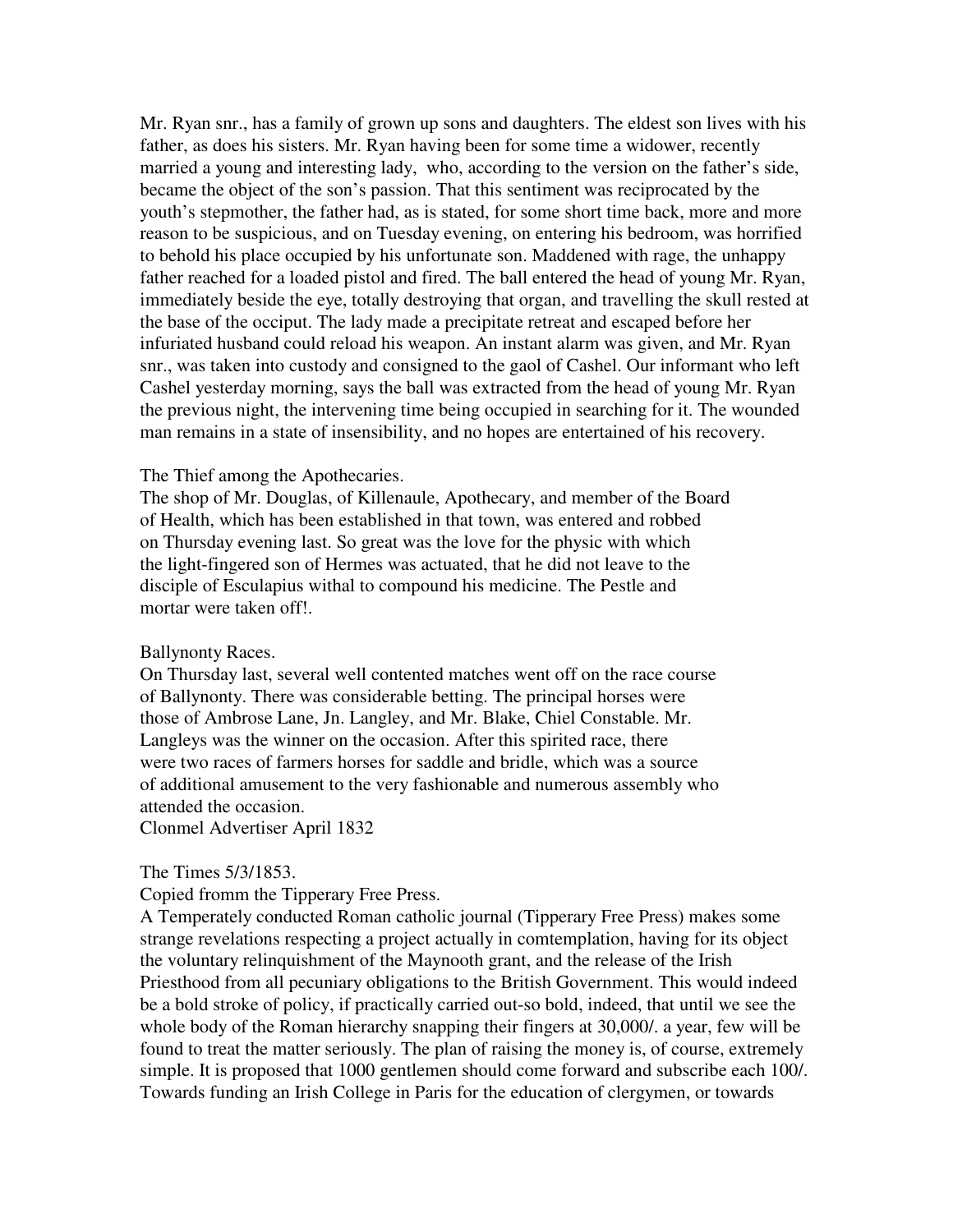Mr. Ryan snr., has a family of grown up sons and daughters. The eldest son lives with his father, as does his sisters. Mr. Ryan having been for some time a widower, recently married a young and interesting lady, who, according to the version on the father's side, became the object of the son's passion. That this sentiment was reciprocated by the youth's stepmother, the father had, as is stated, for some short time back, more and more reason to be suspicious, and on Tuesday evening, on entering his bedroom, was horrified to behold his place occupied by his unfortunate son. Maddened with rage, the unhappy father reached for a loaded pistol and fired. The ball entered the head of young Mr. Ryan, immediately beside the eye, totally destroying that organ, and travelling the skull rested at the base of the occiput. The lady made a precipitate retreat and escaped before her infuriated husband could reload his weapon. An instant alarm was given, and Mr. Ryan snr., was taken into custody and consigned to the gaol of Cashel. Our informant who left Cashel yesterday morning, says the ball was extracted from the head of young Mr. Ryan the previous night, the intervening time being occupied in searching for it. The wounded man remains in a state of insensibility, and no hopes are entertained of his recovery.

The Thief among the Apothecaries.
The shop of Mr. Douglas, of Killenaule, Apothecary, and member of the Board of Health, which has been established in that town, was entered and robbed on Thursday evening last. So great was the love for the physic with which the light-fingered son of Hermes was actuated, that he did not leave to the disciple of Esculapius withal to compound his medicine. The Pestle and mortar were taken off!.

Ballynonty Races.
On Thursday last, several well contented matches went off on the race course of Ballynonty. There was considerable betting. The principal horses were those of Ambrose Lane, Jn. Langley, and Mr. Blake, Chiel Constable. Mr. Langleys was the winner on the occasion. After this spirited race, there were two races of farmers horses for saddle and bridle, which was a source of additional amusement to the very fashionable and numerous assembly who attended the occasion.
Clonmel Advertiser April 1832

The Times 5/3/1853.
Copied fromm the Tipperary Free Press.
A Temperately conducted Roman catholic journal (Tipperary Free Press) makes some strange revelations respecting a project actually in comtemplation, having for its object the voluntary relinquishment of the Maynooth grant, and the release of the Irish Priesthood from all pecuniary obligations to the British Government. This would indeed be a bold stroke of policy, if practically carried out-so bold, indeed, that until we see the whole body of the Roman hierarchy snapping their fingers at 30,000/. a year, few will be found to treat the matter seriously. The plan of raising the money is, of course, extremely simple. It is proposed that 1000 gentlemen should come forward and subscribe each 100/. Towards funding an Irish College in Paris for the education of clergymen, or towards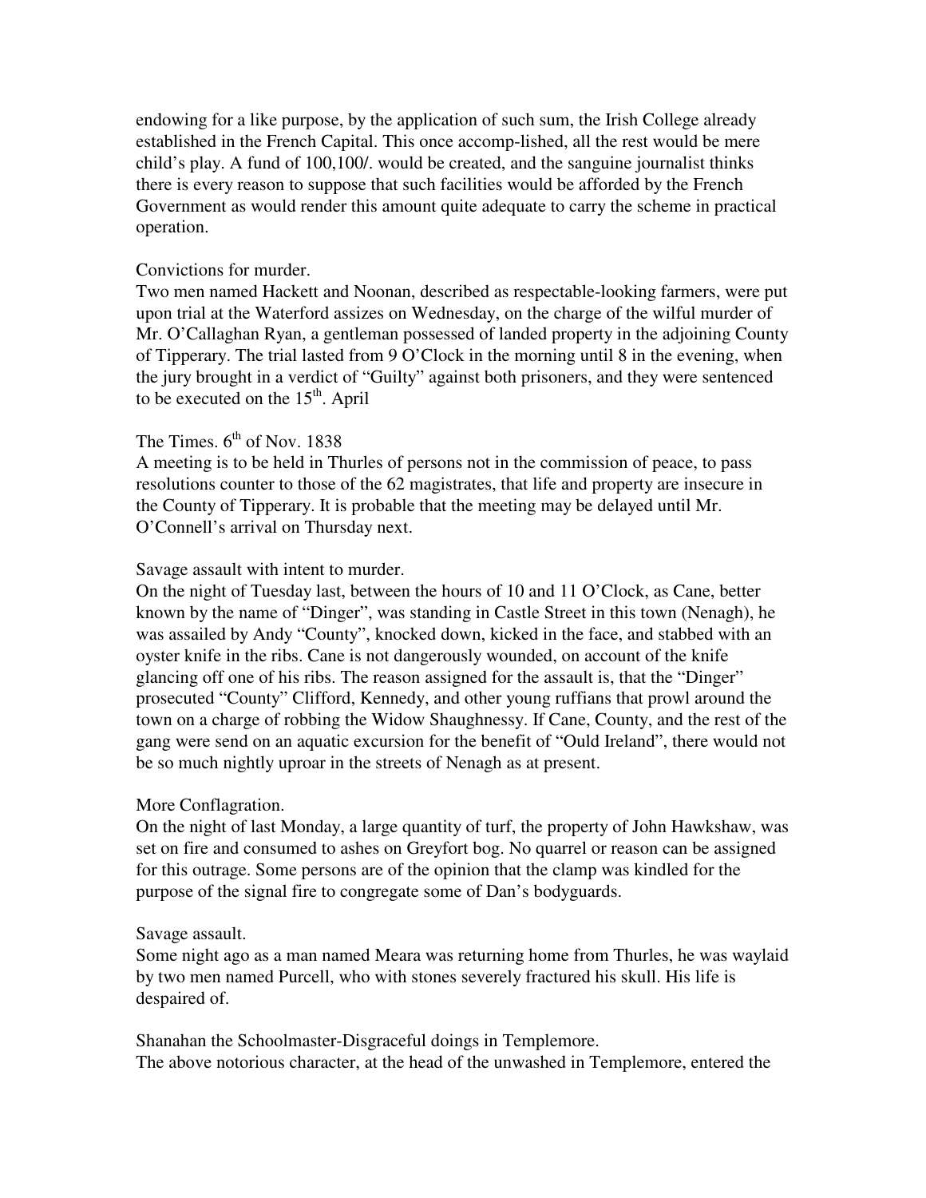endowing for a like purpose, by the application of such sum, the Irish College already established in the French Capital. This once accomp-lished, all the rest would be mere child's play. A fund of 100,100/. would be created, and the sanguine journalist thinks there is every reason to suppose that such facilities would be afforded by the French Government as would render this amount quite adequate to carry the scheme in practical operation.

Convictions for murder.
Two men named Hackett and Noonan, described as respectable-looking farmers, were put upon trial at the Waterford assizes on Wednesday, on the charge of the wilful murder of Mr. O'Callaghan Ryan, a gentleman possessed of landed property in the adjoining County of Tipperary. The trial lasted from 9 O'Clock in the morning until 8 in the evening, when the jury brought in a verdict of "Guilty" against both prisoners, and they were sentenced to be executed on the 15th. April

The Times. 6th of Nov. 1838
A meeting is to be held in Thurles of persons not in the commission of peace, to pass resolutions counter to those of the 62 magistrates, that life and property are insecure in the County of Tipperary. It is probable that the meeting may be delayed until Mr. O'Connell's arrival on Thursday next.

Savage assault with intent to murder.
On the night of Tuesday last, between the hours of 10 and 11 O'Clock, as Cane, better known by the name of "Dinger", was standing in Castle Street in this town (Nenagh), he was assailed by Andy "County", knocked down, kicked in the face, and stabbed with an oyster knife in the ribs. Cane is not dangerously wounded, on account of the knife glancing off one of his ribs. The reason assigned for the assault is, that the "Dinger" prosecuted "County" Clifford, Kennedy, and other young ruffians that prowl around the town on a charge of robbing the Widow Shaughnessy. If Cane, County, and the rest of the gang were send on an aquatic excursion for the benefit of "Ould Ireland", there would not be so much nightly uproar in the streets of Nenagh as at present.

More Conflagration.
On the night of last Monday, a large quantity of turf, the property of John Hawkshaw, was set on fire and consumed to ashes on Greyfort bog. No quarrel or reason can be assigned for this outrage. Some persons are of the opinion that the clamp was kindled for the purpose of the signal fire to congregate some of Dan's bodyguards.

Savage assault.
Some night ago as a man named Meara was returning home from Thurles, he was waylaid by two men named Purcell, who with stones severely fractured his skull. His life is despaired of.

Shanahan the Schoolmaster-Disgraceful doings in Templemore.
The above notorious character, at the head of the unwashed in Templemore, entered the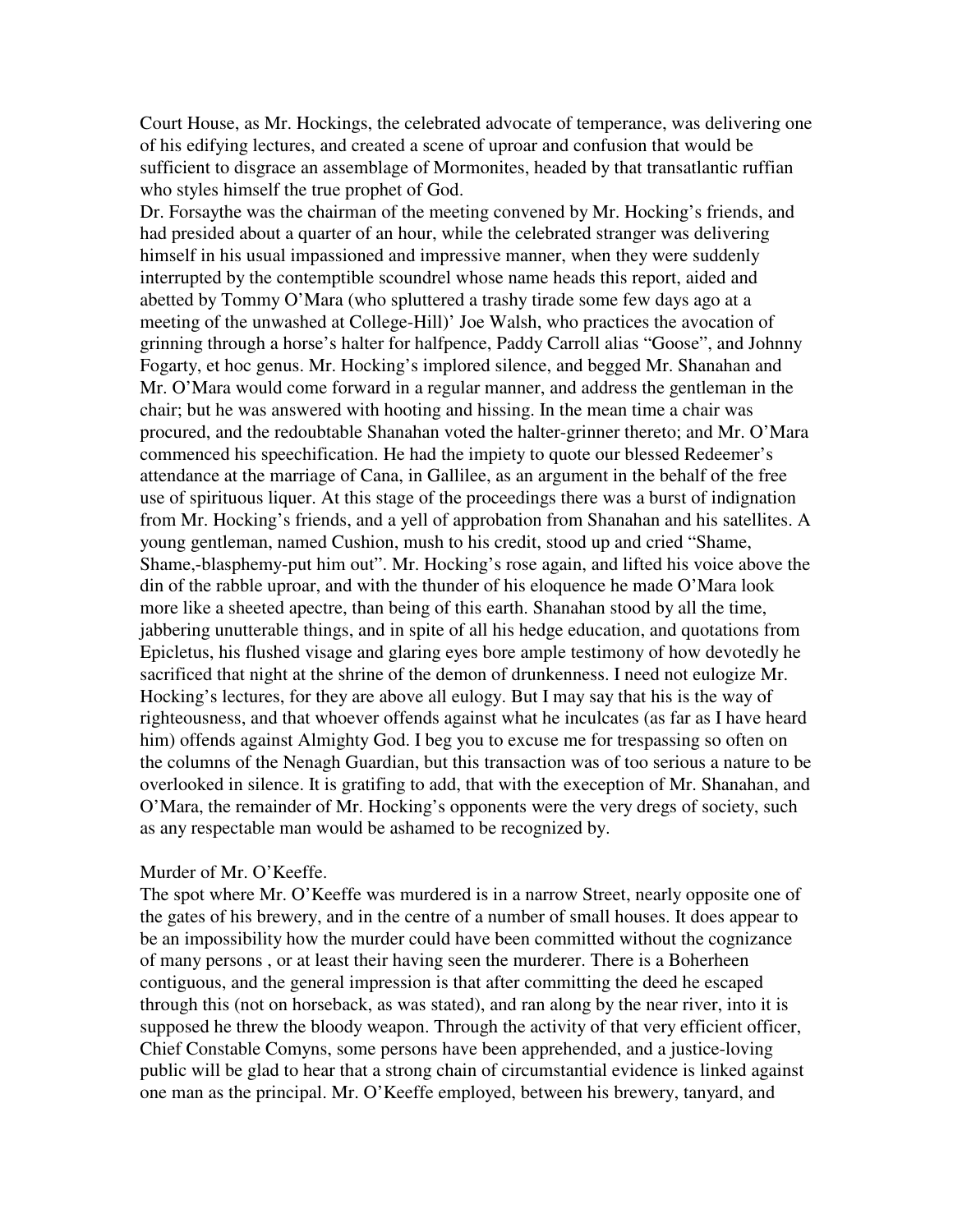Court House, as Mr. Hockings, the celebrated advocate of temperance, was delivering one of his edifying lectures, and created a scene of uproar and confusion that would be sufficient to disgrace an assemblage of Mormonites, headed by that transatlantic ruffian who styles himself the true prophet of God.

Dr. Forsaythe was the chairman of the meeting convened by Mr. Hocking's friends, and had presided about a quarter of an hour, while the celebrated stranger was delivering himself in his usual impassioned and impressive manner, when they were suddenly interrupted by the contemptible scoundrel whose name heads this report, aided and abetted by Tommy O'Mara (who spluttered a trashy tirade some few days ago at a meeting of the unwashed at College-Hill)' Joe Walsh, who practices the avocation of grinning through a horse's halter for halfpence, Paddy Carroll alias "Goose", and Johnny Fogarty, et hoc genus. Mr. Hocking's implored silence, and begged Mr. Shanahan and Mr. O'Mara would come forward in a regular manner, and address the gentleman in the chair; but he was answered with hooting and hissing. In the mean time a chair was procured, and the redoubtable Shanahan voted the halter-grinner thereto; and Mr. O'Mara commenced his speechification. He had the impiety to quote our blessed Redeemer's attendance at the marriage of Cana, in Gallilee, as an argument in the behalf of the free use of spirituous liquer. At this stage of the proceedings there was a burst of indignation from Mr. Hocking's friends, and a yell of approbation from Shanahan and his satellites. A young gentleman, named Cushion, mush to his credit, stood up and cried "Shame, Shame,-blasphemy-put him out". Mr. Hocking's rose again, and lifted his voice above the din of the rabble uproar, and with the thunder of his eloquence he made O'Mara look more like a sheeted apectre, than being of this earth. Shanahan stood by all the time, jabbering unutterable things, and in spite of all his hedge education, and quotations from Epicletus, his flushed visage and glaring eyes bore ample testimony of how devotedly he sacrificed that night at the shrine of the demon of drunkenness. I need not eulogize Mr. Hocking's lectures, for they are above all eulogy. But I may say that his is the way of righteousness, and that whoever offends against what he inculcates (as far as I have heard him) offends against Almighty God. I beg you to excuse me for trespassing so often on the columns of the Nenagh Guardian, but this transaction was of too serious a nature to be overlooked in silence. It is gratifing to add, that with the exeception of Mr. Shanahan, and O'Mara, the remainder of Mr. Hocking's opponents were the very dregs of society, such as any respectable man would be ashamed to be recognized by.

Murder of Mr. O'Keeffe.

The spot where Mr. O'Keeffe was murdered is in a narrow Street, nearly opposite one of the gates of his brewery, and in the centre of a number of small houses. It does appear to be an impossibility how the murder could have been committed without the cognizance of many persons , or at least their having seen the murderer. There is a Boherheen contiguous, and the general impression is that after committing the deed he escaped through this (not on horseback, as was stated), and ran along by the near river, into it is supposed he threw the bloody weapon. Through the activity of that very efficient officer, Chief Constable Comyns, some persons have been apprehended, and a justice-loving public will be glad to hear that a strong chain of circumstantial evidence is linked against one man as the principal. Mr. O'Keeffe employed, between his brewery, tanyard, and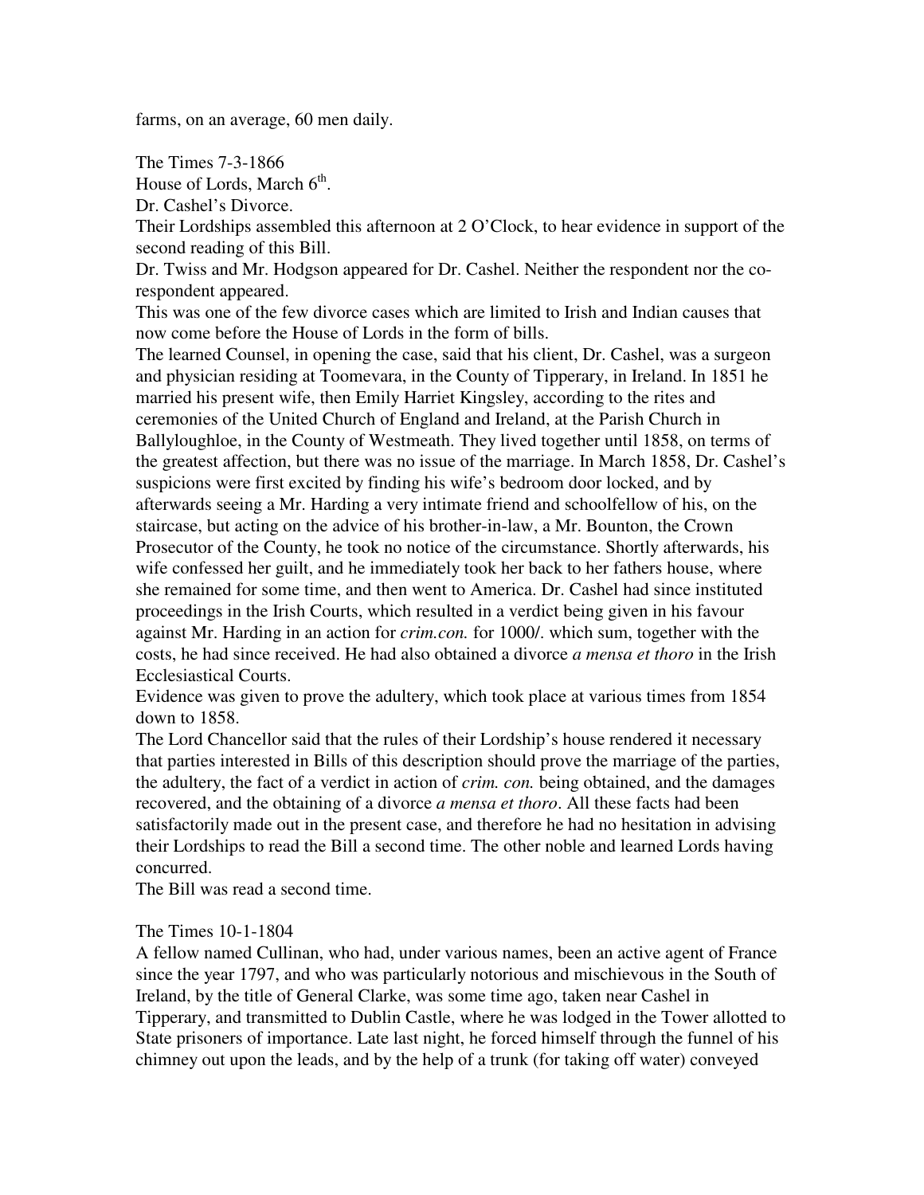farms, on an average, 60 men daily.

The Times 7-3-1866
House of Lords, March 6th.
Dr. Cashel's Divorce.
Their Lordships assembled this afternoon at 2 O'Clock, to hear evidence in support of the second reading of this Bill.
Dr. Twiss and Mr. Hodgson appeared for Dr. Cashel. Neither the respondent nor the co-respondent appeared.
This was one of the few divorce cases which are limited to Irish and Indian causes that now come before the House of Lords in the form of bills.
The learned Counsel, in opening the case, said that his client, Dr. Cashel, was a surgeon and physician residing at Toomevara, in the County of Tipperary, in Ireland. In 1851 he married his present wife, then Emily Harriet Kingsley, according to the rites and ceremonies of the United Church of England and Ireland, at the Parish Church in Ballyloughloe, in the County of Westmeath. They lived together until 1858, on terms of the greatest affection, but there was no issue of the marriage. In March 1858, Dr. Cashel's suspicions were first excited by finding his wife's bedroom door locked, and by afterwards seeing a Mr. Harding a very intimate friend and schoolfellow of his, on the staircase, but acting on the advice of his brother-in-law, a Mr. Bounton, the Crown Prosecutor of the County, he took no notice of the circumstance. Shortly afterwards, his wife confessed her guilt, and he immediately took her back to her fathers house, where she remained for some time, and then went to America. Dr. Cashel had since instituted proceedings in the Irish Courts, which resulted in a verdict being given in his favour against Mr. Harding in an action for *crim.con.* for 1000/. which sum, together with the costs, he had since received. He had also obtained a divorce *a mensa et thoro* in the Irish Ecclesiastical Courts.
Evidence was given to prove the adultery, which took place at various times from 1854 down to 1858.
The Lord Chancellor said that the rules of their Lordship's house rendered it necessary that parties interested in Bills of this description should prove the marriage of the parties, the adultery, the fact of a verdict in action of *crim. con.* being obtained, and the damages recovered, and the obtaining of a divorce *a mensa et thoro*. All these facts had been satisfactorily made out in the present case, and therefore he had no hesitation in advising their Lordships to read the Bill a second time. The other noble and learned Lords having concurred.
The Bill was read a second time.

The Times 10-1-1804
A fellow named Cullinan, who had, under various names, been an active agent of France since the year 1797, and who was particularly notorious and mischievous in the South of Ireland, by the title of General Clarke, was some time ago, taken near Cashel in Tipperary, and transmitted to Dublin Castle, where he was lodged in the Tower allotted to State prisoners of importance. Late last night, he forced himself through the funnel of his chimney out upon the leads, and by the help of a trunk (for taking off water) conveyed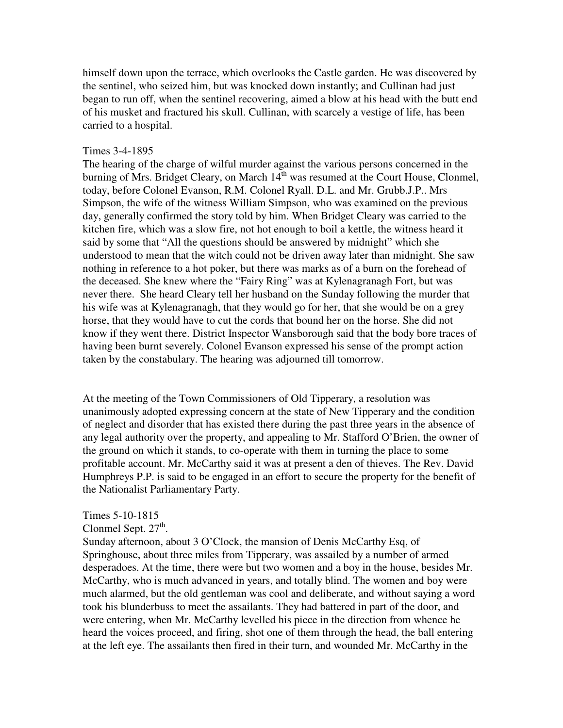himself down upon the terrace, which overlooks the Castle garden. He was discovered by the sentinel, who seized him, but was knocked down instantly; and Cullinan had just began to run off, when the sentinel recovering, aimed a blow at his head with the butt end of his musket and fractured his skull. Cullinan, with scarcely a vestige of life, has been carried to a hospital.

Times 3-4-1895

The hearing of the charge of wilful murder against the various persons concerned in the burning of Mrs. Bridget Cleary, on March 14th was resumed at the Court House, Clonmel, today, before Colonel Evanson, R.M. Colonel Ryall. D.L. and Mr. Grubb.J.P.. Mrs Simpson, the wife of the witness William Simpson, who was examined on the previous day, generally confirmed the story told by him. When Bridget Cleary was carried to the kitchen fire, which was a slow fire, not hot enough to boil a kettle, the witness heard it said by some that "All the questions should be answered by midnight" which she understood to mean that the witch could not be driven away later than midnight. She saw nothing in reference to a hot poker, but there was marks as of a burn on the forehead of the deceased. She knew where the "Fairy Ring" was at Kylenagranagh Fort, but was never there. She heard Cleary tell her husband on the Sunday following the murder that his wife was at Kylenagranagh, that they would go for her, that she would be on a grey horse, that they would have to cut the cords that bound her on the horse. She did not know if they went there. District Inspector Wansborough said that the body bore traces of having been burnt severely. Colonel Evanson expressed his sense of the prompt action taken by the constabulary. The hearing was adjourned till tomorrow.

At the meeting of the Town Commissioners of Old Tipperary, a resolution was unanimously adopted expressing concern at the state of New Tipperary and the condition of neglect and disorder that has existed there during the past three years in the absence of any legal authority over the property, and appealing to Mr. Stafford O'Brien, the owner of the ground on which it stands, to co-operate with them in turning the place to some profitable account. Mr. McCarthy said it was at present a den of thieves. The Rev. David Humphreys P.P. is said to be engaged in an effort to secure the property for the benefit of the Nationalist Parliamentary Party.

Times 5-10-1815

Clonmel Sept. 27th.

Sunday afternoon, about 3 O'Clock, the mansion of Denis McCarthy Esq, of Springhouse, about three miles from Tipperary, was assailed by a number of armed desperadoes. At the time, there were but two women and a boy in the house, besides Mr. McCarthy, who is much advanced in years, and totally blind. The women and boy were much alarmed, but the old gentleman was cool and deliberate, and without saying a word took his blunderbuss to meet the assailants. They had battered in part of the door, and were entering, when Mr. McCarthy levelled his piece in the direction from whence he heard the voices proceed, and firing, shot one of them through the head, the ball entering at the left eye. The assailants then fired in their turn, and wounded Mr. McCarthy in the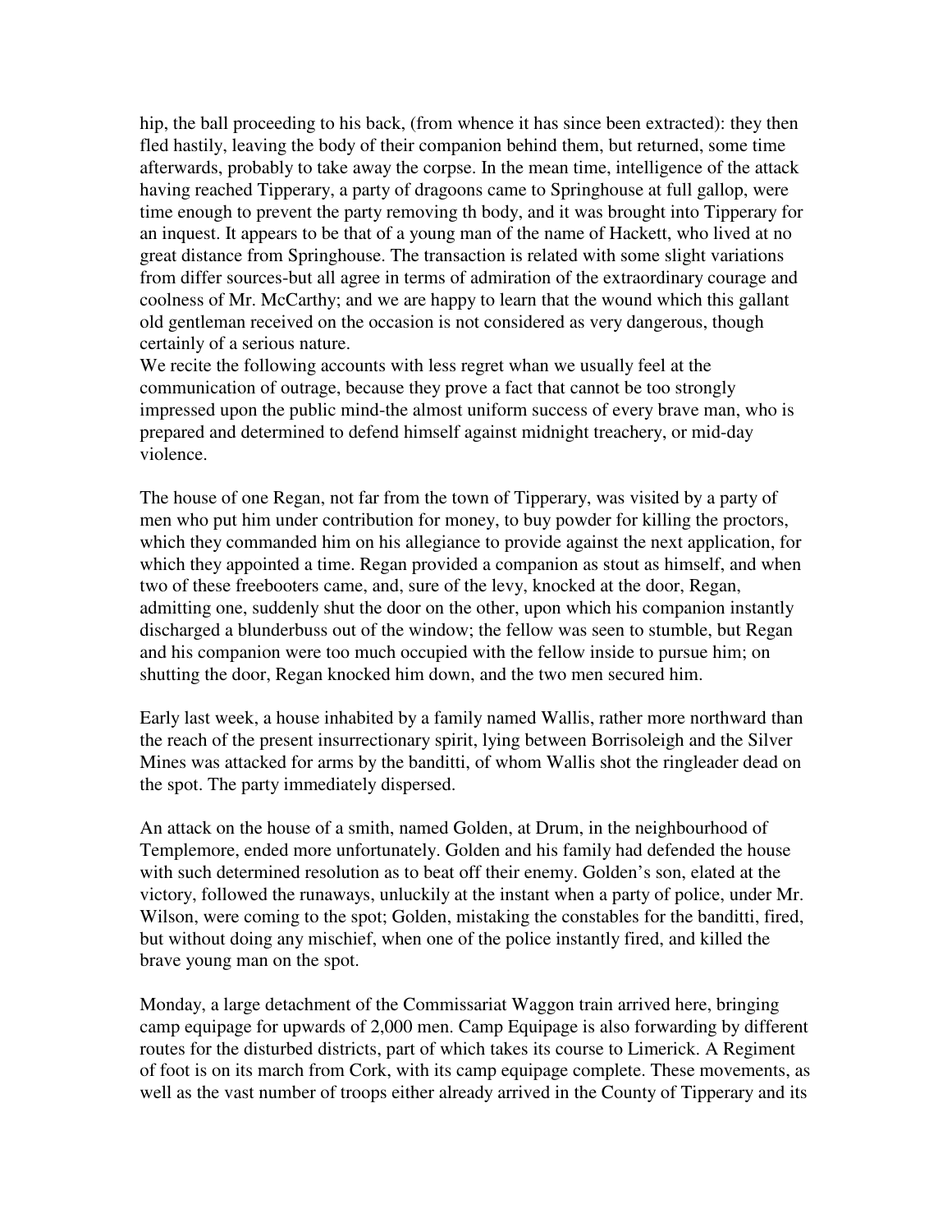hip, the ball proceeding to his back, (from whence it has since been extracted): they then fled hastily, leaving the body of their companion behind them, but returned, some time afterwards, probably to take away the corpse. In the mean time, intelligence of the attack having reached Tipperary, a party of dragoons came to Springhouse at full gallop, were time enough to prevent the party removing th body, and it was brought into Tipperary for an inquest. It appears to be that of a young man of the name of Hackett, who lived at no great distance from Springhouse. The transaction is related with some slight variations from differ sources-but all agree in terms of admiration of the extraordinary courage and coolness of Mr. McCarthy; and we are happy to learn that the wound which this gallant old gentleman received on the occasion is not considered as very dangerous, though certainly of a serious nature.

We recite the following accounts with less regret whan we usually feel at the communication of outrage, because they prove a fact that cannot be too strongly impressed upon the public mind-the almost uniform success of every brave man, who is prepared and determined to defend himself against midnight treachery, or mid-day violence.

The house of one Regan, not far from the town of Tipperary, was visited by a party of men who put him under contribution for money, to buy powder for killing the proctors, which they commanded him on his allegiance to provide against the next application, for which they appointed a time. Regan provided a companion as stout as himself, and when two of these freebooters came, and, sure of the levy, knocked at the door, Regan, admitting one, suddenly shut the door on the other, upon which his companion instantly discharged a blunderbuss out of the window; the fellow was seen to stumble, but Regan and his companion were too much occupied with the fellow inside to pursue him; on shutting the door, Regan knocked him down, and the two men secured him.

Early last week, a house inhabited by a family named Wallis, rather more northward than the reach of the present insurrectionary spirit, lying between Borrisoleigh and the Silver Mines was attacked for arms by the banditti, of whom Wallis shot the ringleader dead on the spot. The party immediately dispersed.

An attack on the house of a smith, named Golden, at Drum, in the neighbourhood of Templemore, ended more unfortunately. Golden and his family had defended the house with such determined resolution as to beat off their enemy. Golden's son, elated at the victory, followed the runaways, unluckily at the instant when a party of police, under Mr. Wilson, were coming to the spot; Golden, mistaking the constables for the banditti, fired, but without doing any mischief, when one of the police instantly fired, and killed the brave young man on the spot.

Monday, a large detachment of the Commissariat Waggon train arrived here, bringing camp equipage for upwards of 2,000 men. Camp Equipage is also forwarding by different routes for the disturbed districts, part of which takes its course to Limerick. A Regiment of foot is on its march from Cork, with its camp equipage complete. These movements, as well as the vast number of troops either already arrived in the County of Tipperary and its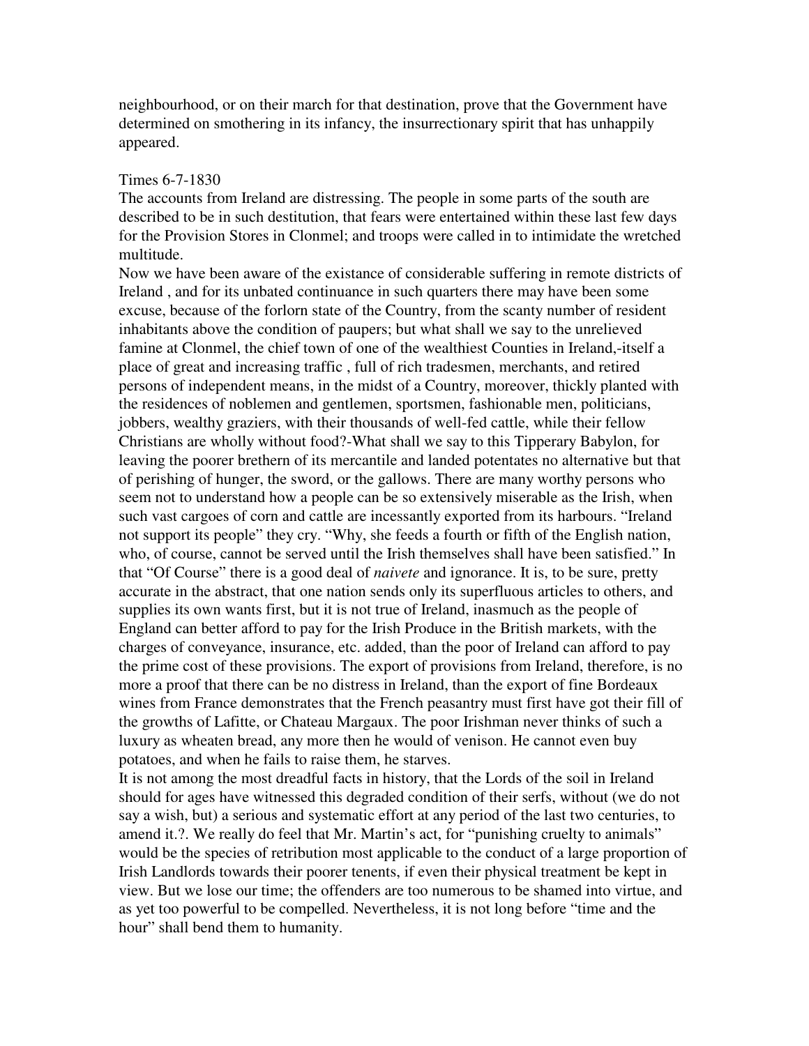neighbourhood, or on their march for that destination, prove that the Government have determined on smothering in its infancy, the insurrectionary spirit that has unhappily appeared.

Times 6-7-1830

The accounts from Ireland are distressing. The people in some parts of the south are described to be in such destitution, that fears were entertained within these last few days for the Provision Stores in Clonmel; and troops were called in to intimidate the wretched multitude.

Now we have been aware of the existance of considerable suffering in remote districts of Ireland , and for its unbated continuance in such quarters there may have been some excuse, because of the forlorn state of the Country, from the scanty number of resident inhabitants above the condition of paupers; but what shall we say to the unrelieved famine at Clonmel, the chief town of one of the wealthiest Counties in Ireland,-itself a place of great and increasing traffic , full of rich tradesmen, merchants, and retired persons of independent means, in the midst of a Country, moreover, thickly planted with the residences of noblemen and gentlemen, sportsmen, fashionable men, politicians, jobbers, wealthy graziers, with their thousands of well-fed cattle, while their fellow Christians are wholly without food?-What shall we say to this Tipperary Babylon, for leaving the poorer brethern of its mercantile and landed potentates no alternative but that of perishing of hunger, the sword, or the gallows. There are many worthy persons who seem not to understand how a people can be so extensively miserable as the Irish, when such vast cargoes of corn and cattle are incessantly exported from its harbours. "Ireland not support its people" they cry. "Why, she feeds a fourth or fifth of the English nation, who, of course, cannot be served until the Irish themselves shall have been satisfied." In that "Of Course" there is a good deal of *naivete* and ignorance. It is, to be sure, pretty accurate in the abstract, that one nation sends only its superfluous articles to others, and supplies its own wants first, but it is not true of Ireland, inasmuch as the people of England can better afford to pay for the Irish Produce in the British markets, with the charges of conveyance, insurance, etc. added, than the poor of Ireland can afford to pay the prime cost of these provisions. The export of provisions from Ireland, therefore, is no more a proof that there can be no distress in Ireland, than the export of fine Bordeaux wines from France demonstrates that the French peasantry must first have got their fill of the growths of Lafitte, or Chateau Margaux. The poor Irishman never thinks of such a luxury as wheaten bread, any more then he would of venison. He cannot even buy potatoes, and when he fails to raise them, he starves.

It is not among the most dreadful facts in history, that the Lords of the soil in Ireland should for ages have witnessed this degraded condition of their serfs, without (we do not say a wish, but) a serious and systematic effort at any period of the last two centuries, to amend it.?. We really do feel that Mr. Martin's act, for "punishing cruelty to animals" would be the species of retribution most applicable to the conduct of a large proportion of Irish Landlords towards their poorer tenents, if even their physical treatment be kept in view. But we lose our time; the offenders are too numerous to be shamed into virtue, and as yet too powerful to be compelled. Nevertheless, it is not long before "time and the hour" shall bend them to humanity.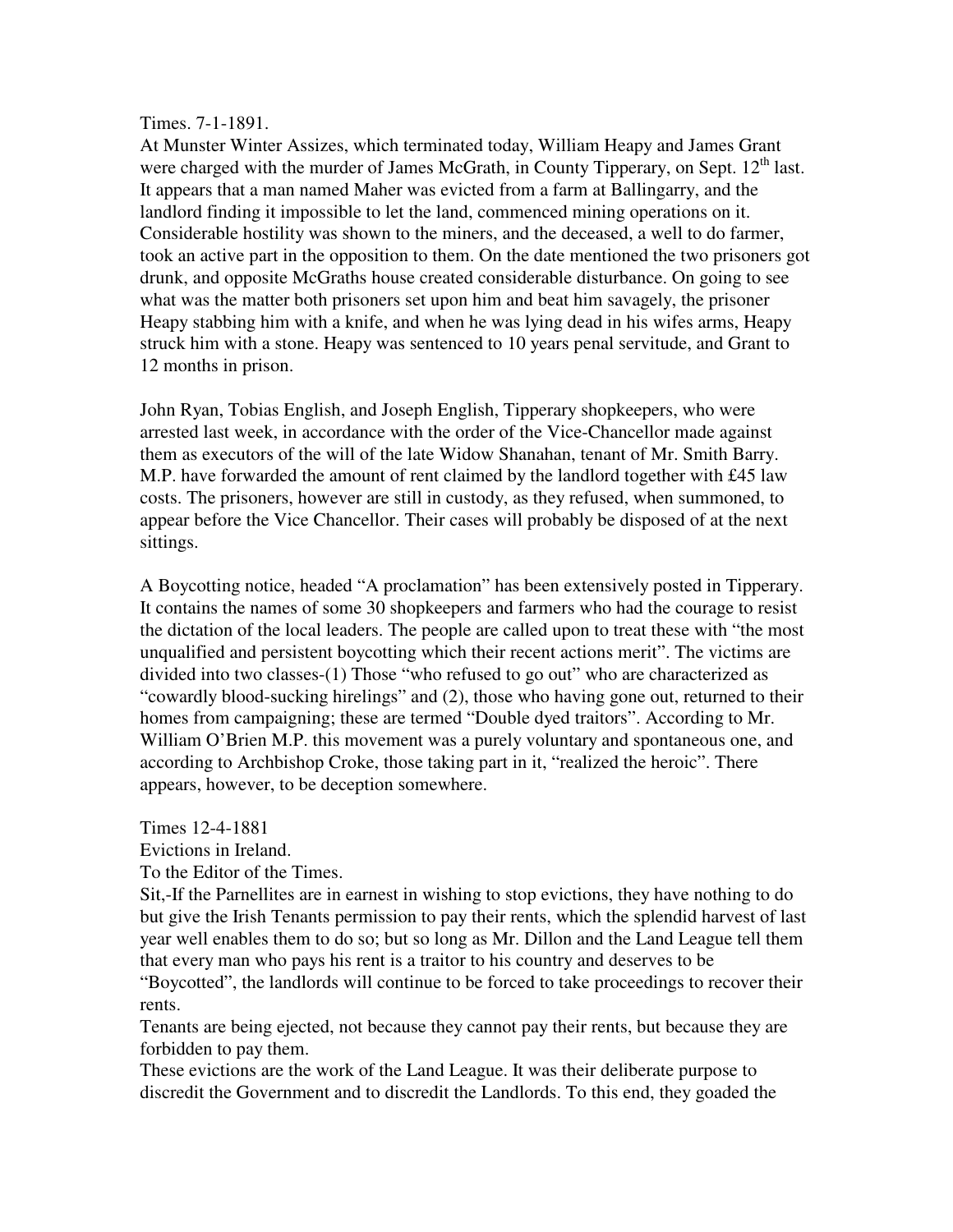Times. 7-1-1891.

At Munster Winter Assizes, which terminated today, William Heapy and James Grant were charged with the murder of James McGrath, in County Tipperary, on Sept. 12th last. It appears that a man named Maher was evicted from a farm at Ballingarry, and the landlord finding it impossible to let the land, commenced mining operations on it. Considerable hostility was shown to the miners, and the deceased, a well to do farmer, took an active part in the opposition to them. On the date mentioned the two prisoners got drunk, and opposite McGraths house created considerable disturbance. On going to see what was the matter both prisoners set upon him and beat him savagely, the prisoner Heapy stabbing him with a knife, and when he was lying dead in his wifes arms, Heapy struck him with a stone. Heapy was sentenced to 10 years penal servitude, and Grant to 12 months in prison.

John Ryan, Tobias English, and Joseph English, Tipperary shopkeepers, who were arrested last week, in accordance with the order of the Vice-Chancellor made against them as executors of the will of the late Widow Shanahan, tenant of Mr. Smith Barry. M.P. have forwarded the amount of rent claimed by the landlord together with £45 law costs. The prisoners, however are still in custody, as they refused, when summoned, to appear before the Vice Chancellor. Their cases will probably be disposed of at the next sittings.

A Boycotting notice, headed "A proclamation" has been extensively posted in Tipperary. It contains the names of some 30 shopkeepers and farmers who had the courage to resist the dictation of the local leaders. The people are called upon to treat these with "the most unqualified and persistent boycotting which their recent actions merit". The victims are divided into two classes-(1) Those "who refused to go out" who are characterized as "cowardly blood-sucking hirelings" and (2), those who having gone out, returned to their homes from campaigning; these are termed "Double dyed traitors". According to Mr. William O'Brien M.P. this movement was a purely voluntary and spontaneous one, and according to Archbishop Croke, those taking part in it, "realized the heroic". There appears, however, to be deception somewhere.

Times 12-4-1881

Evictions in Ireland.

To the Editor of the Times.

Sit,-If the Parnellites are in earnest in wishing to stop evictions, they have nothing to do but give the Irish Tenants permission to pay their rents, which the splendid harvest of last year well enables them to do so; but so long as Mr. Dillon and the Land League tell them that every man who pays his rent is a traitor to his country and deserves to be "Boycotted", the landlords will continue to be forced to take proceedings to recover their rents.

Tenants are being ejected, not because they cannot pay their rents, but because they are forbidden to pay them.

These evictions are the work of the Land League. It was their deliberate purpose to discredit the Government and to discredit the Landlords. To this end, they goaded the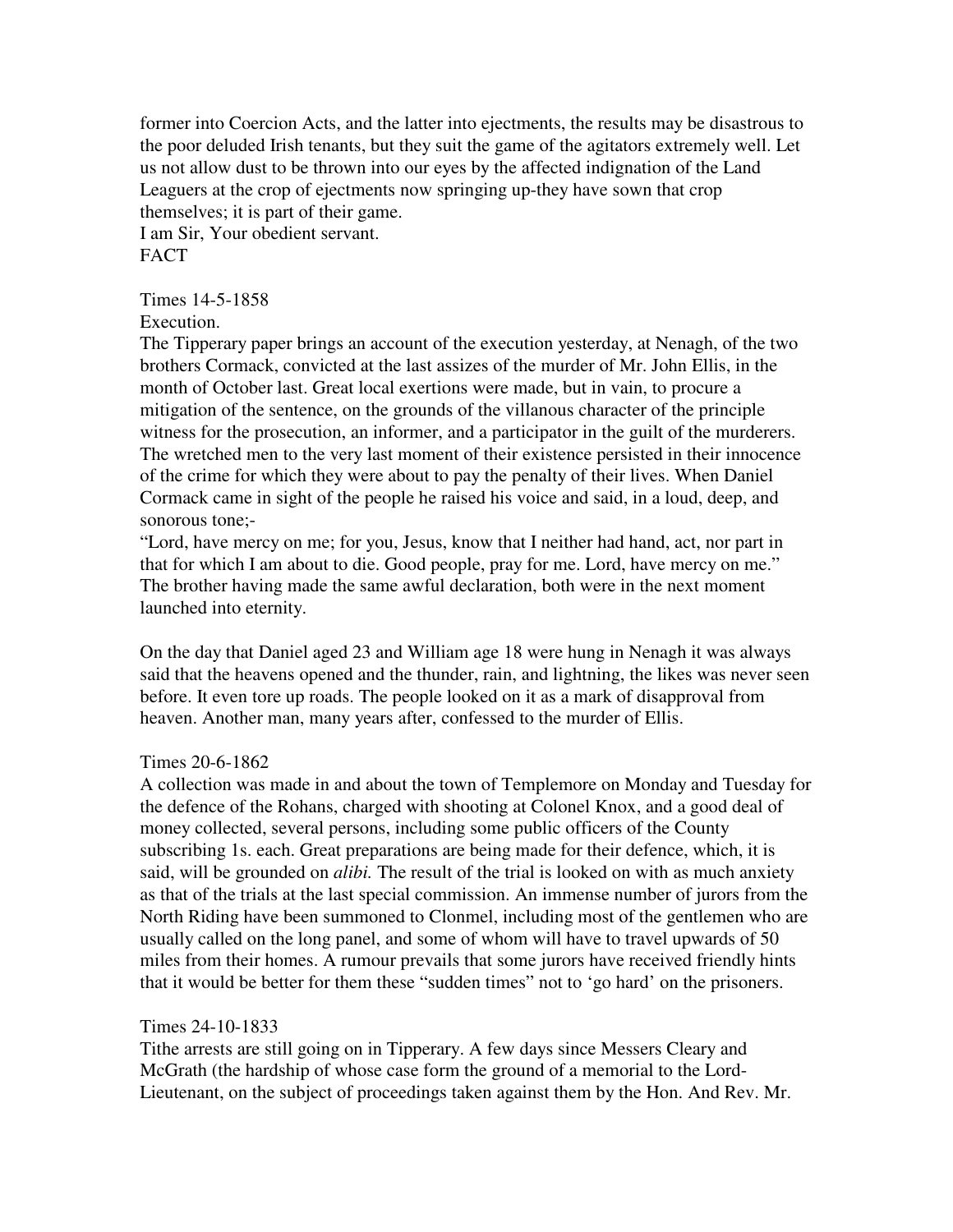former into Coercion Acts, and the latter into ejectments, the results may be disastrous to the poor deluded Irish tenants, but they suit the game of the agitators extremely well. Let us not allow dust to be thrown into our eyes by the affected indignation of the Land Leaguers at the crop of ejectments now springing up-they have sown that crop themselves; it is part of their game.

I am Sir, Your obedient servant.

FACT

Times 14-5-1858

Execution.

The Tipperary paper brings an account of the execution yesterday, at Nenagh, of the two brothers Cormack, convicted at the last assizes of the murder of Mr. John Ellis, in the month of October last. Great local exertions were made, but in vain, to procure a mitigation of the sentence, on the grounds of the villanous character of the principle witness for the prosecution, an informer, and a participator in the guilt of the murderers. The wretched men to the very last moment of their existence persisted in their innocence of the crime for which they were about to pay the penalty of their lives. When Daniel Cormack came in sight of the people he raised his voice and said, in a loud, deep, and sonorous tone;-

"Lord, have mercy on me; for you, Jesus, know that I neither had hand, act, nor part in that for which I am about to die. Good people, pray for me. Lord, have mercy on me." The brother having made the same awful declaration, both were in the next moment launched into eternity.

On the day that Daniel aged 23 and William age 18 were hung in Nenagh it was always said that the heavens opened and the thunder, rain, and lightning, the likes was never seen before. It even tore up roads. The people looked on it as a mark of disapproval from heaven. Another man, many years after, confessed to the murder of Ellis.

Times 20-6-1862

A collection was made in and about the town of Templemore on Monday and Tuesday for the defence of the Rohans, charged with shooting at Colonel Knox, and a good deal of money collected, several persons, including some public officers of the County subscribing 1s. each. Great preparations are being made for their defence, which, it is said, will be grounded on *alibi.* The result of the trial is looked on with as much anxiety as that of the trials at the last special commission. An immense number of jurors from the North Riding have been summoned to Clonmel, including most of the gentlemen who are usually called on the long panel, and some of whom will have to travel upwards of 50 miles from their homes. A rumour prevails that some jurors have received friendly hints that it would be better for them these "sudden times" not to 'go hard' on the prisoners.

Times 24-10-1833

Tithe arrests are still going on in Tipperary. A few days since Messers Cleary and McGrath (the hardship of whose case form the ground of a memorial to the Lord-Lieutenant, on the subject of proceedings taken against them by the Hon. And Rev. Mr.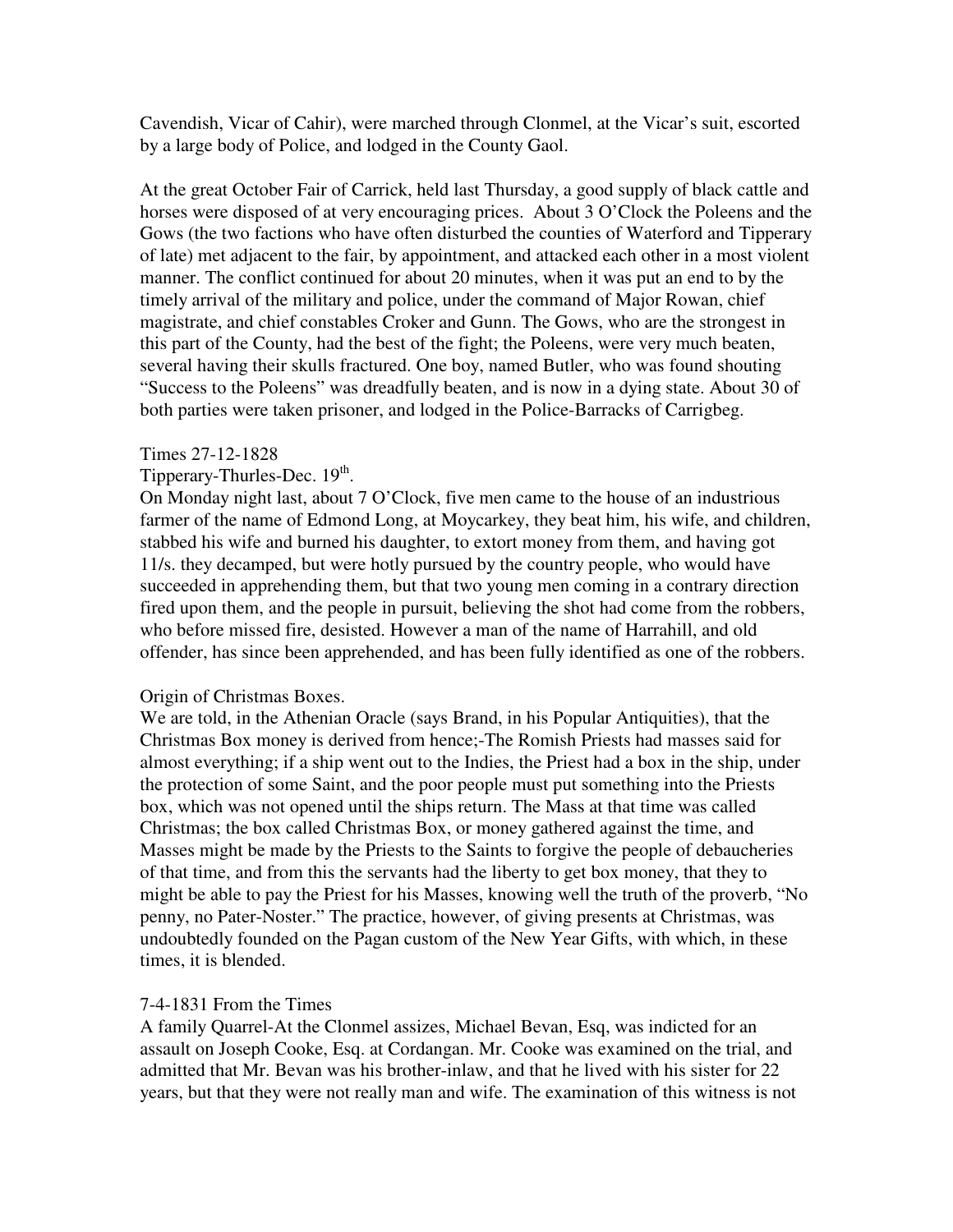Cavendish, Vicar of Cahir), were marched through Clonmel, at the Vicar's suit, escorted by a large body of Police, and lodged in the County Gaol.

At the great October Fair of Carrick, held last Thursday, a good supply of black cattle and horses were disposed of at very encouraging prices. About 3 O'Clock the Poleens and the Gows (the two factions who have often disturbed the counties of Waterford and Tipperary of late) met adjacent to the fair, by appointment, and attacked each other in a most violent manner. The conflict continued for about 20 minutes, when it was put an end to by the timely arrival of the military and police, under the command of Major Rowan, chief magistrate, and chief constables Croker and Gunn. The Gows, who are the strongest in this part of the County, had the best of the fight; the Poleens, were very much beaten, several having their skulls fractured. One boy, named Butler, who was found shouting "Success to the Poleens" was dreadfully beaten, and is now in a dying state. About 30 of both parties were taken prisoner, and lodged in the Police-Barracks of Carrigbeg.

Times 27-12-1828

Tipperary-Thurles-Dec. 19th.

On Monday night last, about 7 O'Clock, five men came to the house of an industrious farmer of the name of Edmond Long, at Moycarkey, they beat him, his wife, and children, stabbed his wife and burned his daughter, to extort money from them, and having got 11/s. they decamped, but were hotly pursued by the country people, who would have succeeded in apprehending them, but that two young men coming in a contrary direction fired upon them, and the people in pursuit, believing the shot had come from the robbers, who before missed fire, desisted. However a man of the name of Harrahill, and old offender, has since been apprehended, and has been fully identified as one of the robbers.

Origin of Christmas Boxes.

We are told, in the Athenian Oracle (says Brand, in his Popular Antiquities), that the Christmas Box money is derived from hence;-The Romish Priests had masses said for almost everything; if a ship went out to the Indies, the Priest had a box in the ship, under the protection of some Saint, and the poor people must put something into the Priests box, which was not opened until the ships return. The Mass at that time was called Christmas; the box called Christmas Box, or money gathered against the time, and Masses might be made by the Priests to the Saints to forgive the people of debaucheries of that time, and from this the servants had the liberty to get box money, that they to might be able to pay the Priest for his Masses, knowing well the truth of the proverb, "No penny, no Pater-Noster." The practice, however, of giving presents at Christmas, was undoubtedly founded on the Pagan custom of the New Year Gifts, with which, in these times, it is blended.

7-4-1831 From the Times

A family Quarrel-At the Clonmel assizes, Michael Bevan, Esq, was indicted for an assault on Joseph Cooke, Esq. at Cordangan. Mr. Cooke was examined on the trial, and admitted that Mr. Bevan was his brother-inlaw, and that he lived with his sister for 22 years, but that they were not really man and wife. The examination of this witness is not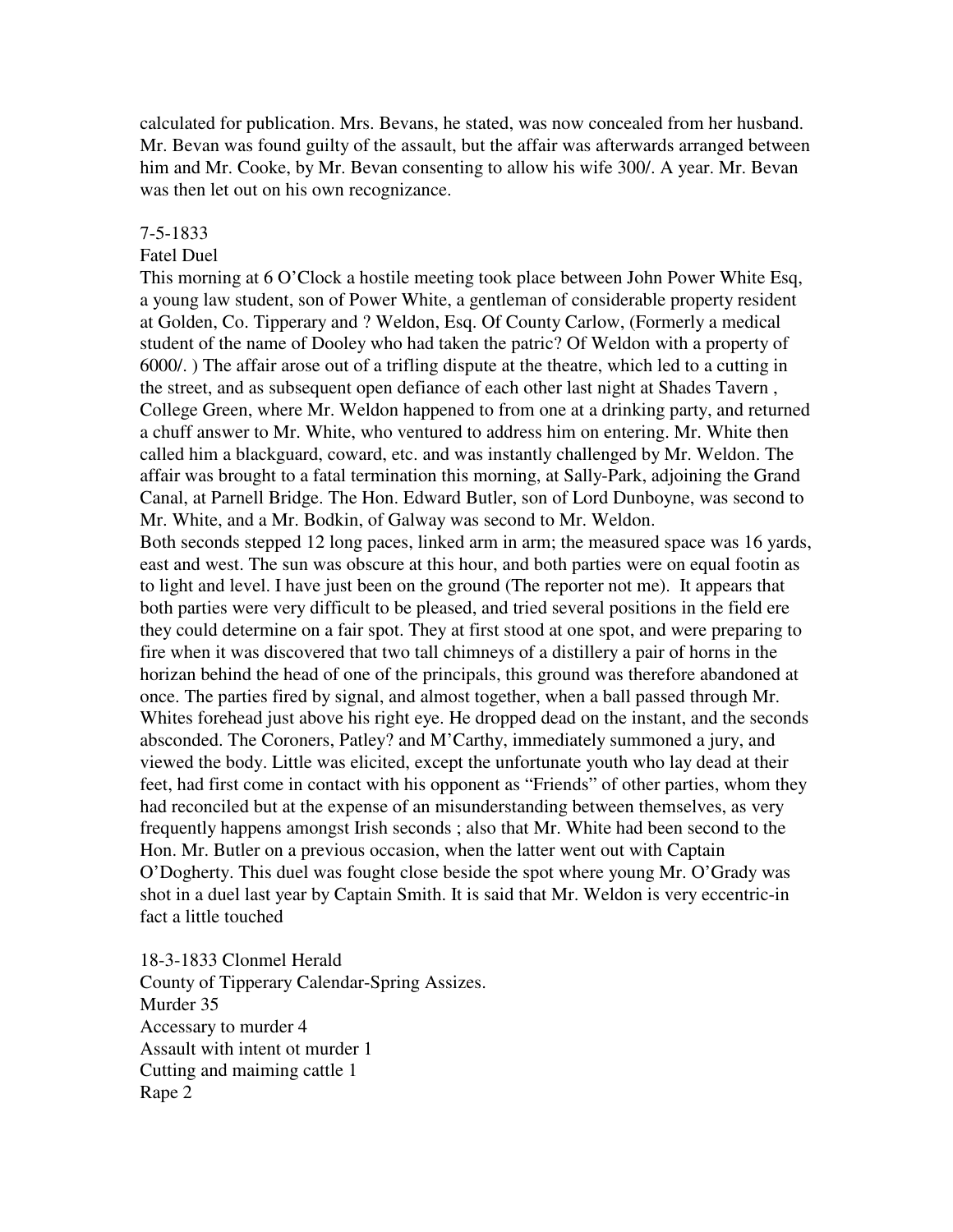calculated for publication. Mrs. Bevans, he stated, was now concealed from her husband. Mr. Bevan was found guilty of the assault, but the affair was afterwards arranged between him and Mr. Cooke, by Mr. Bevan consenting to allow his wife 300/. A year. Mr. Bevan was then let out on his own recognizance.

7-5-1833

Fatel Duel

This morning at 6 O'Clock a hostile meeting took place between John Power White Esq, a young law student, son of Power White, a gentleman of considerable property resident at Golden, Co. Tipperary and ? Weldon, Esq. Of County Carlow, (Formerly a medical student of the name of Dooley who had taken the patric? Of Weldon with a property of 6000/. ) The affair arose out of a trifling dispute at the theatre, which led to a cutting in the street, and as subsequent open defiance of each other last night at Shades Tavern , College Green, where Mr. Weldon happened to from one at a drinking party, and returned a chuff answer to Mr. White, who ventured to address him on entering. Mr. White then called him a blackguard, coward, etc. and was instantly challenged by Mr. Weldon. The affair was brought to a fatal termination this morning, at Sally-Park, adjoining the Grand Canal, at Parnell Bridge. The Hon. Edward Butler, son of Lord Dunboyne, was second to Mr. White, and a Mr. Bodkin, of Galway was second to Mr. Weldon.

Both seconds stepped 12 long paces, linked arm in arm; the measured space was 16 yards, east and west. The sun was obscure at this hour, and both parties were on equal footin as to light and level. I have just been on the ground (The reporter not me). It appears that both parties were very difficult to be pleased, and tried several positions in the field ere they could determine on a fair spot. They at first stood at one spot, and were preparing to fire when it was discovered that two tall chimneys of a distillery a pair of horns in the horizan behind the head of one of the principals, this ground was therefore abandoned at once. The parties fired by signal, and almost together, when a ball passed through Mr. Whites forehead just above his right eye. He dropped dead on the instant, and the seconds absconded. The Coroners, Patley? and M'Carthy, immediately summoned a jury, and viewed the body. Little was elicited, except the unfortunate youth who lay dead at their feet, had first come in contact with his opponent as "Friends" of other parties, whom they had reconciled but at the expense of an misunderstanding between themselves, as very frequently happens amongst Irish seconds ; also that Mr. White had been second to the Hon. Mr. Butler on a previous occasion, when the latter went out with Captain O'Dogherty. This duel was fought close beside the spot where young Mr. O'Grady was shot in a duel last year by Captain Smith. It is said that Mr. Weldon is very eccentric-in fact a little touched

18-3-1833 Clonmel Herald

County of Tipperary Calendar-Spring Assizes.

Murder 35

Accessary to murder 4

Assault with intent ot murder 1

Cutting and maiming cattle 1

Rape 2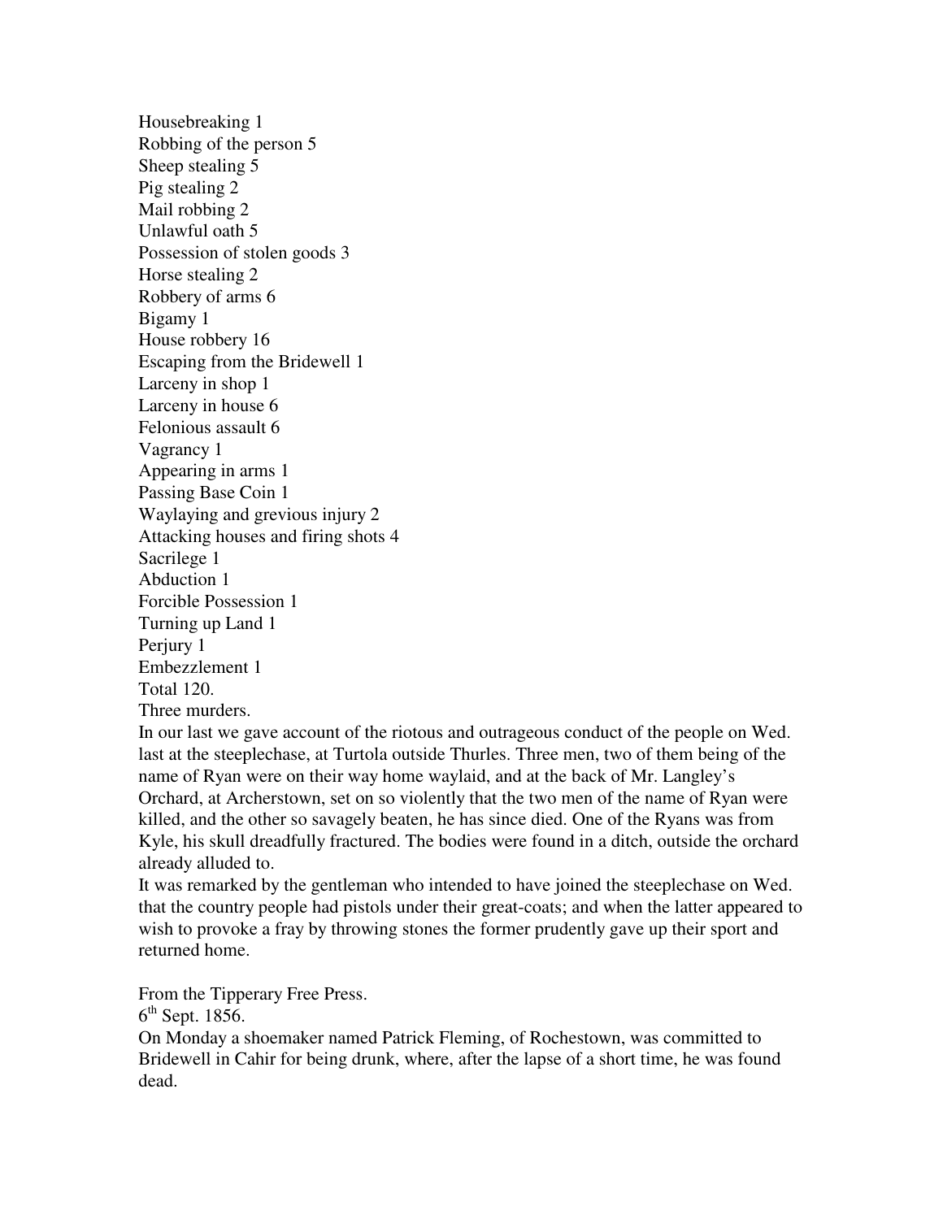Housebreaking 1
Robbing of the person 5
Sheep stealing 5
Pig stealing 2
Mail robbing 2
Unlawful oath 5
Possession of stolen goods 3
Horse stealing 2
Robbery of arms 6
Bigamy 1
House robbery 16
Escaping from the Bridewell 1
Larceny in shop 1
Larceny in house 6
Felonious assault 6
Vagrancy 1
Appearing in arms 1
Passing Base Coin 1
Waylaying and grevious injury 2
Attacking houses and firing shots 4
Sacrilege 1
Abduction 1
Forcible Possession 1
Turning up Land 1
Perjury 1
Embezzlement 1
Total 120.
Three murders.
In our last we gave account of the riotous and outrageous conduct of the people on Wed. last at the steeplechase, at Turtola outside Thurles. Three men, two of them being of the name of Ryan were on their way home waylaid, and at the back of Mr. Langley's Orchard, at Archerstown, set on so violently that the two men of the name of Ryan were killed, and the other so savagely beaten, he has since died. One of the Ryans was from Kyle, his skull dreadfully fractured. The bodies were found in a ditch, outside the orchard already alluded to.
It was remarked by the gentleman who intended to have joined the steeplechase on Wed. that the country people had pistols under their great-coats; and when the latter appeared to wish to provoke a fray by throwing stones the former prudently gave up their sport and returned home.

From the Tipperary Free Press.
6th Sept. 1856.
On Monday a shoemaker named Patrick Fleming, of Rochestown, was committed to Bridewell in Cahir for being drunk, where, after the lapse of a short time, he was found dead.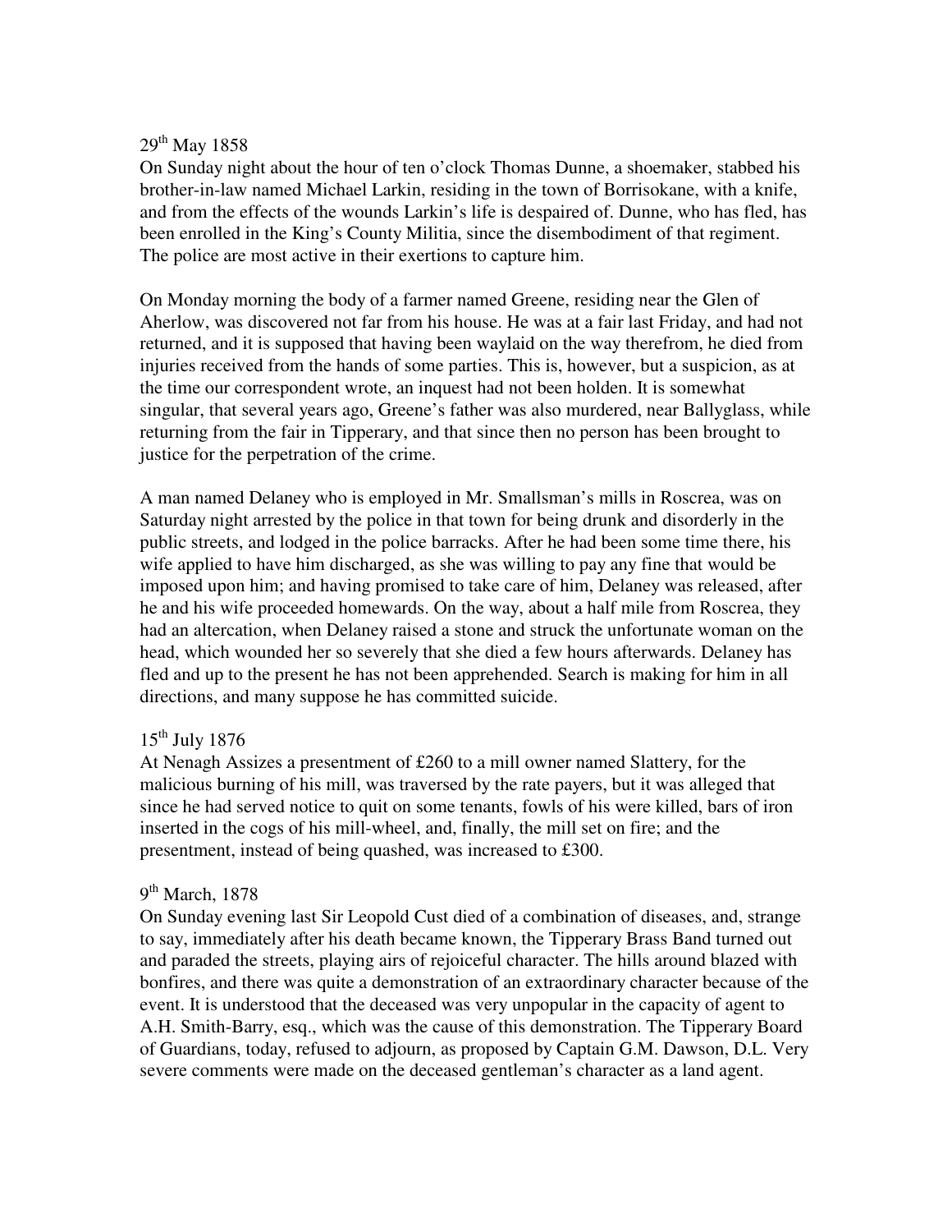29th May 1858

On Sunday night about the hour of ten o'clock Thomas Dunne, a shoemaker, stabbed his brother-in-law named Michael Larkin, residing in the town of Borrisokane, with a knife, and from the effects of the wounds Larkin's life is despaired of. Dunne, who has fled, has been enrolled in the King's County Militia, since the disembodiment of that regiment. The police are most active in their exertions to capture him.

On Monday morning the body of a farmer named Greene, residing near the Glen of Aherlow, was discovered not far from his house. He was at a fair last Friday, and had not returned, and it is supposed that having been waylaid on the way therefrom, he died from injuries received from the hands of some parties. This is, however, but a suspicion, as at the time our correspondent wrote, an inquest had not been holden. It is somewhat singular, that several years ago, Greene's father was also murdered, near Ballyglass, while returning from the fair in Tipperary, and that since then no person has been brought to justice for the perpetration of the crime.

A man named Delaney who is employed in Mr. Smallsman's mills in Roscrea, was on Saturday night arrested by the police in that town for being drunk and disorderly in the public streets, and lodged in the police barracks. After he had been some time there, his wife applied to have him discharged, as she was willing to pay any fine that would be imposed upon him; and having promised to take care of him, Delaney was released, after he and his wife proceeded homewards. On the way, about a half mile from Roscrea, they had an altercation, when Delaney raised a stone and struck the unfortunate woman on the head, which wounded her so severely that she died a few hours afterwards. Delaney has fled and up to the present he has not been apprehended. Search is making for him in all directions, and many suppose he has committed suicide.

15th July 1876

At Nenagh Assizes a presentment of £260 to a mill owner named Slattery, for the malicious burning of his mill, was traversed by the rate payers, but it was alleged that since he had served notice to quit on some tenants, fowls of his were killed, bars of iron inserted in the cogs of his mill-wheel, and, finally, the mill set on fire; and the presentment, instead of being quashed, was increased to £300.

9th March, 1878

On Sunday evening last Sir Leopold Cust died of a combination of diseases, and, strange to say, immediately after his death became known, the Tipperary Brass Band turned out and paraded the streets, playing airs of rejoiceful character. The hills around blazed with bonfires, and there was quite a demonstration of an extraordinary character because of the event. It is understood that the deceased was very unpopular in the capacity of agent to A.H. Smith-Barry, esq., which was the cause of this demonstration. The Tipperary Board of Guardians, today, refused to adjourn, as proposed by Captain G.M. Dawson, D.L. Very severe comments were made on the deceased gentleman's character as a land agent.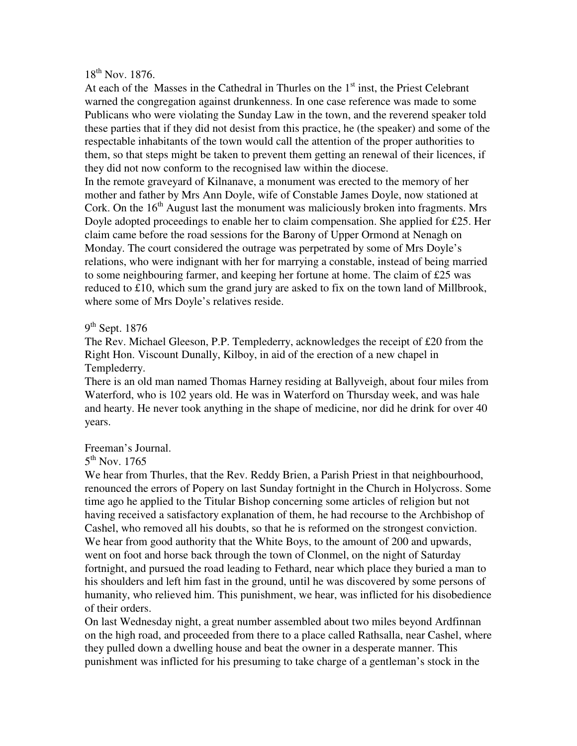18th Nov. 1876.

At each of the Masses in the Cathedral in Thurles on the 1st inst, the Priest Celebrant warned the congregation against drunkenness. In one case reference was made to some Publicans who were violating the Sunday Law in the town, and the reverend speaker told these parties that if they did not desist from this practice, he (the speaker) and some of the respectable inhabitants of the town would call the attention of the proper authorities to them, so that steps might be taken to prevent them getting an renewal of their licences, if they did not now conform to the recognised law within the diocese.

In the remote graveyard of Kilnanave, a monument was erected to the memory of her mother and father by Mrs Ann Doyle, wife of Constable James Doyle, now stationed at Cork. On the 16th August last the monument was maliciously broken into fragments. Mrs Doyle adopted proceedings to enable her to claim compensation. She applied for £25. Her claim came before the road sessions for the Barony of Upper Ormond at Nenagh on Monday. The court considered the outrage was perpetrated by some of Mrs Doyle's relations, who were indignant with her for marrying a constable, instead of being married to some neighbouring farmer, and keeping her fortune at home. The claim of £25 was reduced to £10, which sum the grand jury are asked to fix on the town land of Millbrook, where some of Mrs Doyle's relatives reside.

9th Sept. 1876

The Rev. Michael Gleeson, P.P. Templederry, acknowledges the receipt of £20 from the Right Hon. Viscount Dunally, Kilboy, in aid of the erection of a new chapel in Templederry.

There is an old man named Thomas Harney residing at Ballyveigh, about four miles from Waterford, who is 102 years old. He was in Waterford on Thursday week, and was hale and hearty. He never took anything in the shape of medicine, nor did he drink for over 40 years.

Freeman's Journal.

5th Nov. 1765

We hear from Thurles, that the Rev. Reddy Brien, a Parish Priest in that neighbourhood, renounced the errors of Popery on last Sunday fortnight in the Church in Holycross. Some time ago he applied to the Titular Bishop concerning some articles of religion but not having received a satisfactory explanation of them, he had recourse to the Archbishop of Cashel, who removed all his doubts, so that he is reformed on the strongest conviction.

We hear from good authority that the White Boys, to the amount of 200 and upwards, went on foot and horse back through the town of Clonmel, on the night of Saturday fortnight, and pursued the road leading to Fethard, near which place they buried a man to his shoulders and left him fast in the ground, until he was discovered by some persons of humanity, who relieved him. This punishment, we hear, was inflicted for his disobedience of their orders.

On last Wednesday night, a great number assembled about two miles beyond Ardfinnan on the high road, and proceeded from there to a place called Rathsalla, near Cashel, where they pulled down a dwelling house and beat the owner in a desperate manner. This punishment was inflicted for his presuming to take charge of a gentleman's stock in the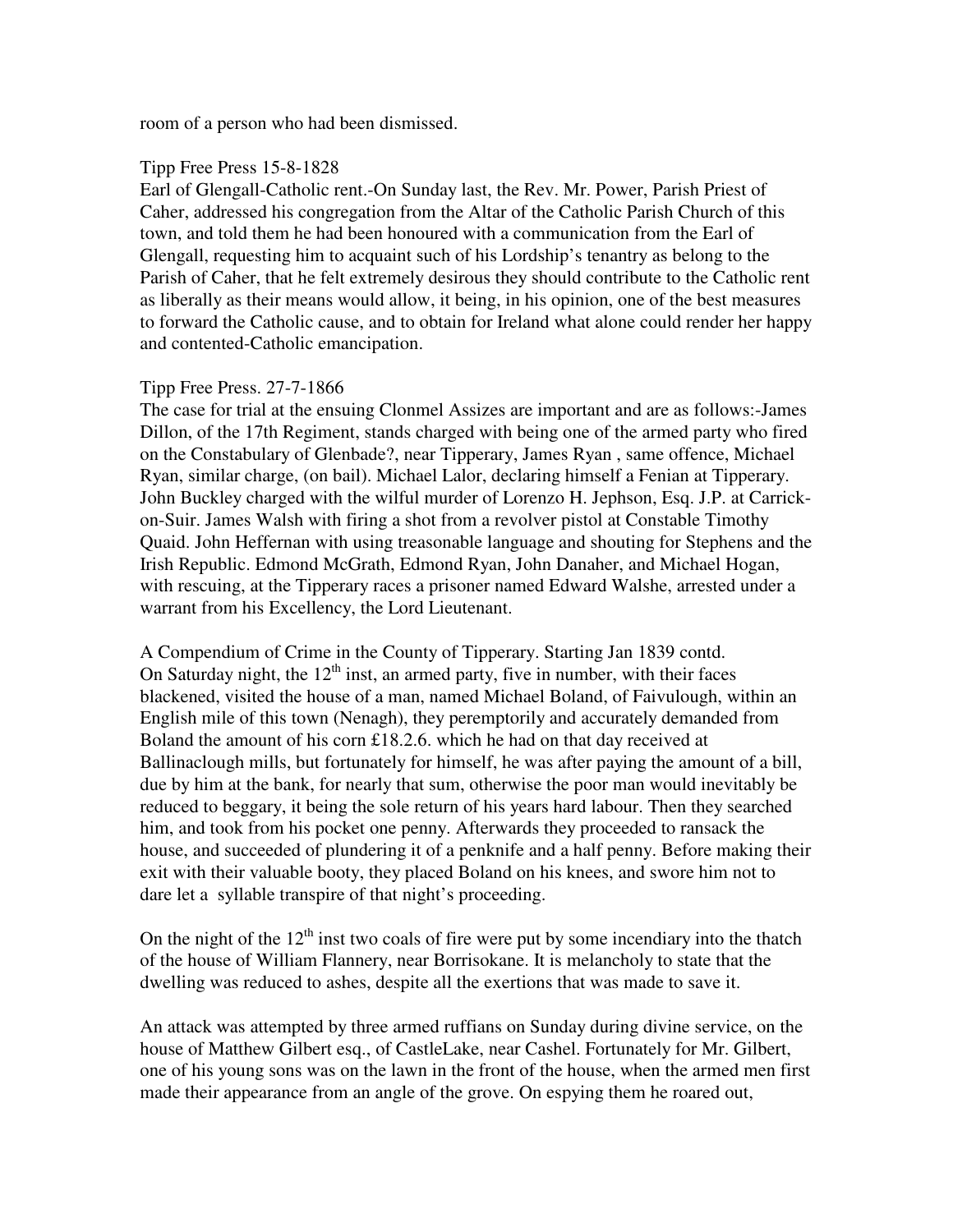room of a person who had been dismissed.

Tipp Free Press 15-8-1828

Earl of Glengall-Catholic rent.-On Sunday last, the Rev. Mr. Power, Parish Priest of Caher, addressed his congregation from the Altar of the Catholic Parish Church of this town, and told them he had been honoured with a communication from the Earl of Glengall, requesting him to acquaint such of his Lordship's tenantry as belong to the Parish of Caher, that he felt extremely desirous they should contribute to the Catholic rent as liberally as their means would allow, it being, in his opinion, one of the best measures to forward the Catholic cause, and to obtain for Ireland what alone could render her happy and contented-Catholic emancipation.

Tipp Free Press. 27-7-1866

The case for trial at the ensuing Clonmel Assizes are important and are as follows:-James Dillon, of the 17th Regiment, stands charged with being one of the armed party who fired on the Constabulary of Glenbade?, near Tipperary, James Ryan , same offence, Michael Ryan, similar charge, (on bail). Michael Lalor, declaring himself a Fenian at Tipperary. John Buckley charged with the wilful murder of Lorenzo H. Jephson, Esq. J.P. at Carrick-on-Suir. James Walsh with firing a shot from a revolver pistol at Constable Timothy Quaid. John Heffernan with using treasonable language and shouting for Stephens and the Irish Republic. Edmond McGrath, Edmond Ryan, John Danaher, and Michael Hogan, with rescuing, at the Tipperary races a prisoner named Edward Walshe, arrested under a warrant from his Excellency, the Lord Lieutenant.

A Compendium of Crime in the County of Tipperary. Starting Jan 1839 contd.

On Saturday night, the 12th inst, an armed party, five in number, with their faces blackened, visited the house of a man, named Michael Boland, of Faivulough, within an English mile of this town (Nenagh), they peremptorily and accurately demanded from Boland the amount of his corn £18.2.6. which he had on that day received at Ballinaclough mills, but fortunately for himself, he was after paying the amount of a bill, due by him at the bank, for nearly that sum, otherwise the poor man would inevitably be reduced to beggary, it being the sole return of his years hard labour. Then they searched him, and took from his pocket one penny. Afterwards they proceeded to ransack the house, and succeeded of plundering it of a penknife and a half penny. Before making their exit with their valuable booty, they placed Boland on his knees, and swore him not to dare let a syllable transpire of that night's proceeding.

On the night of the 12th inst two coals of fire were put by some incendiary into the thatch of the house of William Flannery, near Borrisokane. It is melancholy to state that the dwelling was reduced to ashes, despite all the exertions that was made to save it.

An attack was attempted by three armed ruffians on Sunday during divine service, on the house of Matthew Gilbert esq., of CastleLake, near Cashel. Fortunately for Mr. Gilbert, one of his young sons was on the lawn in the front of the house, when the armed men first made their appearance from an angle of the grove. On espying them he roared out,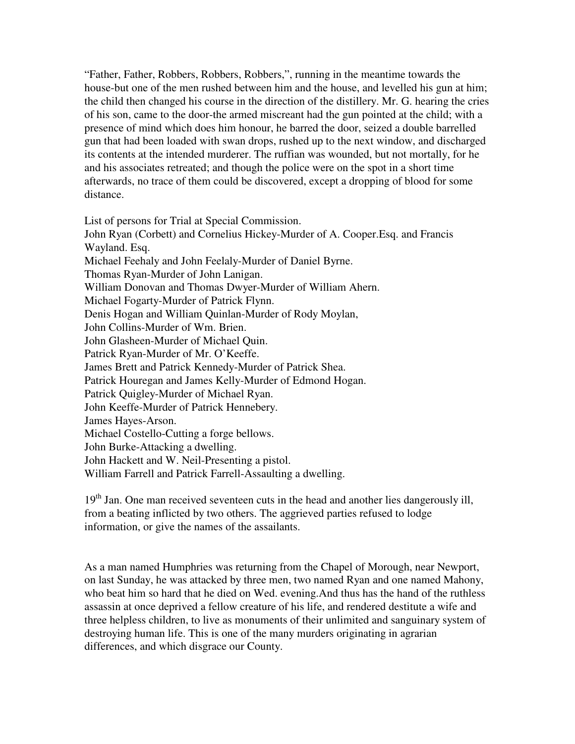"Father, Father, Robbers, Robbers, Robbers,", running in the meantime towards the house-but one of the men rushed between him and the house, and levelled his gun at him; the child then changed his course in the direction of the distillery. Mr. G. hearing the cries of his son, came to the door-the armed miscreant had the gun pointed at the child; with a presence of mind which does him honour, he barred the door, seized a double barrelled gun that had been loaded with swan drops, rushed up to the next window, and discharged its contents at the intended murderer. The ruffian was wounded, but not mortally, for he and his associates retreated; and though the police were on the spot in a short time afterwards, no trace of them could be discovered, except a dropping of blood for some distance.

List of persons for Trial at Special Commission.
John Ryan (Corbett) and Cornelius Hickey-Murder of A. Cooper.Esq. and Francis Wayland. Esq.
Michael Feehaly and John Feelaly-Murder of Daniel Byrne.
Thomas Ryan-Murder of John Lanigan.
William Donovan and Thomas Dwyer-Murder of William Ahern.
Michael Fogarty-Murder of Patrick Flynn.
Denis Hogan and William Quinlan-Murder of Rody Moylan,
John Collins-Murder of Wm. Brien.
John Glasheen-Murder of Michael Quin.
Patrick Ryan-Murder of Mr. O'Keeffe.
James Brett and Patrick Kennedy-Murder of Patrick Shea.
Patrick Houregan and James Kelly-Murder of Edmond Hogan.
Patrick Quigley-Murder of Michael Ryan.
John Keeffe-Murder of Patrick Hennebery.
James Hayes-Arson.
Michael Costello-Cutting a forge bellows.
John Burke-Attacking a dwelling.
John Hackett and W. Neil-Presenting a pistol.
William Farrell and Patrick Farrell-Assaulting a dwelling.

19th Jan. One man received seventeen cuts in the head and another lies dangerously ill, from a beating inflicted by two others. The aggrieved parties refused to lodge information, or give the names of the assailants.

As a man named Humphries was returning from the Chapel of Morough, near Newport, on last Sunday, he was attacked by three men, two named Ryan and one named Mahony, who beat him so hard that he died on Wed. evening.And thus has the hand of the ruthless assassin at once deprived a fellow creature of his life, and rendered destitute a wife and three helpless children, to live as monuments of their unlimited and sanguinary system of destroying human life. This is one of the many murders originating in agrarian differences, and which disgrace our County.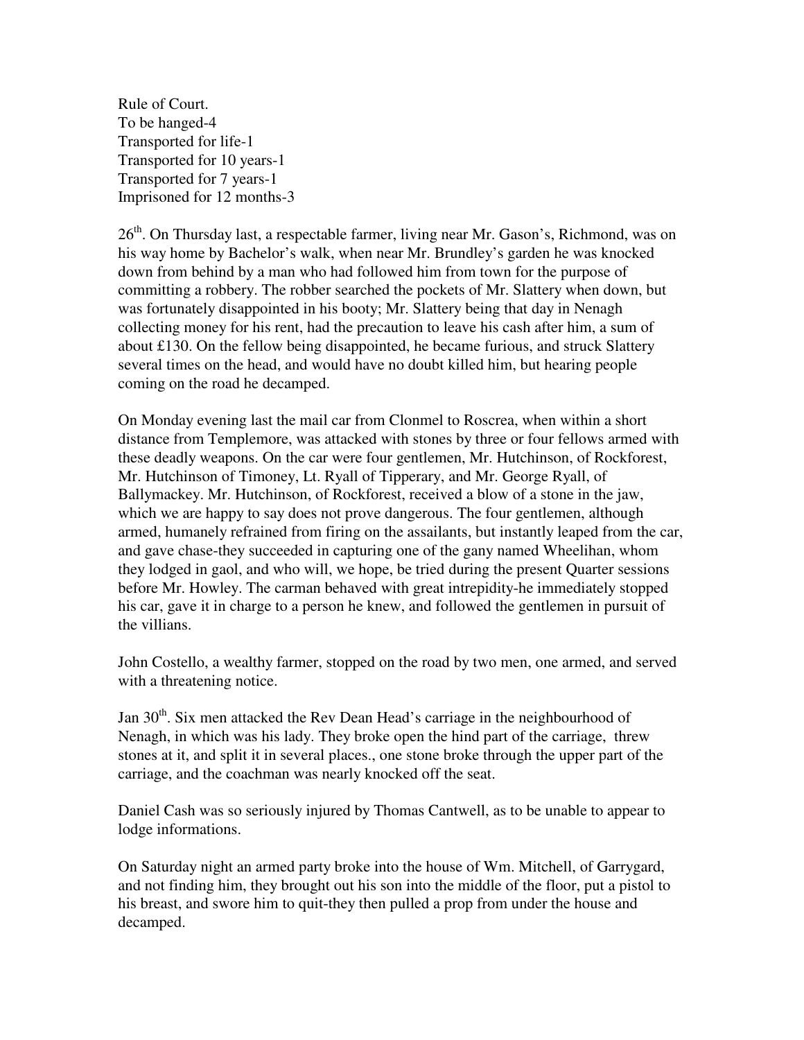Rule of Court.
To be hanged-4
Transported for life-1
Transported for 10 years-1
Transported for 7 years-1
Imprisoned for 12 months-3

26th. On Thursday last, a respectable farmer, living near Mr. Gason's, Richmond, was on his way home by Bachelor's walk, when near Mr. Brundley's garden he was knocked down from behind by a man who had followed him from town for the purpose of committing a robbery. The robber searched the pockets of Mr. Slattery when down, but was fortunately disappointed in his booty; Mr. Slattery being that day in Nenagh collecting money for his rent, had the precaution to leave his cash after him, a sum of about £130. On the fellow being disappointed, he became furious, and struck Slattery several times on the head, and would have no doubt killed him, but hearing people coming on the road he decamped.

On Monday evening last the mail car from Clonmel to Roscrea, when within a short distance from Templemore, was attacked with stones by three or four fellows armed with these deadly weapons. On the car were four gentlemen, Mr. Hutchinson, of Rockforest, Mr. Hutchinson of Timoney, Lt. Ryall of Tipperary, and Mr. George Ryall, of Ballymackey. Mr. Hutchinson, of Rockforest, received a blow of a stone in the jaw, which we are happy to say does not prove dangerous. The four gentlemen, although armed, humanely refrained from firing on the assailants, but instantly leaped from the car, and gave chase-they succeeded in capturing one of the gany named Wheelihan, whom they lodged in gaol, and who will, we hope, be tried during the present Quarter sessions before Mr. Howley. The carman behaved with great intrepidity-he immediately stopped his car, gave it in charge to a person he knew, and followed the gentlemen in pursuit of the villians.

John Costello, a wealthy farmer, stopped on the road by two men, one armed, and served with a threatening notice.

Jan 30th. Six men attacked the Rev Dean Head's carriage in the neighbourhood of Nenagh, in which was his lady. They broke open the hind part of the carriage, threw stones at it, and split it in several places., one stone broke through the upper part of the carriage, and the coachman was nearly knocked off the seat.

Daniel Cash was so seriously injured by Thomas Cantwell, as to be unable to appear to lodge informations.

On Saturday night an armed party broke into the house of Wm. Mitchell, of Garrygard, and not finding him, they brought out his son into the middle of the floor, put a pistol to his breast, and swore him to quit-they then pulled a prop from under the house and decamped.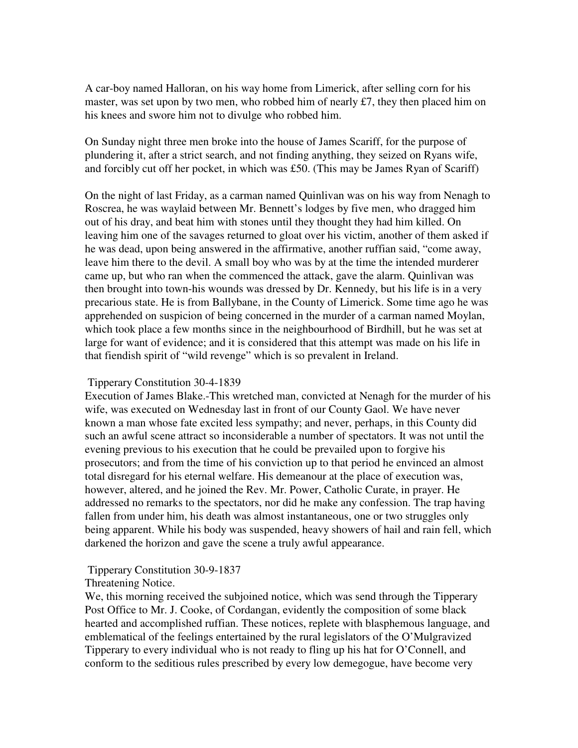A car-boy named Halloran, on his way home from Limerick, after selling corn for his master, was set upon by two men, who robbed him of nearly £7, they then placed him on his knees and swore him not to divulge who robbed him.

On Sunday night three men broke into the house of James Scariff, for the purpose of plundering it, after a strict search, and not finding anything, they seized on Ryans wife, and forcibly cut off her pocket, in which was £50. (This may be James Ryan of Scariff)

On the night of last Friday, as a carman named Quinlivan was on his way from Nenagh to Roscrea, he was waylaid between Mr. Bennett's lodges by five men, who dragged him out of his dray, and beat him with stones until they thought they had him killed. On leaving him one of the savages returned to gloat over his victim, another of them asked if he was dead, upon being answered in the affirmative, another ruffian said, "come away, leave him there to the devil. A small boy who was by at the time the intended murderer came up, but who ran when the commenced the attack, gave the alarm. Quinlivan was then brought into town-his wounds was dressed by Dr. Kennedy, but his life is in a very precarious state. He is from Ballybane, in the County of Limerick. Some time ago he was apprehended on suspicion of being concerned in the murder of a carman named Moylan, which took place a few months since in the neighbourhood of Birdhill, but he was set at large for want of evidence; and it is considered that this attempt was made on his life in that fiendish spirit of "wild revenge" which is so prevalent in Ireland.

Tipperary Constitution 30-4-1839

Execution of James Blake.-This wretched man, convicted at Nenagh for the murder of his wife, was executed on Wednesday last in front of our County Gaol. We have never known a man whose fate excited less sympathy; and never, perhaps, in this County did such an awful scene attract so inconsiderable a number of spectators. It was not until the evening previous to his execution that he could be prevailed upon to forgive his prosecutors; and from the time of his conviction up to that period he envinced an almost total disregard for his eternal welfare. His demeanour at the place of execution was, however, altered, and he joined the Rev. Mr. Power, Catholic Curate, in prayer. He addressed no remarks to the spectators, nor did he make any confession. The trap having fallen from under him, his death was almost instantaneous, one or two struggles only being apparent. While his body was suspended, heavy showers of hail and rain fell, which darkened the horizon and gave the scene a truly awful appearance.

Tipperary Constitution 30-9-1837

Threatening Notice.

We, this morning received the subjoined notice, which was send through the Tipperary Post Office to Mr. J. Cooke, of Cordangan, evidently the composition of some black hearted and accomplished ruffian. These notices, replete with blasphemous language, and emblematical of the feelings entertained by the rural legislators of the O'Mulgravized Tipperary to every individual who is not ready to fling up his hat for O'Connell, and conform to the seditious rules prescribed by every low demegogue, have become very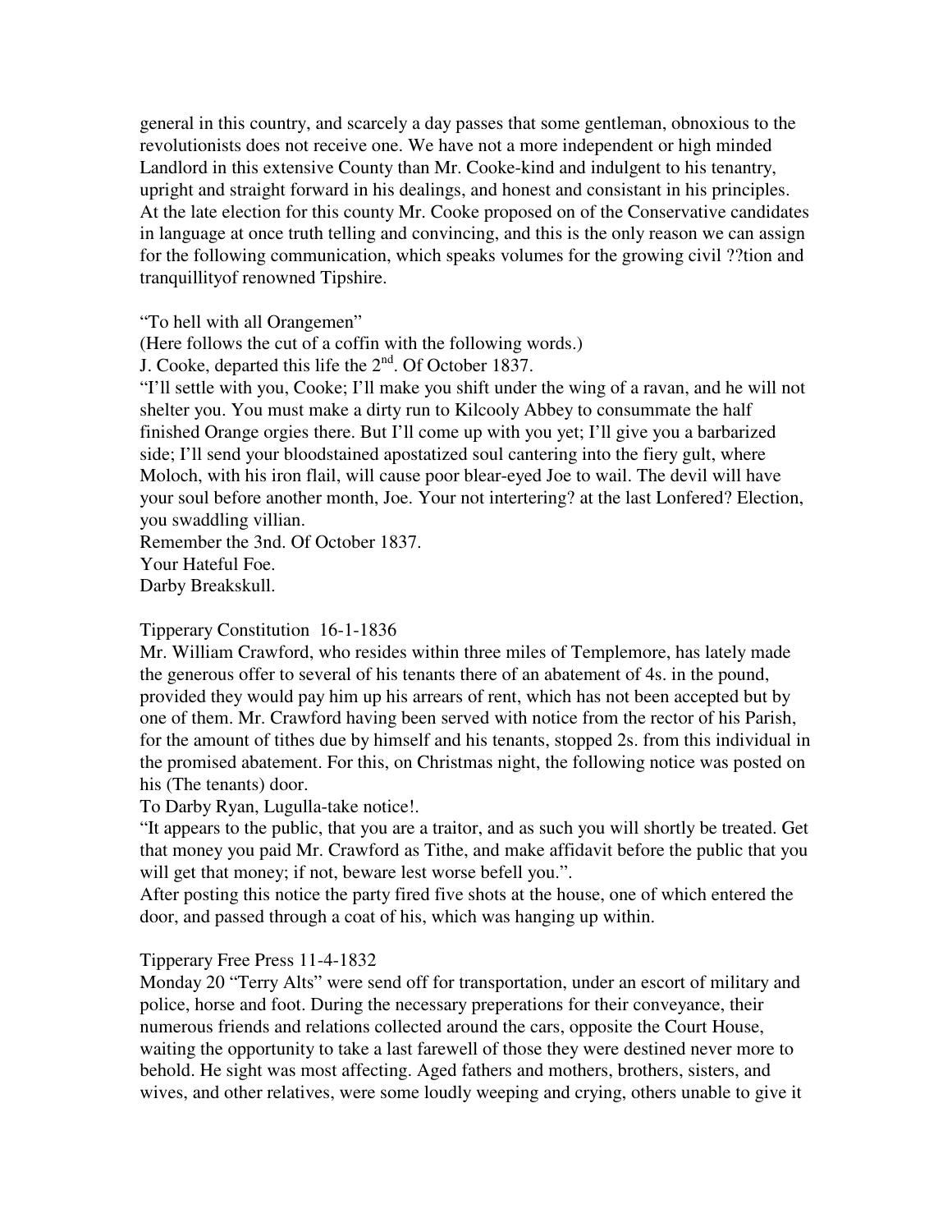general in this country, and scarcely a day passes that some gentleman, obnoxious to the revolutionists does not receive one. We have not a more independent or high minded Landlord in this extensive County than Mr. Cooke-kind and indulgent to his tenantry, upright and straight forward in his dealings, and honest and consistant in his principles. At the late election for this county Mr. Cooke proposed on of the Conservative candidates in language at once truth telling and convincing, and this is the only reason we can assign for the following communication, which speaks volumes for the growing civil ??tion and tranquillityof renowned Tipshire.

"To hell with all Orangemen"

(Here follows the cut of a coffin with the following words.)

J. Cooke, departed this life the 2nd. Of October 1837.

"I'll settle with you, Cooke; I'll make you shift under the wing of a ravan, and he will not shelter you. You must make a dirty run to Kilcooly Abbey to consummate the half finished Orange orgies there. But I'll come up with you yet; I'll give you a barbarized side; I'll send your bloodstained apostatized soul cantering into the fiery gult, where Moloch, with his iron flail, will cause poor blear-eyed Joe to wail. The devil will have your soul before another month, Joe. Your not intertering? at the last Lonfered? Election, you swaddling villian.

Remember the 3nd. Of October 1837.

Your Hateful Foe.

Darby Breakskull.

Tipperary Constitution 16-1-1836

Mr. William Crawford, who resides within three miles of Templemore, has lately made the generous offer to several of his tenants there of an abatement of 4s. in the pound, provided they would pay him up his arrears of rent, which has not been accepted but by one of them. Mr. Crawford having been served with notice from the rector of his Parish, for the amount of tithes due by himself and his tenants, stopped 2s. from this individual in the promised abatement. For this, on Christmas night, the following notice was posted on his (The tenants) door.

To Darby Ryan, Lugulla-take notice!.

"It appears to the public, that you are a traitor, and as such you will shortly be treated. Get that money you paid Mr. Crawford as Tithe, and make affidavit before the public that you will get that money; if not, beware lest worse befell you.".

After posting this notice the party fired five shots at the house, one of which entered the door, and passed through a coat of his, which was hanging up within.

Tipperary Free Press 11-4-1832

Monday 20 "Terry Alts" were send off for transportation, under an escort of military and police, horse and foot. During the necessary preperations for their conveyance, their numerous friends and relations collected around the cars, opposite the Court House, waiting the opportunity to take a last farewell of those they were destined never more to behold. He sight was most affecting. Aged fathers and mothers, brothers, sisters, and wives, and other relatives, were some loudly weeping and crying, others unable to give it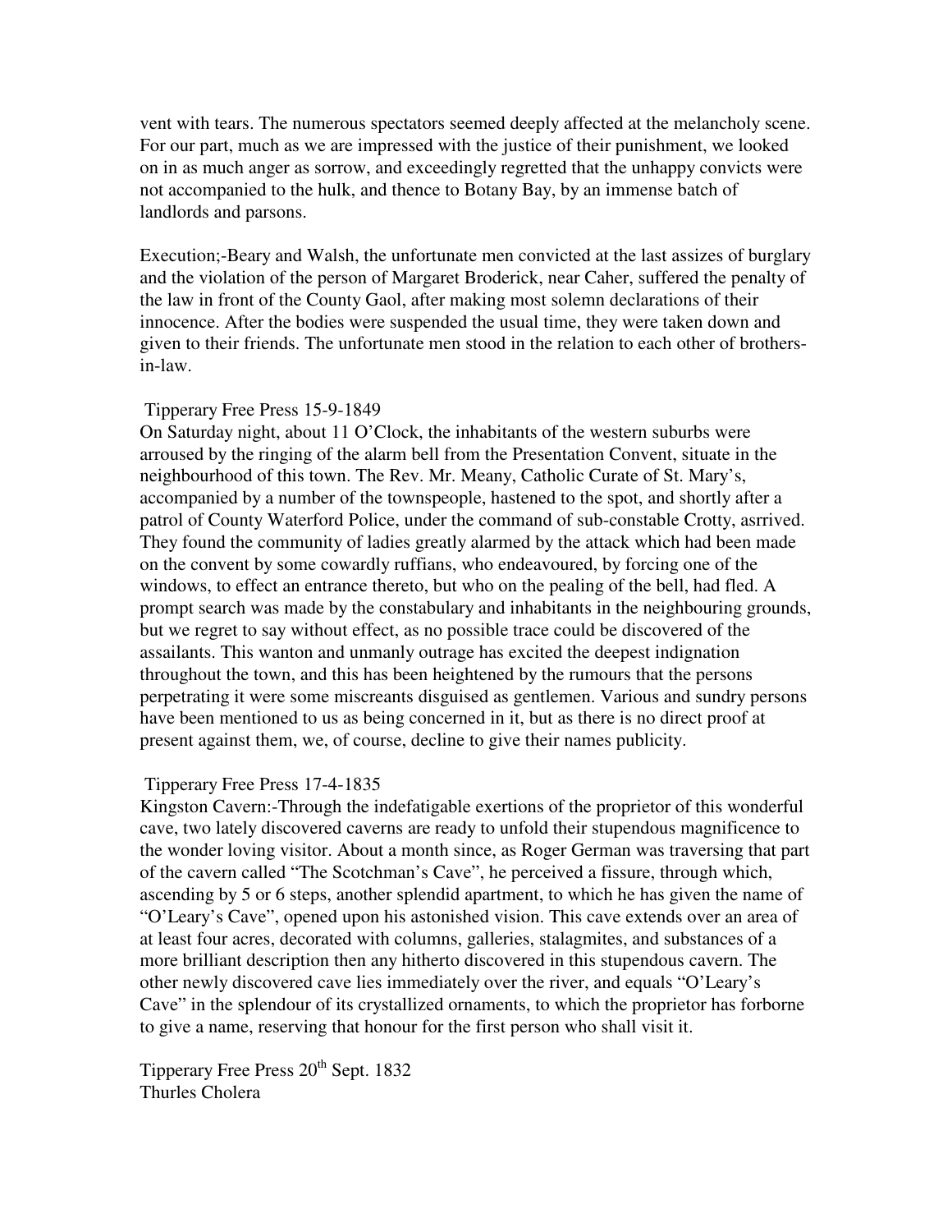vent with tears. The numerous spectators seemed deeply affected at the melancholy scene. For our part, much as we are impressed with the justice of their punishment, we looked on in as much anger as sorrow, and exceedingly regretted that the unhappy convicts were not accompanied to the hulk, and thence to Botany Bay, by an immense batch of landlords and parsons.

Execution;-Beary and Walsh, the unfortunate men convicted at the last assizes of burglary and the violation of the person of Margaret Broderick, near Caher, suffered the penalty of the law in front of the County Gaol, after making most solemn declarations of their innocence. After the bodies were suspended the usual time, they were taken down and given to their friends. The unfortunate men stood in the relation to each other of brothers-in-law.

Tipperary Free Press 15-9-1849
On Saturday night, about 11 O'Clock, the inhabitants of the western suburbs were arroused by the ringing of the alarm bell from the Presentation Convent, situate in the neighbourhood of this town. The Rev. Mr. Meany, Catholic Curate of St. Mary's, accompanied by a number of the townspeople, hastened to the spot, and shortly after a patrol of County Waterford Police, under the command of sub-constable Crotty, asrrived. They found the community of ladies greatly alarmed by the attack which had been made on the convent by some cowardly ruffians, who endeavoured, by forcing one of the windows, to effect an entrance thereto, but who on the pealing of the bell, had fled. A prompt search was made by the constabulary and inhabitants in the neighbouring grounds, but we regret to say without effect, as no possible trace could be discovered of the assailants. This wanton and unmanly outrage has excited the deepest indignation throughout the town, and this has been heightened by the rumours that the persons perpetrating it were some miscreants disguised as gentlemen. Various and sundry persons have been mentioned to us as being concerned in it, but as there is no direct proof at present against them, we, of course, decline to give their names publicity.

Tipperary Free Press 17-4-1835
Kingston Cavern:-Through the indefatigable exertions of the proprietor of this wonderful cave, two lately discovered caverns are ready to unfold their stupendous magnificence to the wonder loving visitor. About a month since, as Roger German was traversing that part of the cavern called "The Scotchman's Cave", he perceived a fissure, through which, ascending by 5 or 6 steps, another splendid apartment, to which he has given the name of "O'Leary's Cave", opened upon his astonished vision. This cave extends over an area of at least four acres, decorated with columns, galleries, stalagmites, and substances of a more brilliant description then any hitherto discovered in this stupendous cavern. The other newly discovered cave lies immediately over the river, and equals "O'Leary's Cave" in the splendour of its crystallized ornaments, to which the proprietor has forborne to give a name, reserving that honour for the first person who shall visit it.

Tipperary Free Press 20th Sept. 1832
Thurles Cholera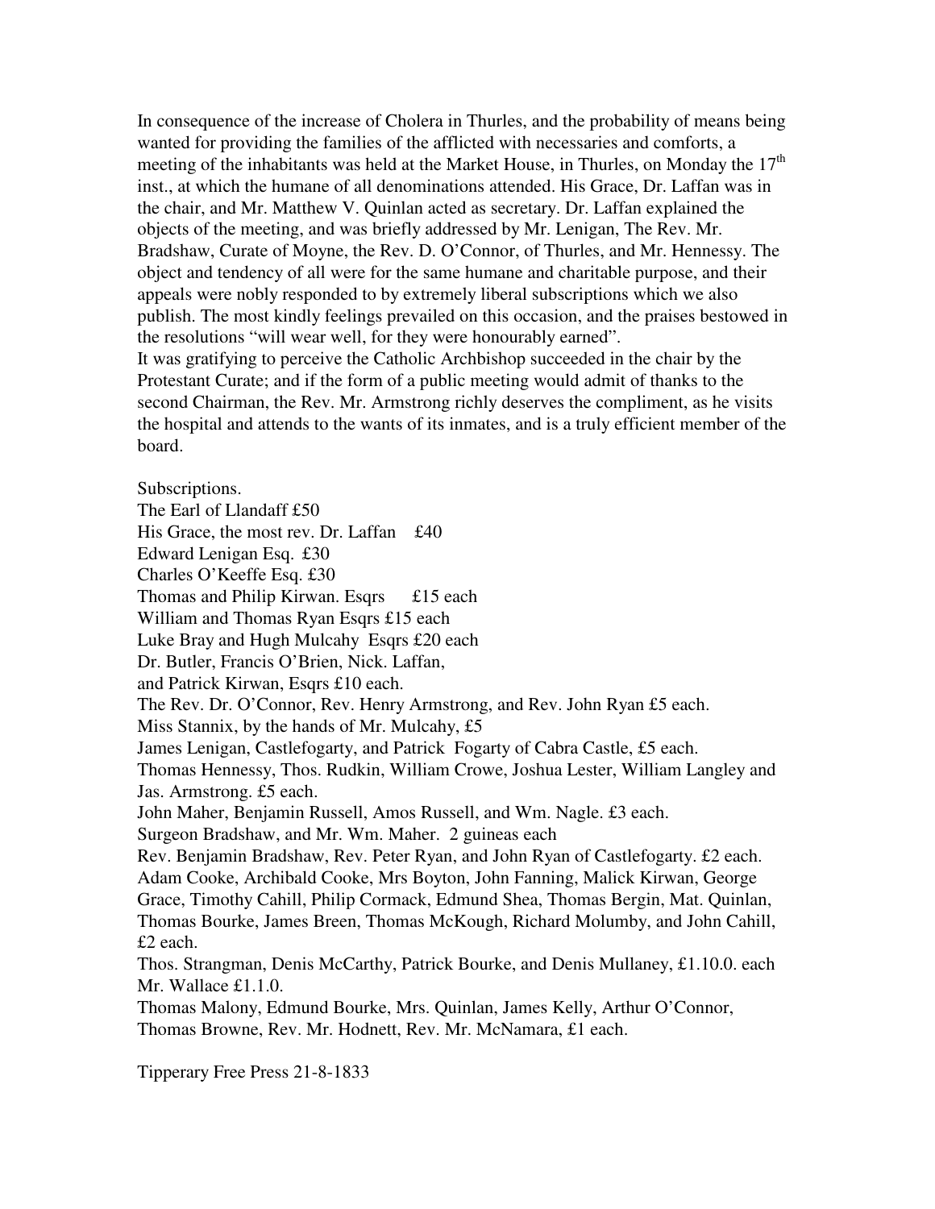In consequence of the increase of Cholera in Thurles, and the probability of means being wanted for providing the families of the afflicted with necessaries and comforts, a meeting of the inhabitants was held at the Market House, in Thurles, on Monday the 17th inst., at which the humane of all denominations attended. His Grace, Dr. Laffan was in the chair, and Mr. Matthew V. Quinlan acted as secretary. Dr. Laffan explained the objects of the meeting, and was briefly addressed by Mr. Lenigan, The Rev. Mr. Bradshaw, Curate of Moyne, the Rev. D. O'Connor, of Thurles, and Mr. Hennessy. The object and tendency of all were for the same humane and charitable purpose, and their appeals were nobly responded to by extremely liberal subscriptions which we also publish. The most kindly feelings prevailed on this occasion, and the praises bestowed in the resolutions "will wear well, for they were honourably earned".

It was gratifying to perceive the Catholic Archbishop succeeded in the chair by the Protestant Curate; and if the form of a public meeting would admit of thanks to the second Chairman, the Rev. Mr. Armstrong richly deserves the compliment, as he visits the hospital and attends to the wants of its inmates, and is a truly efficient member of the board.

Subscriptions.

The Earl of Llandaff £50

His Grace, the most rev. Dr. Laffan £40

Edward Lenigan Esq. £30

Charles O'Keeffe Esq. £30

Thomas and Philip Kirwan. Esqrs £15 each

William and Thomas Ryan Esqrs £15 each

Luke Bray and Hugh Mulcahy Esqrs £20 each

Dr. Butler, Francis O'Brien, Nick. Laffan,
and Patrick Kirwan, Esqrs £10 each.

The Rev. Dr. O'Connor, Rev. Henry Armstrong, and Rev. John Ryan £5 each.

Miss Stannix, by the hands of Mr. Mulcahy, £5

James Lenigan, Castlefogarty, and Patrick Fogarty of Cabra Castle, £5 each.

Thomas Hennessy, Thos. Rudkin, William Crowe, Joshua Lester, William Langley and Jas. Armstrong. £5 each.

John Maher, Benjamin Russell, Amos Russell, and Wm. Nagle. £3 each.

Surgeon Bradshaw, and Mr. Wm. Maher. 2 guineas each

Rev. Benjamin Bradshaw, Rev. Peter Ryan, and John Ryan of Castlefogarty. £2 each.

Adam Cooke, Archibald Cooke, Mrs Boyton, John Fanning, Malick Kirwan, George Grace, Timothy Cahill, Philip Cormack, Edmund Shea, Thomas Bergin, Mat. Quinlan, Thomas Bourke, James Breen, Thomas McKough, Richard Molumby, and John Cahill, £2 each.

Thos. Strangman, Denis McCarthy, Patrick Bourke, and Denis Mullaney, £1.10.0. each

Mr. Wallace £1.1.0.

Thomas Malony, Edmund Bourke, Mrs. Quinlan, James Kelly, Arthur O'Connor, Thomas Browne, Rev. Mr. Hodnett, Rev. Mr. McNamara, £1 each.

Tipperary Free Press 21-8-1833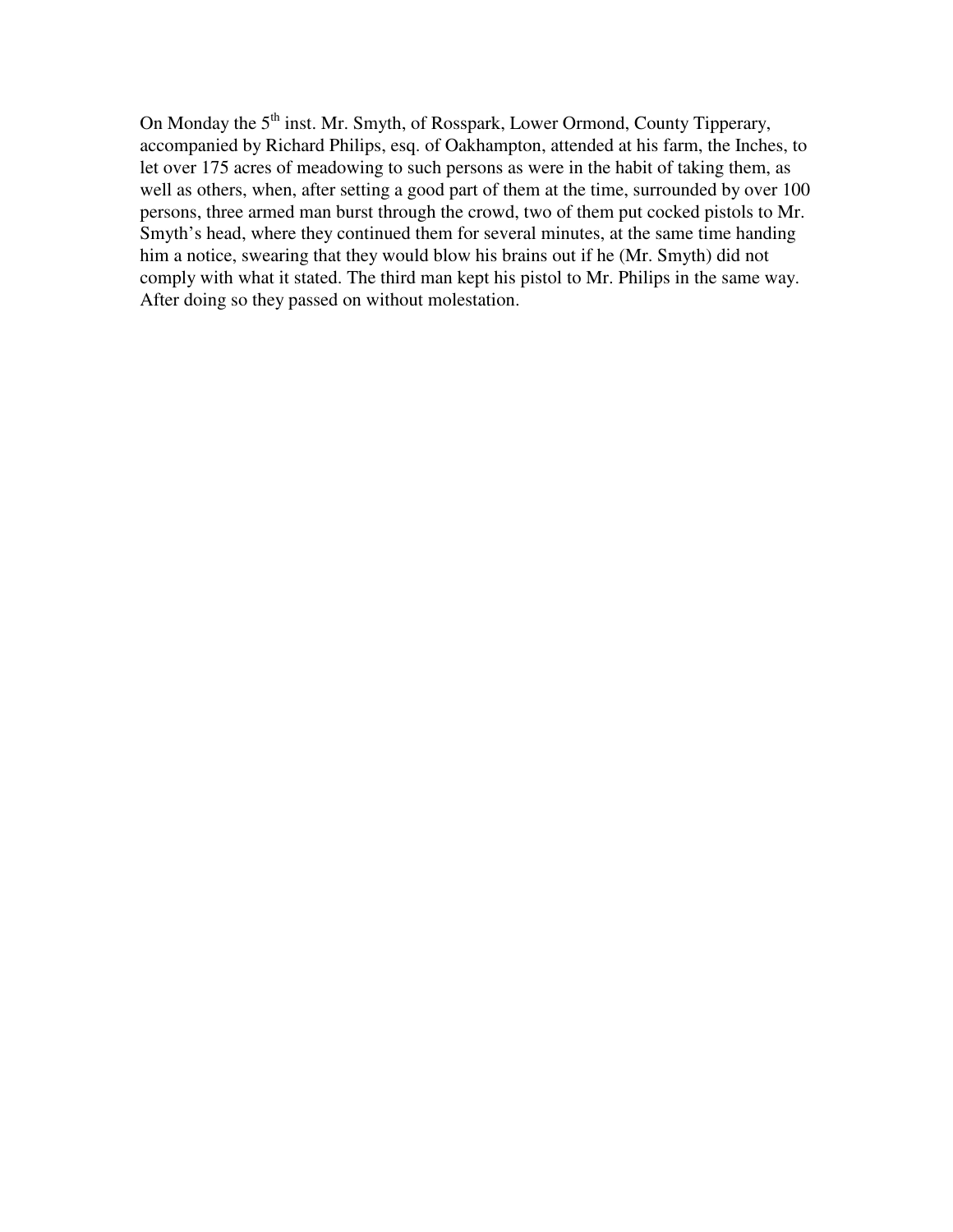On Monday the 5th inst. Mr. Smyth, of Rosspark, Lower Ormond, County Tipperary, accompanied by Richard Philips, esq. of Oakhampton, attended at his farm, the Inches, to let over 175 acres of meadowing to such persons as were in the habit of taking them, as well as others, when, after setting a good part of them at the time, surrounded by over 100 persons, three armed man burst through the crowd, two of them put cocked pistols to Mr. Smyth's head, where they continued them for several minutes, at the same time handing him a notice, swearing that they would blow his brains out if he (Mr. Smyth) did not comply with what it stated. The third man kept his pistol to Mr. Philips in the same way. After doing so they passed on without molestation.